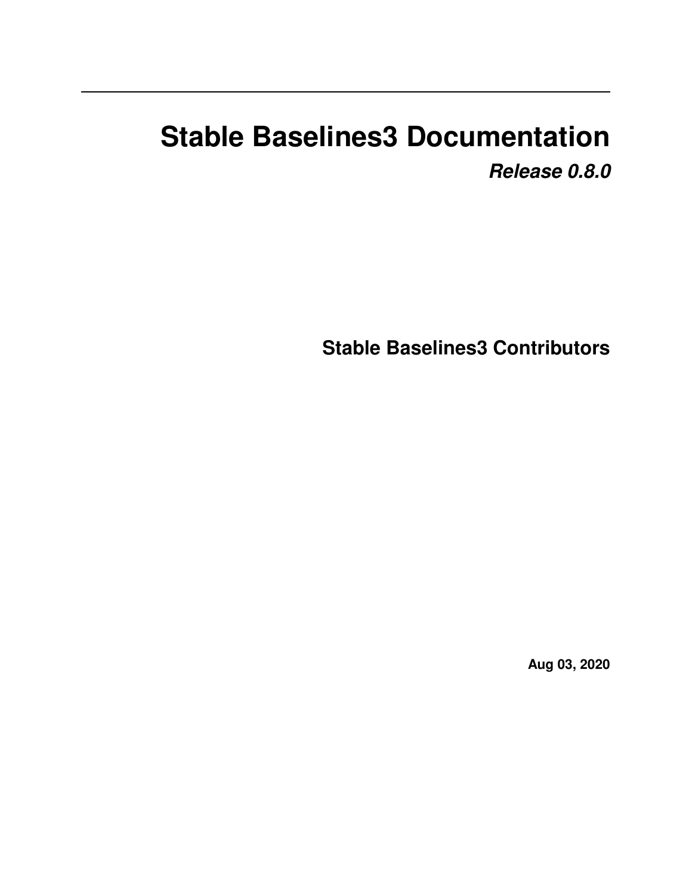# Stable Baselines3 Documentation

***Release 0.8.0***

**Stable Baselines3 Contributors**

**Aug 03, 2020**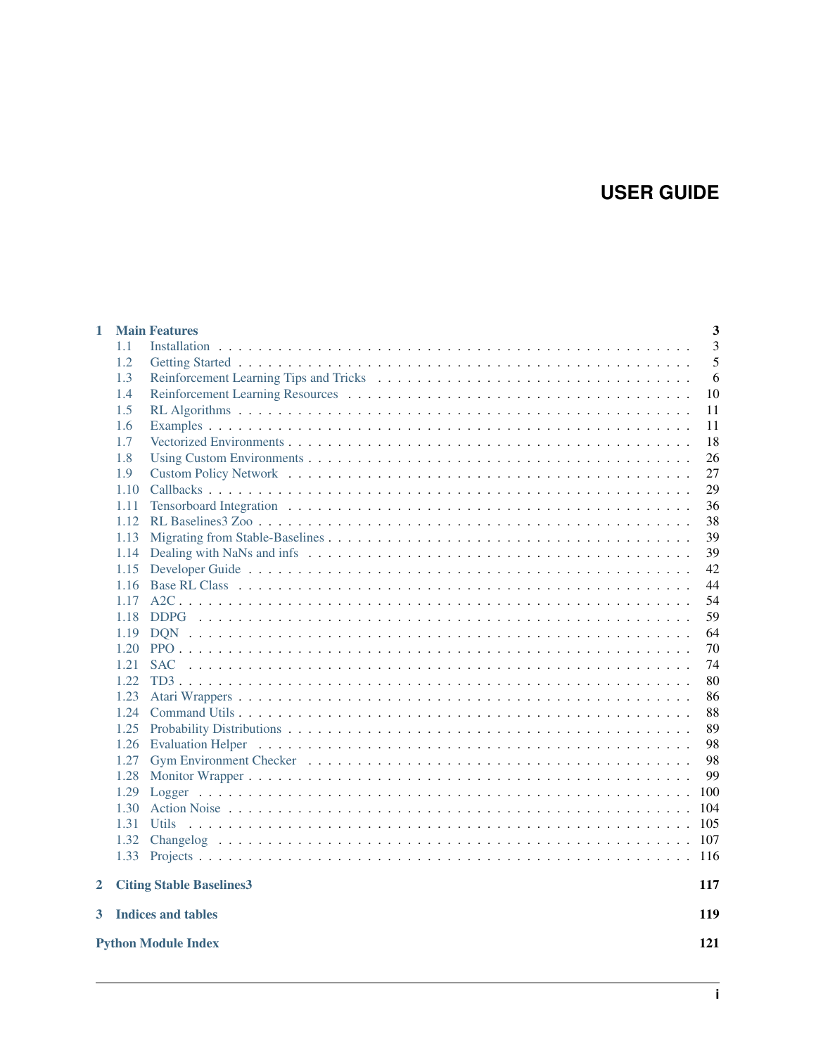# USER GUIDE

- **1 Main Features** — 3
  - 1.1 Installation — 3
  - 1.2 Getting Started — 5
  - 1.3 Reinforcement Learning Tips and Tricks — 6
  - 1.4 Reinforcement Learning Resources — 10
  - 1.5 RL Algorithms — 11
  - 1.6 Examples — 11
  - 1.7 Vectorized Environments — 18
  - 1.8 Using Custom Environments — 26
  - 1.9 Custom Policy Network — 27
  - 1.10 Callbacks — 29
  - 1.11 Tensorboard Integration — 36
  - 1.12 RL Baselines3 Zoo — 38
  - 1.13 Migrating from Stable-Baselines — 39
  - 1.14 Dealing with NaNs and infs — 39
  - 1.15 Developer Guide — 42
  - 1.16 Base RL Class — 44
  - 1.17 A2C — 54
  - 1.18 DDPG — 59
  - 1.19 DQN — 64
  - 1.20 PPO — 70
  - 1.21 SAC — 74
  - 1.22 TD3 — 80
  - 1.23 Atari Wrappers — 86
  - 1.24 Command Utils — 88
  - 1.25 Probability Distributions — 89
  - 1.26 Evaluation Helper — 98
  - 1.27 Gym Environment Checker — 98
  - 1.28 Monitor Wrapper — 99
  - 1.29 Logger — 100
  - 1.30 Action Noise — 104
  - 1.31 Utils — 105
  - 1.32 Changelog — 107
  - 1.33 Projects — 116
- **2 Citing Stable Baselines3** — 117
- **3 Indices and tables** — 119
- **Python Module Index** — 121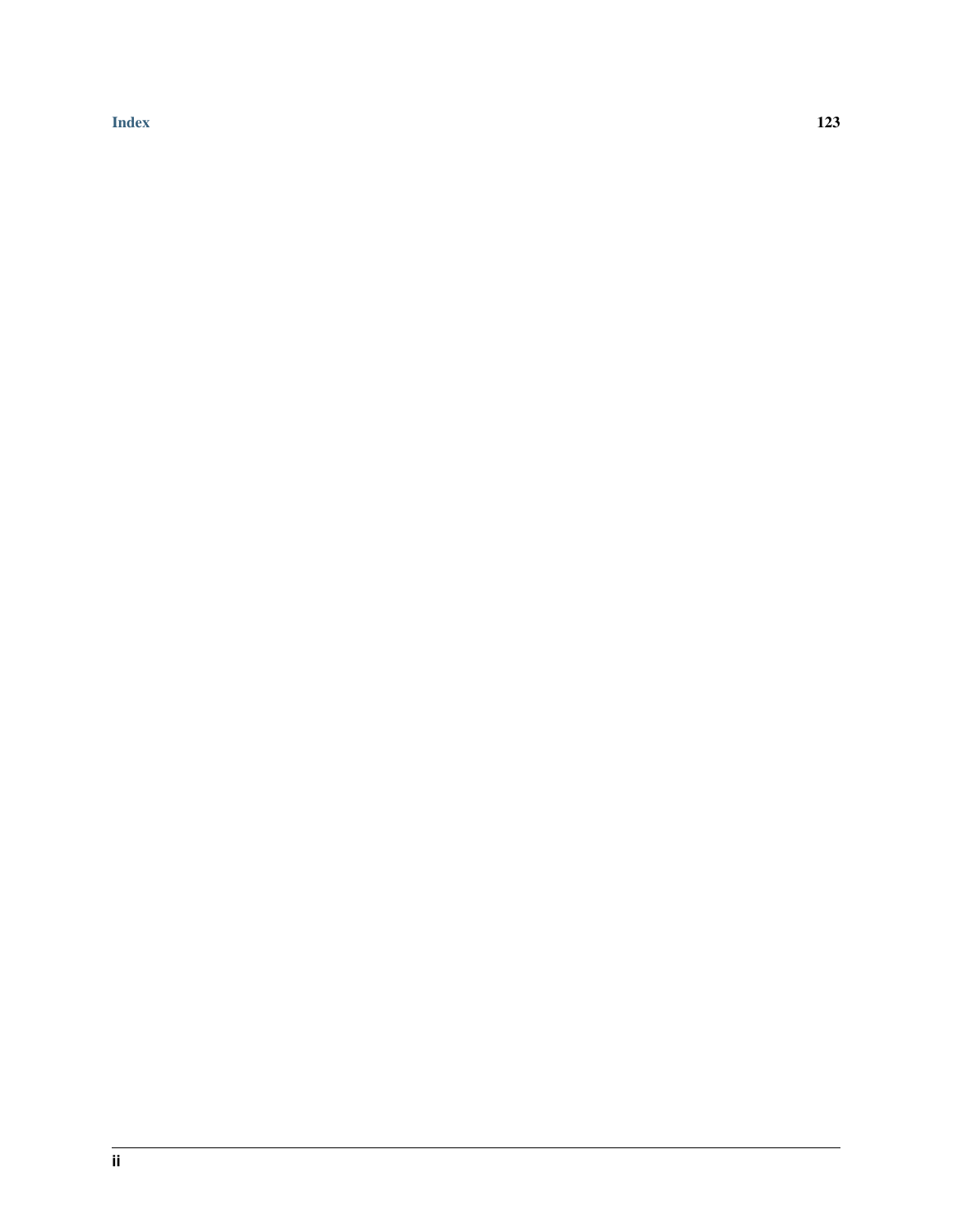Index 123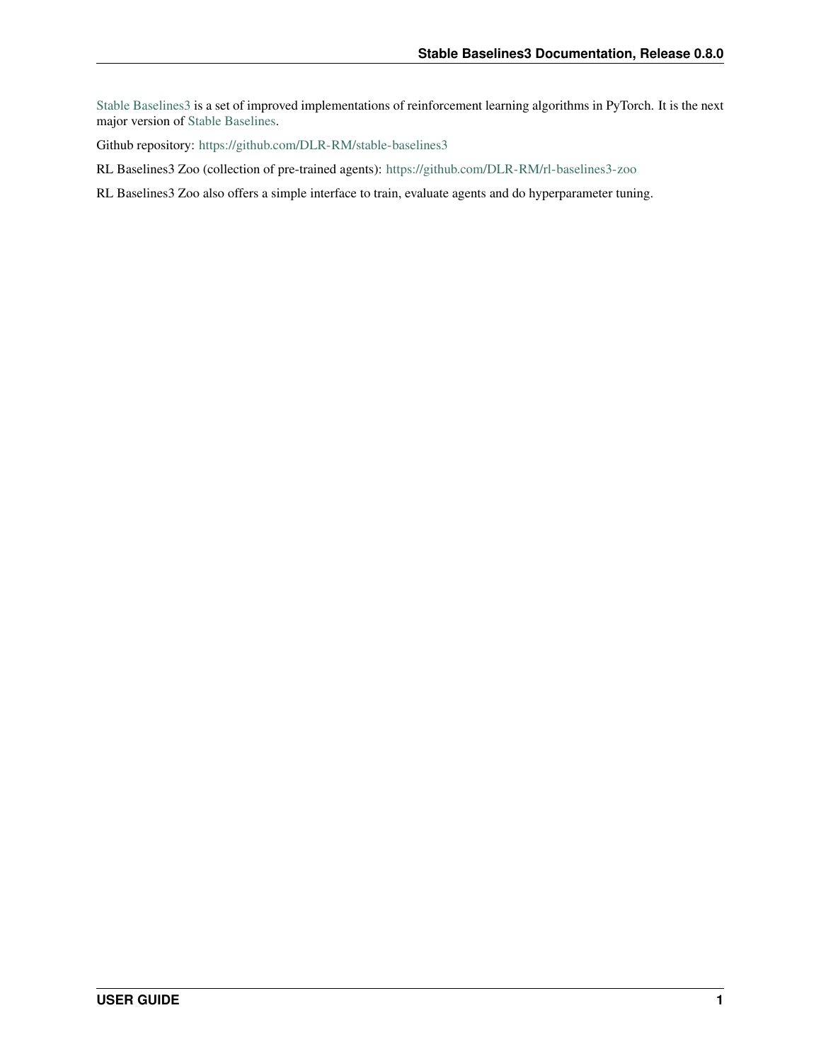Stable Baselines3 is a set of improved implementations of reinforcement learning algorithms in PyTorch. It is the next major version of Stable Baselines.

Github repository: https://github.com/DLR-RM/stable-baselines3

RL Baselines3 Zoo (collection of pre-trained agents): https://github.com/DLR-RM/rl-baselines3-zoo

RL Baselines3 Zoo also offers a simple interface to train, evaluate agents and do hyperparameter tuning.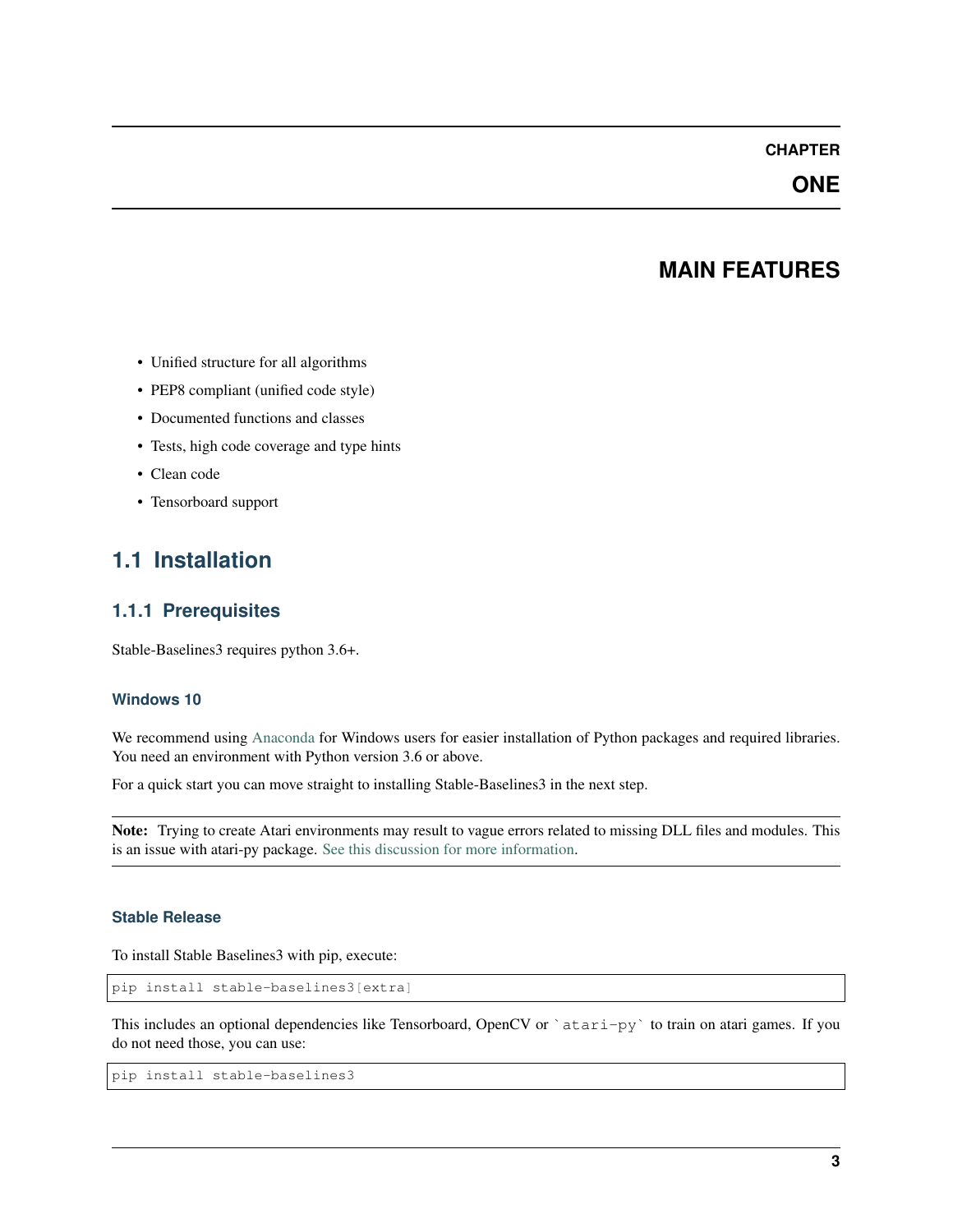# CHAPTER ONE

# MAIN FEATURES

- Unified structure for all algorithms
- PEP8 compliant (unified code style)
- Documented functions and classes
- Tests, high code coverage and type hints
- Clean code
- Tensorboard support

## 1.1 Installation

### 1.1.1 Prerequisites

Stable-Baselines3 requires python 3.6+.

#### Windows 10

We recommend using Anaconda for Windows users for easier installation of Python packages and required libraries. You need an environment with Python version 3.6 or above.

For a quick start you can move straight to installing Stable-Baselines3 in the next step.

**Note:** Trying to create Atari environments may result to vague errors related to missing DLL files and modules. This is an issue with atari-py package. See this discussion for more information.

#### Stable Release

To install Stable Baselines3 with pip, execute:

```
pip install stable-baselines3[extra]
```

This includes an optional dependencies like Tensorboard, OpenCV or ``atari-py`` to train on atari games. If you do not need those, you can use:

```
pip install stable-baselines3
```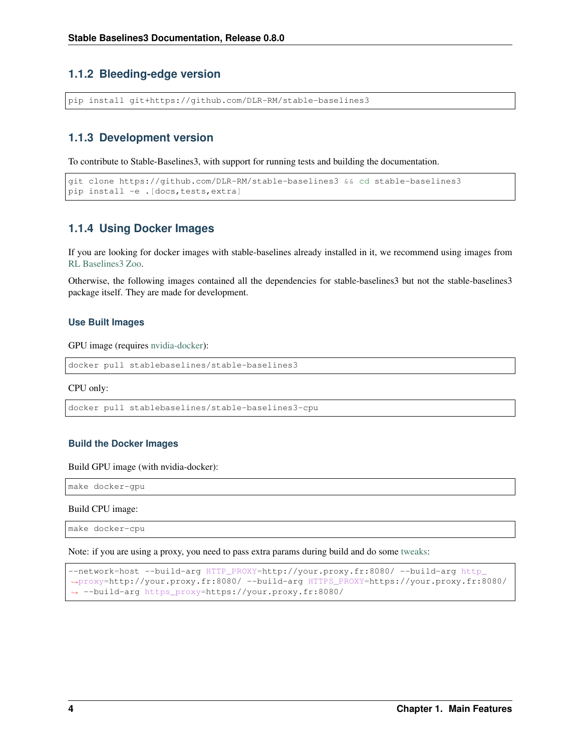### 1.1.2 Bleeding-edge version

```
pip install git+https://github.com/DLR-RM/stable-baselines3
```

### 1.1.3 Development version

To contribute to Stable-Baselines3, with support for running tests and building the documentation.

```
git clone https://github.com/DLR-RM/stable-baselines3 && cd stable-baselines3
pip install -e .[docs,tests,extra]
```

### 1.1.4 Using Docker Images

If you are looking for docker images with stable-baselines already installed in it, we recommend using images from RL Baselines3 Zoo.

Otherwise, the following images contained all the dependencies for stable-baselines3 but not the stable-baselines3 package itself. They are made for development.

#### Use Built Images

GPU image (requires nvidia-docker):

```
docker pull stablebaselines/stable-baselines3
```

CPU only:

```
docker pull stablebaselines/stable-baselines3-cpu
```

#### Build the Docker Images

Build GPU image (with nvidia-docker):

```
make docker-gpu
```

Build CPU image:

```
make docker-cpu
```

Note: if you are using a proxy, you need to pass extra params during build and do some tweaks:

```
--network=host --build-arg HTTP_PROXY=http://your.proxy.fr:8080/ --build-arg http_proxy=http://your.proxy.fr:8080/ --build-arg HTTPS_PROXY=https://your.proxy.fr:8080/ --build-arg https_proxy=https://your.proxy.fr:8080/
```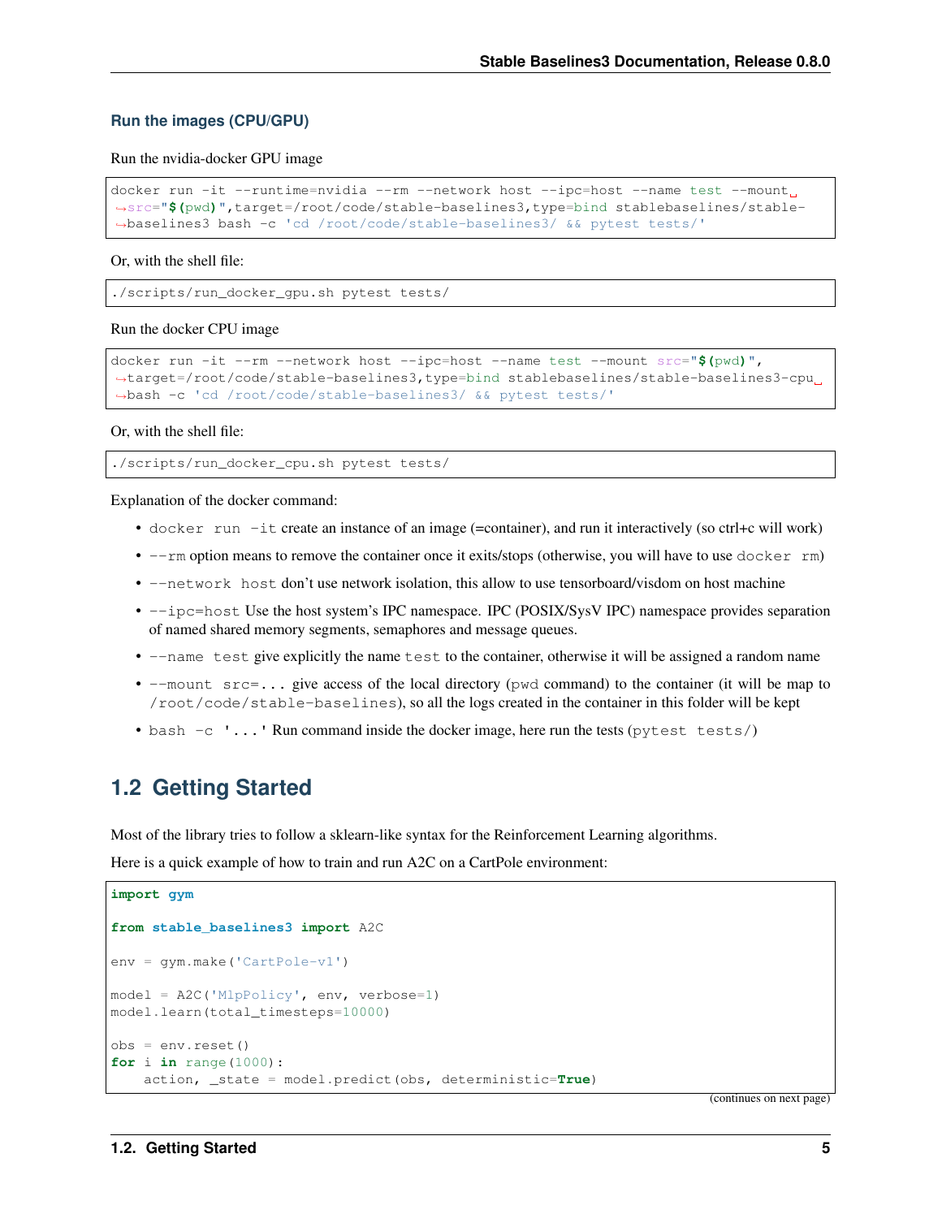### Run the images (CPU/GPU)

Run the nvidia-docker GPU image

```
docker run -it --runtime=nvidia --rm --network host --ipc=host --name test --mount src="$(pwd)",target=/root/code/stable-baselines3,type=bind stablebaselines/stable-baselines3 bash -c 'cd /root/code/stable-baselines3/ && pytest tests/'
```

Or, with the shell file:

```
./scripts/run_docker_gpu.sh pytest tests/
```

Run the docker CPU image

```
docker run -it --rm --network host --ipc=host --name test --mount src="$(pwd)",target=/root/code/stable-baselines3,type=bind stablebaselines/stable-baselines3-cpu bash -c 'cd /root/code/stable-baselines3/ && pytest tests/'
```

Or, with the shell file:

```
./scripts/run_docker_cpu.sh pytest tests/
```

Explanation of the docker command:

- `docker run -it` create an instance of an image (=container), and run it interactively (so ctrl+c will work)
- `--rm` option means to remove the container once it exits/stops (otherwise, you will have to use `docker rm`)
- `--network host` don't use network isolation, this allow to use tensorboard/visdom on host machine
- `--ipc=host` Use the host system's IPC namespace. IPC (POSIX/SysV IPC) namespace provides separation of named shared memory segments, semaphores and message queues.
- `--name test` give explicitly the name `test` to the container, otherwise it will be assigned a random name
- `--mount src=...` give access of the local directory (`pwd` command) to the container (it will be map to `/root/code/stable-baselines`), so all the logs created in the container in this folder will be kept
- `bash -c '...'` Run command inside the docker image, here run the tests (`pytest tests/`)

## 1.2 Getting Started

Most of the library tries to follow a sklearn-like syntax for the Reinforcement Learning algorithms.

Here is a quick example of how to train and run A2C on a CartPole environment:

```python
import gym

from stable_baselines3 import A2C

env = gym.make('CartPole-v1')

model = A2C('MlpPolicy', env, verbose=1)
model.learn(total_timesteps=10000)

obs = env.reset()
for i in range(1000):
    action, _state = model.predict(obs, deterministic=True)
```

(continues on next page)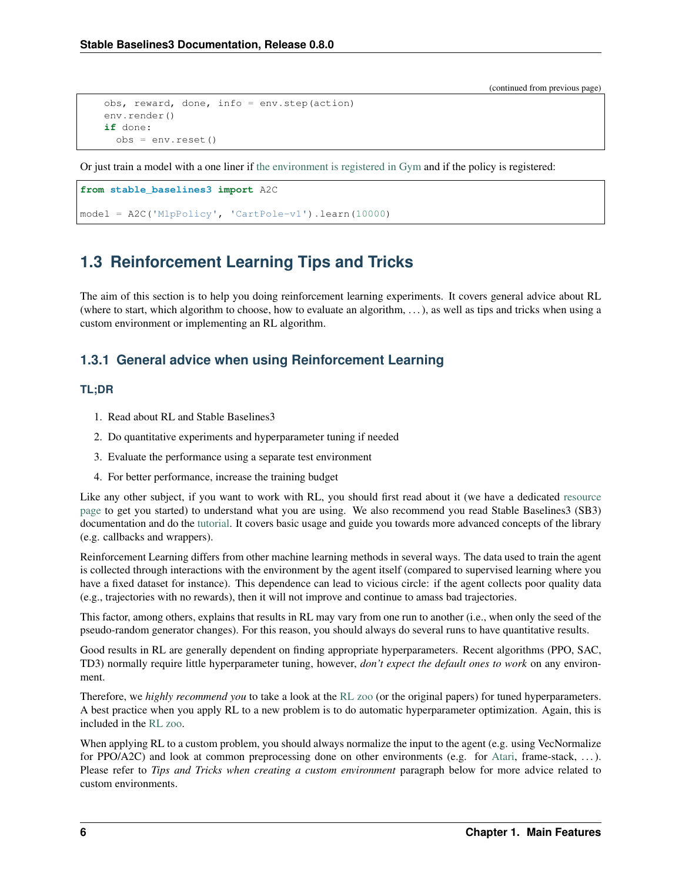(continued from previous page)

```
    obs, reward, done, info = env.step(action)
    env.render()
    if done:
      obs = env.reset()
```

Or just train a model with a one liner if the environment is registered in Gym and if the policy is registered:

```
from stable_baselines3 import A2C

model = A2C('MlpPolicy', 'CartPole-v1').learn(10000)
```

## 1.3 Reinforcement Learning Tips and Tricks

The aim of this section is to help you doing reinforcement learning experiments. It covers general advice about RL (where to start, which algorithm to choose, how to evaluate an algorithm, . . . ), as well as tips and tricks when using a custom environment or implementing an RL algorithm.

### 1.3.1 General advice when using Reinforcement Learning

#### TL;DR

1. Read about RL and Stable Baselines3
2. Do quantitative experiments and hyperparameter tuning if needed
3. Evaluate the performance using a separate test environment
4. For better performance, increase the training budget

Like any other subject, if you want to work with RL, you should first read about it (we have a dedicated resource page to get you started) to understand what you are using. We also recommend you read Stable Baselines3 (SB3) documentation and do the tutorial. It covers basic usage and guide you towards more advanced concepts of the library (e.g. callbacks and wrappers).

Reinforcement Learning differs from other machine learning methods in several ways. The data used to train the agent is collected through interactions with the environment by the agent itself (compared to supervised learning where you have a fixed dataset for instance). This dependence can lead to vicious circle: if the agent collects poor quality data (e.g., trajectories with no rewards), then it will not improve and continue to amass bad trajectories.

This factor, among others, explains that results in RL may vary from one run to another (i.e., when only the seed of the pseudo-random generator changes). For this reason, you should always do several runs to have quantitative results.

Good results in RL are generally dependent on finding appropriate hyperparameters. Recent algorithms (PPO, SAC, TD3) normally require little hyperparameter tuning, however, *don't expect the default ones to work* on any environment.

Therefore, we *highly recommend you* to take a look at the RL zoo (or the original papers) for tuned hyperparameters. A best practice when you apply RL to a new problem is to do automatic hyperparameter optimization. Again, this is included in the RL zoo.

When applying RL to a custom problem, you should always normalize the input to the agent (e.g. using VecNormalize for PPO/A2C) and look at common preprocessing done on other environments (e.g. for Atari, frame-stack, . . . ). Please refer to *Tips and Tricks when creating a custom environment* paragraph below for more advice related to custom environments.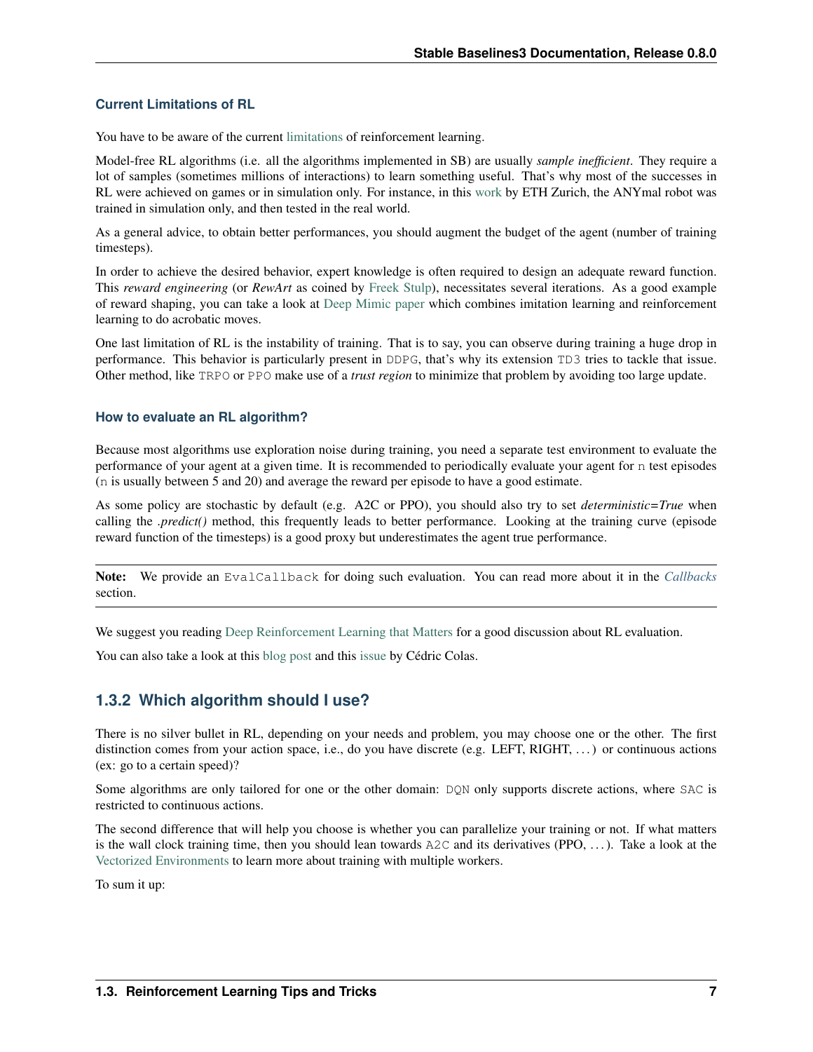#### Current Limitations of RL

You have to be aware of the current limitations of reinforcement learning.

Model-free RL algorithms (i.e. all the algorithms implemented in SB) are usually *sample inefficient*. They require a lot of samples (sometimes millions of interactions) to learn something useful. That's why most of the successes in RL were achieved on games or in simulation only. For instance, in this work by ETH Zurich, the ANYmal robot was trained in simulation only, and then tested in the real world.

As a general advice, to obtain better performances, you should augment the budget of the agent (number of training timesteps).

In order to achieve the desired behavior, expert knowledge is often required to design an adequate reward function. This *reward engineering* (or *RewArt* as coined by Freek Stulp), necessitates several iterations. As a good example of reward shaping, you can take a look at Deep Mimic paper which combines imitation learning and reinforcement learning to do acrobatic moves.

One last limitation of RL is the instability of training. That is to say, you can observe during training a huge drop in performance. This behavior is particularly present in `DDPG`, that's why its extension `TD3` tries to tackle that issue. Other method, like `TRPO` or `PPO` make use of a *trust region* to minimize that problem by avoiding too large update.

#### How to evaluate an RL algorithm?

Because most algorithms use exploration noise during training, you need a separate test environment to evaluate the performance of your agent at a given time. It is recommended to periodically evaluate your agent for `n` test episodes (`n` is usually between 5 and 20) and average the reward per episode to have a good estimate.

As some policy are stochastic by default (e.g. A2C or PPO), you should also try to set *deterministic=True* when calling the *.predict()* method, this frequently leads to better performance. Looking at the training curve (episode reward function of the timesteps) is a good proxy but underestimates the agent true performance.

**Note:** We provide an `EvalCallback` for doing such evaluation. You can read more about it in the *Callbacks* section.

We suggest you reading Deep Reinforcement Learning that Matters for a good discussion about RL evaluation.

You can also take a look at this blog post and this issue by Cédric Colas.

### 1.3.2 Which algorithm should I use?

There is no silver bullet in RL, depending on your needs and problem, you may choose one or the other. The first distinction comes from your action space, i.e., do you have discrete (e.g. LEFT, RIGHT, …) or continuous actions (ex: go to a certain speed)?

Some algorithms are only tailored for one or the other domain: `DQN` only supports discrete actions, where `SAC` is restricted to continuous actions.

The second difference that will help you choose is whether you can parallelize your training or not. If what matters is the wall clock training time, then you should lean towards `A2C` and its derivatives (PPO, …). Take a look at the Vectorized Environments to learn more about training with multiple workers.

To sum it up: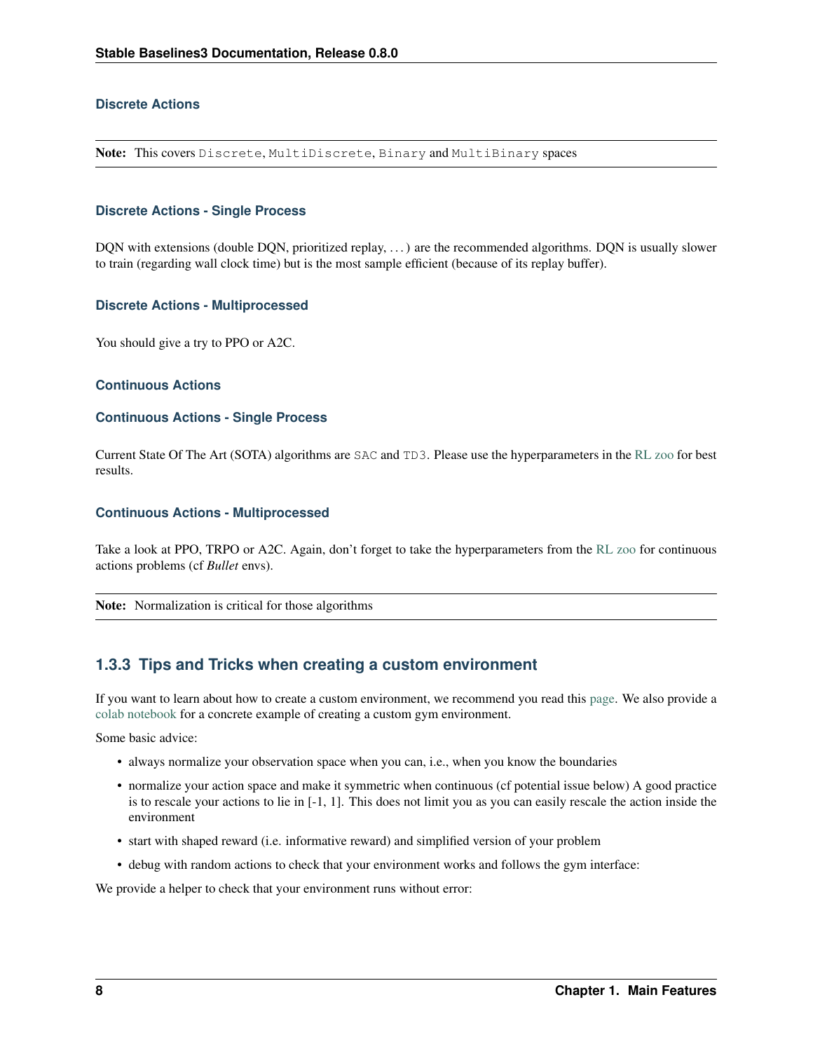#### Discrete Actions

**Note:** This covers `Discrete`, `MultiDiscrete`, `Binary` and `MultiBinary` spaces

##### Discrete Actions - Single Process

DQN with extensions (double DQN, prioritized replay, . . . ) are the recommended algorithms. DQN is usually slower to train (regarding wall clock time) but is the most sample efficient (because of its replay buffer).

##### Discrete Actions - Multiprocessed

You should give a try to PPO or A2C.

#### Continuous Actions

##### Continuous Actions - Single Process

Current State Of The Art (SOTA) algorithms are `SAC` and `TD3`. Please use the hyperparameters in the RL zoo for best results.

##### Continuous Actions - Multiprocessed

Take a look at PPO, TRPO or A2C. Again, don't forget to take the hyperparameters from the RL zoo for continuous actions problems (cf *Bullet* envs).

**Note:** Normalization is critical for those algorithms

### 1.3.3 Tips and Tricks when creating a custom environment

If you want to learn about how to create a custom environment, we recommend you read this page. We also provide a colab notebook for a concrete example of creating a custom gym environment.

Some basic advice:

- always normalize your observation space when you can, i.e., when you know the boundaries
- normalize your action space and make it symmetric when continuous (cf potential issue below) A good practice is to rescale your actions to lie in [-1, 1]. This does not limit you as you can easily rescale the action inside the environment
- start with shaped reward (i.e. informative reward) and simplified version of your problem
- debug with random actions to check that your environment works and follows the gym interface:

We provide a helper to check that your environment runs without error: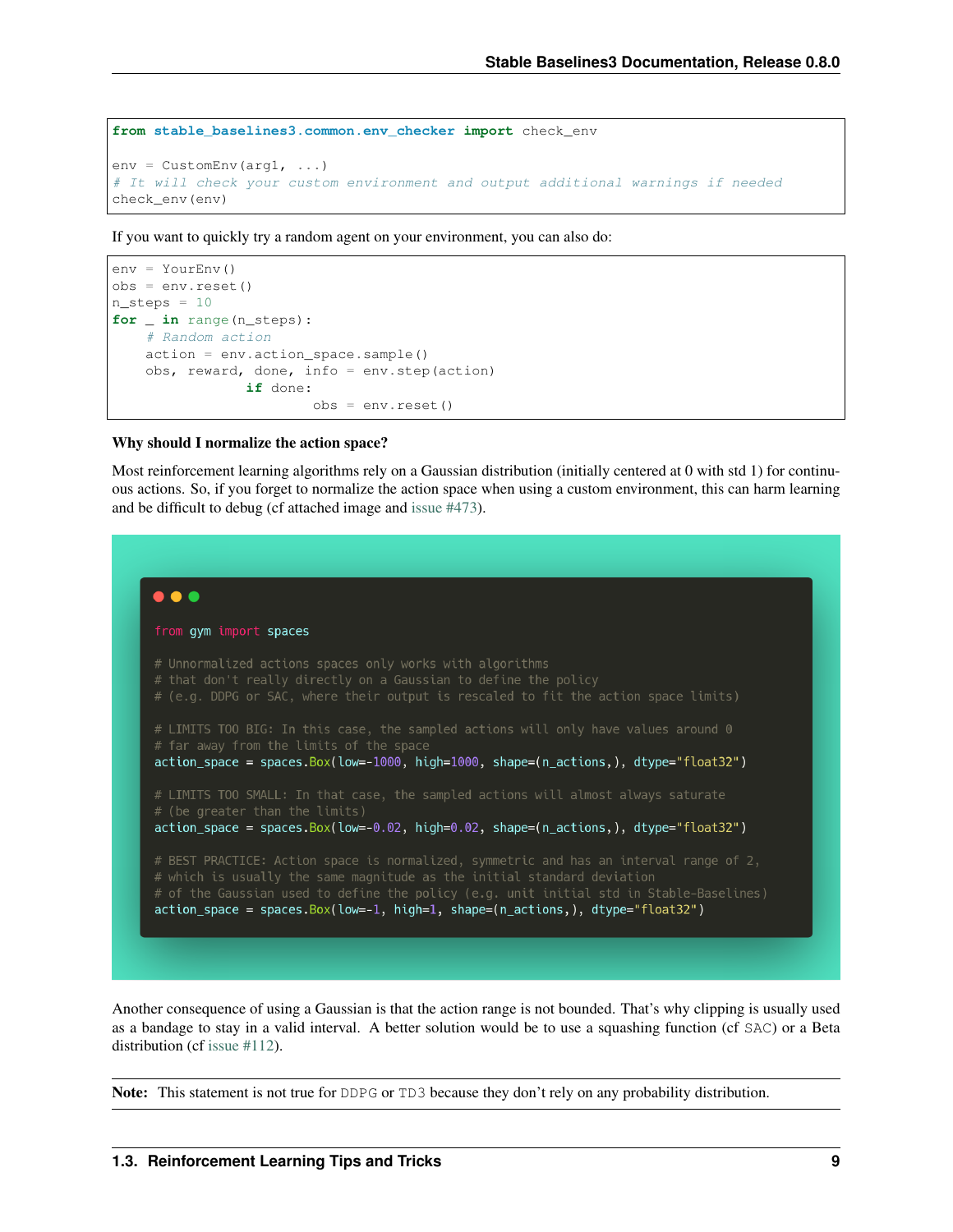```python
from stable_baselines3.common.env_checker import check_env

env = CustomEnv(arg1, ...)
# It will check your custom environment and output additional warnings if needed
check_env(env)
```

If you want to quickly try a random agent on your environment, you can also do:

```python
env = YourEnv()
obs = env.reset()
n_steps = 10
for _ in range(n_steps):
    # Random action
    action = env.action_space.sample()
    obs, reward, done, info = env.step(action)
                if done:
                        obs = env.reset()
```

**Why should I normalize the action space?**

Most reinforcement learning algorithms rely on a Gaussian distribution (initially centered at 0 with std 1) for continuous actions. So, if you forget to normalize the action space when using a custom environment, this can harm learning and be difficult to debug (cf attached image and issue #473).

```python
from gym import spaces

# Unnormalized actions spaces only works with algorithms
# that don't really directly on a Gaussian to define the policy
# (e.g. DDPG or SAC, where their output is rescaled to fit the action space limits)

# LIMITS TOO BIG: In this case, the sampled actions will only have values around 0
# far away from the limits of the space
action_space = spaces.Box(low=-1000, high=1000, shape=(n_actions,), dtype="float32")

# LIMITS TOO SMALL: In that case, the sampled actions will almost always saturate
# (be greater than the limits)
action_space = spaces.Box(low=-0.02, high=0.02, shape=(n_actions,), dtype="float32")

# BEST PRACTICE: Action space is normalized, symmetric and has an interval range of 2,
# which is usually the same magnitude as the initial standard deviation
# of the Gaussian used to define the policy (e.g. unit initial std in Stable-Baselines)
action_space = spaces.Box(low=-1, high=1, shape=(n_actions,), dtype="float32")
```

Another consequence of using a Gaussian is that the action range is not bounded. That's why clipping is usually used as a bandage to stay in a valid interval. A better solution would be to use a squashing function (cf SAC) or a Beta distribution (cf issue #112).

**Note:** This statement is not true for DDPG or TD3 because they don't rely on any probability distribution.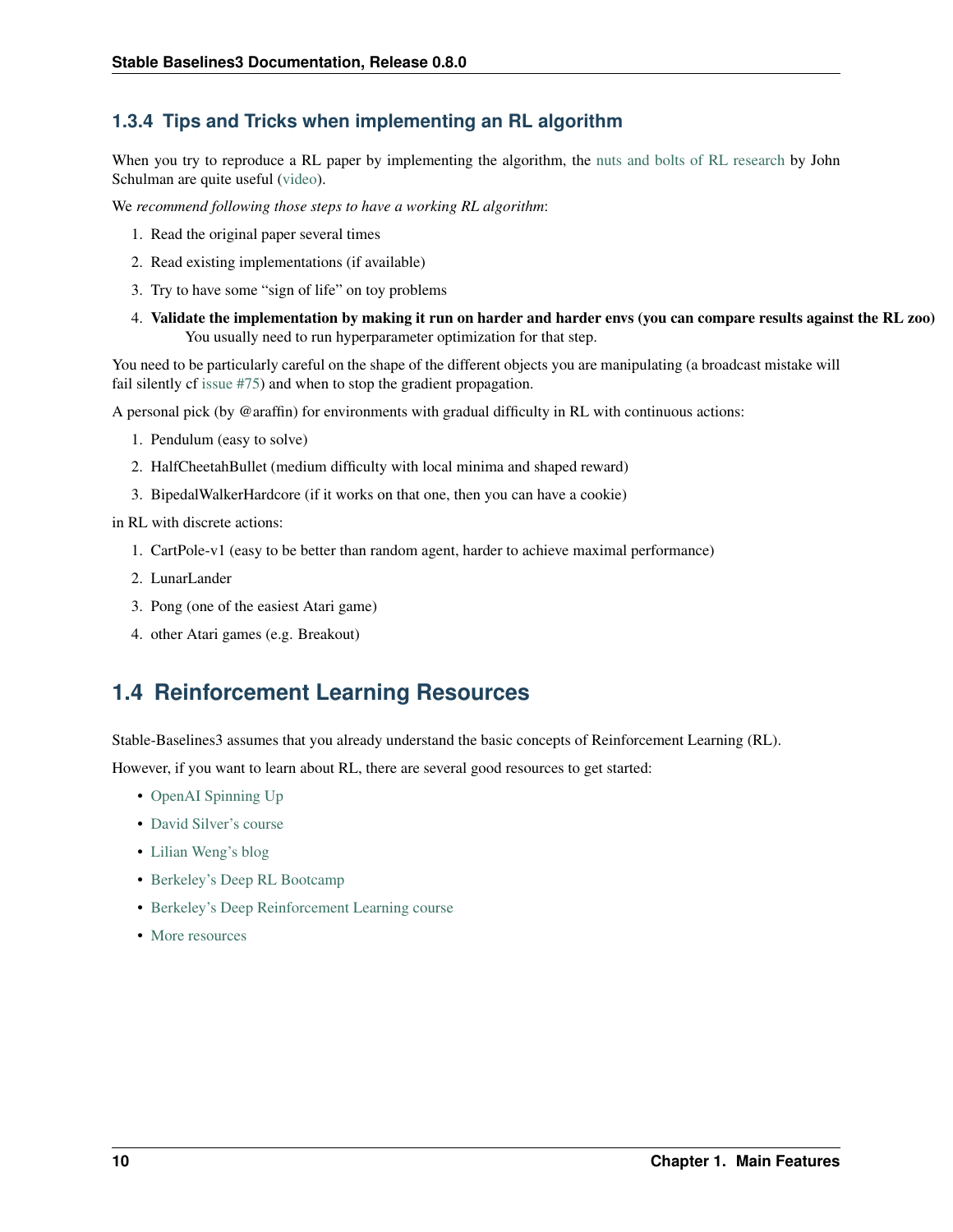### 1.3.4 Tips and Tricks when implementing an RL algorithm

When you try to reproduce a RL paper by implementing the algorithm, the nuts and bolts of RL research by John Schulman are quite useful (video).

We *recommend following those steps to have a working RL algorithm*:

1. Read the original paper several times
2. Read existing implementations (if available)
3. Try to have some "sign of life" on toy problems
4. **Validate the implementation by making it run on harder and harder envs (you can compare results against the RL zoo)** You usually need to run hyperparameter optimization for that step.

You need to be particularly careful on the shape of the different objects you are manipulating (a broadcast mistake will fail silently cf issue #75) and when to stop the gradient propagation.

A personal pick (by @araffin) for environments with gradual difficulty in RL with continuous actions:

1. Pendulum (easy to solve)
2. HalfCheetahBullet (medium difficulty with local minima and shaped reward)
3. BipedalWalkerHardcore (if it works on that one, then you can have a cookie)

in RL with discrete actions:

1. CartPole-v1 (easy to be better than random agent, harder to achieve maximal performance)
2. LunarLander
3. Pong (one of the easiest Atari game)
4. other Atari games (e.g. Breakout)

## 1.4 Reinforcement Learning Resources

Stable-Baselines3 assumes that you already understand the basic concepts of Reinforcement Learning (RL).

However, if you want to learn about RL, there are several good resources to get started:

- OpenAI Spinning Up
- David Silver's course
- Lilian Weng's blog
- Berkeley's Deep RL Bootcamp
- Berkeley's Deep Reinforcement Learning course
- More resources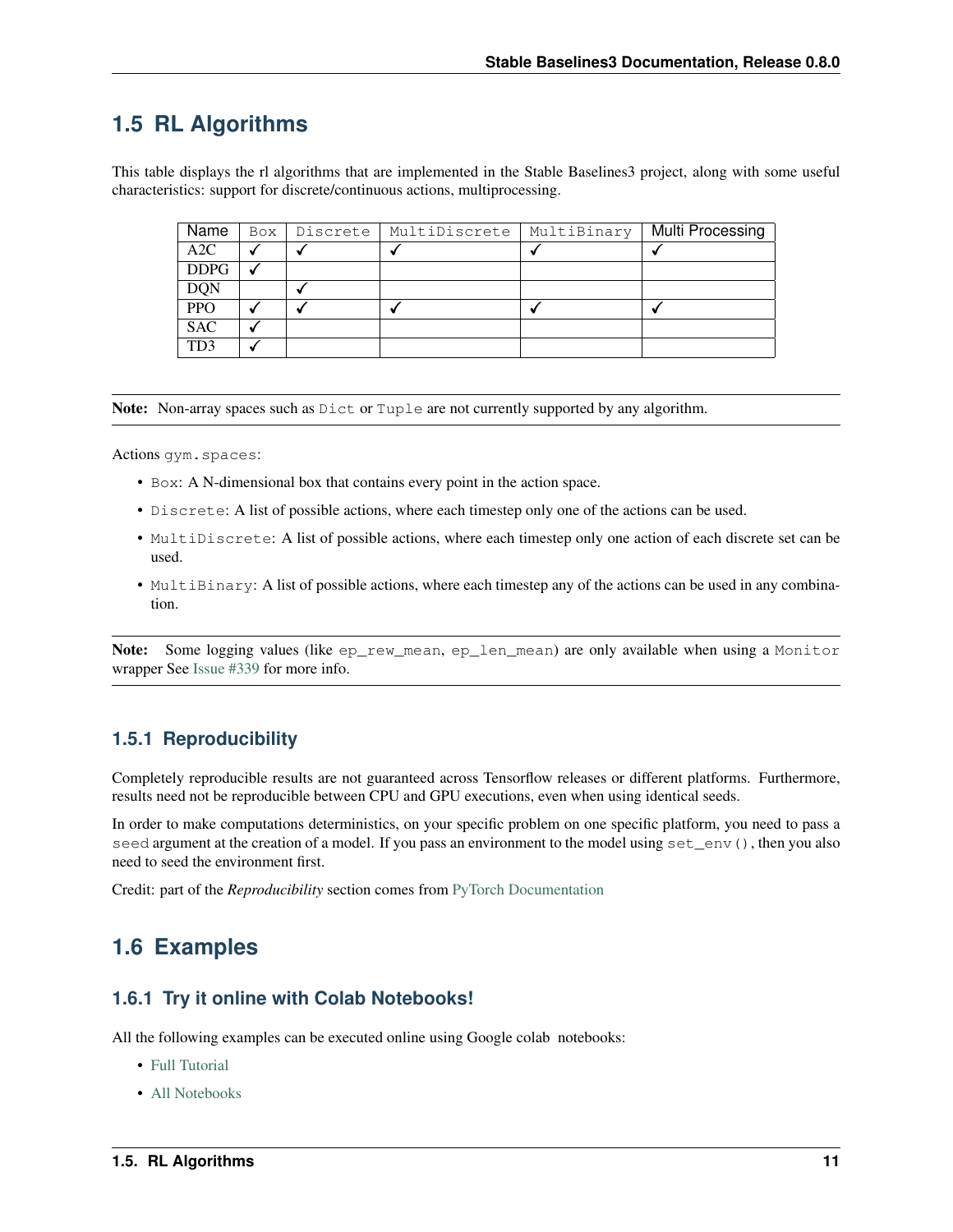## 1.5 RL Algorithms

This table displays the rl algorithms that are implemented in the Stable Baselines3 project, along with some useful characteristics: support for discrete/continuous actions, multiprocessing.

| Name | Box | Discrete | MultiDiscrete | MultiBinary | Multi Processing |
|---|---|---|---|---|---|
| A2C | ✓ | ✓ | ✓ | ✓ | ✓ |
| DDPG | ✓ | | | | |
| DQN | | ✓ | | | |
| PPO | ✓ | ✓ | ✓ | ✓ | ✓ |
| SAC | ✓ | | | | |
| TD3 | ✓ | | | | |

**Note:** Non-array spaces such as `Dict` or `Tuple` are not currently supported by any algorithm.

Actions `gym.spaces`:

- `Box`: A N-dimensional box that contains every point in the action space.
- `Discrete`: A list of possible actions, where each timestep only one of the actions can be used.
- `MultiDiscrete`: A list of possible actions, where each timestep only one action of each discrete set can be used.
- `MultiBinary`: A list of possible actions, where each timestep any of the actions can be used in any combination.

**Note:** Some logging values (like `ep_rew_mean`, `ep_len_mean`) are only available when using a `Monitor` wrapper See Issue #339 for more info.

### 1.5.1 Reproducibility

Completely reproducible results are not guaranteed across Tensorflow releases or different platforms. Furthermore, results need not be reproducible between CPU and GPU executions, even when using identical seeds.

In order to make computations deterministics, on your specific problem on one specific platform, you need to pass a `seed` argument at the creation of a model. If you pass an environment to the model using `set_env()`, then you also need to seed the environment first.

Credit: part of the *Reproducibility* section comes from PyTorch Documentation

## 1.6 Examples

### 1.6.1 Try it online with Colab Notebooks!

All the following examples can be executed online using Google colab notebooks:

- Full Tutorial
- All Notebooks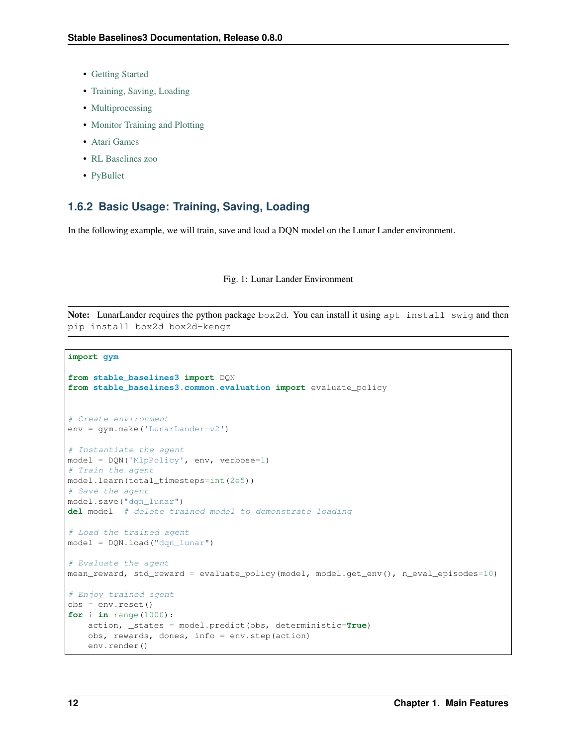- Getting Started
- Training, Saving, Loading
- Multiprocessing
- Monitor Training and Plotting
- Atari Games
- RL Baselines zoo
- PyBullet

### 1.6.2 Basic Usage: Training, Saving, Loading

In the following example, we will train, save and load a DQN model on the Lunar Lander environment.

Fig. 1: Lunar Lander Environment

**Note:** LunarLander requires the python package `box2d`. You can install it using `apt install swig` and then `pip install box2d box2d-kengz`

```python
import gym

from stable_baselines3 import DQN
from stable_baselines3.common.evaluation import evaluate_policy


# Create environment
env = gym.make('LunarLander-v2')

# Instantiate the agent
model = DQN('MlpPolicy', env, verbose=1)
# Train the agent
model.learn(total_timesteps=int(2e5))
# Save the agent
model.save("dqn_lunar")
del model  # delete trained model to demonstrate loading

# Load the trained agent
model = DQN.load("dqn_lunar")

# Evaluate the agent
mean_reward, std_reward = evaluate_policy(model, model.get_env(), n_eval_episodes=10)

# Enjoy trained agent
obs = env.reset()
for i in range(1000):
    action, _states = model.predict(obs, deterministic=True)
    obs, rewards, dones, info = env.step(action)
    env.render()
```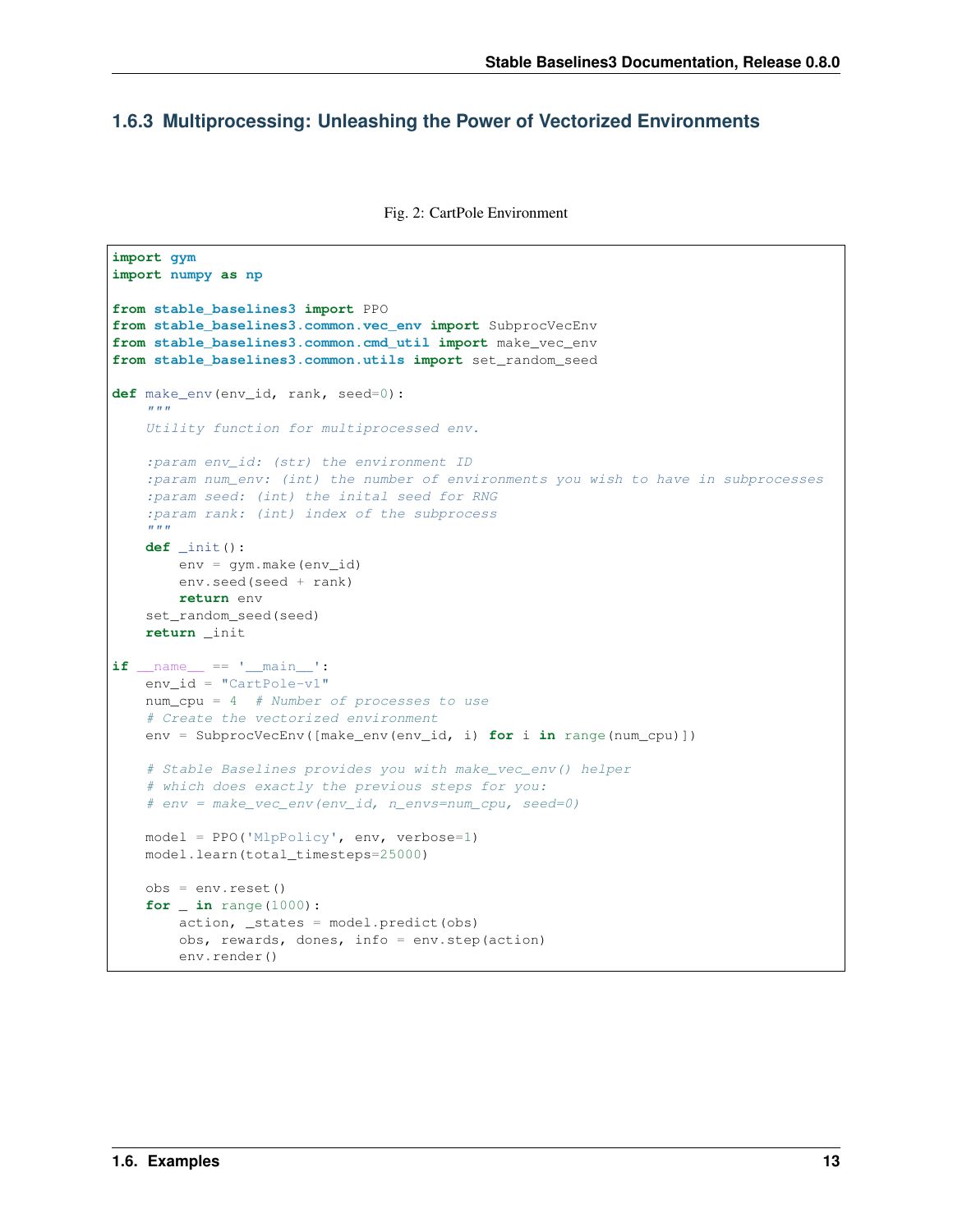### 1.6.3 Multiprocessing: Unleashing the Power of Vectorized Environments

Fig. 2: CartPole Environment

```python
import gym
import numpy as np

from stable_baselines3 import PPO
from stable_baselines3.common.vec_env import SubprocVecEnv
from stable_baselines3.common.cmd_util import make_vec_env
from stable_baselines3.common.utils import set_random_seed

def make_env(env_id, rank, seed=0):
    """
    Utility function for multiprocessed env.

    :param env_id: (str) the environment ID
    :param num_env: (int) the number of environments you wish to have in subprocesses
    :param seed: (int) the inital seed for RNG
    :param rank: (int) index of the subprocess
    """
    def _init():
        env = gym.make(env_id)
        env.seed(seed + rank)
        return env
    set_random_seed(seed)
    return _init

if __name__ == '__main__':
    env_id = "CartPole-v1"
    num_cpu = 4  # Number of processes to use
    # Create the vectorized environment
    env = SubprocVecEnv([make_env(env_id, i) for i in range(num_cpu)])

    # Stable Baselines provides you with make_vec_env() helper
    # which does exactly the previous steps for you:
    # env = make_vec_env(env_id, n_envs=num_cpu, seed=0)

    model = PPO('MlpPolicy', env, verbose=1)
    model.learn(total_timesteps=25000)

    obs = env.reset()
    for _ in range(1000):
        action, _states = model.predict(obs)
        obs, rewards, dones, info = env.step(action)
        env.render()
```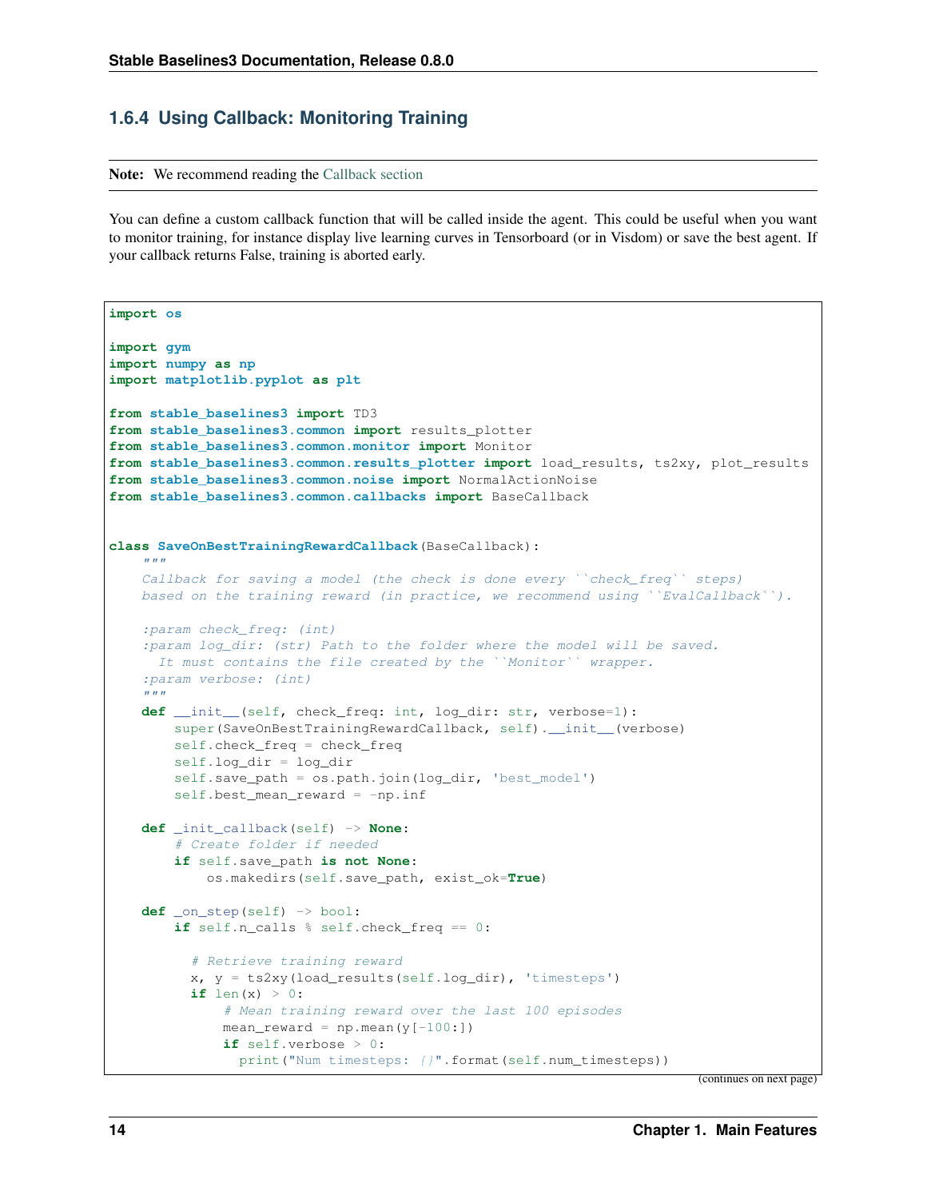### 1.6.4 Using Callback: Monitoring Training

**Note:** We recommend reading the Callback section

You can define a custom callback function that will be called inside the agent. This could be useful when you want to monitor training, for instance display live learning curves in Tensorboard (or in Visdom) or save the best agent. If your callback returns False, training is aborted early.

```python
import os

import gym
import numpy as np
import matplotlib.pyplot as plt

from stable_baselines3 import TD3
from stable_baselines3.common import results_plotter
from stable_baselines3.common.monitor import Monitor
from stable_baselines3.common.results_plotter import load_results, ts2xy, plot_results
from stable_baselines3.common.noise import NormalActionNoise
from stable_baselines3.common.callbacks import BaseCallback


class SaveOnBestTrainingRewardCallback(BaseCallback):
    """
    Callback for saving a model (the check is done every ``check_freq`` steps)
    based on the training reward (in practice, we recommend using ``EvalCallback``).

    :param check_freq: (int)
    :param log_dir: (str) Path to the folder where the model will be saved.
      It must contains the file created by the ``Monitor`` wrapper.
    :param verbose: (int)
    """
    def __init__(self, check_freq: int, log_dir: str, verbose=1):
        super(SaveOnBestTrainingRewardCallback, self).__init__(verbose)
        self.check_freq = check_freq
        self.log_dir = log_dir
        self.save_path = os.path.join(log_dir, 'best_model')
        self.best_mean_reward = -np.inf

    def _init_callback(self) -> None:
        # Create folder if needed
        if self.save_path is not None:
            os.makedirs(self.save_path, exist_ok=True)

    def _on_step(self) -> bool:
        if self.n_calls % self.check_freq == 0:

          # Retrieve training reward
          x, y = ts2xy(load_results(self.log_dir), 'timesteps')
          if len(x) > 0:
              # Mean training reward over the last 100 episodes
              mean_reward = np.mean(y[-100:])
              if self.verbose > 0:
                print("Num timesteps: {}".format(self.num_timesteps))
```

(continues on next page)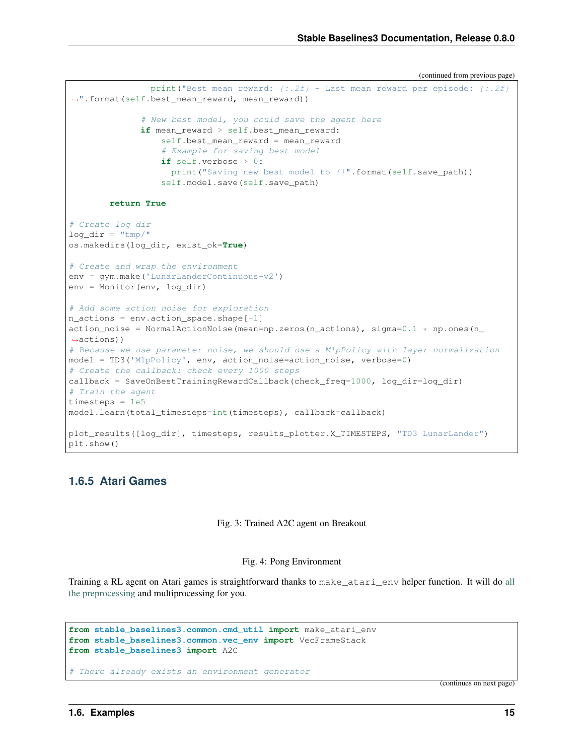(continued from previous page)

```
                print("Best mean reward: {:.2f} - Last mean reward per episode: {:.2f}
↪".format(self.best_mean_reward, mean_reward))

              # New best model, you could save the agent here
              if mean_reward > self.best_mean_reward:
                  self.best_mean_reward = mean_reward
                  # Example for saving best model
                  if self.verbose > 0:
                    print("Saving new best model to {}".format(self.save_path))
                  self.model.save(self.save_path)

        return True

# Create log dir
log_dir = "tmp/"
os.makedirs(log_dir, exist_ok=True)

# Create and wrap the environment
env = gym.make('LunarLanderContinuous-v2')
env = Monitor(env, log_dir)

# Add some action noise for exploration
n_actions = env.action_space.shape[-1]
action_noise = NormalActionNoise(mean=np.zeros(n_actions), sigma=0.1 * np.ones(n_
↪actions))
# Because we use parameter noise, we should use a MlpPolicy with layer normalization
model = TD3('MlpPolicy', env, action_noise=action_noise, verbose=0)
# Create the callback: check every 1000 steps
callback = SaveOnBestTrainingRewardCallback(check_freq=1000, log_dir=log_dir)
# Train the agent
timesteps = 1e5
model.learn(total_timesteps=int(timesteps), callback=callback)

plot_results([log_dir], timesteps, results_plotter.X_TIMESTEPS, "TD3 LunarLander")
plt.show()
```

### 1.6.5 Atari Games

Fig. 3: Trained A2C agent on Breakout

Fig. 4: Pong Environment

Training a RL agent on Atari games is straightforward thanks to `make_atari_env` helper function. It will do all the preprocessing and multiprocessing for you.

```
from stable_baselines3.common.cmd_util import make_atari_env
from stable_baselines3.common.vec_env import VecFrameStack
from stable_baselines3 import A2C

# There already exists an environment generator
```

(continues on next page)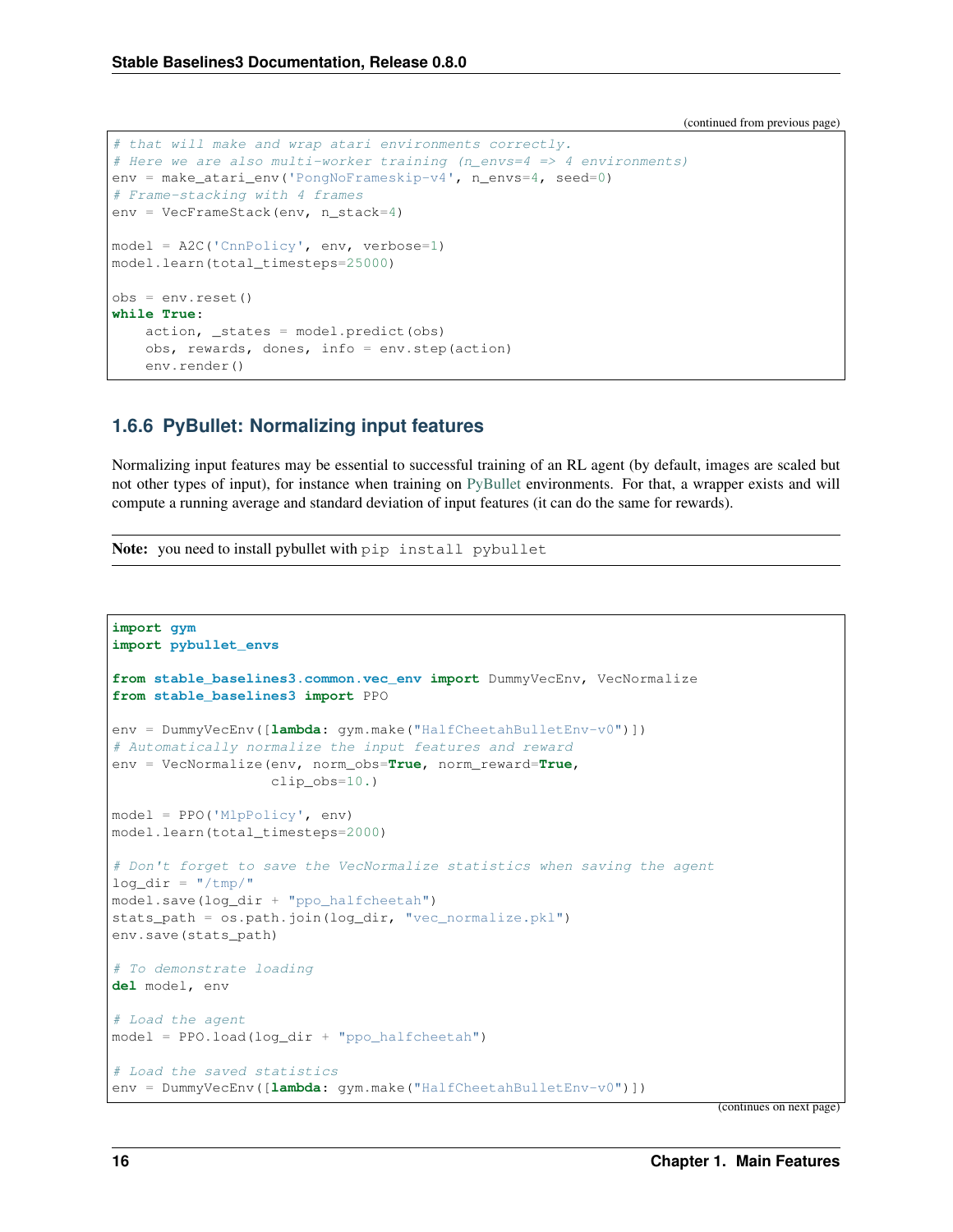(continued from previous page)

```python
# that will make and wrap atari environments correctly.
# Here we are also multi-worker training (n_envs=4 => 4 environments)
env = make_atari_env('PongNoFrameskip-v4', n_envs=4, seed=0)
# Frame-stacking with 4 frames
env = VecFrameStack(env, n_stack=4)

model = A2C('CnnPolicy', env, verbose=1)
model.learn(total_timesteps=25000)

obs = env.reset()
while True:
    action, _states = model.predict(obs)
    obs, rewards, dones, info = env.step(action)
    env.render()
```

### 1.6.6 PyBullet: Normalizing input features

Normalizing input features may be essential to successful training of an RL agent (by default, images are scaled but not other types of input), for instance when training on PyBullet environments. For that, a wrapper exists and will compute a running average and standard deviation of input features (it can do the same for rewards).

**Note:** you need to install pybullet with `pip install pybullet`

```python
import gym
import pybullet_envs

from stable_baselines3.common.vec_env import DummyVecEnv, VecNormalize
from stable_baselines3 import PPO

env = DummyVecEnv([lambda: gym.make("HalfCheetahBulletEnv-v0")])
# Automatically normalize the input features and reward
env = VecNormalize(env, norm_obs=True, norm_reward=True,
                   clip_obs=10.)

model = PPO('MlpPolicy', env)
model.learn(total_timesteps=2000)

# Don't forget to save the VecNormalize statistics when saving the agent
log_dir = "/tmp/"
model.save(log_dir + "ppo_halfcheetah")
stats_path = os.path.join(log_dir, "vec_normalize.pkl")
env.save(stats_path)

# To demonstrate loading
del model, env

# Load the agent
model = PPO.load(log_dir + "ppo_halfcheetah")

# Load the saved statistics
env = DummyVecEnv([lambda: gym.make("HalfCheetahBulletEnv-v0")])
```

(continues on next page)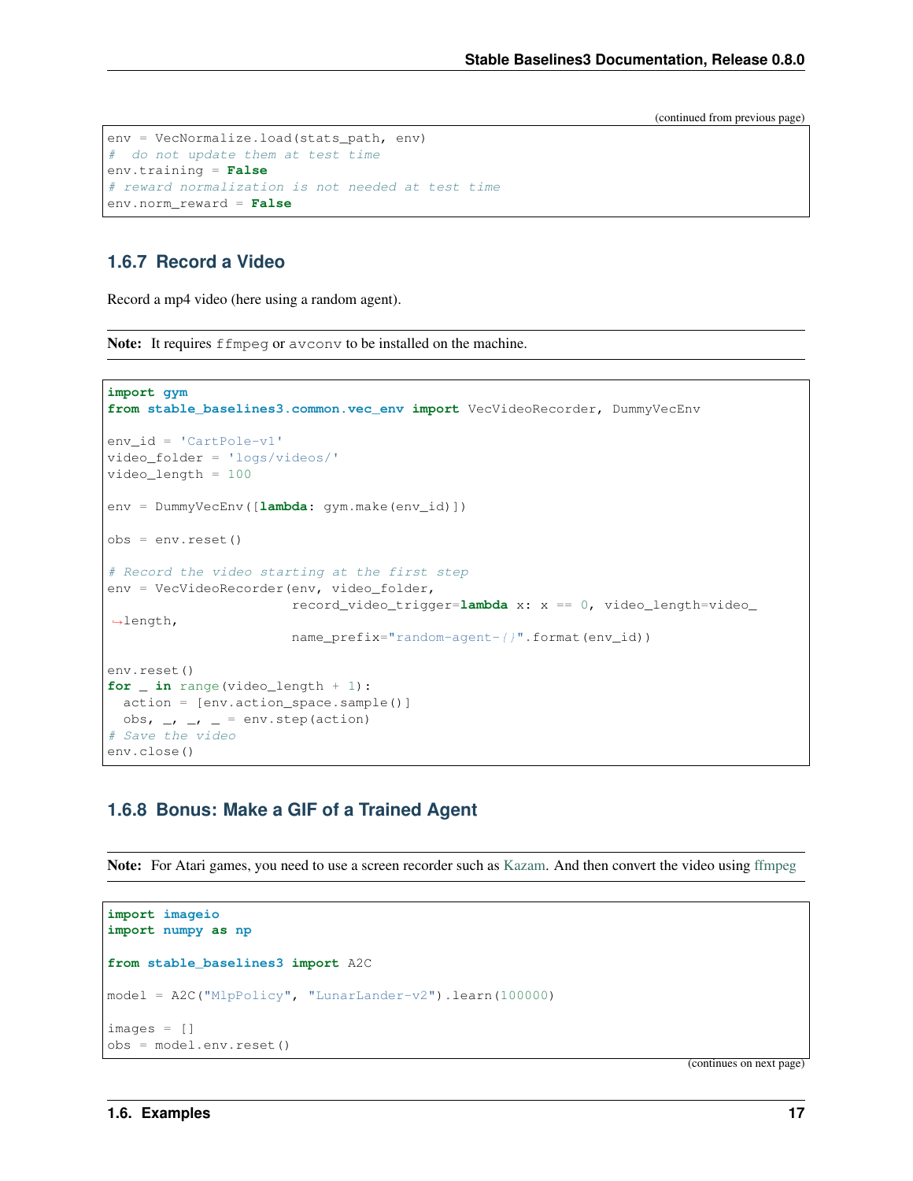(continued from previous page)

```
env = VecNormalize.load(stats_path, env)
#  do not update them at test time
env.training = False
# reward normalization is not needed at test time
env.norm_reward = False
```

### 1.6.7 Record a Video

Record a mp4 video (here using a random agent).

**Note:** It requires `ffmpeg` or `avconv` to be installed on the machine.

```
import gym
from stable_baselines3.common.vec_env import VecVideoRecorder, DummyVecEnv

env_id = 'CartPole-v1'
video_folder = 'logs/videos/'
video_length = 100

env = DummyVecEnv([lambda: gym.make(env_id)])

obs = env.reset()

# Record the video starting at the first step
env = VecVideoRecorder(env, video_folder,
                       record_video_trigger=lambda x: x == 0, video_length=video_length,
                       name_prefix="random-agent-{}".format(env_id))

env.reset()
for _ in range(video_length + 1):
  action = [env.action_space.sample()]
  obs, _, _, _ = env.step(action)
# Save the video
env.close()
```

### 1.6.8 Bonus: Make a GIF of a Trained Agent

**Note:** For Atari games, you need to use a screen recorder such as Kazam. And then convert the video using ffmpeg

```
import imageio
import numpy as np

from stable_baselines3 import A2C

model = A2C("MlpPolicy", "LunarLander-v2").learn(100000)

images = []
obs = model.env.reset()
```

(continues on next page)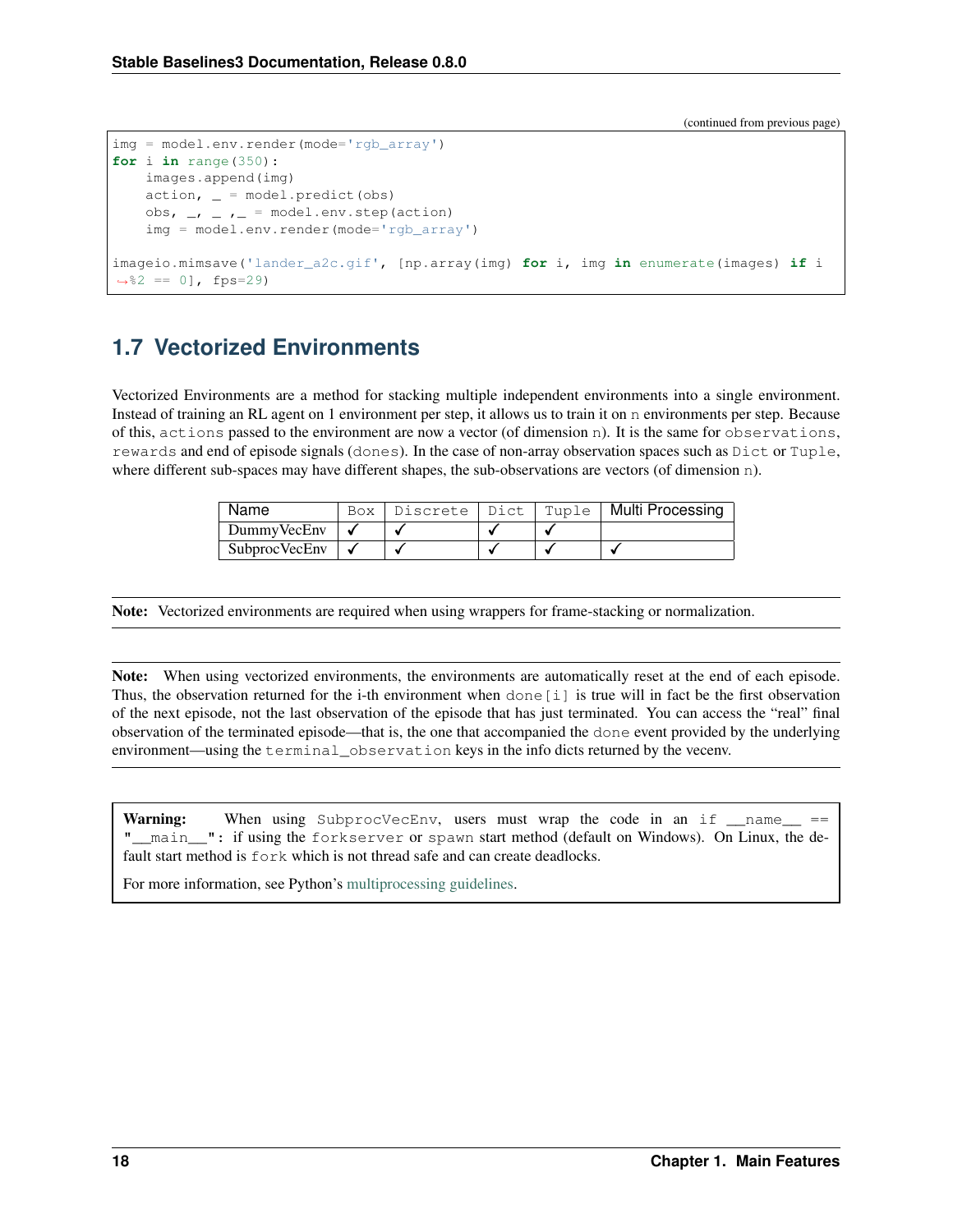(continued from previous page)

```python
img = model.env.render(mode='rgb_array')
for i in range(350):
    images.append(img)
    action, _ = model.predict(obs)
    obs, _, _ ,_ = model.env.step(action)
    img = model.env.render(mode='rgb_array')

imageio.mimsave('lander_a2c.gif', [np.array(img) for i, img in enumerate(images) if i
↪%2 == 0], fps=29)
```

## 1.7 Vectorized Environments

Vectorized Environments are a method for stacking multiple independent environments into a single environment. Instead of training an RL agent on 1 environment per step, it allows us to train it on `n` environments per step. Because of this, `actions` passed to the environment are now a vector (of dimension `n`). It is the same for `observations`, `rewards` and end of episode signals (`dones`). In the case of non-array observation spaces such as `Dict` or `Tuple`, where different sub-spaces may have different shapes, the sub-observations are vectors (of dimension `n`).

| Name | Box | Discrete | Dict | Tuple | Multi Processing |
|---|---|---|---|---|---|
| DummyVecEnv | ✓ | ✓ | ✓ | ✓ | |
| SubprocVecEnv | ✓ | ✓ | ✓ | ✓ | ✓ |

**Note:** Vectorized environments are required when using wrappers for frame-stacking or normalization.

**Note:** When using vectorized environments, the environments are automatically reset at the end of each episode. Thus, the observation returned for the i-th environment when `done[i]` is true will in fact be the first observation of the next episode, not the last observation of the episode that has just terminated. You can access the "real" final observation of the terminated episode—that is, the one that accompanied the `done` event provided by the underlying environment—using the `terminal_observation` keys in the info dicts returned by the vecenv.

**Warning:** When using `SubprocVecEnv`, users must wrap the code in an `if __name__ == "__main__":` if using the `forkserver` or `spawn` start method (default on Windows). On Linux, the default start method is `fork` which is not thread safe and can create deadlocks.

For more information, see Python's multiprocessing guidelines.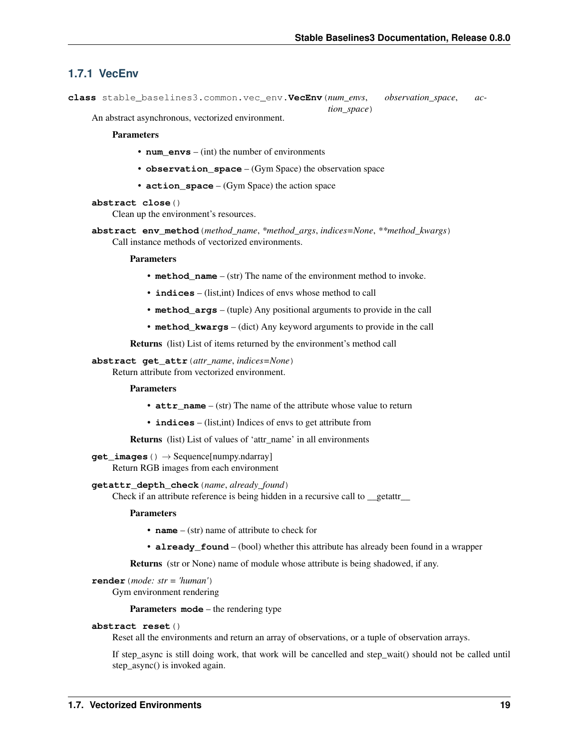### 1.7.1 VecEnv

**class** stable_baselines3.common.vec_env.**VecEnv**(*num_envs*, *observation_space*, *action_space*)

An abstract asynchronous, vectorized environment.

**Parameters**

- **num_envs** – (int) the number of environments
- **observation_space** – (Gym Space) the observation space
- **action_space** – (Gym Space) the action space

**abstract close**()

Clean up the environment's resources.

**abstract env_method**(*method_name*, *\*method_args*, *indices=None*, *\*\*method_kwargs*)

Call instance methods of vectorized environments.

**Parameters**

- **method_name** – (str) The name of the environment method to invoke.
- **indices** – (list,int) Indices of envs whose method to call
- **method_args** – (tuple) Any positional arguments to provide in the call
- **method_kwargs** – (dict) Any keyword arguments to provide in the call

**Returns** (list) List of items returned by the environment's method call

**abstract get_attr**(*attr_name*, *indices=None*)

Return attribute from vectorized environment.

**Parameters**

- **attr_name** – (str) The name of the attribute whose value to return
- **indices** – (list,int) Indices of envs to get attribute from

**Returns** (list) List of values of 'attr_name' in all environments

**get_images**() → Sequence[numpy.ndarray]

Return RGB images from each environment

**getattr_depth_check**(*name*, *already_found*)

Check if an attribute reference is being hidden in a recursive call to __getattr__

**Parameters**

- **name** – (str) name of attribute to check for
- **already_found** – (bool) whether this attribute has already been found in a wrapper

**Returns** (str or None) name of module whose attribute is being shadowed, if any.

**render**(*mode: str = 'human'*)

Gym environment rendering

**Parameters** **mode** – the rendering type

**abstract reset**()

Reset all the environments and return an array of observations, or a tuple of observation arrays.

If step_async is still doing work, that work will be cancelled and step_wait() should not be called until step_async() is invoked again.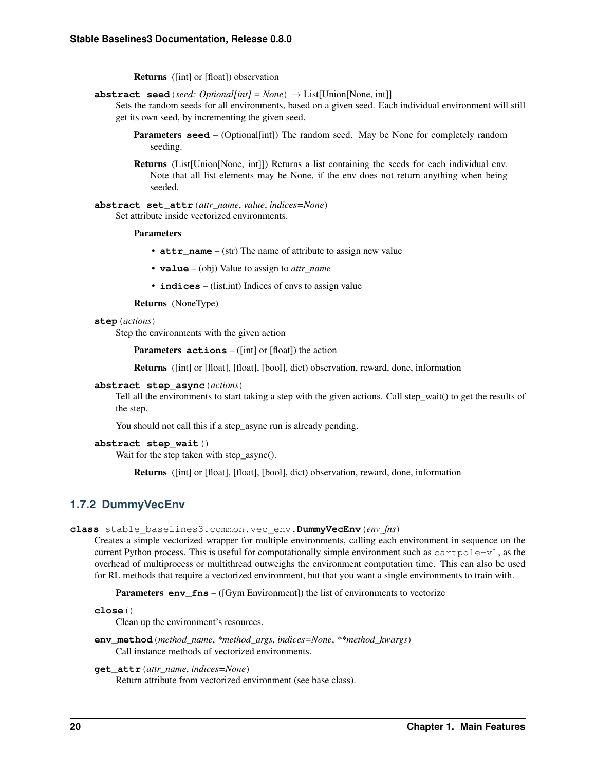**Returns** ([int] or [float]) observation

**abstract seed**(*seed: Optional[int] = None*) → List[Union[None, int]]

Sets the random seeds for all environments, based on a given seed. Each individual environment will still get its own seed, by incrementing the given seed.

**Parameters seed** – (Optional[int]) The random seed. May be None for completely random seeding.

**Returns** (List[Union[None, int]]) Returns a list containing the seeds for each individual env. Note that all list elements may be None, if the env does not return anything when being seeded.

**abstract set_attr**(*attr_name*, *value*, *indices=None*)

Set attribute inside vectorized environments.

**Parameters**

- **attr_name** – (str) The name of attribute to assign new value
- **value** – (obj) Value to assign to *attr_name*
- **indices** – (list,int) Indices of envs to assign value

**Returns** (NoneType)

**step**(*actions*)

Step the environments with the given action

**Parameters actions** – ([int] or [float]) the action

**Returns** ([int] or [float], [float], [bool], dict) observation, reward, done, information

**abstract step_async**(*actions*)

Tell all the environments to start taking a step with the given actions. Call step_wait() to get the results of the step.

You should not call this if a step_async run is already pending.

**abstract step_wait**()

Wait for the step taken with step_async().

**Returns** ([int] or [float], [float], [bool], dict) observation, reward, done, information

### 1.7.2 DummyVecEnv

**class** stable_baselines3.common.vec_env.**DummyVecEnv**(*env_fns*)

Creates a simple vectorized wrapper for multiple environments, calling each environment in sequence on the current Python process. This is useful for computationally simple environment such as `cartpole-v1`, as the overhead of multiprocess or multithread outweighs the environment computation time. This can also be used for RL methods that require a vectorized environment, but that you want a single environments to train with.

**Parameters env_fns** – ([Gym Environment]) the list of environments to vectorize

**close**()

Clean up the environment's resources.

**env_method**(*method_name*, *\*method_args*, *indices=None*, *\*\*method_kwargs*)

Call instance methods of vectorized environments.

**get_attr**(*attr_name*, *indices=None*)

Return attribute from vectorized environment (see base class).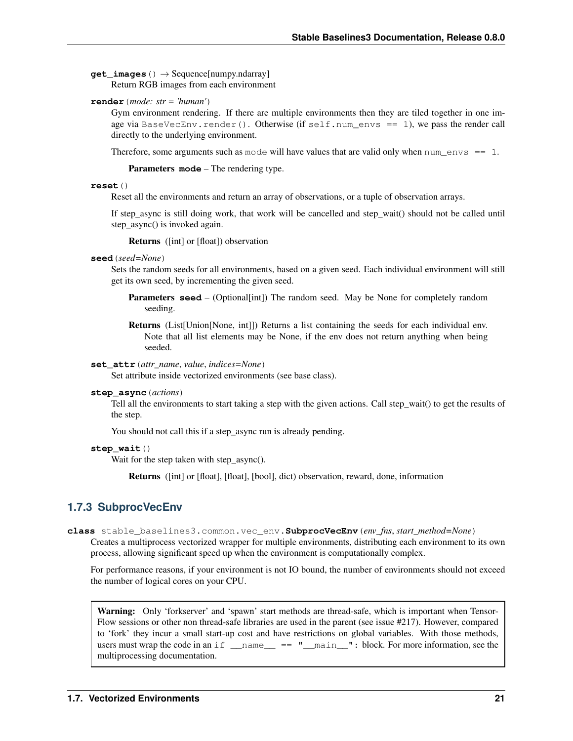**get_images**() → Sequence[numpy.ndarray]

Return RGB images from each environment

**render**(*mode: str = 'human'*)

Gym environment rendering. If there are multiple environments then they are tiled together in one image via `BaseVecEnv.render()`. Otherwise (if `self.num_envs == 1`), we pass the render call directly to the underlying environment.

Therefore, some arguments such as `mode` will have values that are valid only when `num_envs == 1`.

**Parameters** **mode** – The rendering type.

**reset**()

Reset all the environments and return an array of observations, or a tuple of observation arrays.

If step_async is still doing work, that work will be cancelled and step_wait() should not be called until step_async() is invoked again.

**Returns** ([int] or [float]) observation

**seed**(*seed=None*)

Sets the random seeds for all environments, based on a given seed. Each individual environment will still get its own seed, by incrementing the given seed.

**Parameters** **seed** – (Optional[int]) The random seed. May be None for completely random seeding.

**Returns** (List[Union[None, int]]) Returns a list containing the seeds for each individual env. Note that all list elements may be None, if the env does not return anything when being seeded.

**set_attr**(*attr_name*, *value*, *indices=None*)

Set attribute inside vectorized environments (see base class).

**step_async**(*actions*)

Tell all the environments to start taking a step with the given actions. Call step_wait() to get the results of the step.

You should not call this if a step_async run is already pending.

**step_wait**()

Wait for the step taken with step_async().

**Returns** ([int] or [float], [float], [bool], dict) observation, reward, done, information

### 1.7.3 SubprocVecEnv

**class** stable_baselines3.common.vec_env.**SubprocVecEnv**(*env_fns*, *start_method=None*)

Creates a multiprocess vectorized wrapper for multiple environments, distributing each environment to its own process, allowing significant speed up when the environment is computationally complex.

For performance reasons, if your environment is not IO bound, the number of environments should not exceed the number of logical cores on your CPU.

> **Warning:** Only 'forkserver' and 'spawn' start methods are thread-safe, which is important when TensorFlow sessions or other non thread-safe libraries are used in the parent (see issue #217). However, compared to 'fork' they incur a small start-up cost and have restrictions on global variables. With those methods, users must wrap the code in an `if __name__ == "__main__":` block. For more information, see the multiprocessing documentation.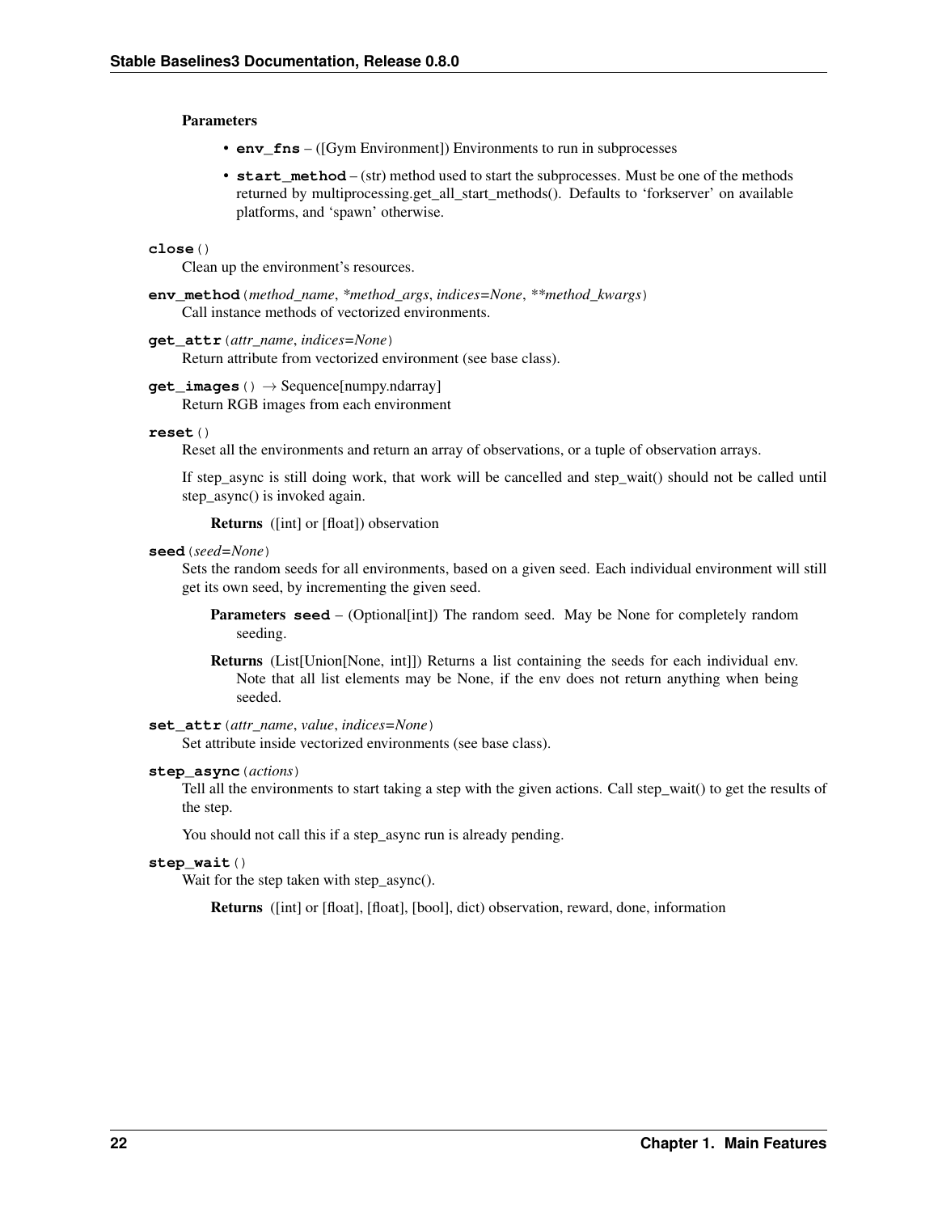**Parameters**

- **env_fns** – ([Gym Environment]) Environments to run in subprocesses
- **start_method** – (str) method used to start the subprocesses. Must be one of the methods returned by multiprocessing.get_all_start_methods(). Defaults to 'forkserver' on available platforms, and 'spawn' otherwise.

**close**()

Clean up the environment's resources.

**env_method**(*method_name*, *\*method_args*, *indices=None*, *\*\*method_kwargs*)

Call instance methods of vectorized environments.

**get_attr**(*attr_name*, *indices=None*)

Return attribute from vectorized environment (see base class).

**get_images**() → Sequence[numpy.ndarray]

Return RGB images from each environment

**reset**()

Reset all the environments and return an array of observations, or a tuple of observation arrays.

If step_async is still doing work, that work will be cancelled and step_wait() should not be called until step_async() is invoked again.

**Returns** ([int] or [float]) observation

**seed**(*seed=None*)

Sets the random seeds for all environments, based on a given seed. Each individual environment will still get its own seed, by incrementing the given seed.

**Parameters** **seed** – (Optional[int]) The random seed. May be None for completely random seeding.

**Returns** (List[Union[None, int]]) Returns a list containing the seeds for each individual env. Note that all list elements may be None, if the env does not return anything when being seeded.

**set_attr**(*attr_name*, *value*, *indices=None*)

Set attribute inside vectorized environments (see base class).

**step_async**(*actions*)

Tell all the environments to start taking a step with the given actions. Call step_wait() to get the results of the step.

You should not call this if a step_async run is already pending.

**step_wait**()

Wait for the step taken with step_async().

**Returns** ([int] or [float], [float], [bool], dict) observation, reward, done, information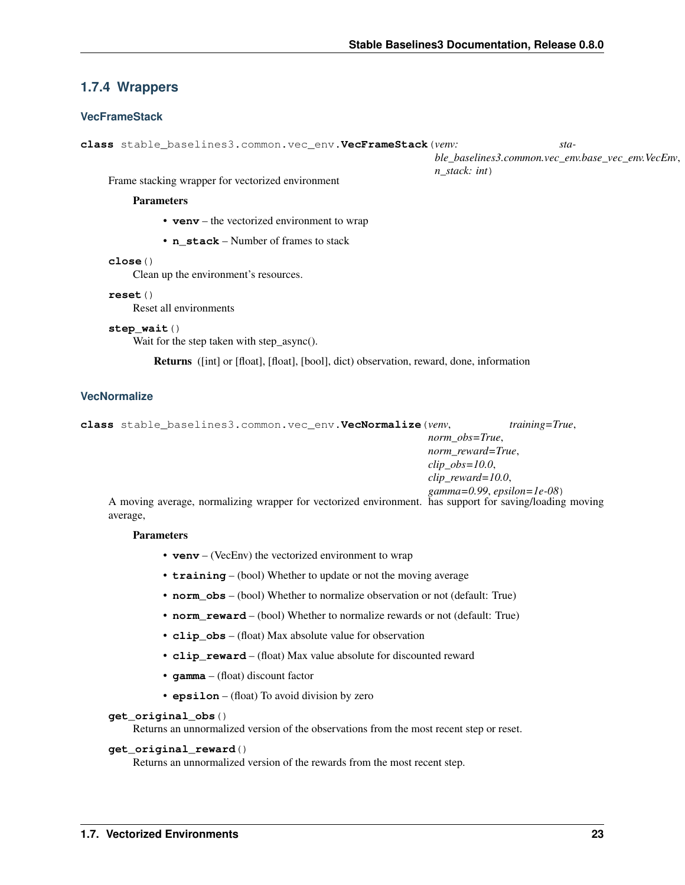### 1.7.4 Wrappers

#### VecFrameStack

**class** stable_baselines3.common.vec_env.**VecFrameStack**(*venv: stable_baselines3.common.vec_env.base_vec_env.VecEnv*, *n_stack: int*)

Frame stacking wrapper for vectorized environment

**Parameters**

- **venv** – the vectorized environment to wrap
- **n_stack** – Number of frames to stack

**close**()

Clean up the environment's resources.

**reset**()

Reset all environments

**step_wait**()

Wait for the step taken with step_async().

**Returns** ([int] or [float], [float], [bool], dict) observation, reward, done, information

#### VecNormalize

**class** stable_baselines3.common.vec_env.**VecNormalize**(*venv*, *training=True*, *norm_obs=True*, *norm_reward=True*, *clip_obs=10.0*, *clip_reward=10.0*, *gamma=0.99*, *epsilon=1e-08*)

A moving average, normalizing wrapper for vectorized environment. has support for saving/loading moving average,

**Parameters**

- **venv** – (VecEnv) the vectorized environment to wrap
- **training** – (bool) Whether to update or not the moving average
- **norm_obs** – (bool) Whether to normalize observation or not (default: True)
- **norm_reward** – (bool) Whether to normalize rewards or not (default: True)
- **clip_obs** – (float) Max absolute value for observation
- **clip_reward** – (float) Max value absolute for discounted reward
- **gamma** – (float) discount factor
- **epsilon** – (float) To avoid division by zero

**get_original_obs**()

Returns an unnormalized version of the observations from the most recent step or reset.

**get_original_reward**()

Returns an unnormalized version of the rewards from the most recent step.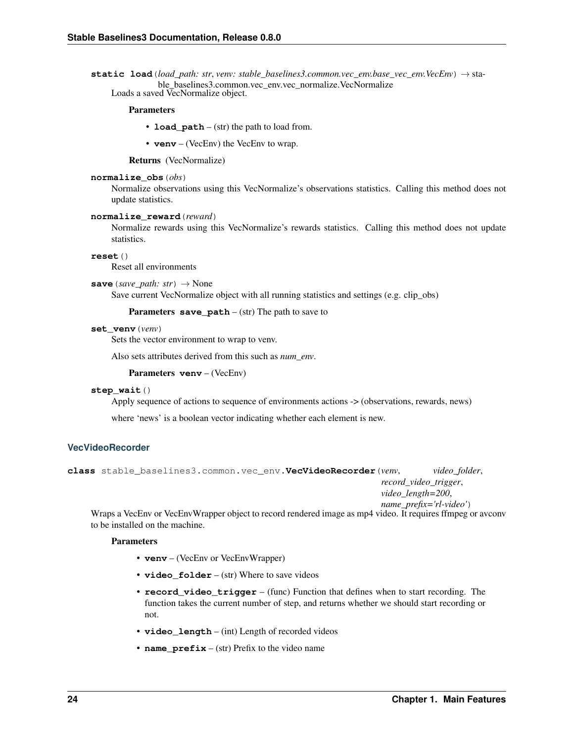**static load**(*load_path: str*, *venv: stable_baselines3.common.vec_env.base_vec_env.VecEnv*) → stable_baselines3.common.vec_env.vec_normalize.VecNormalize

Loads a saved VecNormalize object.

**Parameters**

- **load_path** – (str) the path to load from.
- **venv** – (VecEnv) the VecEnv to wrap.

**Returns** (VecNormalize)

**normalize_obs**(*obs*)

Normalize observations using this VecNormalize's observations statistics. Calling this method does not update statistics.

**normalize_reward**(*reward*)

Normalize rewards using this VecNormalize's rewards statistics. Calling this method does not update statistics.

**reset**()

Reset all environments

**save**(*save_path: str*) → None

Save current VecNormalize object with all running statistics and settings (e.g. clip_obs)

**Parameters** **save_path** – (str) The path to save to

**set_venv**(*venv*)

Sets the vector environment to wrap to venv.

Also sets attributes derived from this such as *num_env*.

**Parameters** **venv** – (VecEnv)

**step_wait**()

Apply sequence of actions to sequence of environments actions -> (observations, rewards, news)

where 'news' is a boolean vector indicating whether each element is new.

### VecVideoRecorder

**class** stable_baselines3.common.vec_env.**VecVideoRecorder**(*venv*, *video_folder*, *record_video_trigger*, *video_length=200*, *name_prefix='rl-video'*)

Wraps a VecEnv or VecEnvWrapper object to record rendered image as mp4 video. It requires ffmpeg or avconv to be installed on the machine.

**Parameters**

- **venv** – (VecEnv or VecEnvWrapper)
- **video_folder** – (str) Where to save videos
- **record_video_trigger** – (func) Function that defines when to start recording. The function takes the current number of step, and returns whether we should start recording or not.
- **video_length** – (int) Length of recorded videos
- **name_prefix** – (str) Prefix to the video name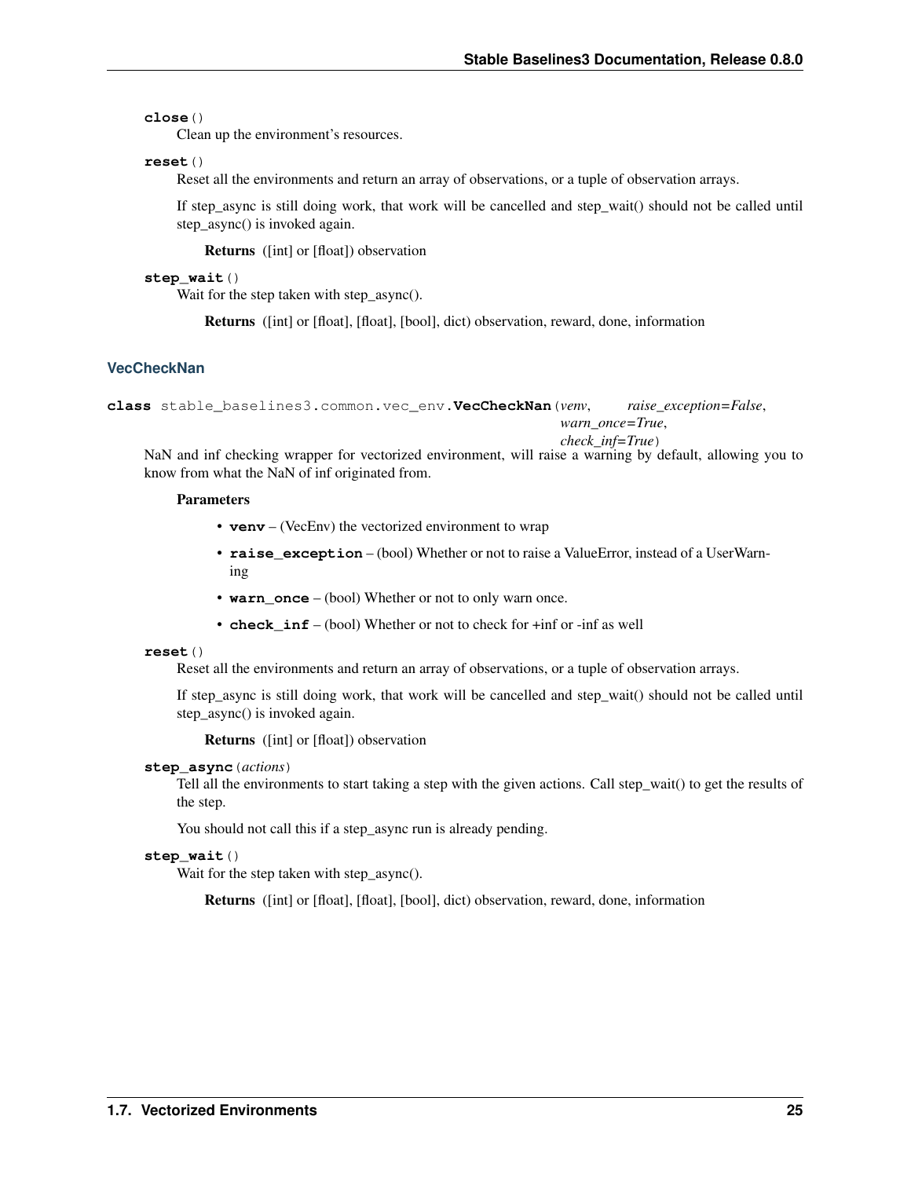**close**()

Clean up the environment's resources.

**reset**()

Reset all the environments and return an array of observations, or a tuple of observation arrays.

If step_async is still doing work, that work will be cancelled and step_wait() should not be called until step_async() is invoked again.

**Returns** ([int] or [float]) observation

**step_wait**()

Wait for the step taken with step_async().

**Returns** ([int] or [float], [float], [bool], dict) observation, reward, done, information

### VecCheckNan

**class** stable_baselines3.common.vec_env.**VecCheckNan**(*venv*, *raise_exception=False*, *warn_once=True*, *check_inf=True*)

NaN and inf checking wrapper for vectorized environment, will raise a warning by default, allowing you to know from what the NaN of inf originated from.

**Parameters**

- **venv** – (VecEnv) the vectorized environment to wrap
- **raise_exception** – (bool) Whether or not to raise a ValueError, instead of a UserWarning
- **warn_once** – (bool) Whether or not to only warn once.
- **check_inf** – (bool) Whether or not to check for +inf or -inf as well

**reset**()

Reset all the environments and return an array of observations, or a tuple of observation arrays.

If step_async is still doing work, that work will be cancelled and step_wait() should not be called until step_async() is invoked again.

**Returns** ([int] or [float]) observation

**step_async**(*actions*)

Tell all the environments to start taking a step with the given actions. Call step_wait() to get the results of the step.

You should not call this if a step_async run is already pending.

**step_wait**()

Wait for the step taken with step_async().

**Returns** ([int] or [float], [float], [bool], dict) observation, reward, done, information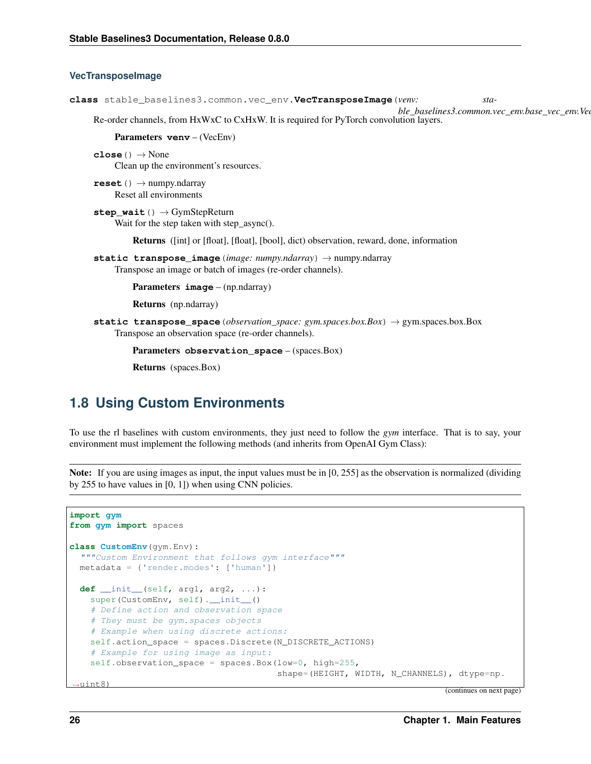#### VecTransposeImage

**class** stable_baselines3.common.vec_env.**VecTransposeImage**(*venv: stable_baselines3.common.vec_env.base_vec_env.Vec*

Re-order channels, from HxWxC to CxHxW. It is required for PyTorch convolution layers.

**Parameters venv** – (VecEnv)

**close**() → None

Clean up the environment's resources.

**reset**() → numpy.ndarray

Reset all environments

**step_wait**() → GymStepReturn

Wait for the step taken with step_async().

**Returns** ([int] or [float], [float], [bool], dict) observation, reward, done, information

**static transpose_image**(*image: numpy.ndarray*) → numpy.ndarray

Transpose an image or batch of images (re-order channels).

**Parameters image** – (np.ndarray)

**Returns** (np.ndarray)

**static transpose_space**(*observation_space: gym.spaces.box.Box*) → gym.spaces.box.Box

Transpose an observation space (re-order channels).

**Parameters observation_space** – (spaces.Box)

**Returns** (spaces.Box)

## 1.8 Using Custom Environments

To use the rl baselines with custom environments, they just need to follow the *gym* interface. That is to say, your environment must implement the following methods (and inherits from OpenAI Gym Class):

**Note:** If you are using images as input, the input values must be in [0, 255] as the observation is normalized (dividing by 255 to have values in [0, 1]) when using CNN policies.

```python
import gym
from gym import spaces

class CustomEnv(gym.Env):
  """Custom Environment that follows gym interface"""
  metadata = {'render.modes': ['human']}

  def __init__(self, arg1, arg2, ...):
    super(CustomEnv, self).__init__()
    # Define action and observation space
    # They must be gym.spaces objects
    # Example when using discrete actions:
    self.action_space = spaces.Discrete(N_DISCRETE_ACTIONS)
    # Example for using image as input:
    self.observation_space = spaces.Box(low=0, high=255,
                                        shape=(HEIGHT, WIDTH, N_CHANNELS), dtype=np.
→uint8)
```

(continues on next page)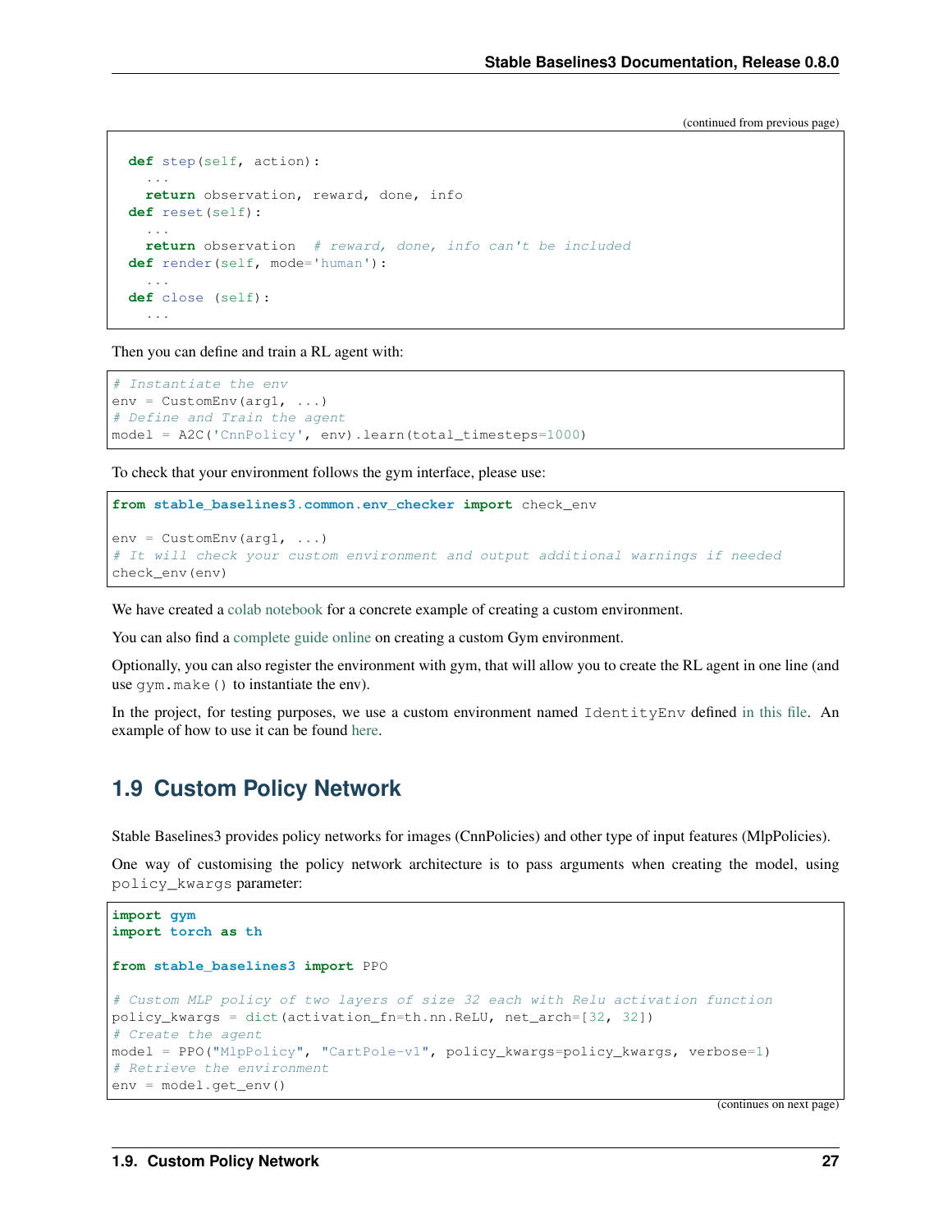(continued from previous page)

```
  def step(self, action):
    ...
    return observation, reward, done, info
  def reset(self):
    ...
    return observation  # reward, done, info can't be included
  def render(self, mode='human'):
    ...
  def close (self):
    ...
```

Then you can define and train a RL agent with:

```
# Instantiate the env
env = CustomEnv(arg1, ...)
# Define and Train the agent
model = A2C('CnnPolicy', env).learn(total_timesteps=1000)
```

To check that your environment follows the gym interface, please use:

```
from stable_baselines3.common.env_checker import check_env

env = CustomEnv(arg1, ...)
# It will check your custom environment and output additional warnings if needed
check_env(env)
```

We have created a colab notebook for a concrete example of creating a custom environment.

You can also find a complete guide online on creating a custom Gym environment.

Optionally, you can also register the environment with gym, that will allow you to create the RL agent in one line (and use `gym.make()` to instantiate the env).

In the project, for testing purposes, we use a custom environment named `IdentityEnv` defined in this file. An example of how to use it can be found here.

## 1.9 Custom Policy Network

Stable Baselines3 provides policy networks for images (CnnPolicies) and other type of input features (MlpPolicies).

One way of customising the policy network architecture is to pass arguments when creating the model, using `policy_kwargs` parameter:

```
import gym
import torch as th

from stable_baselines3 import PPO

# Custom MLP policy of two layers of size 32 each with Relu activation function
policy_kwargs = dict(activation_fn=th.nn.ReLU, net_arch=[32, 32])
# Create the agent
model = PPO("MlpPolicy", "CartPole-v1", policy_kwargs=policy_kwargs, verbose=1)
# Retrieve the environment
env = model.get_env()
```

(continues on next page)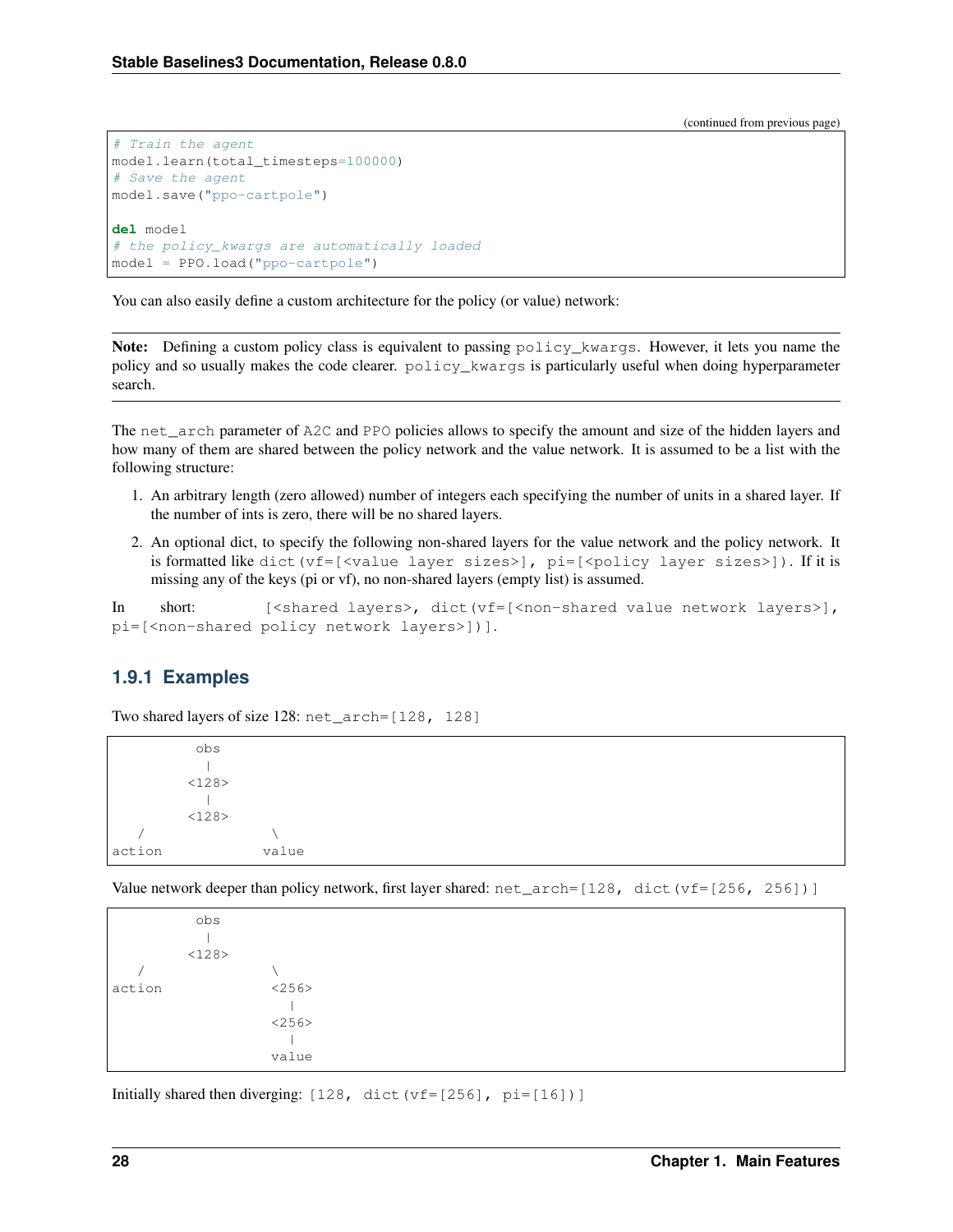(continued from previous page)

```python
# Train the agent
model.learn(total_timesteps=100000)
# Save the agent
model.save("ppo-cartpole")

del model
# the policy_kwargs are automatically loaded
model = PPO.load("ppo-cartpole")
```

You can also easily define a custom architecture for the policy (or value) network:

**Note:** Defining a custom policy class is equivalent to passing `policy_kwargs`. However, it lets you name the policy and so usually makes the code clearer. `policy_kwargs` is particularly useful when doing hyperparameter search.

The `net_arch` parameter of `A2C` and `PPO` policies allows to specify the amount and size of the hidden layers and how many of them are shared between the policy network and the value network. It is assumed to be a list with the following structure:

1. An arbitrary length (zero allowed) number of integers each specifying the number of units in a shared layer. If the number of ints is zero, there will be no shared layers.
2. An optional dict, to specify the following non-shared layers for the value network and the policy network. It is formatted like `dict(vf=[<value layer sizes>], pi=[<policy layer sizes>])`. If it is missing any of the keys (pi or vf), no non-shared layers (empty list) is assumed.

In short: `[<shared layers>, dict(vf=[<non-shared value network layers>], pi=[<non-shared policy network layers>])]`.

### 1.9.1 Examples

Two shared layers of size 128: `net_arch=[128, 128]`

```
          obs
           |
         <128>
           |
         <128>
   /               \
action             value
```

Value network deeper than policy network, first layer shared: `net_arch=[128, dict(vf=[256, 256])]`

```
          obs
           |
         <128>
   /               \
action             <256>
                     |
                   <256>
                     |
                   value
```

Initially shared then diverging: `[128, dict(vf=[256], pi=[16])]`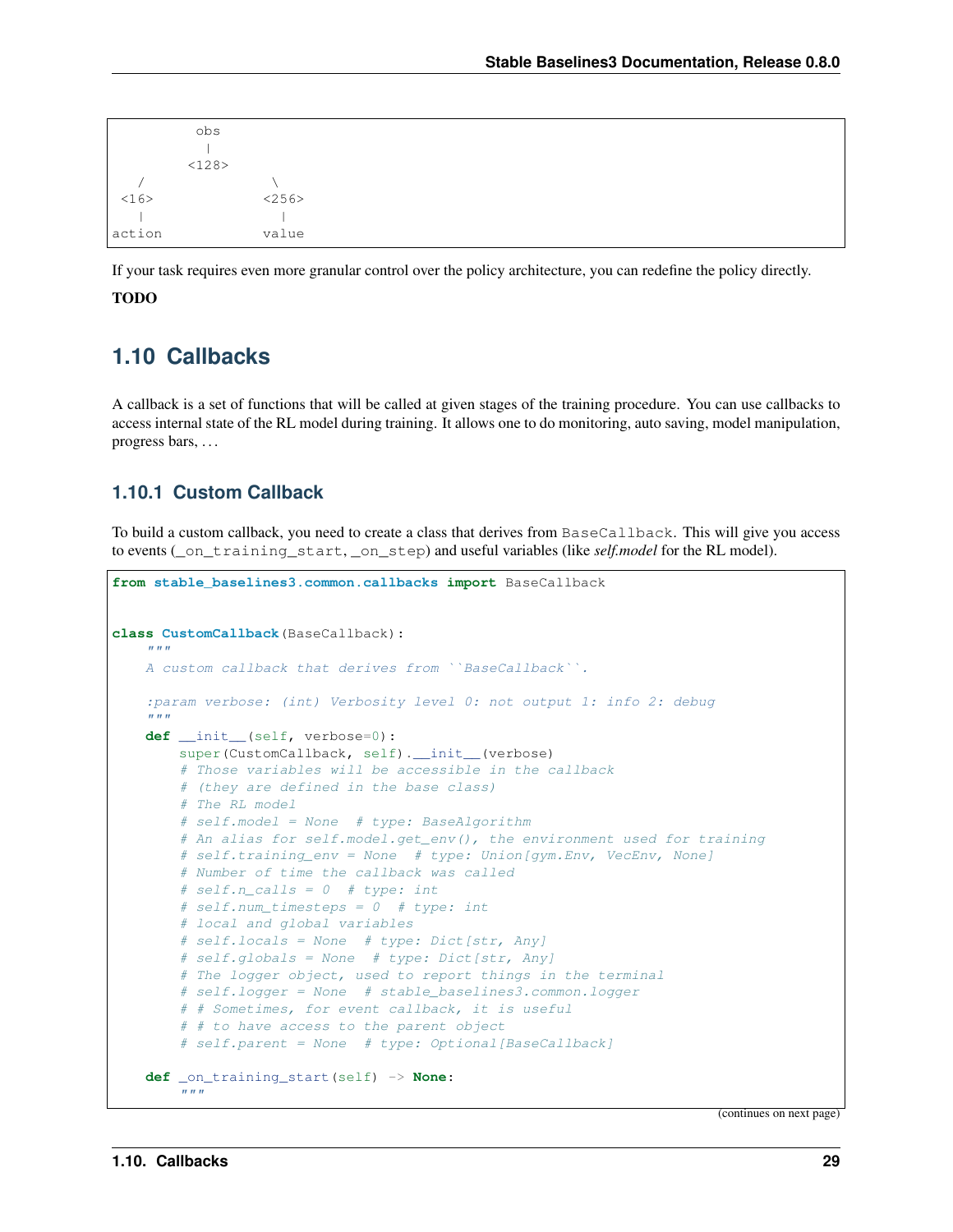```
          obs
           |
         <128>
   /               \
 <16>             <256>
   |                |
action            value
```

If your task requires even more granular control over the policy architecture, you can redefine the policy directly.

**TODO**

## 1.10 Callbacks

A callback is a set of functions that will be called at given stages of the training procedure. You can use callbacks to access internal state of the RL model during training. It allows one to do monitoring, auto saving, model manipulation, progress bars, …

### 1.10.1 Custom Callback

To build a custom callback, you need to create a class that derives from `BaseCallback`. This will give you access to events (`_on_training_start`, `_on_step`) and useful variables (like *self.model* for the RL model).

```python
from stable_baselines3.common.callbacks import BaseCallback


class CustomCallback(BaseCallback):
    """
    A custom callback that derives from ``BaseCallback``.

    :param verbose: (int) Verbosity level 0: not output 1: info 2: debug
    """
    def __init__(self, verbose=0):
        super(CustomCallback, self).__init__(verbose)
        # Those variables will be accessible in the callback
        # (they are defined in the base class)
        # The RL model
        # self.model = None  # type: BaseAlgorithm
        # An alias for self.model.get_env(), the environment used for training
        # self.training_env = None  # type: Union[gym.Env, VecEnv, None]
        # Number of time the callback was called
        # self.n_calls = 0  # type: int
        # self.num_timesteps = 0  # type: int
        # local and global variables
        # self.locals = None  # type: Dict[str, Any]
        # self.globals = None  # type: Dict[str, Any]
        # The logger object, used to report things in the terminal
        # self.logger = None  # stable_baselines3.common.logger
        # # Sometimes, for event callback, it is useful
        # # to have access to the parent object
        # self.parent = None  # type: Optional[BaseCallback]

    def _on_training_start(self) -> None:
        """
```

(continues on next page)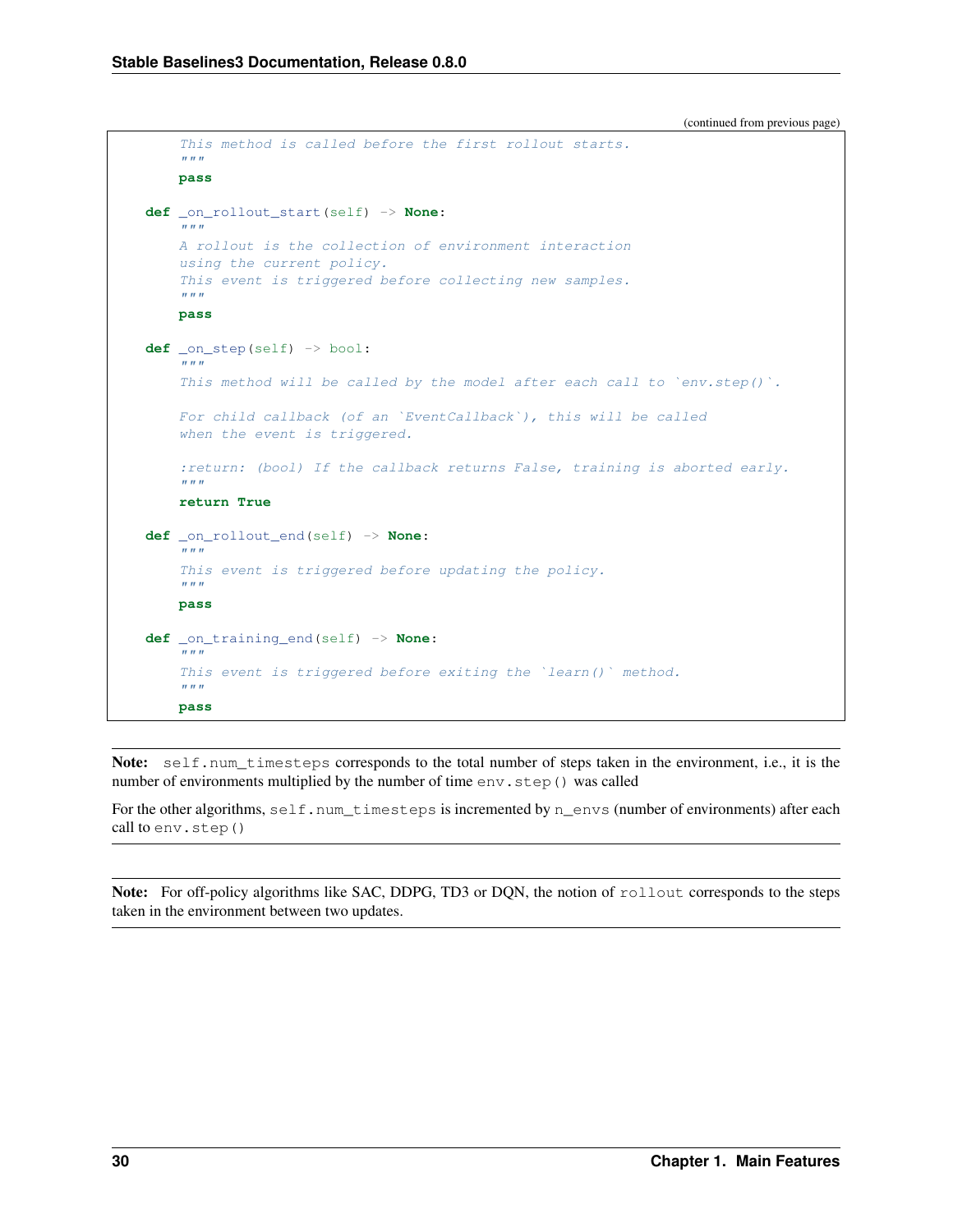(continued from previous page)

```python
        This method is called before the first rollout starts.
        """
        pass

    def _on_rollout_start(self) -> None:
        """
        A rollout is the collection of environment interaction
        using the current policy.
        This event is triggered before collecting new samples.
        """
        pass

    def _on_step(self) -> bool:
        """
        This method will be called by the model after each call to `env.step()`.

        For child callback (of an `EventCallback`), this will be called
        when the event is triggered.

        :return: (bool) If the callback returns False, training is aborted early.
        """
        return True

    def _on_rollout_end(self) -> None:
        """
        This event is triggered before updating the policy.
        """
        pass

    def _on_training_end(self) -> None:
        """
        This event is triggered before exiting the `learn()` method.
        """
        pass
```

**Note:** `self.num_timesteps` corresponds to the total number of steps taken in the environment, i.e., it is the number of environments multiplied by the number of time `env.step()` was called

For the other algorithms, `self.num_timesteps` is incremented by `n_envs` (number of environments) after each call to `env.step()`

**Note:** For off-policy algorithms like SAC, DDPG, TD3 or DQN, the notion of `rollout` corresponds to the steps taken in the environment between two updates.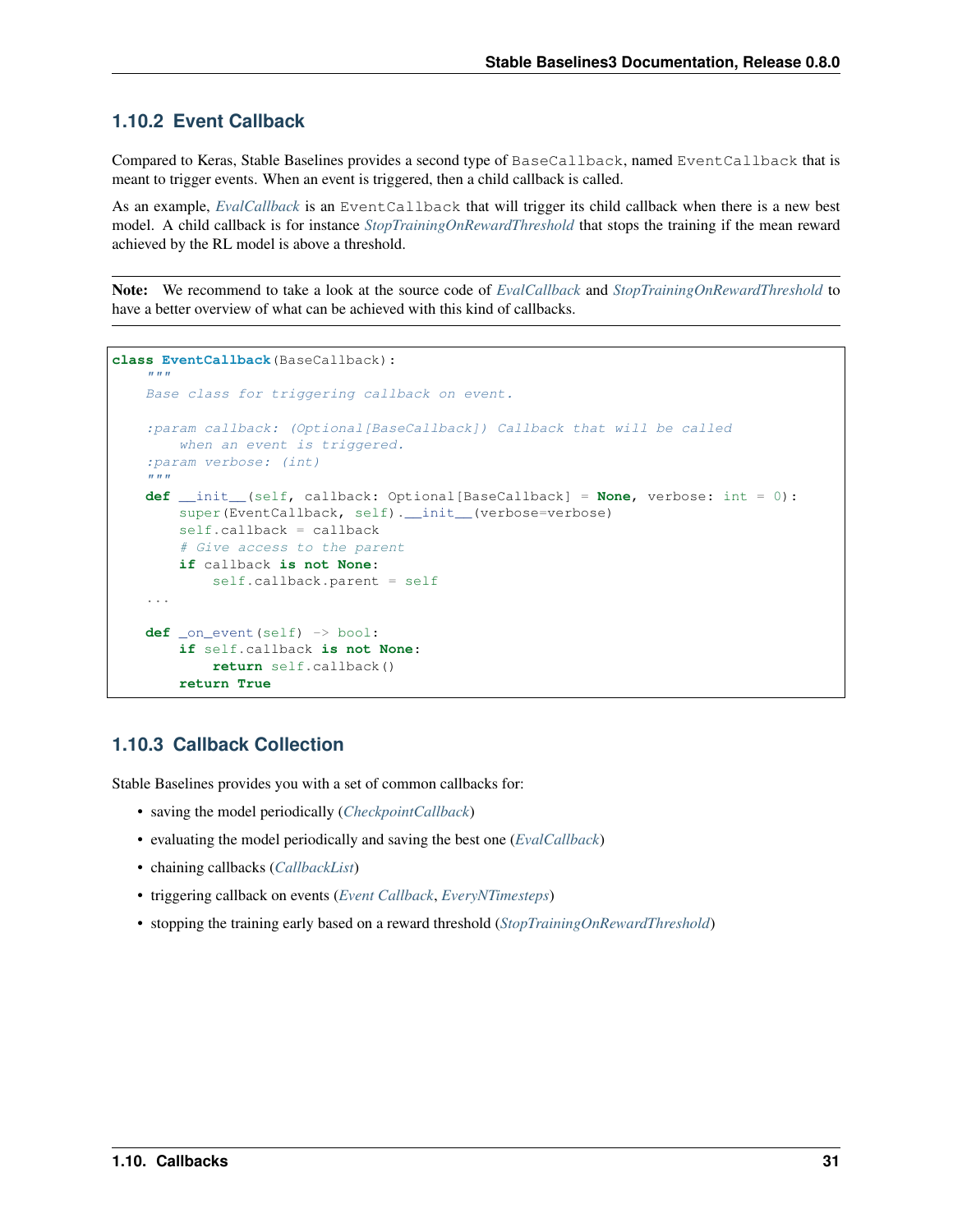### 1.10.2 Event Callback

Compared to Keras, Stable Baselines provides a second type of `BaseCallback`, named `EventCallback` that is meant to trigger events. When an event is triggered, then a child callback is called.

As an example, *EvalCallback* is an `EventCallback` that will trigger its child callback when there is a new best model. A child callback is for instance *StopTrainingOnRewardThreshold* that stops the training if the mean reward achieved by the RL model is above a threshold.

**Note:** We recommend to take a look at the source code of *EvalCallback* and *StopTrainingOnRewardThreshold* to have a better overview of what can be achieved with this kind of callbacks.

```python
class EventCallback(BaseCallback):
    """
    Base class for triggering callback on event.

    :param callback: (Optional[BaseCallback]) Callback that will be called
        when an event is triggered.
    :param verbose: (int)
    """
    def __init__(self, callback: Optional[BaseCallback] = None, verbose: int = 0):
        super(EventCallback, self).__init__(verbose=verbose)
        self.callback = callback
        # Give access to the parent
        if callback is not None:
            self.callback.parent = self
    ...

    def _on_event(self) -> bool:
        if self.callback is not None:
            return self.callback()
        return True
```

### 1.10.3 Callback Collection

Stable Baselines provides you with a set of common callbacks for:

- saving the model periodically (*CheckpointCallback*)
- evaluating the model periodically and saving the best one (*EvalCallback*)
- chaining callbacks (*CallbackList*)
- triggering callback on events (*Event Callback*, *EveryNTimesteps*)
- stopping the training early based on a reward threshold (*StopTrainingOnRewardThreshold*)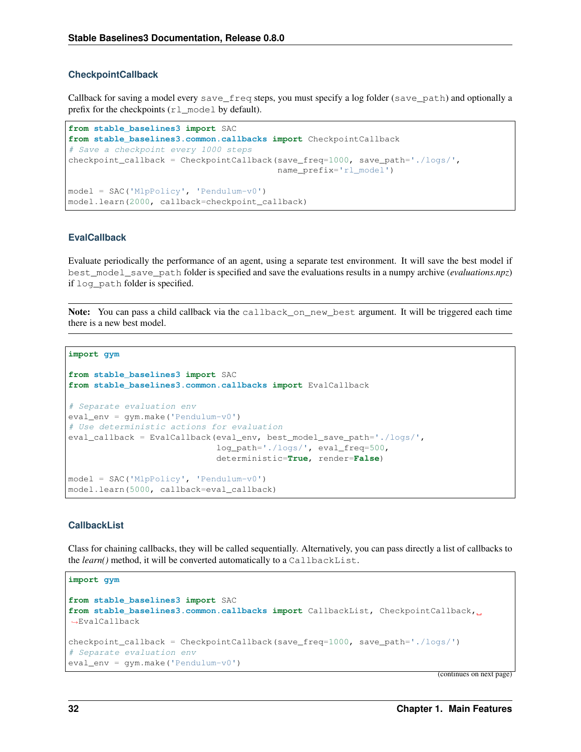### CheckpointCallback

Callback for saving a model every `save_freq` steps, you must specify a log folder (`save_path`) and optionally a prefix for the checkpoints (`rl_model` by default).

```
from stable_baselines3 import SAC
from stable_baselines3.common.callbacks import CheckpointCallback
# Save a checkpoint every 1000 steps
checkpoint_callback = CheckpointCallback(save_freq=1000, save_path='./logs/',
                                         name_prefix='rl_model')

model = SAC('MlpPolicy', 'Pendulum-v0')
model.learn(2000, callback=checkpoint_callback)
```

### EvalCallback

Evaluate periodically the performance of an agent, using a separate test environment. It will save the best model if `best_model_save_path` folder is specified and save the evaluations results in a numpy archive (*evaluations.npz*) if `log_path` folder is specified.

**Note:** You can pass a child callback via the `callback_on_new_best` argument. It will be triggered each time there is a new best model.

```
import gym

from stable_baselines3 import SAC
from stable_baselines3.common.callbacks import EvalCallback

# Separate evaluation env
eval_env = gym.make('Pendulum-v0')
# Use deterministic actions for evaluation
eval_callback = EvalCallback(eval_env, best_model_save_path='./logs/',
                             log_path='./logs/', eval_freq=500,
                             deterministic=True, render=False)

model = SAC('MlpPolicy', 'Pendulum-v0')
model.learn(5000, callback=eval_callback)
```

### CallbackList

Class for chaining callbacks, they will be called sequentially. Alternatively, you can pass directly a list of callbacks to the *learn()* method, it will be converted automatically to a `CallbackList`.

```
import gym

from stable_baselines3 import SAC
from stable_baselines3.common.callbacks import CallbackList, CheckpointCallback,
↪EvalCallback

checkpoint_callback = CheckpointCallback(save_freq=1000, save_path='./logs/')
# Separate evaluation env
eval_env = gym.make('Pendulum-v0')
```

(continues on next page)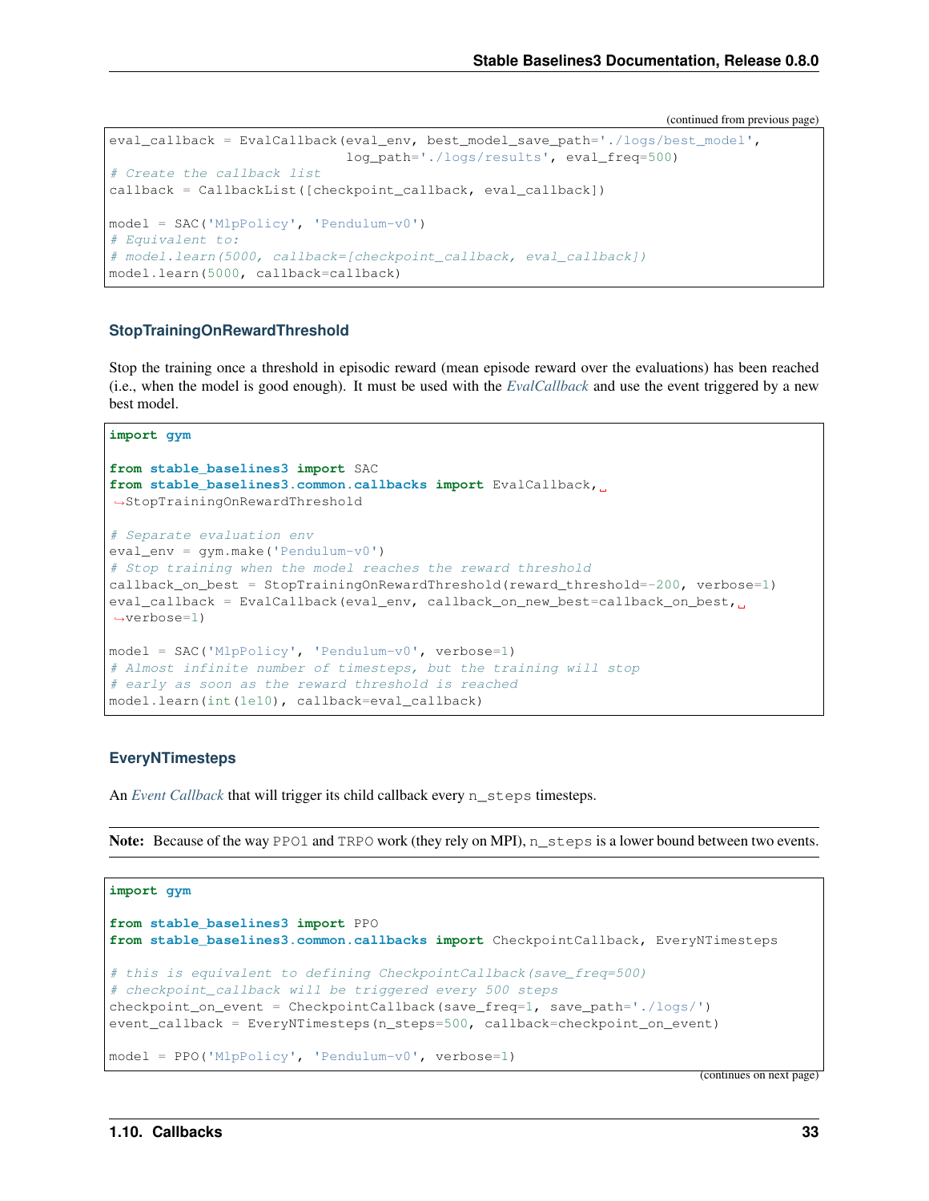(continued from previous page)

```
eval_callback = EvalCallback(eval_env, best_model_save_path='./logs/best_model',
                             log_path='./logs/results', eval_freq=500)
# Create the callback list
callback = CallbackList([checkpoint_callback, eval_callback])

model = SAC('MlpPolicy', 'Pendulum-v0')
# Equivalent to:
# model.learn(5000, callback=[checkpoint_callback, eval_callback])
model.learn(5000, callback=callback)
```

### StopTrainingOnRewardThreshold

Stop the training once a threshold in episodic reward (mean episode reward over the evaluations) has been reached (i.e., when the model is good enough). It must be used with the *EvalCallback* and use the event triggered by a new best model.

```
import gym

from stable_baselines3 import SAC
from stable_baselines3.common.callbacks import EvalCallback, StopTrainingOnRewardThreshold

# Separate evaluation env
eval_env = gym.make('Pendulum-v0')
# Stop training when the model reaches the reward threshold
callback_on_best = StopTrainingOnRewardThreshold(reward_threshold=-200, verbose=1)
eval_callback = EvalCallback(eval_env, callback_on_new_best=callback_on_best, verbose=1)

model = SAC('MlpPolicy', 'Pendulum-v0', verbose=1)
# Almost infinite number of timesteps, but the training will stop
# early as soon as the reward threshold is reached
model.learn(int(1e10), callback=eval_callback)
```

### EveryNTimesteps

An *Event Callback* that will trigger its child callback every `n_steps` timesteps.

**Note:** Because of the way `PPO1` and `TRPO` work (they rely on MPI), `n_steps` is a lower bound between two events.

```
import gym

from stable_baselines3 import PPO
from stable_baselines3.common.callbacks import CheckpointCallback, EveryNTimesteps

# this is equivalent to defining CheckpointCallback(save_freq=500)
# checkpoint_callback will be triggered every 500 steps
checkpoint_on_event = CheckpointCallback(save_freq=1, save_path='./logs/')
event_callback = EveryNTimesteps(n_steps=500, callback=checkpoint_on_event)

model = PPO('MlpPolicy', 'Pendulum-v0', verbose=1)
```

(continues on next page)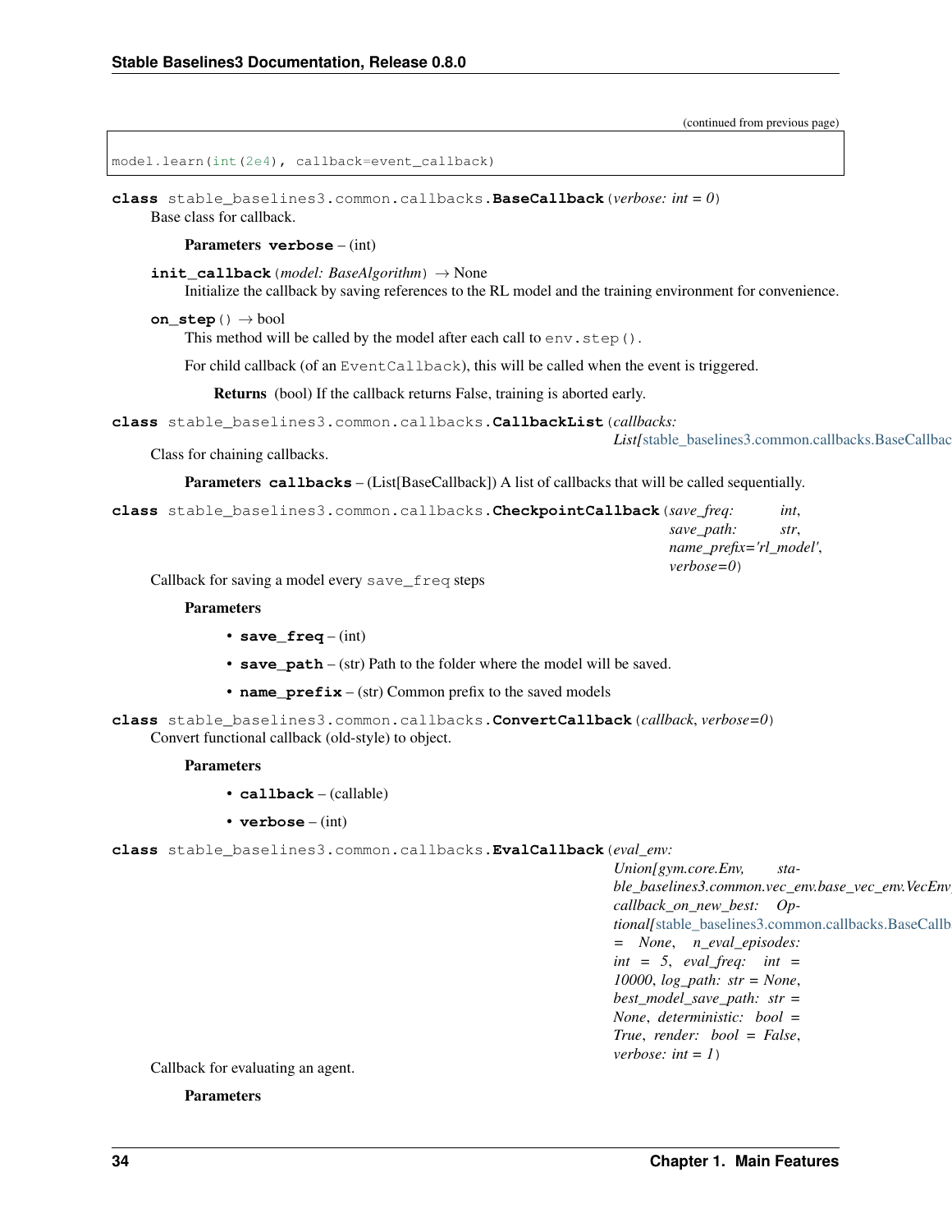```
model.learn(int(2e4), callback=event_callback)
```

**class** stable_baselines3.common.callbacks.**BaseCallback**(*verbose: int = 0*)

Base class for callback.

**Parameters** **verbose** – (int)

**init_callback**(*model: BaseAlgorithm*) → None

Initialize the callback by saving references to the RL model and the training environment for convenience.

**on_step**() → bool

This method will be called by the model after each call to `env.step()`.

For child callback (of an `EventCallback`), this will be called when the event is triggered.

**Returns** (bool) If the callback returns False, training is aborted early.

**class** stable_baselines3.common.callbacks.**CallbackList**(*callbacks: List[stable_baselines3.common.callbacks.BaseCallbac*

Class for chaining callbacks.

**Parameters** **callbacks** – (List[BaseCallback]) A list of callbacks that will be called sequentially.

**class** stable_baselines3.common.callbacks.**CheckpointCallback**(*save_freq: int, save_path: str, name_prefix='rl_model', verbose=0*)

Callback for saving a model every `save_freq` steps

**Parameters**

- **save_freq** – (int)
- **save_path** – (str) Path to the folder where the model will be saved.
- **name_prefix** – (str) Common prefix to the saved models

**class** stable_baselines3.common.callbacks.**ConvertCallback**(*callback, verbose=0*)

Convert functional callback (old-style) to object.

**Parameters**

- **callback** – (callable)
- **verbose** – (int)

**class** stable_baselines3.common.callbacks.**EvalCallback**(*eval_env: Union[gym.core.Env, stable_baselines3.common.vec_env.base_vec_env.VecEnv callback_on_new_best: Optional[stable_baselines3.common.callbacks.BaseCallb = None, n_eval_episodes: int = 5, eval_freq: int = 10000, log_path: str = None, best_model_save_path: str = None, deterministic: bool = True, render: bool = False, verbose: int = 1*)

Callback for evaluating an agent.

**Parameters**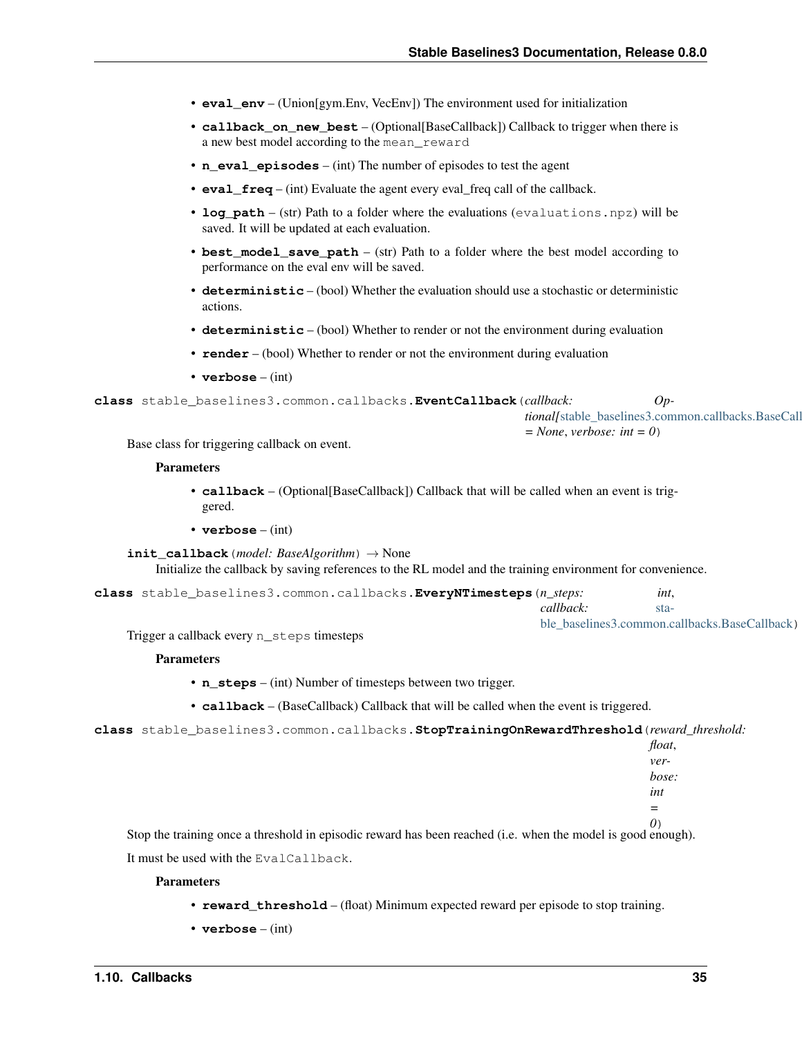- **eval_env** – (Union[gym.Env, VecEnv]) The environment used for initialization
- **callback_on_new_best** – (Optional[BaseCallback]) Callback to trigger when there is a new best model according to the `mean_reward`
- **n_eval_episodes** – (int) The number of episodes to test the agent
- **eval_freq** – (int) Evaluate the agent every eval_freq call of the callback.
- **log_path** – (str) Path to a folder where the evaluations (`evaluations.npz`) will be saved. It will be updated at each evaluation.
- **best_model_save_path** – (str) Path to a folder where the best model according to performance on the eval env will be saved.
- **deterministic** – (bool) Whether the evaluation should use a stochastic or deterministic actions.
- **deterministic** – (bool) Whether to render or not the environment during evaluation
- **render** – (bool) Whether to render or not the environment during evaluation
- **verbose** – (int)

**class** stable_baselines3.common.callbacks.**EventCallback**(*callback: Optional[stable_baselines3.common.callbacks.BaseCallback] = None*, *verbose: int = 0*)

Base class for triggering callback on event.

**Parameters**

- **callback** – (Optional[BaseCallback]) Callback that will be called when an event is triggered.
- **verbose** – (int)

**init_callback**(*model: BaseAlgorithm*) → None

Initialize the callback by saving references to the RL model and the training environment for convenience.

**class** stable_baselines3.common.callbacks.**EveryNTimesteps**(*n_steps: int*, *callback: stable_baselines3.common.callbacks.BaseCallback*)

Trigger a callback every `n_steps` timesteps

**Parameters**

- **n_steps** – (int) Number of timesteps between two trigger.
- **callback** – (BaseCallback) Callback that will be called when the event is triggered.

**class** stable_baselines3.common.callbacks.**StopTrainingOnRewardThreshold**(*reward_threshold: float*, *verbose: int = 0*)

Stop the training once a threshold in episodic reward has been reached (i.e. when the model is good enough).

It must be used with the `EvalCallback`.

**Parameters**

- **reward_threshold** – (float) Minimum expected reward per episode to stop training.
- **verbose** – (int)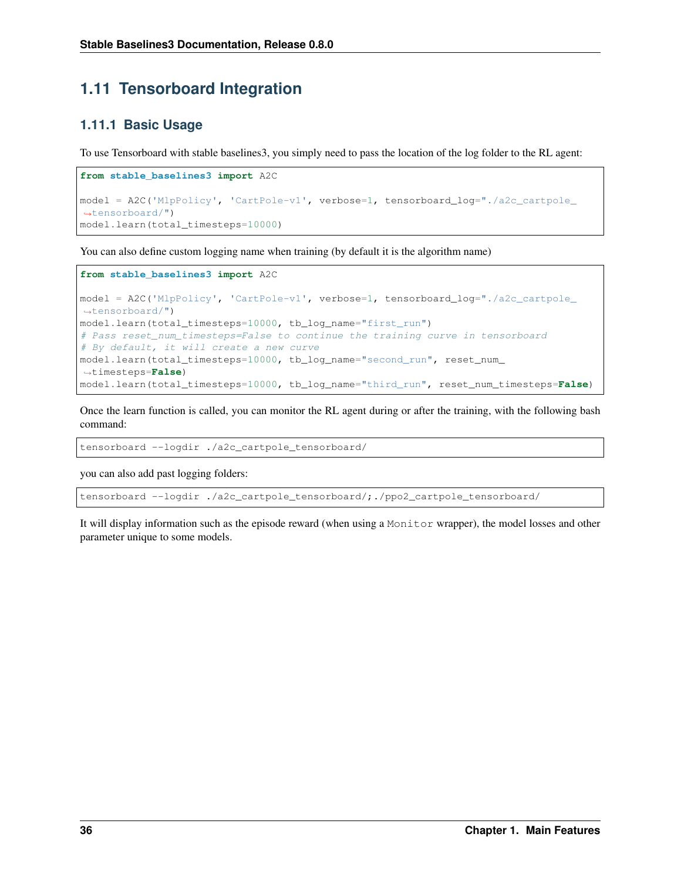## 1.11 Tensorboard Integration

### 1.11.1 Basic Usage

To use Tensorboard with stable baselines3, you simply need to pass the location of the log folder to the RL agent:

```
from stable_baselines3 import A2C

model = A2C('MlpPolicy', 'CartPole-v1', verbose=1, tensorboard_log="./a2c_cartpole_tensorboard/")
model.learn(total_timesteps=10000)
```

You can also define custom logging name when training (by default it is the algorithm name)

```
from stable_baselines3 import A2C

model = A2C('MlpPolicy', 'CartPole-v1', verbose=1, tensorboard_log="./a2c_cartpole_tensorboard/")
model.learn(total_timesteps=10000, tb_log_name="first_run")
# Pass reset_num_timesteps=False to continue the training curve in tensorboard
# By default, it will create a new curve
model.learn(total_timesteps=10000, tb_log_name="second_run", reset_num_timesteps=False)
model.learn(total_timesteps=10000, tb_log_name="third_run", reset_num_timesteps=False)
```

Once the learn function is called, you can monitor the RL agent during or after the training, with the following bash command:

```
tensorboard --logdir ./a2c_cartpole_tensorboard/
```

you can also add past logging folders:

```
tensorboard --logdir ./a2c_cartpole_tensorboard/;./ppo2_cartpole_tensorboard/
```

It will display information such as the episode reward (when using a `Monitor` wrapper), the model losses and other parameter unique to some models.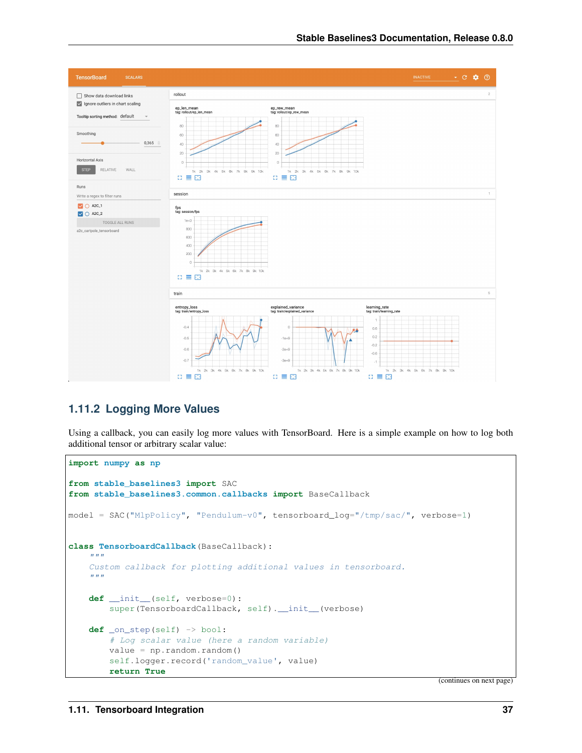### 1.11.2 Logging More Values

Using a callback, you can easily log more values with TensorBoard. Here is a simple example on how to log both additional tensor or arbitrary scalar value:

```python
import numpy as np

from stable_baselines3 import SAC
from stable_baselines3.common.callbacks import BaseCallback

model = SAC("MlpPolicy", "Pendulum-v0", tensorboard_log="/tmp/sac/", verbose=1)


class TensorboardCallback(BaseCallback):
    """
    Custom callback for plotting additional values in tensorboard.
    """

    def __init__(self, verbose=0):
        super(TensorboardCallback, self).__init__(verbose)

    def _on_step(self) -> bool:
        # Log scalar value (here a random variable)
        value = np.random.random()
        self.logger.record('random_value', value)
        return True
```

(continues on next page)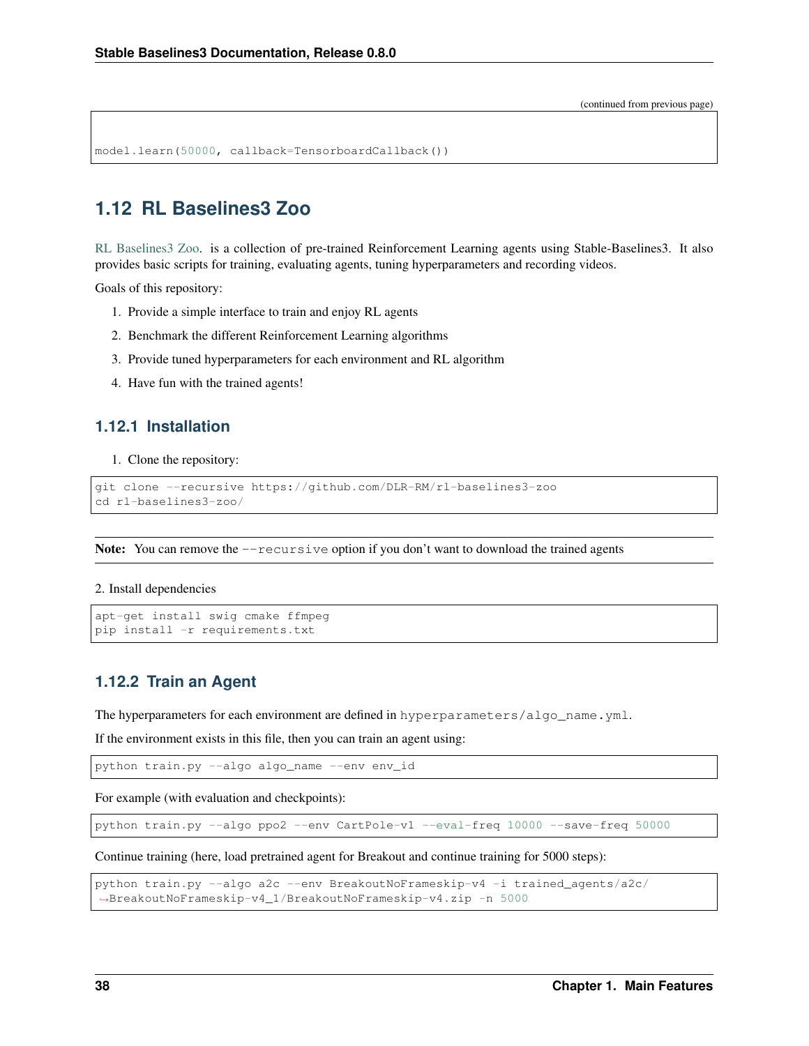(continued from previous page)

```
model.learn(50000, callback=TensorboardCallback())
```

## 1.12 RL Baselines3 Zoo

RL Baselines3 Zoo. is a collection of pre-trained Reinforcement Learning agents using Stable-Baselines3. It also provides basic scripts for training, evaluating agents, tuning hyperparameters and recording videos.

Goals of this repository:

1. Provide a simple interface to train and enjoy RL agents
2. Benchmark the different Reinforcement Learning algorithms
3. Provide tuned hyperparameters for each environment and RL algorithm
4. Have fun with the trained agents!

### 1.12.1 Installation

1. Clone the repository:

```
git clone --recursive https://github.com/DLR-RM/rl-baselines3-zoo
cd rl-baselines3-zoo/
```

**Note:** You can remove the `--recursive` option if you don't want to download the trained agents

2. Install dependencies

```
apt-get install swig cmake ffmpeg
pip install -r requirements.txt
```

### 1.12.2 Train an Agent

The hyperparameters for each environment are defined in `hyperparameters/algo_name.yml`.

If the environment exists in this file, then you can train an agent using:

```
python train.py --algo algo_name --env env_id
```

For example (with evaluation and checkpoints):

```
python train.py --algo ppo2 --env CartPole-v1 --eval-freq 10000 --save-freq 50000
```

Continue training (here, load pretrained agent for Breakout and continue training for 5000 steps):

```
python train.py --algo a2c --env BreakoutNoFrameskip-v4 -i trained_agents/a2c/
↪BreakoutNoFrameskip-v4_1/BreakoutNoFrameskip-v4.zip -n 5000
```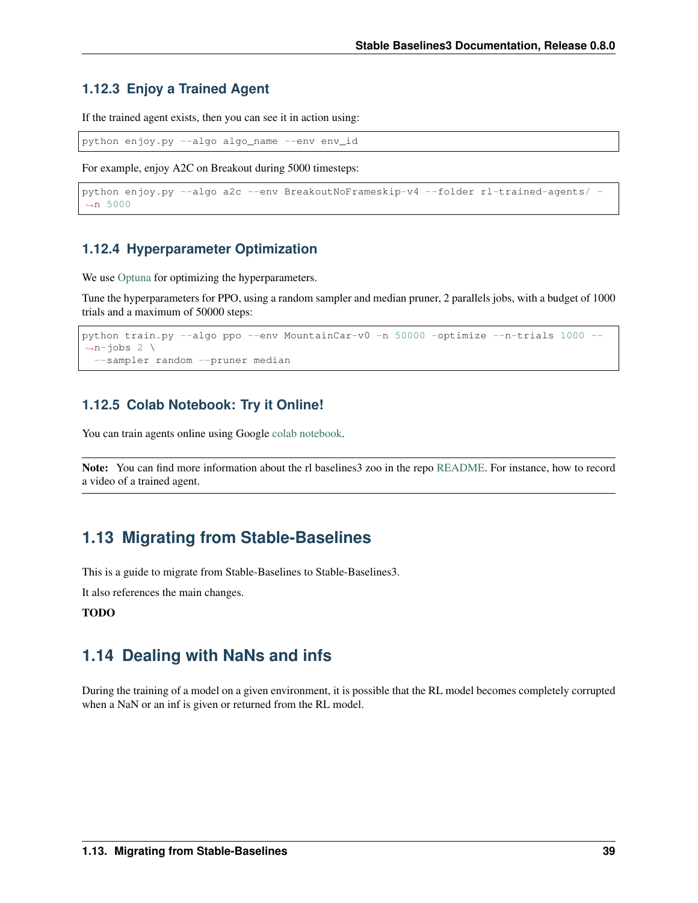### 1.12.3 Enjoy a Trained Agent

If the trained agent exists, then you can see it in action using:

```
python enjoy.py --algo algo_name --env env_id
```

For example, enjoy A2C on Breakout during 5000 timesteps:

```
python enjoy.py --algo a2c --env BreakoutNoFrameskip-v4 --folder rl-trained-agents/ -n 5000
```

### 1.12.4 Hyperparameter Optimization

We use Optuna for optimizing the hyperparameters.

Tune the hyperparameters for PPO, using a random sampler and median pruner, 2 parallels jobs, with a budget of 1000 trials and a maximum of 50000 steps:

```
python train.py --algo ppo --env MountainCar-v0 -n 50000 -optimize --n-trials 1000 --n-jobs 2 \
  --sampler random --pruner median
```

### 1.12.5 Colab Notebook: Try it Online!

You can train agents online using Google colab notebook.

**Note:** You can find more information about the rl baselines3 zoo in the repo README. For instance, how to record a video of a trained agent.

## 1.13 Migrating from Stable-Baselines

This is a guide to migrate from Stable-Baselines to Stable-Baselines3.

It also references the main changes.

**TODO**

## 1.14 Dealing with NaNs and infs

During the training of a model on a given environment, it is possible that the RL model becomes completely corrupted when a NaN or an inf is given or returned from the RL model.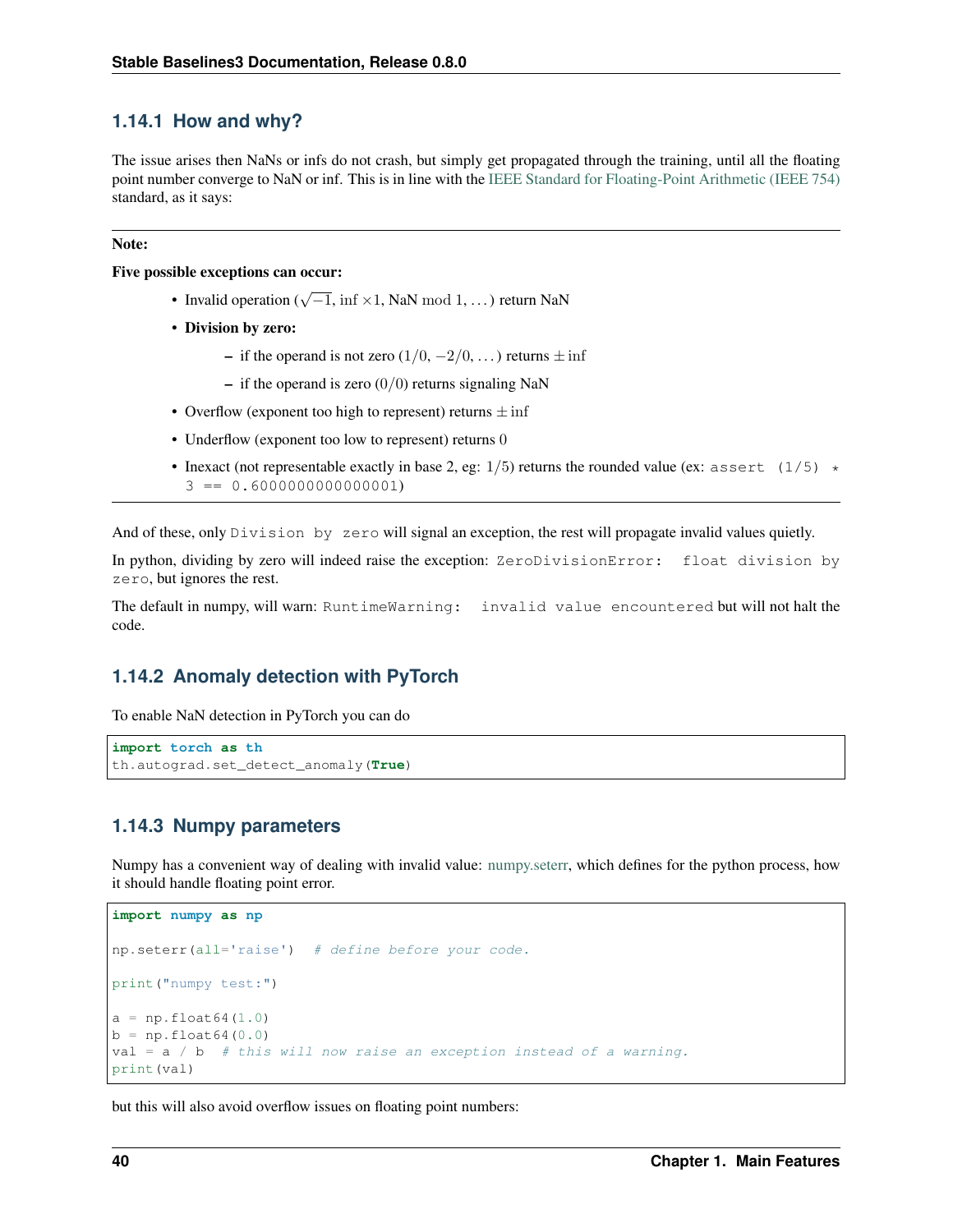### 1.14.1 How and why?

The issue arises then NaNs or infs do not crash, but simply get propagated through the training, until all the floating point number converge to NaN or inf. This is in line with the IEEE Standard for Floating-Point Arithmetic (IEEE 754) standard, as it says:

---

**Note:**

**Five possible exceptions can occur:**

- Invalid operation ($\sqrt{-1}$, inf $\times 1$, NaN $\bmod 1$, ...) return NaN
- **Division by zero:**
  - if the operand is not zero ($1/0$, $-2/0$, ...) returns $\pm$inf
  - if the operand is zero ($0/0$) returns signaling NaN
- Overflow (exponent too high to represent) returns $\pm$inf
- Underflow (exponent too low to represent) returns $0$
- Inexact (not representable exactly in base 2, eg: $1/5$) returns the rounded value (ex: `assert (1/5) * 3 == 0.6000000000000001`)

---

And of these, only `Division by zero` will signal an exception, the rest will propagate invalid values quietly.

In python, dividing by zero will indeed raise the exception: `ZeroDivisionError: float division by zero`, but ignores the rest.

The default in numpy, will warn: `RuntimeWarning: invalid value encountered` but will not halt the code.

### 1.14.2 Anomaly detection with PyTorch

To enable NaN detection in PyTorch you can do

```
import torch as th
th.autograd.set_detect_anomaly(True)
```

### 1.14.3 Numpy parameters

Numpy has a convenient way of dealing with invalid value: numpy.seterr, which defines for the python process, how it should handle floating point error.

```
import numpy as np

np.seterr(all='raise')  # define before your code.

print("numpy test:")

a = np.float64(1.0)
b = np.float64(0.0)
val = a / b  # this will now raise an exception instead of a warning.
print(val)
```

but this will also avoid overflow issues on floating point numbers: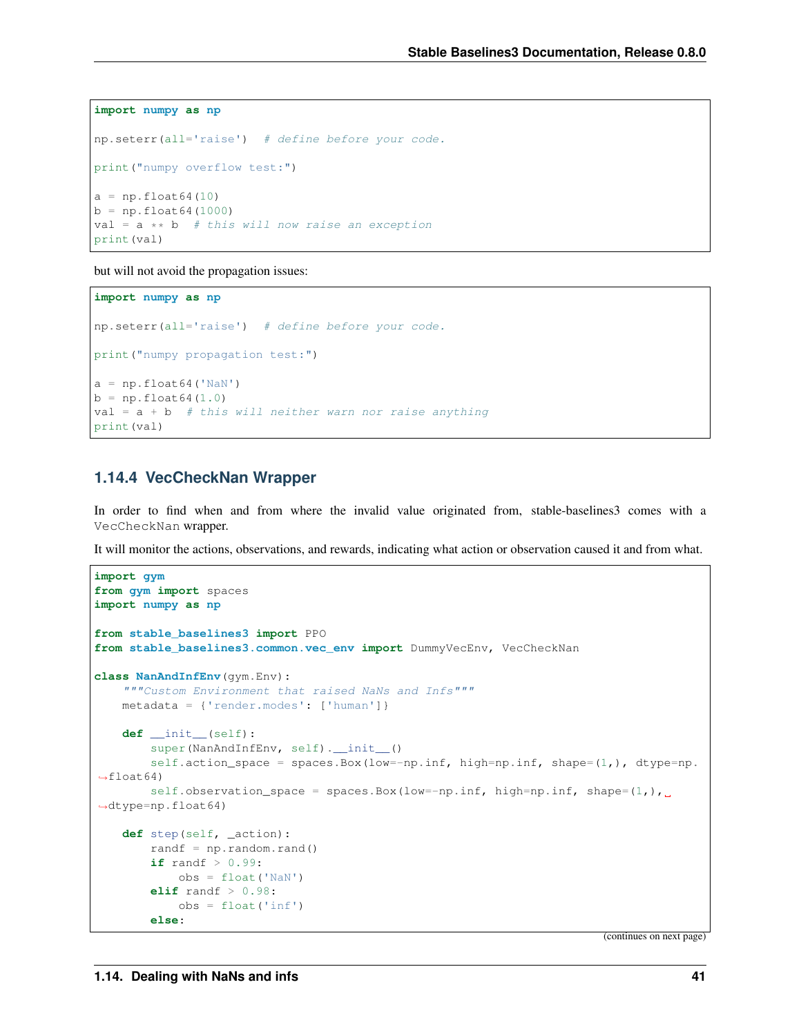```python
import numpy as np

np.seterr(all='raise')  # define before your code.

print("numpy overflow test:")

a = np.float64(10)
b = np.float64(1000)
val = a ** b  # this will now raise an exception
print(val)
```

but will not avoid the propagation issues:

```python
import numpy as np

np.seterr(all='raise')  # define before your code.

print("numpy propagation test:")

a = np.float64('NaN')
b = np.float64(1.0)
val = a + b  # this will neither warn nor raise anything
print(val)
```

### 1.14.4 VecCheckNan Wrapper

In order to find when and from where the invalid value originated from, stable-baselines3 comes with a `VecCheckNan` wrapper.

It will monitor the actions, observations, and rewards, indicating what action or observation caused it and from what.

```python
import gym
from gym import spaces
import numpy as np

from stable_baselines3 import PPO
from stable_baselines3.common.vec_env import DummyVecEnv, VecCheckNan

class NanAndInfEnv(gym.Env):
    """Custom Environment that raised NaNs and Infs"""
    metadata = {'render.modes': ['human']}

    def __init__(self):
        super(NanAndInfEnv, self).__init__()
        self.action_space = spaces.Box(low=-np.inf, high=np.inf, shape=(1,), dtype=np.float64)
        self.observation_space = spaces.Box(low=-np.inf, high=np.inf, shape=(1,), dtype=np.float64)

    def step(self, _action):
        randf = np.random.rand()
        if randf > 0.99:
            obs = float('NaN')
        elif randf > 0.98:
            obs = float('inf')
        else:
```

(continues on next page)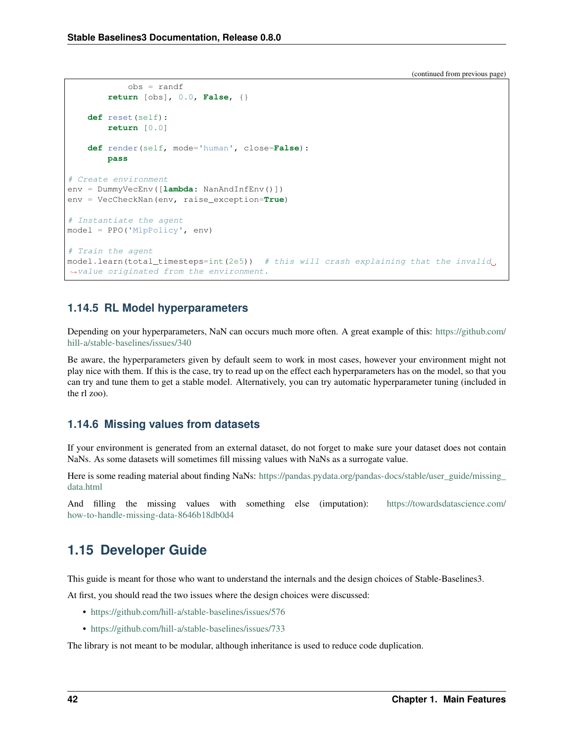(continued from previous page)

```
            obs = randf
        return [obs], 0.0, False, {}

    def reset(self):
        return [0.0]

    def render(self, mode='human', close=False):
        pass

# Create environment
env = DummyVecEnv([lambda: NanAndInfEnv()])
env = VecCheckNan(env, raise_exception=True)

# Instantiate the agent
model = PPO('MlpPolicy', env)

# Train the agent
model.learn(total_timesteps=int(2e5))  # this will crash explaining that the invalid value originated from the environment.
```

### 1.14.5 RL Model hyperparameters

Depending on your hyperparameters, NaN can occurs much more often. A great example of this: https://github.com/hill-a/stable-baselines/issues/340

Be aware, the hyperparameters given by default seem to work in most cases, however your environment might not play nice with them. If this is the case, try to read up on the effect each hyperparameters has on the model, so that you can try and tune them to get a stable model. Alternatively, you can try automatic hyperparameter tuning (included in the rl zoo).

### 1.14.6 Missing values from datasets

If your environment is generated from an external dataset, do not forget to make sure your dataset does not contain NaNs. As some datasets will sometimes fill missing values with NaNs as a surrogate value.

Here is some reading material about finding NaNs: https://pandas.pydata.org/pandas-docs/stable/user_guide/missing_data.html

And filling the missing values with something else (imputation): https://towardsdatascience.com/how-to-handle-missing-data-8646b18db0d4

## 1.15 Developer Guide

This guide is meant for those who want to understand the internals and the design choices of Stable-Baselines3.

At first, you should read the two issues where the design choices were discussed:

- https://github.com/hill-a/stable-baselines/issues/576
- https://github.com/hill-a/stable-baselines/issues/733

The library is not meant to be modular, although inheritance is used to reduce code duplication.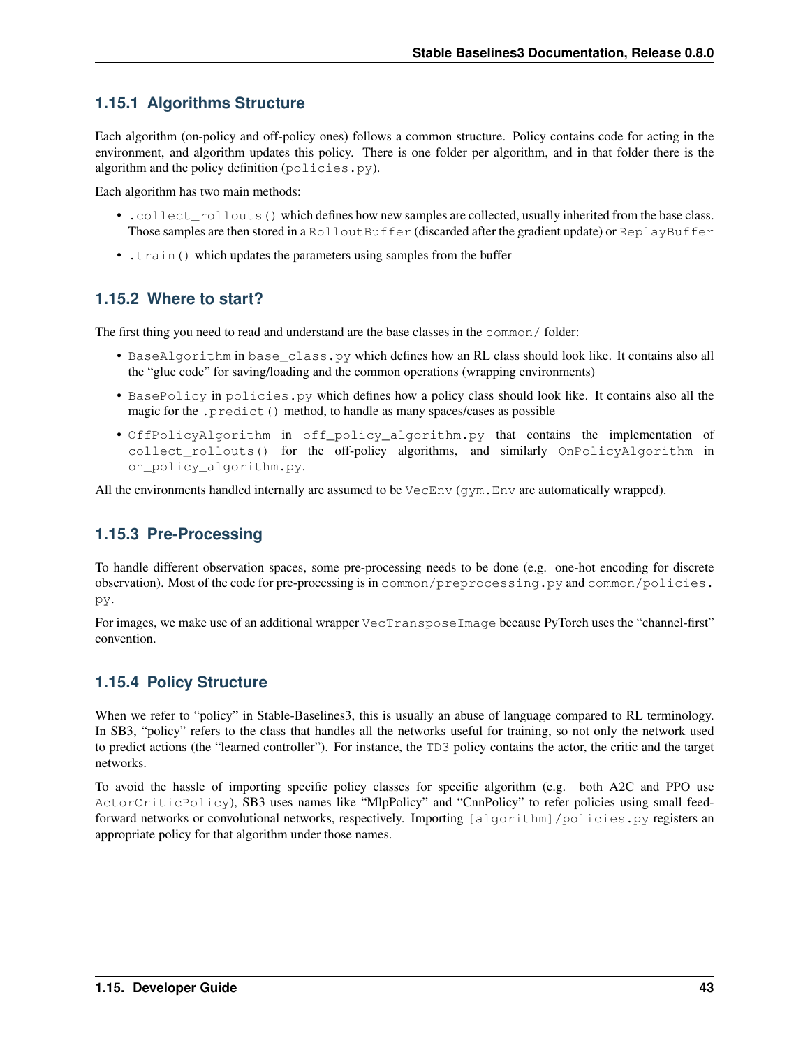### 1.15.1 Algorithms Structure

Each algorithm (on-policy and off-policy ones) follows a common structure. Policy contains code for acting in the environment, and algorithm updates this policy. There is one folder per algorithm, and in that folder there is the algorithm and the policy definition (`policies.py`).

Each algorithm has two main methods:

- `.collect_rollouts()` which defines how new samples are collected, usually inherited from the base class. Those samples are then stored in a `RolloutBuffer` (discarded after the gradient update) or `ReplayBuffer`
- `.train()` which updates the parameters using samples from the buffer

### 1.15.2 Where to start?

The first thing you need to read and understand are the base classes in the `common/` folder:

- `BaseAlgorithm` in `base_class.py` which defines how an RL class should look like. It contains also all the "glue code" for saving/loading and the common operations (wrapping environments)
- `BasePolicy` in `policies.py` which defines how a policy class should look like. It contains also all the magic for the `.predict()` method, to handle as many spaces/cases as possible
- `OffPolicyAlgorithm` in `off_policy_algorithm.py` that contains the implementation of `collect_rollouts()` for the off-policy algorithms, and similarly `OnPolicyAlgorithm` in `on_policy_algorithm.py`.

All the environments handled internally are assumed to be `VecEnv` (`gym.Env` are automatically wrapped).

### 1.15.3 Pre-Processing

To handle different observation spaces, some pre-processing needs to be done (e.g. one-hot encoding for discrete observation). Most of the code for pre-processing is in `common/preprocessing.py` and `common/policies.py`.

For images, we make use of an additional wrapper `VecTransposeImage` because PyTorch uses the "channel-first" convention.

### 1.15.4 Policy Structure

When we refer to "policy" in Stable-Baselines3, this is usually an abuse of language compared to RL terminology. In SB3, "policy" refers to the class that handles all the networks useful for training, so not only the network used to predict actions (the "learned controller"). For instance, the `TD3` policy contains the actor, the critic and the target networks.

To avoid the hassle of importing specific policy classes for specific algorithm (e.g. both A2C and PPO use `ActorCriticPolicy`), SB3 uses names like "MlpPolicy" and "CnnPolicy" to refer policies using small feed-forward networks or convolutional networks, respectively. Importing `[algorithm]/policies.py` registers an appropriate policy for that algorithm under those names.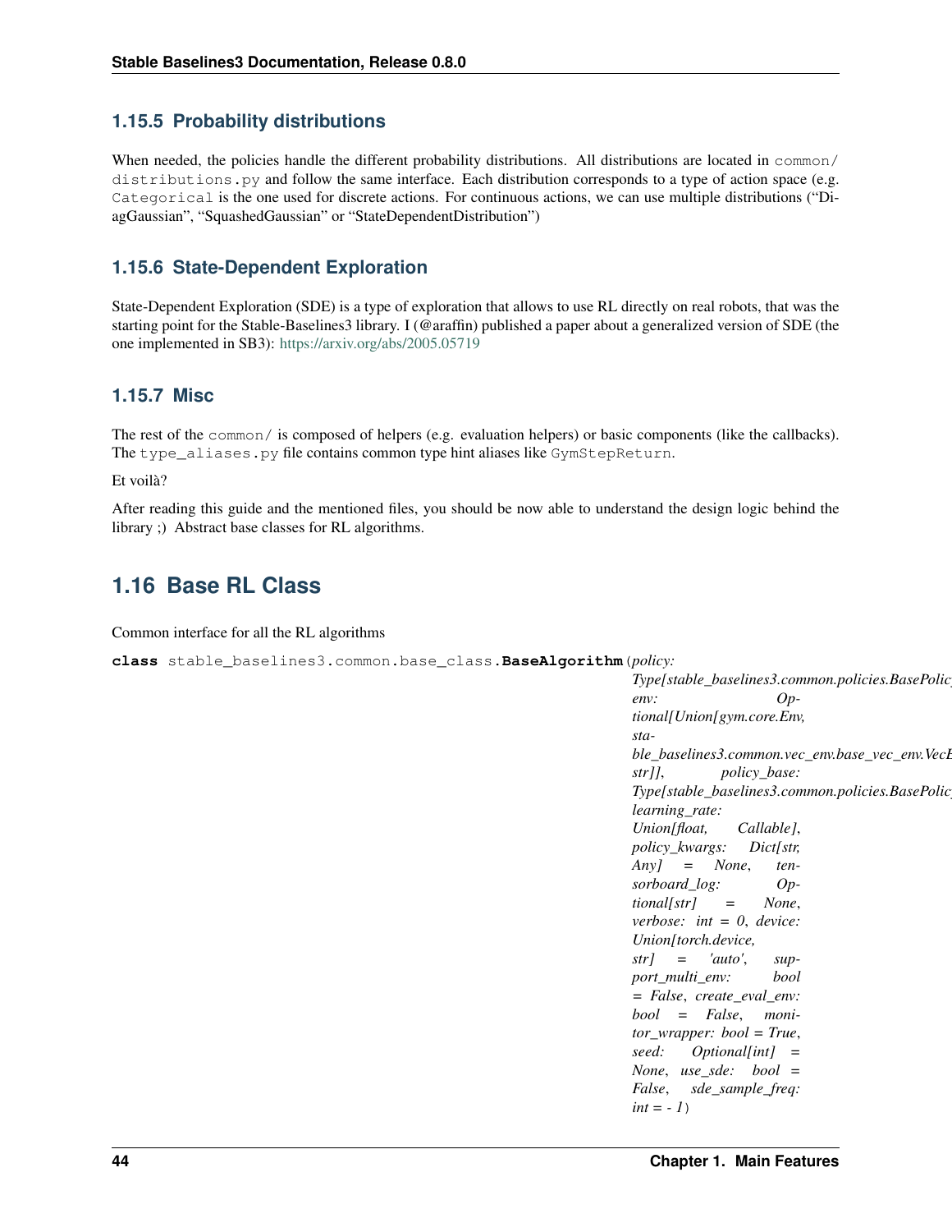### 1.15.5 Probability distributions

When needed, the policies handle the different probability distributions. All distributions are located in `common/distributions.py` and follow the same interface. Each distribution corresponds to a type of action space (e.g. `Categorical` is the one used for discrete actions. For continuous actions, we can use multiple distributions ("DiagGaussian", "SquashedGaussian" or "StateDependentDistribution")

### 1.15.6 State-Dependent Exploration

State-Dependent Exploration (SDE) is a type of exploration that allows to use RL directly on real robots, that was the starting point for the Stable-Baselines3 library. I (@araffin) published a paper about a generalized version of SDE (the one implemented in SB3): https://arxiv.org/abs/2005.05719

### 1.15.7 Misc

The rest of the `common/` is composed of helpers (e.g. evaluation helpers) or basic components (like the callbacks). The `type_aliases.py` file contains common type hint aliases like `GymStepReturn`.

Et voilà?

After reading this guide and the mentioned files, you should be now able to understand the design logic behind the library ;) Abstract base classes for RL algorithms.

## 1.16 Base RL Class

Common interface for all the RL algorithms

**class** stable_baselines3.common.base_class.**BaseAlgorithm**(*policy: Type[stable_baselines3.common.policies.BasePolicy], env: Optional[Union[gym.core.Env, stable_baselines3.common.vec_env.base_vec_env.VecEnv, str]], policy_base: Type[stable_baselines3.common.policies.BasePolicy], learning_rate: Union[float, Callable], policy_kwargs: Dict[str, Any] = None, tensorboard_log: Optional[str] = None, verbose: int = 0, device: Union[torch.device, str] = 'auto', support_multi_env: bool = False, create_eval_env: bool = False, monitor_wrapper: bool = True, seed: Optional[int] = None, use_sde: bool = False, sde_sample_freq: int = - 1*)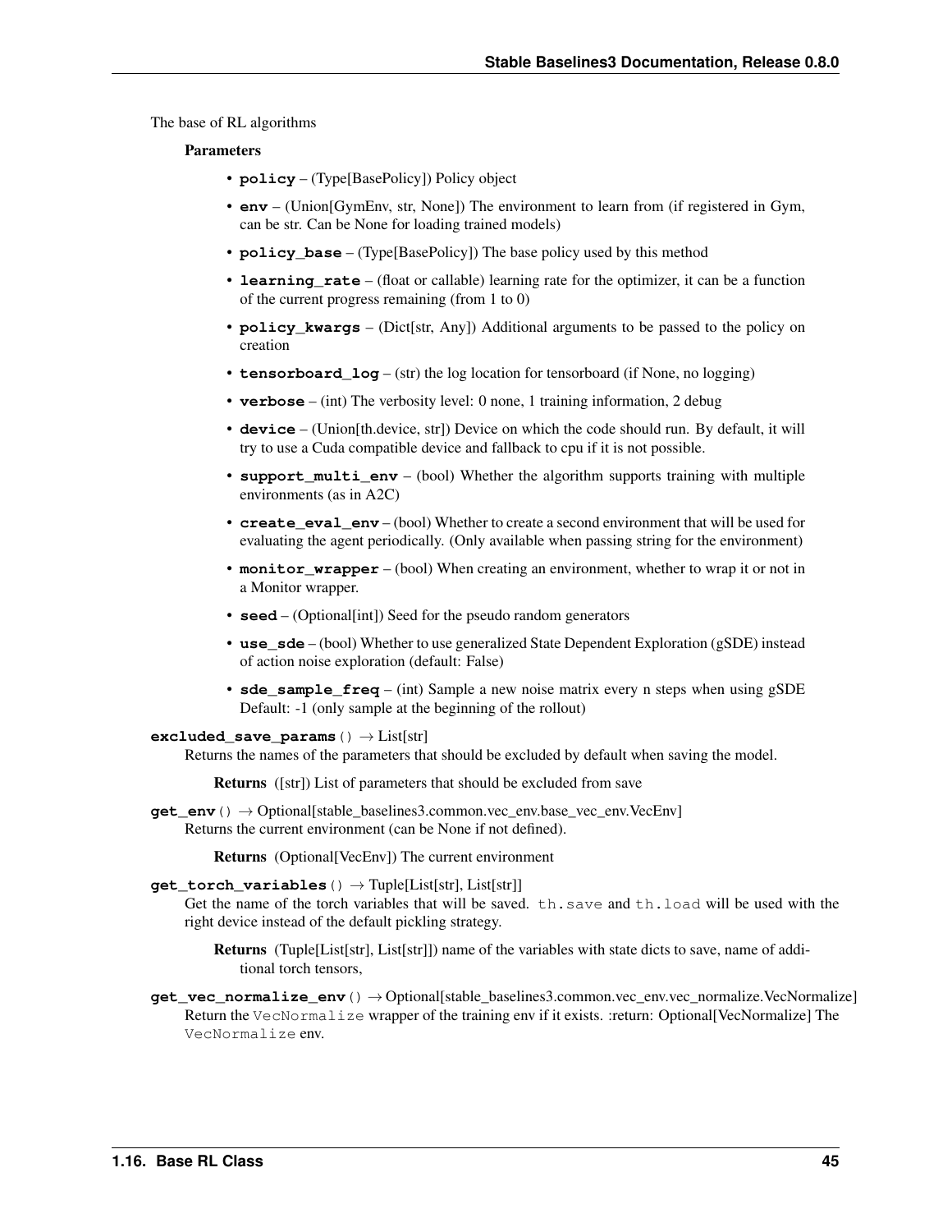The base of RL algorithms

**Parameters**

- **policy** – (Type[BasePolicy]) Policy object
- **env** – (Union[GymEnv, str, None]) The environment to learn from (if registered in Gym, can be str. Can be None for loading trained models)
- **policy_base** – (Type[BasePolicy]) The base policy used by this method
- **learning_rate** – (float or callable) learning rate for the optimizer, it can be a function of the current progress remaining (from 1 to 0)
- **policy_kwargs** – (Dict[str, Any]) Additional arguments to be passed to the policy on creation
- **tensorboard_log** – (str) the log location for tensorboard (if None, no logging)
- **verbose** – (int) The verbosity level: 0 none, 1 training information, 2 debug
- **device** – (Union[th.device, str]) Device on which the code should run. By default, it will try to use a Cuda compatible device and fallback to cpu if it is not possible.
- **support_multi_env** – (bool) Whether the algorithm supports training with multiple environments (as in A2C)
- **create_eval_env** – (bool) Whether to create a second environment that will be used for evaluating the agent periodically. (Only available when passing string for the environment)
- **monitor_wrapper** – (bool) When creating an environment, whether to wrap it or not in a Monitor wrapper.
- **seed** – (Optional[int]) Seed for the pseudo random generators
- **use_sde** – (bool) Whether to use generalized State Dependent Exploration (gSDE) instead of action noise exploration (default: False)
- **sde_sample_freq** – (int) Sample a new noise matrix every n steps when using gSDE Default: -1 (only sample at the beginning of the rollout)

**excluded_save_params**() → List[str]

Returns the names of the parameters that should be excluded by default when saving the model.

**Returns** ([str]) List of parameters that should be excluded from save

**get_env**() → Optional[stable_baselines3.common.vec_env.base_vec_env.VecEnv]

Returns the current environment (can be None if not defined).

**Returns** (Optional[VecEnv]) The current environment

**get_torch_variables**() → Tuple[List[str], List[str]]

Get the name of the torch variables that will be saved. `th.save` and `th.load` will be used with the right device instead of the default pickling strategy.

**Returns** (Tuple[List[str], List[str]]) name of the variables with state dicts to save, name of additional torch tensors,

**get_vec_normalize_env**() → Optional[stable_baselines3.common.vec_env.vec_normalize.VecNormalize]

Return the `VecNormalize` wrapper of the training env if it exists. :return: Optional[VecNormalize] The `VecNormalize` env.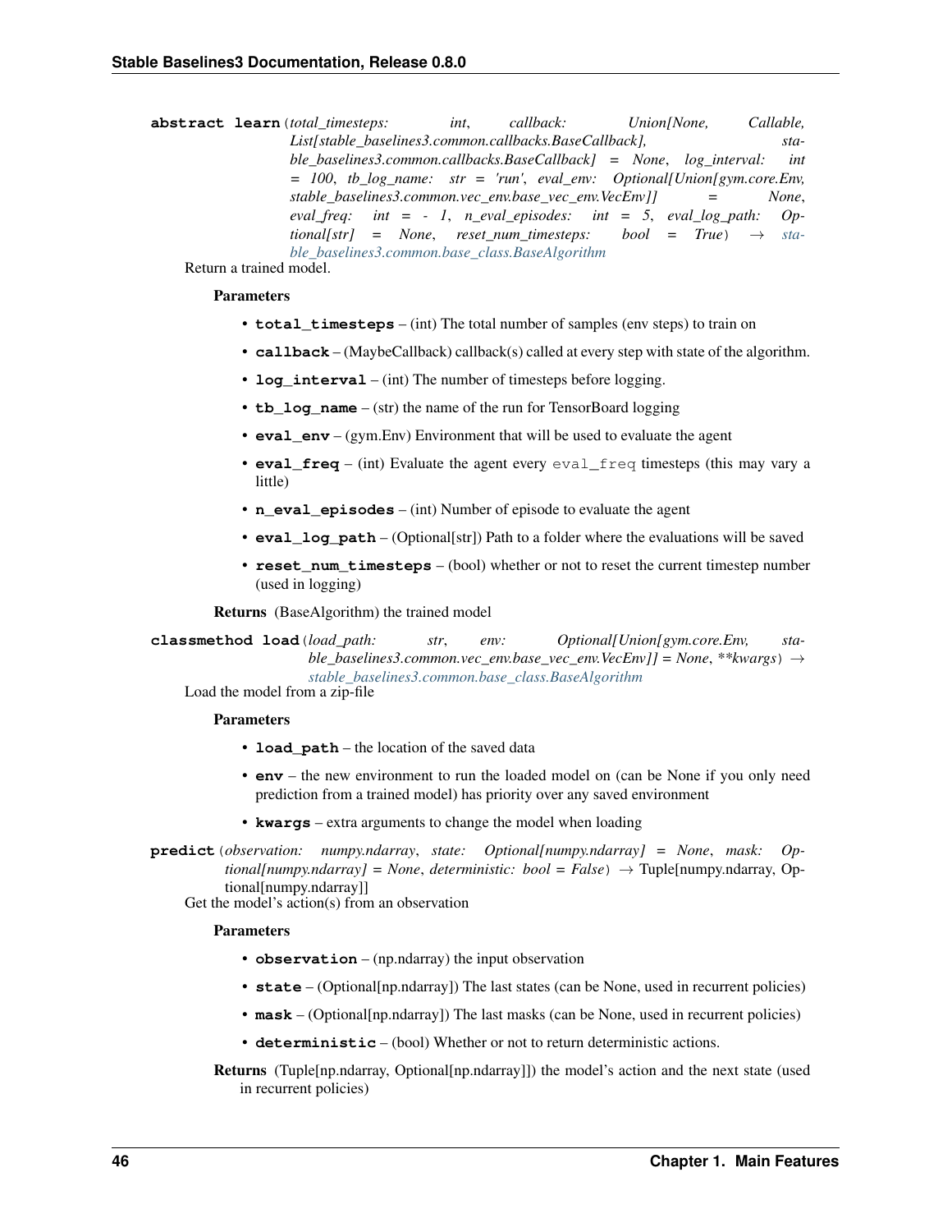**abstract learn**(*total_timesteps: int, callback: Union[None, Callable, List[stable_baselines3.common.callbacks.BaseCallback], stable_baselines3.common.callbacks.BaseCallback] = None, log_interval: int = 100, tb_log_name: str = 'run', eval_env: Optional[Union[gym.core.Env, stable_baselines3.common.vec_env.base_vec_env.VecEnv]] = None, eval_freq: int = - 1, n_eval_episodes: int = 5, eval_log_path: Optional[str] = None, reset_num_timesteps: bool = True*) → stable_baselines3.common.base_class.BaseAlgorithm

Return a trained model.

**Parameters**

- **total_timesteps** – (int) The total number of samples (env steps) to train on
- **callback** – (MaybeCallback) callback(s) called at every step with state of the algorithm.
- **log_interval** – (int) The number of timesteps before logging.
- **tb_log_name** – (str) the name of the run for TensorBoard logging
- **eval_env** – (gym.Env) Environment that will be used to evaluate the agent
- **eval_freq** – (int) Evaluate the agent every `eval_freq` timesteps (this may vary a little)
- **n_eval_episodes** – (int) Number of episode to evaluate the agent
- **eval_log_path** – (Optional[str]) Path to a folder where the evaluations will be saved
- **reset_num_timesteps** – (bool) whether or not to reset the current timestep number (used in logging)

**Returns** (BaseAlgorithm) the trained model

**classmethod load**(*load_path: str, env: Optional[Union[gym.core.Env, stable_baselines3.common.vec_env.base_vec_env.VecEnv]] = None, **kwargs*) → stable_baselines3.common.base_class.BaseAlgorithm

Load the model from a zip-file

**Parameters**

- **load_path** – the location of the saved data
- **env** – the new environment to run the loaded model on (can be None if you only need prediction from a trained model) has priority over any saved environment
- **kwargs** – extra arguments to change the model when loading

**predict**(*observation: numpy.ndarray, state: Optional[numpy.ndarray] = None, mask: Optional[numpy.ndarray] = None, deterministic: bool = False*) → Tuple[numpy.ndarray, Optional[numpy.ndarray]]

Get the model's action(s) from an observation

**Parameters**

- **observation** – (np.ndarray) the input observation
- **state** – (Optional[np.ndarray]) The last states (can be None, used in recurrent policies)
- **mask** – (Optional[np.ndarray]) The last masks (can be None, used in recurrent policies)
- **deterministic** – (bool) Whether or not to return deterministic actions.

**Returns** (Tuple[np.ndarray, Optional[np.ndarray]]) the model's action and the next state (used in recurrent policies)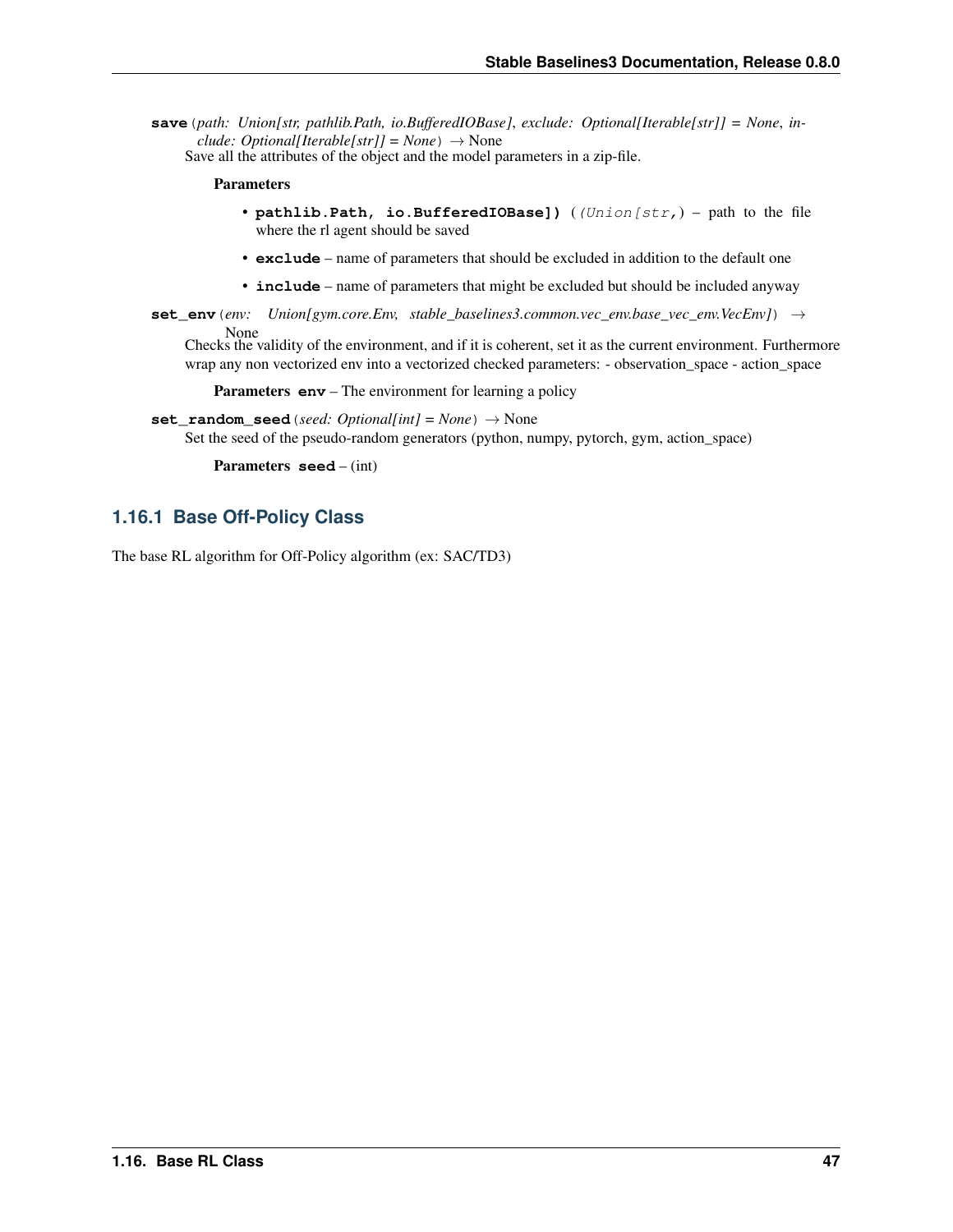**save**(*path: Union[str, pathlib.Path, io.BufferedIOBase]*, *exclude: Optional[Iterable[str]] = None*, *include: Optional[Iterable[str]] = None*) → None

Save all the attributes of the object and the model parameters in a zip-file.

**Parameters**

- **pathlib.Path, io.BufferedIOBase])** (*(Union[str,*) – path to the file where the rl agent should be saved
- **exclude** – name of parameters that should be excluded in addition to the default one
- **include** – name of parameters that might be excluded but should be included anyway

**set_env**(*env: Union[gym.core.Env, stable_baselines3.common.vec_env.base_vec_env.VecEnv]*) → None

Checks the validity of the environment, and if it is coherent, set it as the current environment. Furthermore wrap any non vectorized env into a vectorized checked parameters: - observation_space - action_space

**Parameters** **env** – The environment for learning a policy

**set_random_seed**(*seed: Optional[int] = None*) → None

Set the seed of the pseudo-random generators (python, numpy, pytorch, gym, action_space)

**Parameters** **seed** – (int)

### 1.16.1 Base Off-Policy Class

The base RL algorithm for Off-Policy algorithm (ex: SAC/TD3)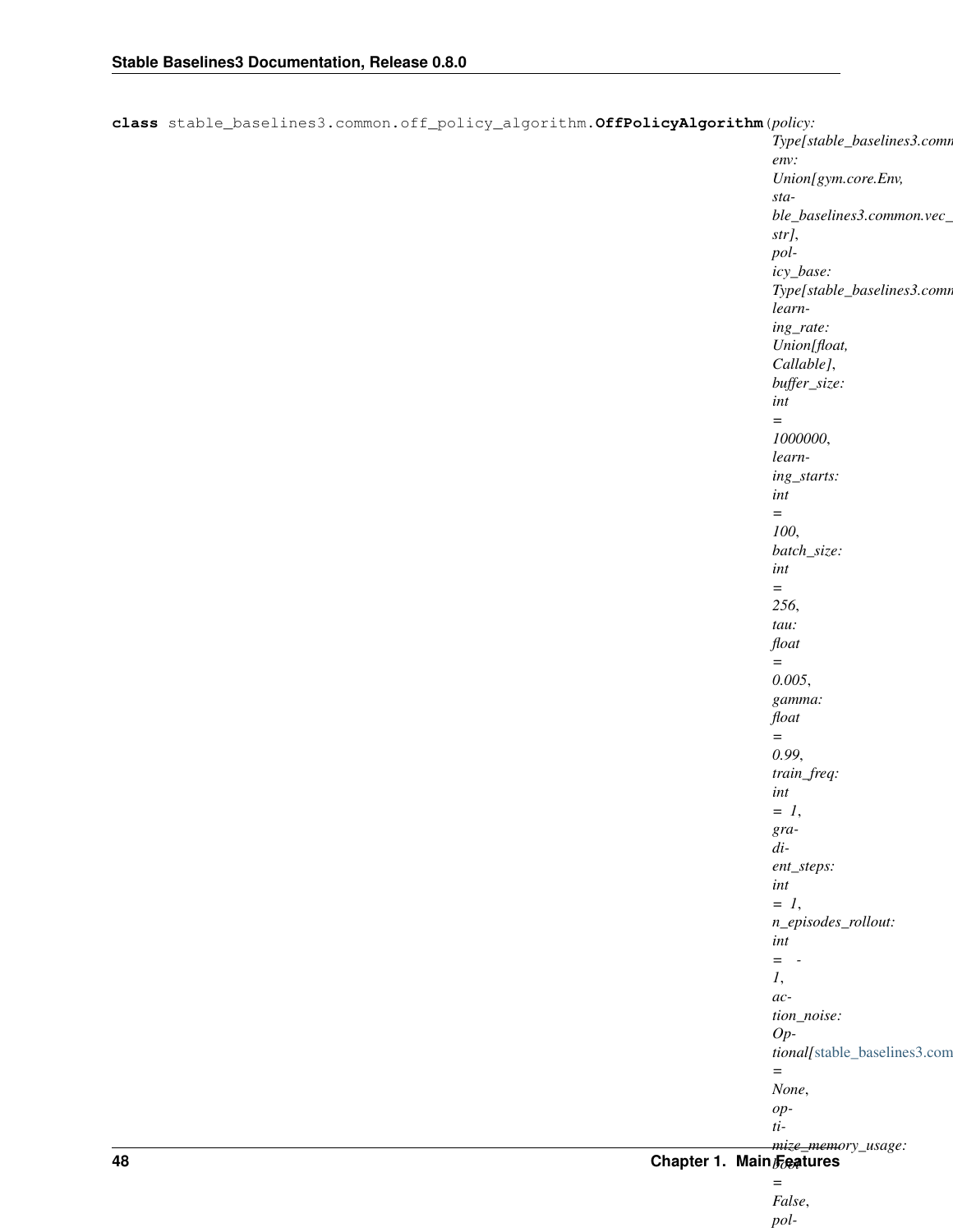**class** stable_baselines3.common.off_policy_algorithm.**OffPolicyAlgorithm**(*policy: Type[stable_baselines3.comm env: Union[gym.core.Env, stable_baselines3.common.vec_ str], policy_base: Type[stable_baselines3.comm learning_rate: Union[float, Callable], buffer_size: int = 1000000, learning_starts: int = 100, batch_size: int = 256, tau: float = 0.005, gamma: float = 0.99, train_freq: int = 1, gradient_steps: int = 1, n_episodes_rollout: int = -1, action_noise: Optional[stable_baselines3.com = None, optimize_memory_usage: bool = False, pol-*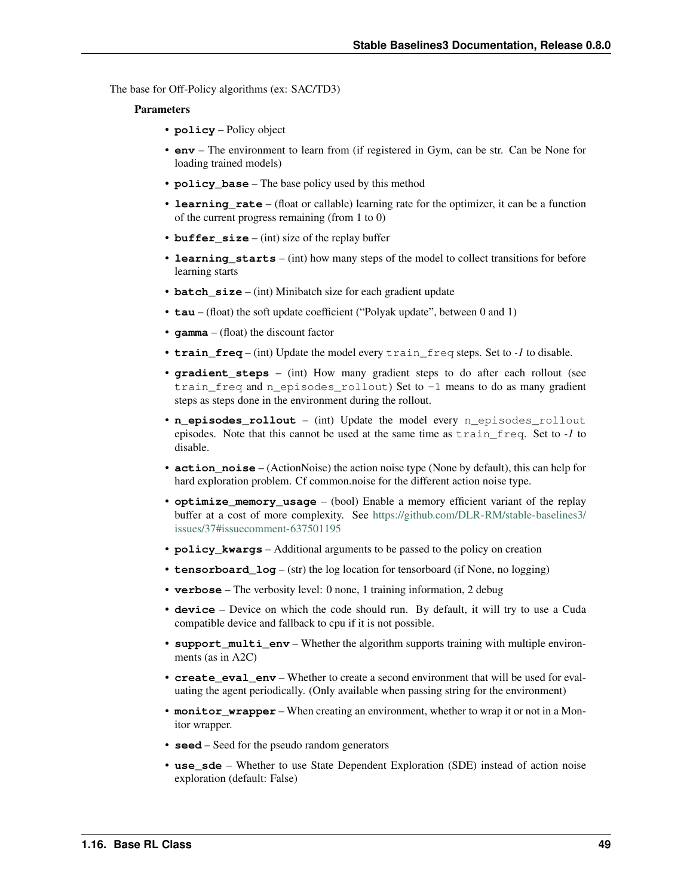The base for Off-Policy algorithms (ex: SAC/TD3)

**Parameters**

- **policy** – Policy object
- **env** – The environment to learn from (if registered in Gym, can be str. Can be None for loading trained models)
- **policy_base** – The base policy used by this method
- **learning_rate** – (float or callable) learning rate for the optimizer, it can be a function of the current progress remaining (from 1 to 0)
- **buffer_size** – (int) size of the replay buffer
- **learning_starts** – (int) how many steps of the model to collect transitions for before learning starts
- **batch_size** – (int) Minibatch size for each gradient update
- **tau** – (float) the soft update coefficient ("Polyak update", between 0 and 1)
- **gamma** – (float) the discount factor
- **train_freq** – (int) Update the model every `train_freq` steps. Set to *-1* to disable.
- **gradient_steps** – (int) How many gradient steps to do after each rollout (see `train_freq` and `n_episodes_rollout`) Set to `-1` means to do as many gradient steps as steps done in the environment during the rollout.
- **n_episodes_rollout** – (int) Update the model every `n_episodes_rollout` episodes. Note that this cannot be used at the same time as `train_freq`. Set to *-1* to disable.
- **action_noise** – (ActionNoise) the action noise type (None by default), this can help for hard exploration problem. Cf common.noise for the different action noise type.
- **optimize_memory_usage** – (bool) Enable a memory efficient variant of the replay buffer at a cost of more complexity. See https://github.com/DLR-RM/stable-baselines3/issues/37#issuecomment-637501195
- **policy_kwargs** – Additional arguments to be passed to the policy on creation
- **tensorboard_log** – (str) the log location for tensorboard (if None, no logging)
- **verbose** – The verbosity level: 0 none, 1 training information, 2 debug
- **device** – Device on which the code should run. By default, it will try to use a Cuda compatible device and fallback to cpu if it is not possible.
- **support_multi_env** – Whether the algorithm supports training with multiple environments (as in A2C)
- **create_eval_env** – Whether to create a second environment that will be used for evaluating the agent periodically. (Only available when passing string for the environment)
- **monitor_wrapper** – When creating an environment, whether to wrap it or not in a Monitor wrapper.
- **seed** – Seed for the pseudo random generators
- **use_sde** – Whether to use State Dependent Exploration (SDE) instead of action noise exploration (default: False)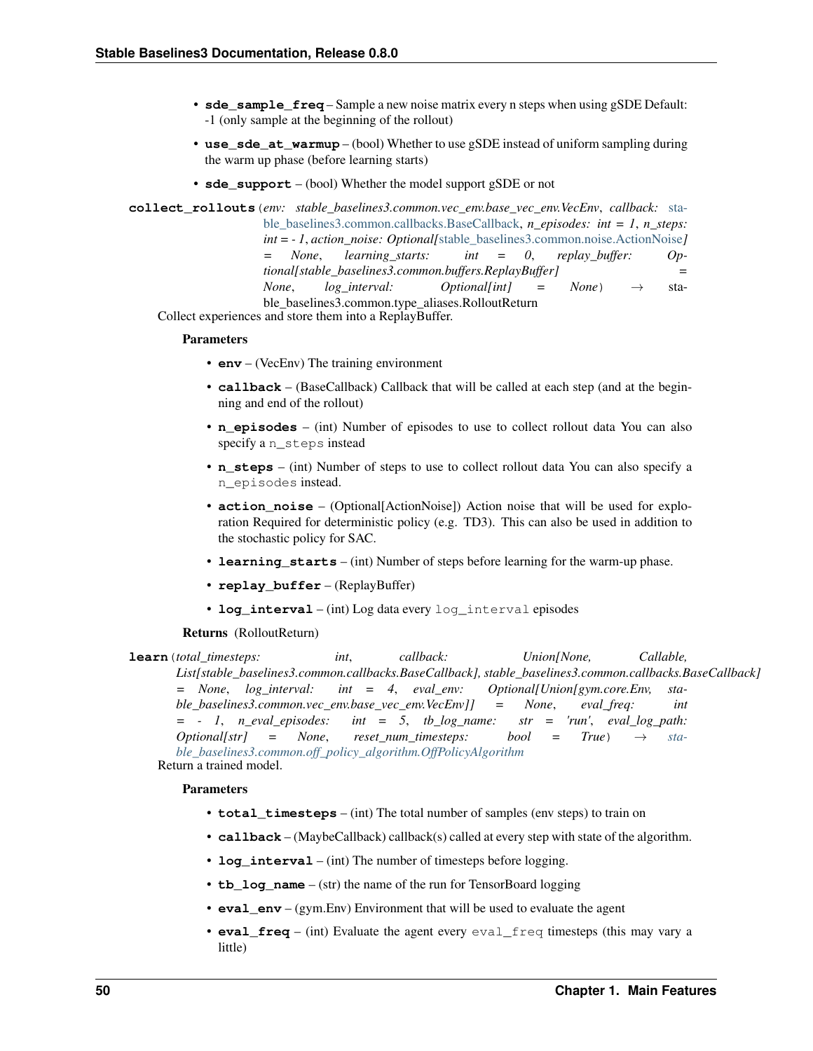- **sde_sample_freq** – Sample a new noise matrix every n steps when using gSDE Default: -1 (only sample at the beginning of the rollout)
- **use_sde_at_warmup** – (bool) Whether to use gSDE instead of uniform sampling during the warm up phase (before learning starts)
- **sde_support** – (bool) Whether the model support gSDE or not

**collect_rollouts**(*env: stable_baselines3.common.vec_env.base_vec_env.VecEnv*, *callback: stable_baselines3.common.callbacks.BaseCallback*, *n_episodes: int = 1*, *n_steps: int = - 1*, *action_noise: Optional[stable_baselines3.common.noise.ActionNoise] = None*, *learning_starts: int = 0*, *replay_buffer: Optional[stable_baselines3.common.buffers.ReplayBuffer] = None*, *log_interval: Optional[int] = None*) → stable_baselines3.common.type_aliases.RolloutReturn

Collect experiences and store them into a ReplayBuffer.

**Parameters**

- **env** – (VecEnv) The training environment
- **callback** – (BaseCallback) Callback that will be called at each step (and at the beginning and end of the rollout)
- **n_episodes** – (int) Number of episodes to use to collect rollout data You can also specify a `n_steps` instead
- **n_steps** – (int) Number of steps to use to collect rollout data You can also specify a `n_episodes` instead.
- **action_noise** – (Optional[ActionNoise]) Action noise that will be used for exploration Required for deterministic policy (e.g. TD3). This can also be used in addition to the stochastic policy for SAC.
- **learning_starts** – (int) Number of steps before learning for the warm-up phase.
- **replay_buffer** – (ReplayBuffer)
- **log_interval** – (int) Log data every `log_interval` episodes

**Returns** (RolloutReturn)

**learn**(*total_timesteps: int*, *callback: Union[None, Callable, List[stable_baselines3.common.callbacks.BaseCallback], stable_baselines3.common.callbacks.BaseCallback] = None*, *log_interval: int = 4*, *eval_env: Optional[Union[gym.core.Env, stable_baselines3.common.vec_env.base_vec_env.VecEnv]] = None*, *eval_freq: int = - 1*, *n_eval_episodes: int = 5*, *tb_log_name: str = 'run'*, *eval_log_path: Optional[str] = None*, *reset_num_timesteps: bool = True*) → stable_baselines3.common.off_policy_algorithm.OffPolicyAlgorithm

Return a trained model.

**Parameters**

- **total_timesteps** – (int) The total number of samples (env steps) to train on
- **callback** – (MaybeCallback) callback(s) called at every step with state of the algorithm.
- **log_interval** – (int) The number of timesteps before logging.
- **tb_log_name** – (str) the name of the run for TensorBoard logging
- **eval_env** – (gym.Env) Environment that will be used to evaluate the agent
- **eval_freq** – (int) Evaluate the agent every `eval_freq` timesteps (this may vary a little)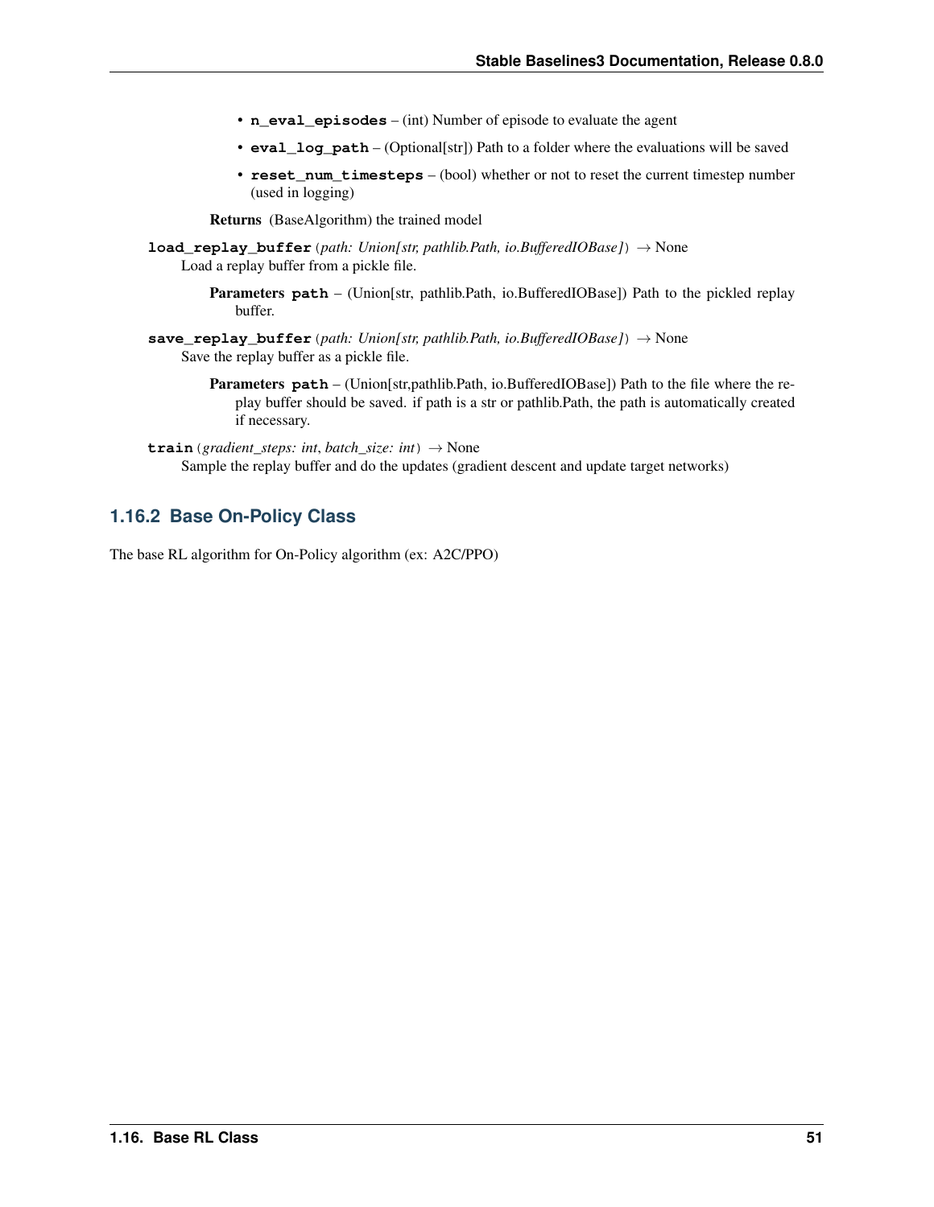- **n_eval_episodes** – (int) Number of episode to evaluate the agent
- **eval_log_path** – (Optional[str]) Path to a folder where the evaluations will be saved
- **reset_num_timesteps** – (bool) whether or not to reset the current timestep number (used in logging)

**Returns** (BaseAlgorithm) the trained model

**load_replay_buffer** (*path: Union[str, pathlib.Path, io.BufferedIOBase]*) → None
Load a replay buffer from a pickle file.

**Parameters** **path** – (Union[str, pathlib.Path, io.BufferedIOBase]) Path to the pickled replay buffer.

**save_replay_buffer** (*path: Union[str, pathlib.Path, io.BufferedIOBase]*) → None
Save the replay buffer as a pickle file.

**Parameters** **path** – (Union[str,pathlib.Path, io.BufferedIOBase]) Path to the file where the replay buffer should be saved. if path is a str or pathlib.Path, the path is automatically created if necessary.

**train** (*gradient_steps: int*, *batch_size: int*) → None
Sample the replay buffer and do the updates (gradient descent and update target networks)

### 1.16.2 Base On-Policy Class

The base RL algorithm for On-Policy algorithm (ex: A2C/PPO)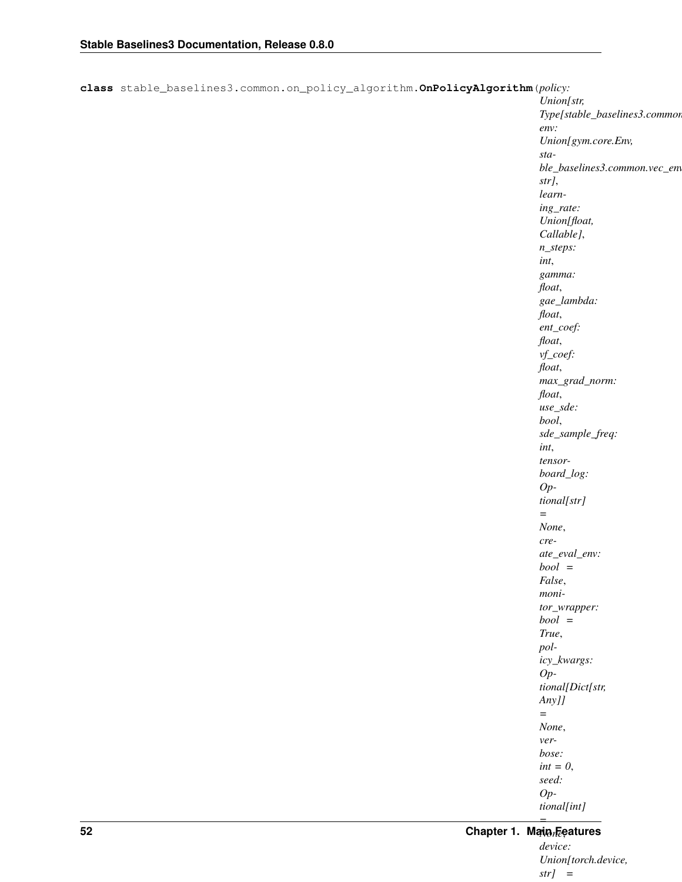**class** stable_baselines3.common.on_policy_algorithm.**OnPolicyAlgorithm**(*policy: Union[str, Type[stable_baselines3.common*, *env: Union[gym.core.Env, stable_baselines3.common.vec_env*, *str]*, *learning_rate: Union[float, Callable]*, *n_steps: int*, *gamma: float*, *gae_lambda: float*, *ent_coef: float*, *vf_coef: float*, *max_grad_norm: float*, *use_sde: bool*, *sde_sample_freq: int*, *tensorboard_log: Optional[str] = None*, *create_eval_env: bool = False*, *monitor_wrapper: bool = True*, *policy_kwargs: Optional[Dict[str, Any]] = None*, *verbose: int = 0*, *seed: Optional[int] = None*, *device: Union[torch.device, str] =*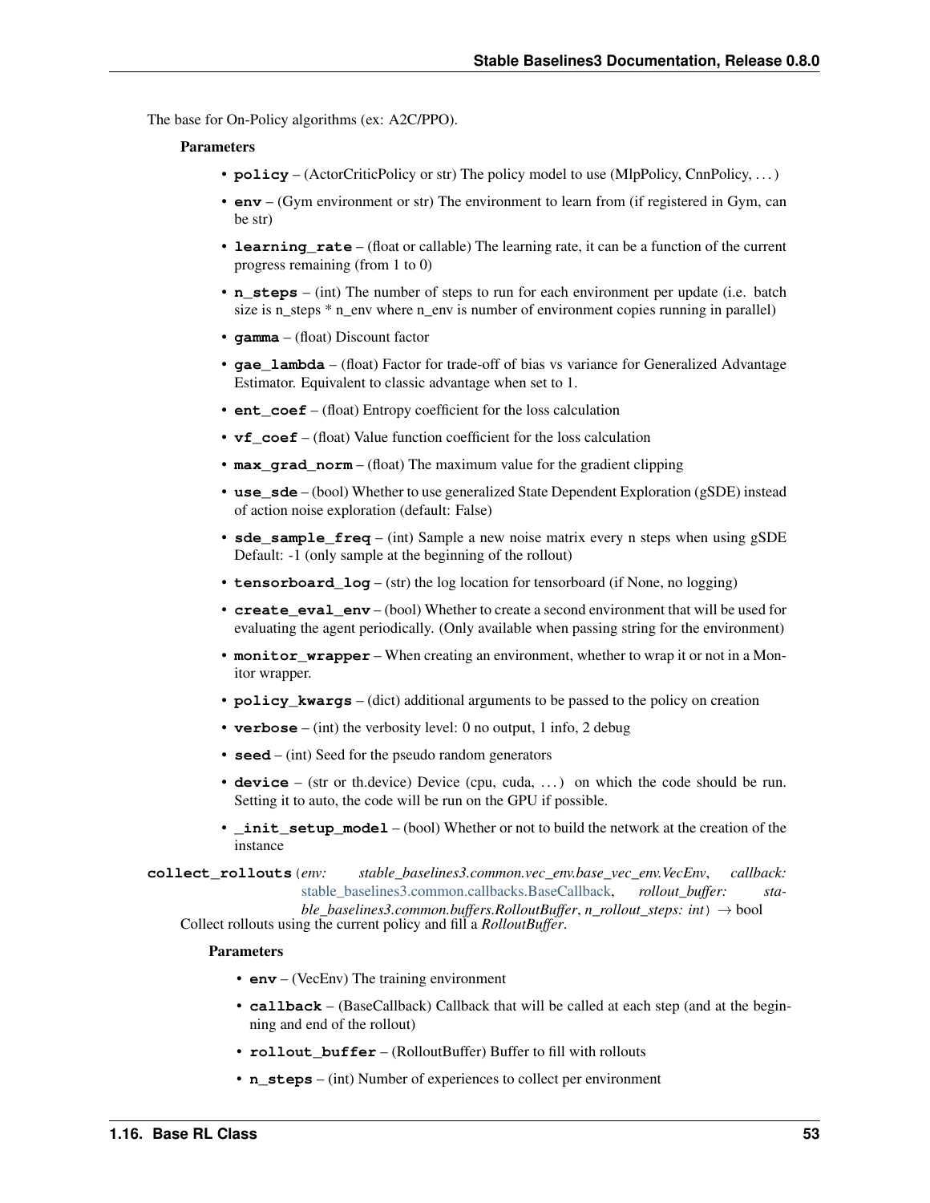The base for On-Policy algorithms (ex: A2C/PPO).

**Parameters**

- **policy** – (ActorCriticPolicy or str) The policy model to use (MlpPolicy, CnnPolicy, . . . )
- **env** – (Gym environment or str) The environment to learn from (if registered in Gym, can be str)
- **learning_rate** – (float or callable) The learning rate, it can be a function of the current progress remaining (from 1 to 0)
- **n_steps** – (int) The number of steps to run for each environment per update (i.e. batch size is n_steps * n_env where n_env is number of environment copies running in parallel)
- **gamma** – (float) Discount factor
- **gae_lambda** – (float) Factor for trade-off of bias vs variance for Generalized Advantage Estimator. Equivalent to classic advantage when set to 1.
- **ent_coef** – (float) Entropy coefficient for the loss calculation
- **vf_coef** – (float) Value function coefficient for the loss calculation
- **max_grad_norm** – (float) The maximum value for the gradient clipping
- **use_sde** – (bool) Whether to use generalized State Dependent Exploration (gSDE) instead of action noise exploration (default: False)
- **sde_sample_freq** – (int) Sample a new noise matrix every n steps when using gSDE Default: -1 (only sample at the beginning of the rollout)
- **tensorboard_log** – (str) the log location for tensorboard (if None, no logging)
- **create_eval_env** – (bool) Whether to create a second environment that will be used for evaluating the agent periodically. (Only available when passing string for the environment)
- **monitor_wrapper** – When creating an environment, whether to wrap it or not in a Monitor wrapper.
- **policy_kwargs** – (dict) additional arguments to be passed to the policy on creation
- **verbose** – (int) the verbosity level: 0 no output, 1 info, 2 debug
- **seed** – (int) Seed for the pseudo random generators
- **device** – (str or th.device) Device (cpu, cuda, . . . ) on which the code should be run. Setting it to auto, the code will be run on the GPU if possible.
- **_init_setup_model** – (bool) Whether or not to build the network at the creation of the instance

**collect_rollouts**(*env: stable_baselines3.common.vec_env.base_vec_env.VecEnv*, *callback: stable_baselines3.common.callbacks.BaseCallback*, *rollout_buffer: stable_baselines3.common.buffers.RolloutBuffer*, *n_rollout_steps: int*) → bool

Collect rollouts using the current policy and fill a *RolloutBuffer*.

**Parameters**

- **env** – (VecEnv) The training environment
- **callback** – (BaseCallback) Callback that will be called at each step (and at the beginning and end of the rollout)
- **rollout_buffer** – (RolloutBuffer) Buffer to fill with rollouts
- **n_steps** – (int) Number of experiences to collect per environment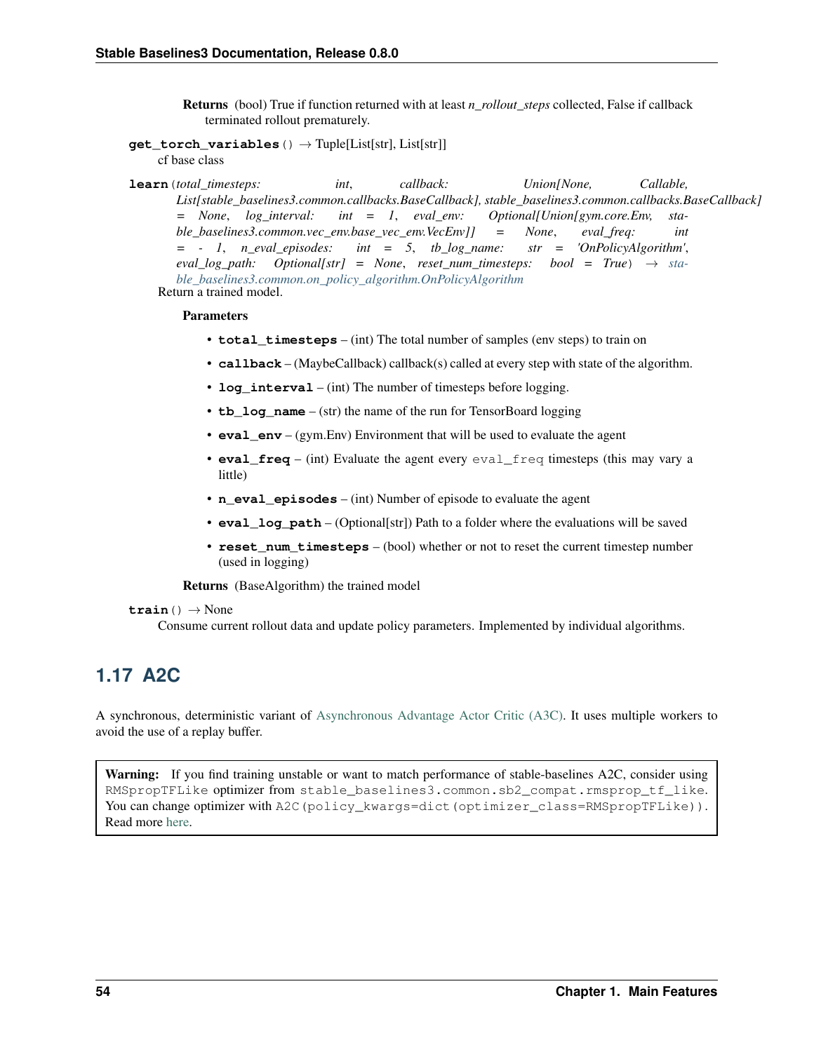**Returns** (bool) True if function returned with at least *n_rollout_steps* collected, False if callback terminated rollout prematurely.

**get_torch_variables**() → Tuple[List[str], List[str]]

cf base class

**learn**(*total_timesteps: int*, *callback: Union[None, Callable, List[stable_baselines3.common.callbacks.BaseCallback], stable_baselines3.common.callbacks.BaseCallback] = None*, *log_interval: int = 1*, *eval_env: Optional[Union[gym.core.Env, stable_baselines3.common.vec_env.base_vec_env.VecEnv]] = None*, *eval_freq: int = - 1*, *n_eval_episodes: int = 5*, *tb_log_name: str = 'OnPolicyAlgorithm'*, *eval_log_path: Optional[str] = None*, *reset_num_timesteps: bool = True*) → stable_baselines3.common.on_policy_algorithm.OnPolicyAlgorithm

Return a trained model.

**Parameters**

- **total_timesteps** – (int) The total number of samples (env steps) to train on
- **callback** – (MaybeCallback) callback(s) called at every step with state of the algorithm.
- **log_interval** – (int) The number of timesteps before logging.
- **tb_log_name** – (str) the name of the run for TensorBoard logging
- **eval_env** – (gym.Env) Environment that will be used to evaluate the agent
- **eval_freq** – (int) Evaluate the agent every `eval_freq` timesteps (this may vary a little)
- **n_eval_episodes** – (int) Number of episode to evaluate the agent
- **eval_log_path** – (Optional[str]) Path to a folder where the evaluations will be saved
- **reset_num_timesteps** – (bool) whether or not to reset the current timestep number (used in logging)

**Returns** (BaseAlgorithm) the trained model

**train**() → None

Consume current rollout data and update policy parameters. Implemented by individual algorithms.

## 1.17 A2C

A synchronous, deterministic variant of Asynchronous Advantage Actor Critic (A3C). It uses multiple workers to avoid the use of a replay buffer.

**Warning:** If you find training unstable or want to match performance of stable-baselines A2C, consider using `RMSpropTFLike` optimizer from `stable_baselines3.common.sb2_compat.rmsprop_tf_like`. You can change optimizer with `A2C(policy_kwargs=dict(optimizer_class=RMSpropTFLike))`. Read more here.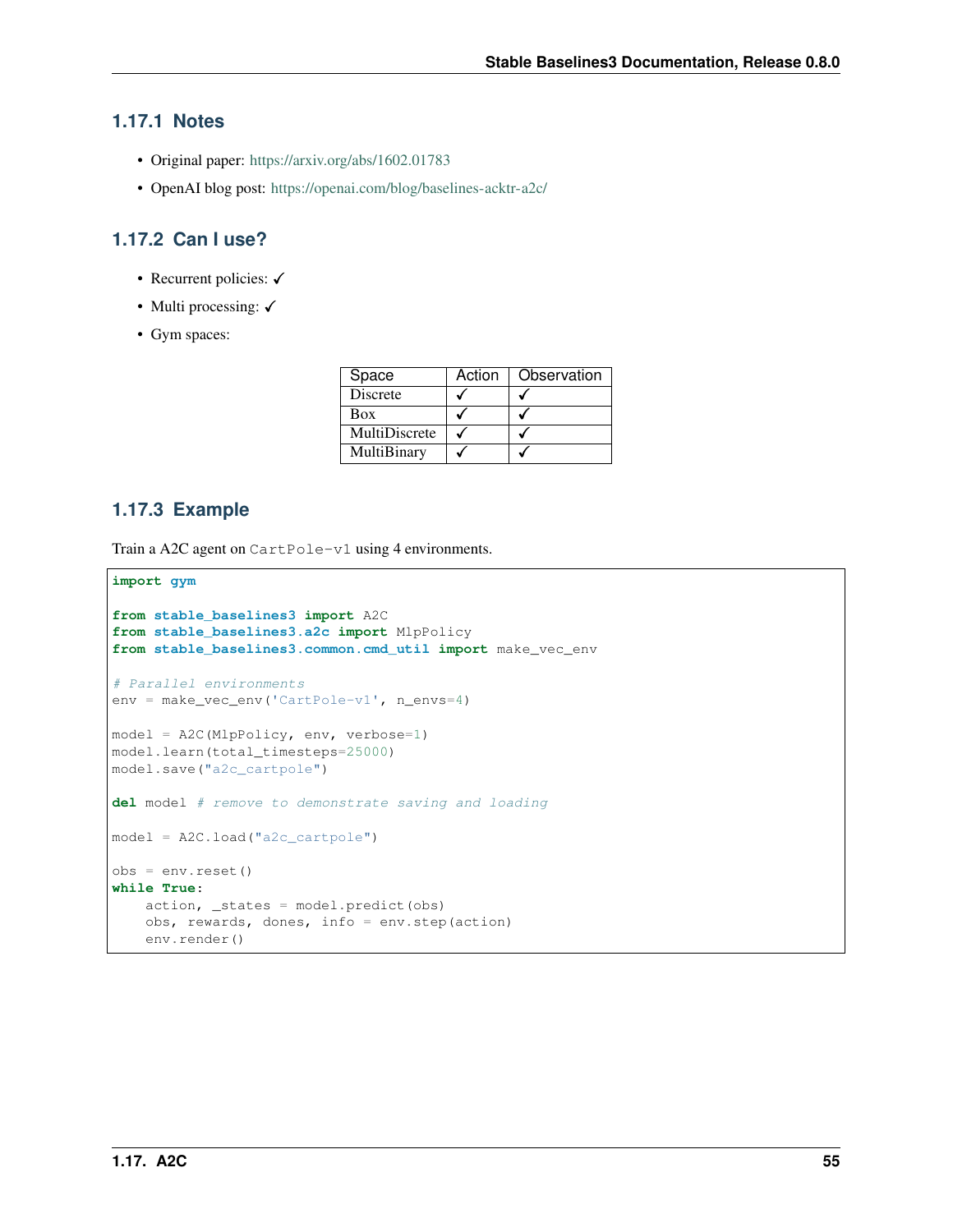### 1.17.1 Notes

- Original paper: https://arxiv.org/abs/1602.01783
- OpenAI blog post: https://openai.com/blog/baselines-acktr-a2c/

### 1.17.2 Can I use?

- Recurrent policies: ✓
- Multi processing: ✓
- Gym spaces:

| Space | Action | Observation |
|---|---|---|
| Discrete | ✓ | ✓ |
| Box | ✓ | ✓ |
| MultiDiscrete | ✓ | ✓ |
| MultiBinary | ✓ | ✓ |

### 1.17.3 Example

Train a A2C agent on `CartPole-v1` using 4 environments.

```
import gym

from stable_baselines3 import A2C
from stable_baselines3.a2c import MlpPolicy
from stable_baselines3.common.cmd_util import make_vec_env

# Parallel environments
env = make_vec_env('CartPole-v1', n_envs=4)

model = A2C(MlpPolicy, env, verbose=1)
model.learn(total_timesteps=25000)
model.save("a2c_cartpole")

del model # remove to demonstrate saving and loading

model = A2C.load("a2c_cartpole")

obs = env.reset()
while True:
    action, _states = model.predict(obs)
    obs, rewards, dones, info = env.step(action)
    env.render()
```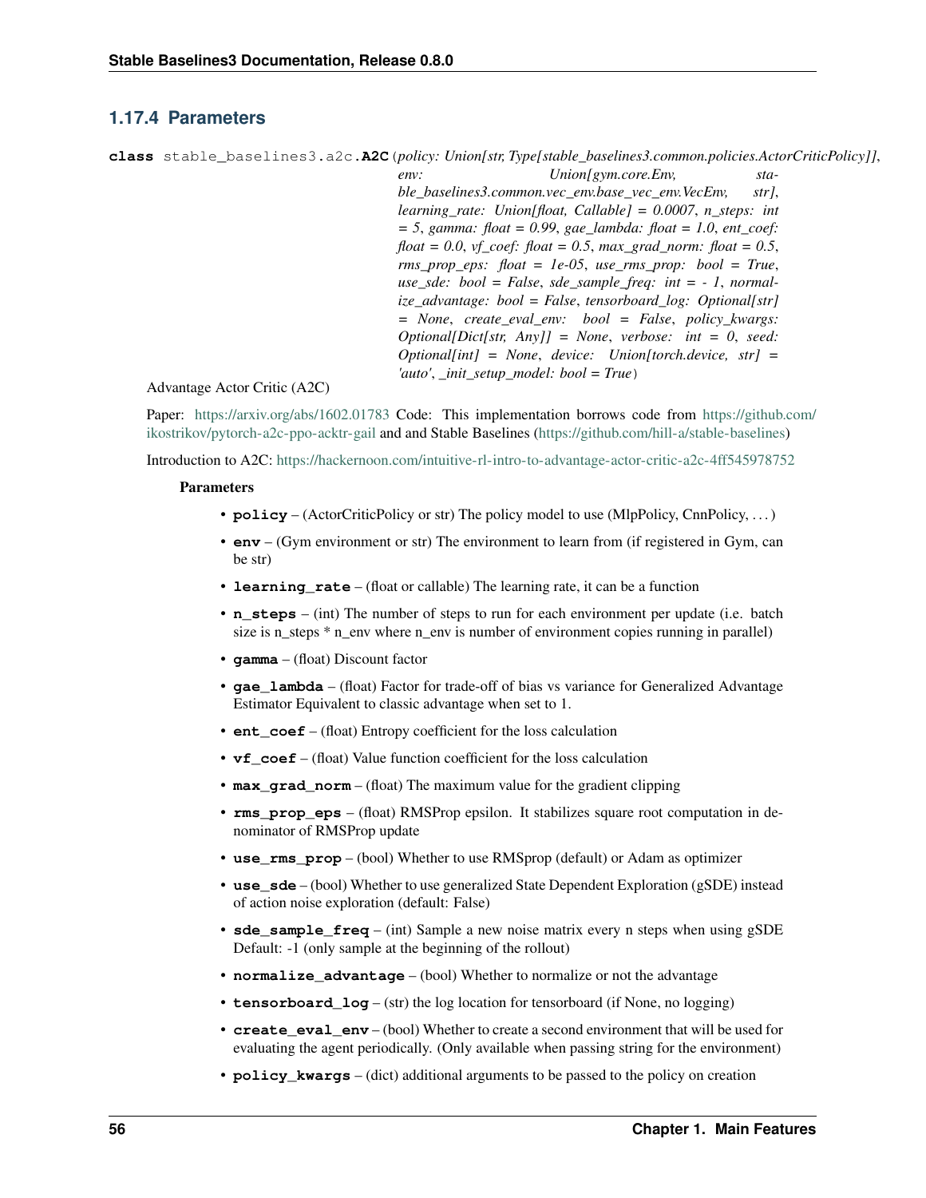### 1.17.4 Parameters

**class** stable_baselines3.a2c.**A2C**(*policy: Union[str, Type[stable_baselines3.common.policies.ActorCriticPolicy]], env: Union[gym.core.Env, stable_baselines3.common.vec_env.base_vec_env.VecEnv, str], learning_rate: Union[float, Callable] = 0.0007, n_steps: int = 5, gamma: float = 0.99, gae_lambda: float = 1.0, ent_coef: float = 0.0, vf_coef: float = 0.5, max_grad_norm: float = 0.5, rms_prop_eps: float = 1e-05, use_rms_prop: bool = True, use_sde: bool = False, sde_sample_freq: int = - 1, normalize_advantage: bool = False, tensorboard_log: Optional[str] = None, create_eval_env: bool = False, policy_kwargs: Optional[Dict[str, Any]] = None, verbose: int = 0, seed: Optional[int] = None, device: Union[torch.device, str] = 'auto', _init_setup_model: bool = True*)

Advantage Actor Critic (A2C)

Paper: https://arxiv.org/abs/1602.01783 Code: This implementation borrows code from https://github.com/ikostrikov/pytorch-a2c-ppo-acktr-gail and and Stable Baselines (https://github.com/hill-a/stable-baselines)

Introduction to A2C: https://hackernoon.com/intuitive-rl-intro-to-advantage-actor-critic-a2c-4ff545978752

**Parameters**

- **policy** – (ActorCriticPolicy or str) The policy model to use (MlpPolicy, CnnPolicy, . . . )
- **env** – (Gym environment or str) The environment to learn from (if registered in Gym, can be str)
- **learning_rate** – (float or callable) The learning rate, it can be a function
- **n_steps** – (int) The number of steps to run for each environment per update (i.e. batch size is n_steps * n_env where n_env is number of environment copies running in parallel)
- **gamma** – (float) Discount factor
- **gae_lambda** – (float) Factor for trade-off of bias vs variance for Generalized Advantage Estimator Equivalent to classic advantage when set to 1.
- **ent_coef** – (float) Entropy coefficient for the loss calculation
- **vf_coef** – (float) Value function coefficient for the loss calculation
- **max_grad_norm** – (float) The maximum value for the gradient clipping
- **rms_prop_eps** – (float) RMSProp epsilon. It stabilizes square root computation in denominator of RMSProp update
- **use_rms_prop** – (bool) Whether to use RMSprop (default) or Adam as optimizer
- **use_sde** – (bool) Whether to use generalized State Dependent Exploration (gSDE) instead of action noise exploration (default: False)
- **sde_sample_freq** – (int) Sample a new noise matrix every n steps when using gSDE Default: -1 (only sample at the beginning of the rollout)
- **normalize_advantage** – (bool) Whether to normalize or not the advantage
- **tensorboard_log** – (str) the log location for tensorboard (if None, no logging)
- **create_eval_env** – (bool) Whether to create a second environment that will be used for evaluating the agent periodically. (Only available when passing string for the environment)
- **policy_kwargs** – (dict) additional arguments to be passed to the policy on creation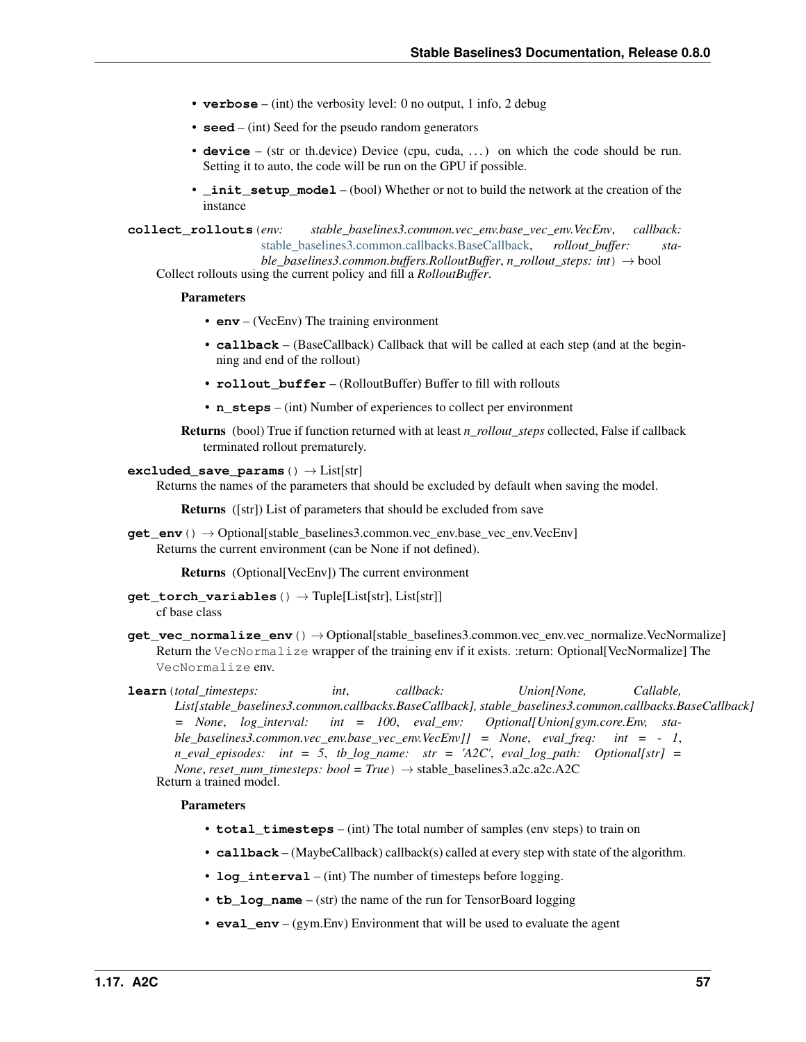- **verbose** – (int) the verbosity level: 0 no output, 1 info, 2 debug
- **seed** – (int) Seed for the pseudo random generators
- **device** – (str or th.device) Device (cpu, cuda, …) on which the code should be run. Setting it to auto, the code will be run on the GPU if possible.
- **_init_setup_model** – (bool) Whether or not to build the network at the creation of the instance

**collect_rollouts**(*env: stable_baselines3.common.vec_env.base_vec_env.VecEnv*, *callback: stable_baselines3.common.callbacks.BaseCallback*, *rollout_buffer: stable_baselines3.common.buffers.RolloutBuffer*, *n_rollout_steps: int*) → bool

Collect rollouts using the current policy and fill a *RolloutBuffer*.

**Parameters**

- **env** – (VecEnv) The training environment
- **callback** – (BaseCallback) Callback that will be called at each step (and at the beginning and end of the rollout)
- **rollout_buffer** – (RolloutBuffer) Buffer to fill with rollouts
- **n_steps** – (int) Number of experiences to collect per environment

**Returns** (bool) True if function returned with at least *n_rollout_steps* collected, False if callback terminated rollout prematurely.

**excluded_save_params**() → List[str]

Returns the names of the parameters that should be excluded by default when saving the model.

**Returns** ([str]) List of parameters that should be excluded from save

**get_env**() → Optional[stable_baselines3.common.vec_env.base_vec_env.VecEnv]

Returns the current environment (can be None if not defined).

**Returns** (Optional[VecEnv]) The current environment

**get_torch_variables**() → Tuple[List[str], List[str]]

cf base class

**get_vec_normalize_env**() → Optional[stable_baselines3.common.vec_env.vec_normalize.VecNormalize]

Return the `VecNormalize` wrapper of the training env if it exists. :return: Optional[VecNormalize] The `VecNormalize` env.

**learn**(*total_timesteps: int*, *callback: Union[None, Callable, List[stable_baselines3.common.callbacks.BaseCallback], stable_baselines3.common.callbacks.BaseCallback] = None*, *log_interval: int = 100*, *eval_env: Optional[Union[gym.core.Env, stable_baselines3.common.vec_env.base_vec_env.VecEnv]] = None*, *eval_freq: int = - 1*, *n_eval_episodes: int = 5*, *tb_log_name: str = 'A2C'*, *eval_log_path: Optional[str] = None*, *reset_num_timesteps: bool = True*) → stable_baselines3.a2c.a2c.A2C

Return a trained model.

**Parameters**

- **total_timesteps** – (int) The total number of samples (env steps) to train on
- **callback** – (MaybeCallback) callback(s) called at every step with state of the algorithm.
- **log_interval** – (int) The number of timesteps before logging.
- **tb_log_name** – (str) the name of the run for TensorBoard logging
- **eval_env** – (gym.Env) Environment that will be used to evaluate the agent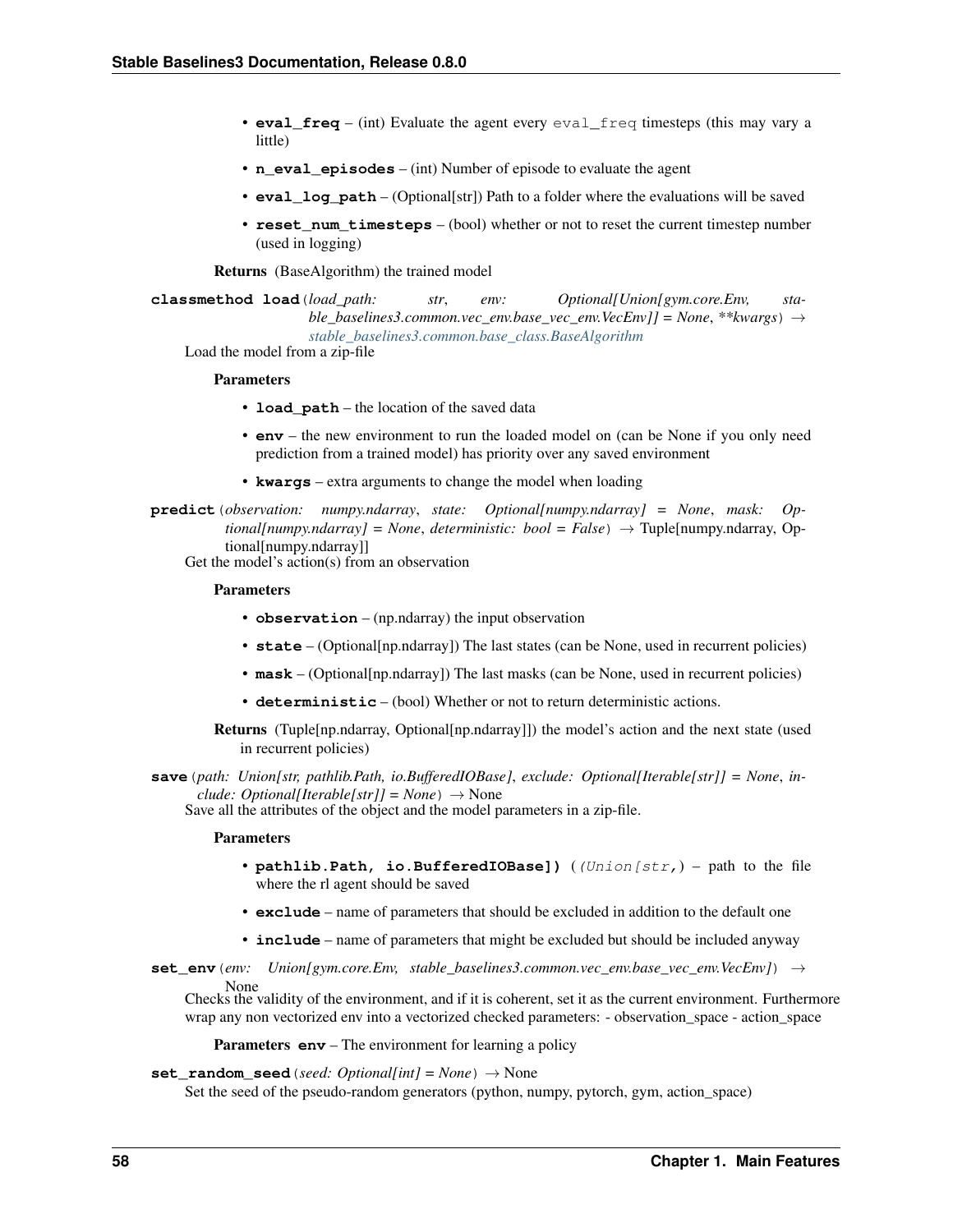- **eval_freq** – (int) Evaluate the agent every `eval_freq` timesteps (this may vary a little)
- **n_eval_episodes** – (int) Number of episode to evaluate the agent
- **eval_log_path** – (Optional[str]) Path to a folder where the evaluations will be saved
- **reset_num_timesteps** – (bool) whether or not to reset the current timestep number (used in logging)

**Returns** (BaseAlgorithm) the trained model

**classmethod load**(*load_path: str*, *env: Optional[Union[gym.core.Env, stable_baselines3.common.vec_env.base_vec_env.VecEnv]] = None*, *\*\*kwargs*) → *stable_baselines3.common.base_class.BaseAlgorithm*

Load the model from a zip-file

**Parameters**

- **load_path** – the location of the saved data
- **env** – the new environment to run the loaded model on (can be None if you only need prediction from a trained model) has priority over any saved environment
- **kwargs** – extra arguments to change the model when loading

**predict**(*observation: numpy.ndarray*, *state: Optional[numpy.ndarray] = None*, *mask: Optional[numpy.ndarray] = None*, *deterministic: bool = False*) → Tuple[numpy.ndarray, Optional[numpy.ndarray]]

Get the model's action(s) from an observation

**Parameters**

- **observation** – (np.ndarray) the input observation
- **state** – (Optional[np.ndarray]) The last states (can be None, used in recurrent policies)
- **mask** – (Optional[np.ndarray]) The last masks (can be None, used in recurrent policies)
- **deterministic** – (bool) Whether or not to return deterministic actions.

**Returns** (Tuple[np.ndarray, Optional[np.ndarray]]) the model's action and the next state (used in recurrent policies)

**save**(*path: Union[str, pathlib.Path, io.BufferedIOBase]*, *exclude: Optional[Iterable[str]] = None*, *include: Optional[Iterable[str]] = None*) → None

Save all the attributes of the object and the model parameters in a zip-file.

**Parameters**

- **pathlib.Path, io.BufferedIOBase])** (*(Union[str,*) – path to the file where the rl agent should be saved
- **exclude** – name of parameters that should be excluded in addition to the default one
- **include** – name of parameters that might be excluded but should be included anyway

**set_env**(*env: Union[gym.core.Env, stable_baselines3.common.vec_env.base_vec_env.VecEnv]*) → None

Checks the validity of the environment, and if it is coherent, set it as the current environment. Furthermore wrap any non vectorized env into a vectorized checked parameters: - observation_space - action_space

**Parameters** **env** – The environment for learning a policy

**set_random_seed**(*seed: Optional[int] = None*) → None

Set the seed of the pseudo-random generators (python, numpy, pytorch, gym, action_space)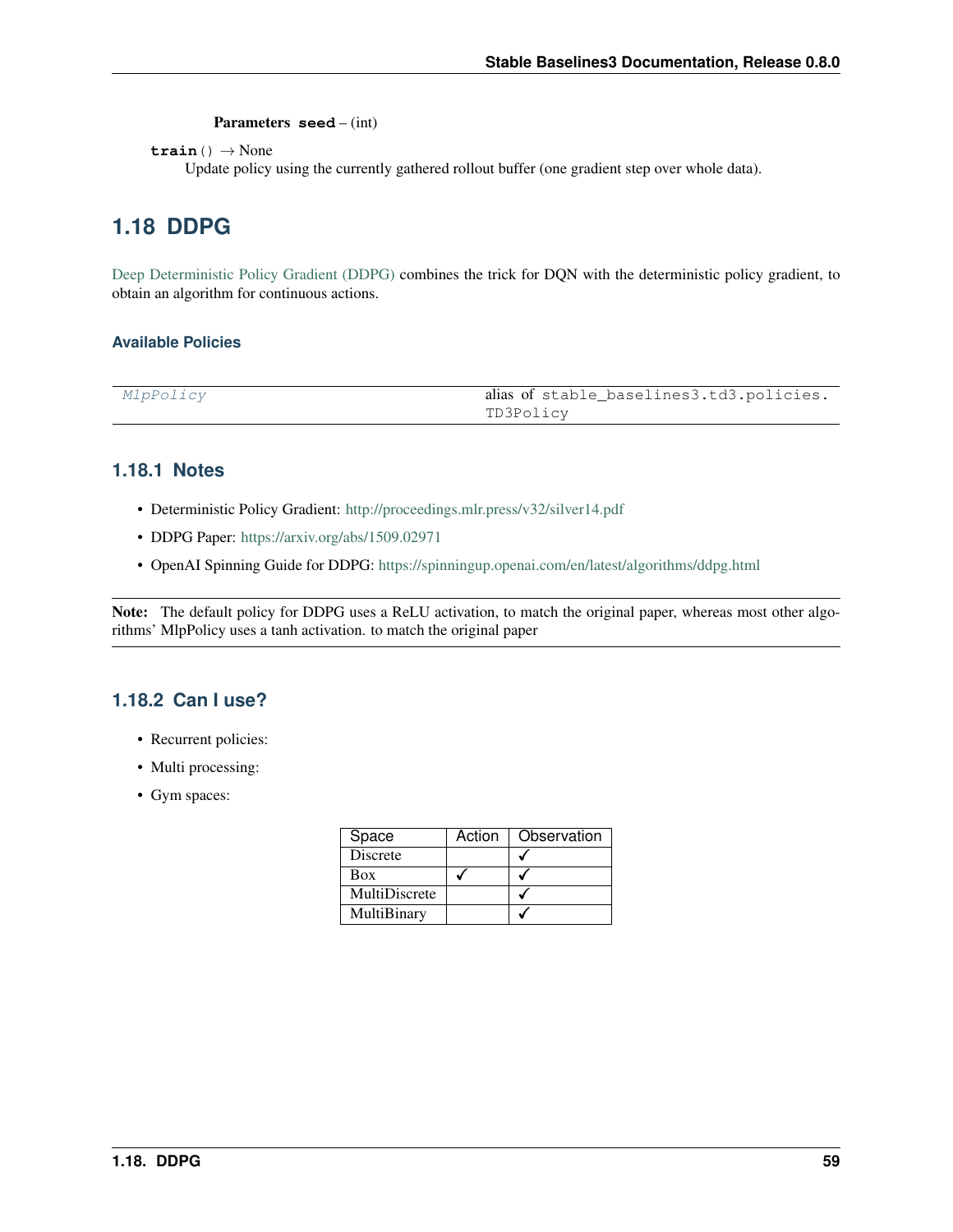**Parameters** **seed** – (int)

**train**() → None
Update policy using the currently gathered rollout buffer (one gradient step over whole data).

## 1.18 DDPG

Deep Deterministic Policy Gradient (DDPG) combines the trick for DQN with the deterministic policy gradient, to obtain an algorithm for continuous actions.

### Available Policies

| | |
|---|---|
| *MlpPolicy* | alias of `stable_baselines3.td3.policies.TD3Policy` |

### 1.18.1 Notes

- Deterministic Policy Gradient: http://proceedings.mlr.press/v32/silver14.pdf
- DDPG Paper: https://arxiv.org/abs/1509.02971
- OpenAI Spinning Guide for DDPG: https://spinningup.openai.com/en/latest/algorithms/ddpg.html

**Note:** The default policy for DDPG uses a ReLU activation, to match the original paper, whereas most other algorithms' MlpPolicy uses a tanh activation. to match the original paper

### 1.18.2 Can I use?

- Recurrent policies:
- Multi processing:
- Gym spaces:

| Space | Action | Observation |
|---|---|---|
| Discrete | | ✓ |
| Box | ✓ | ✓ |
| MultiDiscrete | | ✓ |
| MultiBinary | | ✓ |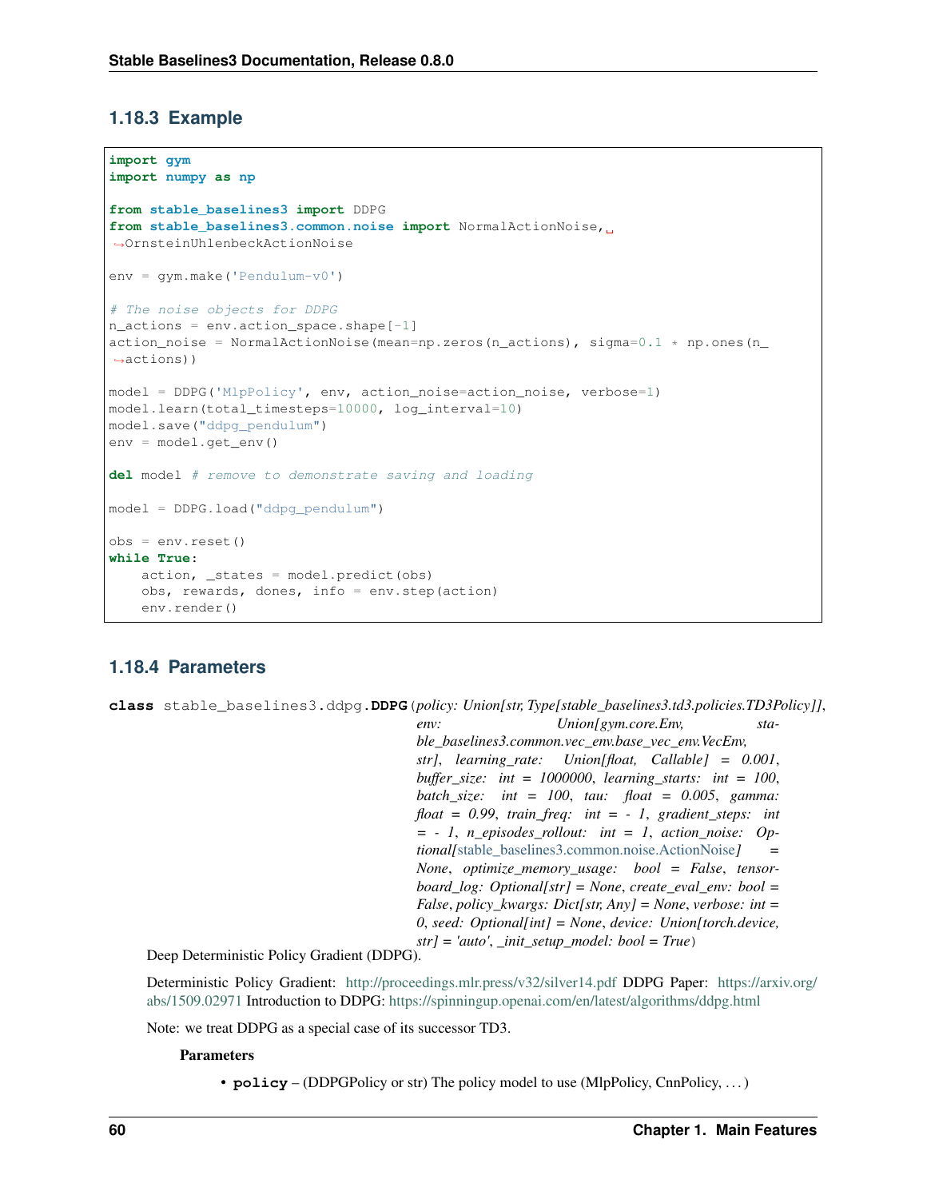### 1.18.3 Example

```
import gym
import numpy as np

from stable_baselines3 import DDPG
from stable_baselines3.common.noise import NormalActionNoise, OrnsteinUhlenbeckActionNoise

env = gym.make('Pendulum-v0')

# The noise objects for DDPG
n_actions = env.action_space.shape[-1]
action_noise = NormalActionNoise(mean=np.zeros(n_actions), sigma=0.1 * np.ones(n_actions))

model = DDPG('MlpPolicy', env, action_noise=action_noise, verbose=1)
model.learn(total_timesteps=10000, log_interval=10)
model.save("ddpg_pendulum")
env = model.get_env()

del model # remove to demonstrate saving and loading

model = DDPG.load("ddpg_pendulum")

obs = env.reset()
while True:
    action, _states = model.predict(obs)
    obs, rewards, dones, info = env.step(action)
    env.render()
```

### 1.18.4 Parameters

**class** stable_baselines3.ddpg.**DDPG**(*policy: Union[str, Type[stable_baselines3.td3.policies.TD3Policy]], env: Union[gym.core.Env, stable_baselines3.common.vec_env.base_vec_env.VecEnv, str], learning_rate: Union[float, Callable] = 0.001, buffer_size: int = 1000000, learning_starts: int = 100, batch_size: int = 100, tau: float = 0.005, gamma: float = 0.99, train_freq: int = - 1, gradient_steps: int = - 1, n_episodes_rollout: int = 1, action_noise: Optional[stable_baselines3.common.noise.ActionNoise] = None, optimize_memory_usage: bool = False, tensorboard_log: Optional[str] = None, create_eval_env: bool = False, policy_kwargs: Dict[str, Any] = None, verbose: int = 0, seed: Optional[int] = None, device: Union[torch.device, str] = 'auto', _init_setup_model: bool = True*)

Deep Deterministic Policy Gradient (DDPG).

Deterministic Policy Gradient: http://proceedings.mlr.press/v32/silver14.pdf DDPG Paper: https://arxiv.org/abs/1509.02971 Introduction to DDPG: https://spinningup.openai.com/en/latest/algorithms/ddpg.html

Note: we treat DDPG as a special case of its successor TD3.

**Parameters**

- **policy** – (DDPGPolicy or str) The policy model to use (MlpPolicy, CnnPolicy, . . . )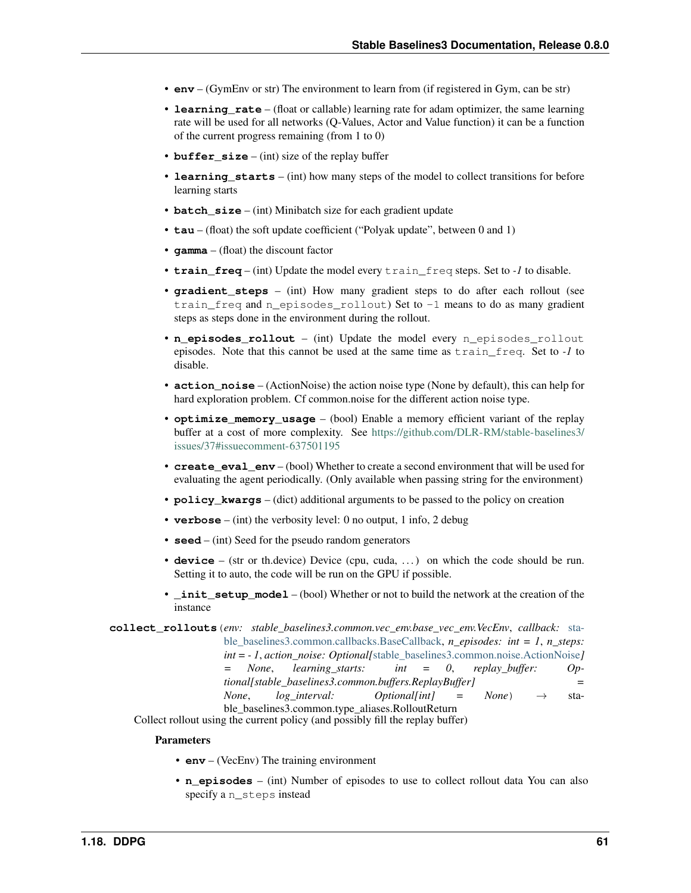- **env** – (GymEnv or str) The environment to learn from (if registered in Gym, can be str)
- **learning_rate** – (float or callable) learning rate for adam optimizer, the same learning rate will be used for all networks (Q-Values, Actor and Value function) it can be a function of the current progress remaining (from 1 to 0)
- **buffer_size** – (int) size of the replay buffer
- **learning_starts** – (int) how many steps of the model to collect transitions for before learning starts
- **batch_size** – (int) Minibatch size for each gradient update
- **tau** – (float) the soft update coefficient ("Polyak update", between 0 and 1)
- **gamma** – (float) the discount factor
- **train_freq** – (int) Update the model every `train_freq` steps. Set to *-1* to disable.
- **gradient_steps** – (int) How many gradient steps to do after each rollout (see `train_freq` and `n_episodes_rollout`) Set to `-1` means to do as many gradient steps as steps done in the environment during the rollout.
- **n_episodes_rollout** – (int) Update the model every `n_episodes_rollout` episodes. Note that this cannot be used at the same time as `train_freq`. Set to *-1* to disable.
- **action_noise** – (ActionNoise) the action noise type (None by default), this can help for hard exploration problem. Cf common.noise for the different action noise type.
- **optimize_memory_usage** – (bool) Enable a memory efficient variant of the replay buffer at a cost of more complexity. See https://github.com/DLR-RM/stable-baselines3/issues/37#issuecomment-637501195
- **create_eval_env** – (bool) Whether to create a second environment that will be used for evaluating the agent periodically. (Only available when passing string for the environment)
- **policy_kwargs** – (dict) additional arguments to be passed to the policy on creation
- **verbose** – (int) the verbosity level: 0 no output, 1 info, 2 debug
- **seed** – (int) Seed for the pseudo random generators
- **device** – (str or th.device) Device (cpu, cuda, ...) on which the code should be run. Setting it to auto, the code will be run on the GPU if possible.
- **_init_setup_model** – (bool) Whether or not to build the network at the creation of the instance

**collect_rollouts**(*env: stable_baselines3.common.vec_env.base_vec_env.VecEnv*, *callback: stable_baselines3.common.callbacks.BaseCallback*, *n_episodes: int = 1*, *n_steps: int = - 1*, *action_noise: Optional[stable_baselines3.common.noise.ActionNoise] = None*, *learning_starts: int = 0*, *replay_buffer: Optional[stable_baselines3.common.buffers.ReplayBuffer] = None*, *log_interval: Optional[int] = None*) → stable_baselines3.common.type_aliases.RolloutReturn

Collect rollout using the current policy (and possibly fill the replay buffer)

**Parameters**

- **env** – (VecEnv) The training environment
- **n_episodes** – (int) Number of episodes to use to collect rollout data You can also specify a `n_steps` instead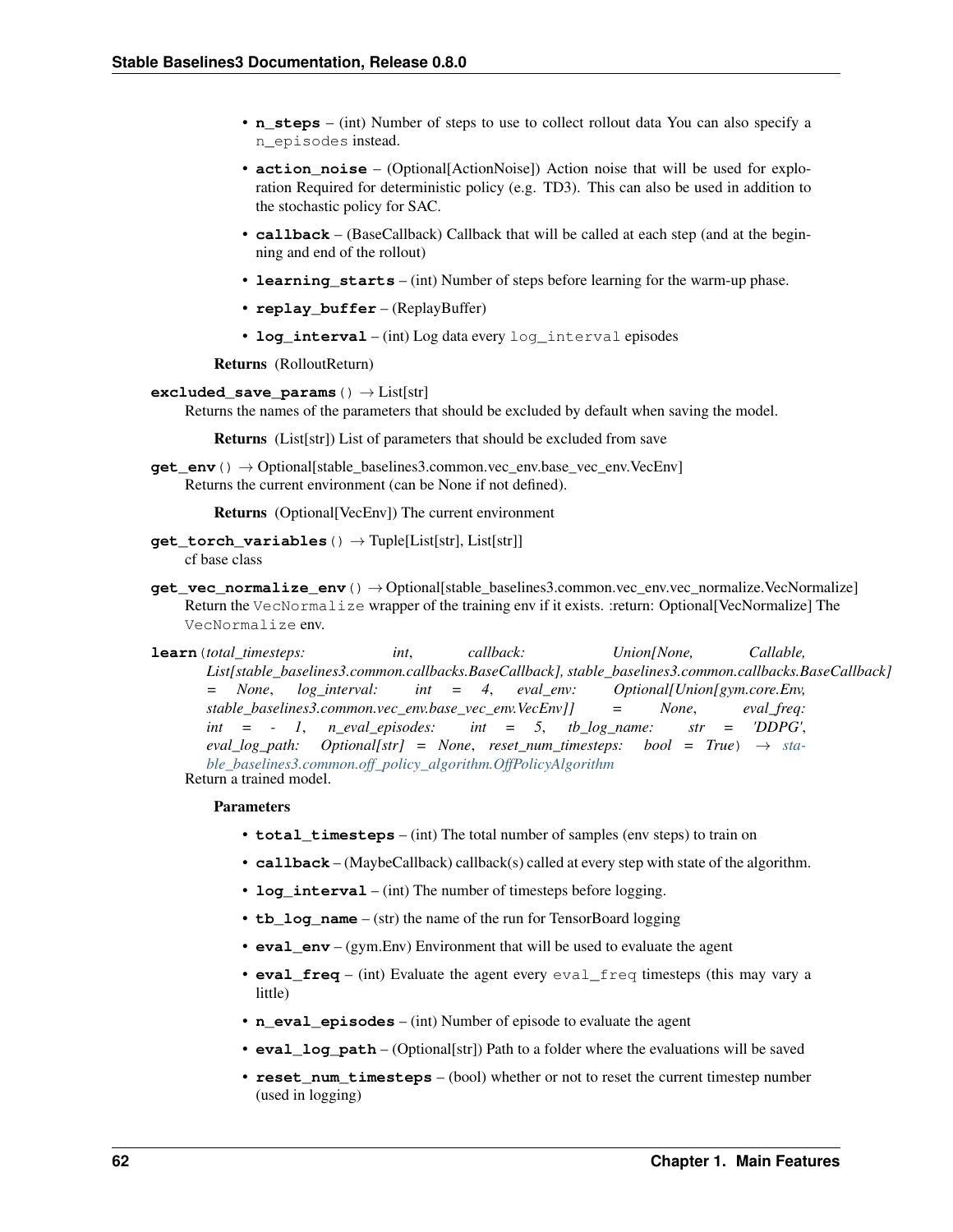- **n_steps** – (int) Number of steps to use to collect rollout data You can also specify a `n_episodes` instead.
- **action_noise** – (Optional[ActionNoise]) Action noise that will be used for exploration Required for deterministic policy (e.g. TD3). This can also be used in addition to the stochastic policy for SAC.
- **callback** – (BaseCallback) Callback that will be called at each step (and at the beginning and end of the rollout)
- **learning_starts** – (int) Number of steps before learning for the warm-up phase.
- **replay_buffer** – (ReplayBuffer)
- **log_interval** – (int) Log data every `log_interval` episodes

**Returns** (RolloutReturn)

**excluded_save_params**() → List[str]

Returns the names of the parameters that should be excluded by default when saving the model.

**Returns** (List[str]) List of parameters that should be excluded from save

**get_env**() → Optional[stable_baselines3.common.vec_env.base_vec_env.VecEnv]

Returns the current environment (can be None if not defined).

**Returns** (Optional[VecEnv]) The current environment

**get_torch_variables**() → Tuple[List[str], List[str]]

cf base class

**get_vec_normalize_env**() → Optional[stable_baselines3.common.vec_env.vec_normalize.VecNormalize]

Return the `VecNormalize` wrapper of the training env if it exists. :return: Optional[VecNormalize] The `VecNormalize` env.

**learn**(*total_timesteps: int, callback: Union[None, Callable, List[stable_baselines3.common.callbacks.BaseCallback], stable_baselines3.common.callbacks.BaseCallback] = None, log_interval: int = 4, eval_env: Optional[Union[gym.core.Env, stable_baselines3.common.vec_env.base_vec_env.VecEnv]] = None, eval_freq: int = - 1, n_eval_episodes: int = 5, tb_log_name: str = 'DDPG', eval_log_path: Optional[str] = None, reset_num_timesteps: bool = True*) → stable_baselines3.common.off_policy_algorithm.OffPolicyAlgorithm

Return a trained model.

**Parameters**

- **total_timesteps** – (int) The total number of samples (env steps) to train on
- **callback** – (MaybeCallback) callback(s) called at every step with state of the algorithm.
- **log_interval** – (int) The number of timesteps before logging.
- **tb_log_name** – (str) the name of the run for TensorBoard logging
- **eval_env** – (gym.Env) Environment that will be used to evaluate the agent
- **eval_freq** – (int) Evaluate the agent every `eval_freq` timesteps (this may vary a little)
- **n_eval_episodes** – (int) Number of episode to evaluate the agent
- **eval_log_path** – (Optional[str]) Path to a folder where the evaluations will be saved
- **reset_num_timesteps** – (bool) whether or not to reset the current timestep number (used in logging)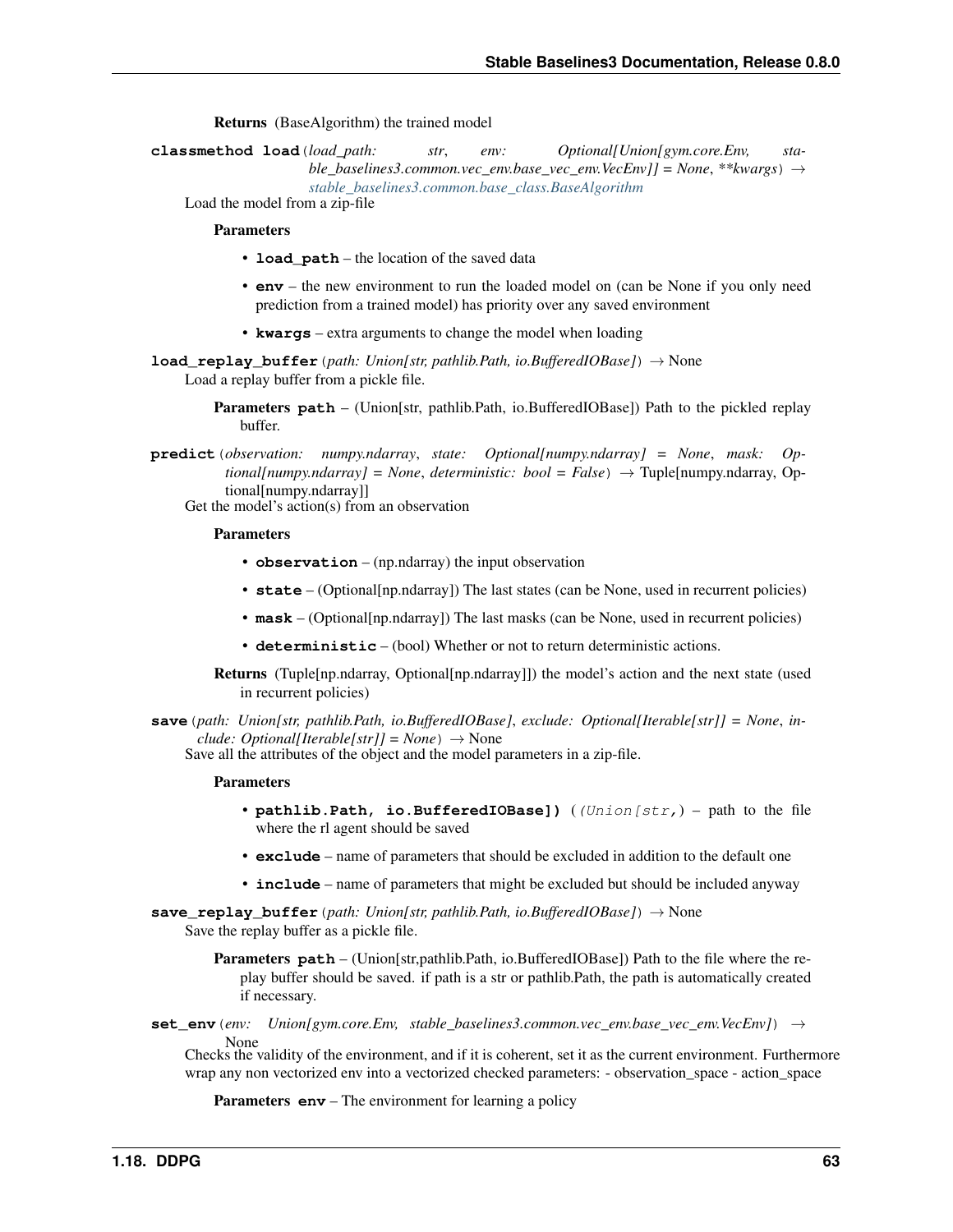**Returns** (BaseAlgorithm) the trained model

**classmethod load**(*load_path: str*, *env: Optional[Union[gym.core.Env, stable_baselines3.common.vec_env.base_vec_env.VecEnv]] = None*, ***kwargs*) → *stable_baselines3.common.base_class.BaseAlgorithm*

Load the model from a zip-file

**Parameters**

- **load_path** – the location of the saved data
- **env** – the new environment to run the loaded model on (can be None if you only need prediction from a trained model) has priority over any saved environment
- **kwargs** – extra arguments to change the model when loading

**load_replay_buffer**(*path: Union[str, pathlib.Path, io.BufferedIOBase]*) → None

Load a replay buffer from a pickle file.

**Parameters** **path** – (Union[str, pathlib.Path, io.BufferedIOBase]) Path to the pickled replay buffer.

**predict**(*observation: numpy.ndarray*, *state: Optional[numpy.ndarray] = None*, *mask: Optional[numpy.ndarray] = None*, *deterministic: bool = False*) → Tuple[numpy.ndarray, Optional[numpy.ndarray]]

Get the model's action(s) from an observation

**Parameters**

- **observation** – (np.ndarray) the input observation
- **state** – (Optional[np.ndarray]) The last states (can be None, used in recurrent policies)
- **mask** – (Optional[np.ndarray]) The last masks (can be None, used in recurrent policies)
- **deterministic** – (bool) Whether or not to return deterministic actions.

**Returns** (Tuple[np.ndarray, Optional[np.ndarray]]) the model's action and the next state (used in recurrent policies)

**save**(*path: Union[str, pathlib.Path, io.BufferedIOBase]*, *exclude: Optional[Iterable[str]] = None*, *include: Optional[Iterable[str]] = None*) → None

Save all the attributes of the object and the model parameters in a zip-file.

**Parameters**

- **pathlib.Path, io.BufferedIOBase])** (*(Union[str,*) – path to the file where the rl agent should be saved
- **exclude** – name of parameters that should be excluded in addition to the default one
- **include** – name of parameters that might be excluded but should be included anyway

**save_replay_buffer**(*path: Union[str, pathlib.Path, io.BufferedIOBase]*) → None

Save the replay buffer as a pickle file.

**Parameters** **path** – (Union[str,pathlib.Path, io.BufferedIOBase]) Path to the file where the replay buffer should be saved. if path is a str or pathlib.Path, the path is automatically created if necessary.

**set_env**(*env: Union[gym.core.Env, stable_baselines3.common.vec_env.base_vec_env.VecEnv]*) → None

Checks the validity of the environment, and if it is coherent, set it as the current environment. Furthermore wrap any non vectorized env into a vectorized checked parameters: - observation_space - action_space

**Parameters** **env** – The environment for learning a policy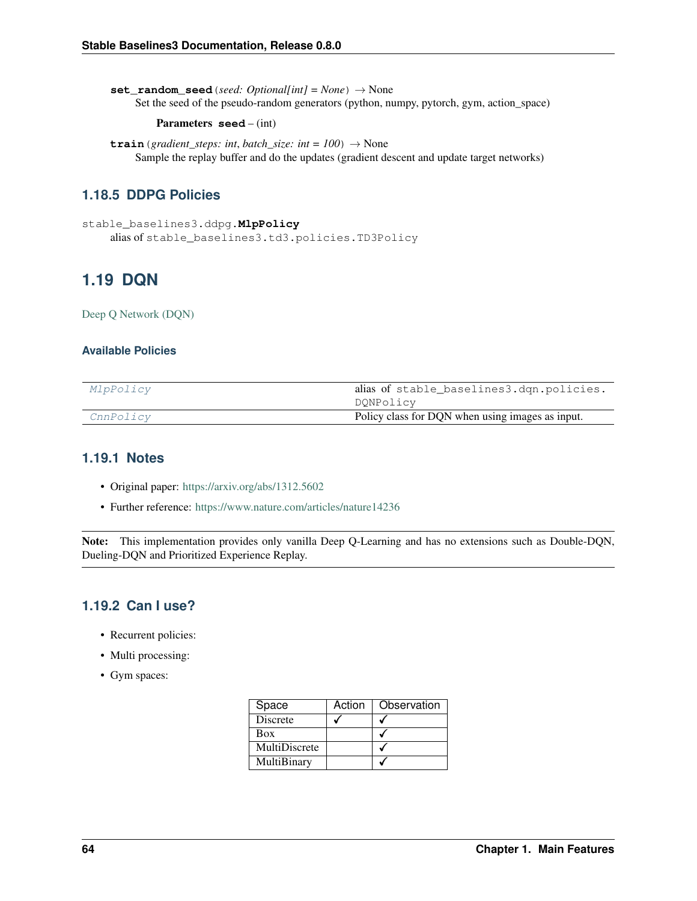**set_random_seed**(*seed: Optional[int] = None*) → None
Set the seed of the pseudo-random generators (python, numpy, pytorch, gym, action_space)

**Parameters** **seed** – (int)

**train**(*gradient_steps: int*, *batch_size: int = 100*) → None
Sample the replay buffer and do the updates (gradient descent and update target networks)

### 1.18.5 DDPG Policies

`stable_baselines3.ddpg.`**`MlpPolicy`**
alias of `stable_baselines3.td3.policies.TD3Policy`

## 1.19 DQN

Deep Q Network (DQN)

#### Available Policies

| | |
|---|---|
| *MlpPolicy* | alias of `stable_baselines3.dqn.policies.DQNPolicy` |
| *CnnPolicy* | Policy class for DQN when using images as input. |

### 1.19.1 Notes

- Original paper: https://arxiv.org/abs/1312.5602
- Further reference: https://www.nature.com/articles/nature14236

**Note:** This implementation provides only vanilla Deep Q-Learning and has no extensions such as Double-DQN, Dueling-DQN and Prioritized Experience Replay.

### 1.19.2 Can I use?

- Recurrent policies:
- Multi processing:
- Gym spaces:

| Space | Action | Observation |
|---|---|---|
| Discrete | ✓ | ✓ |
| Box | | ✓ |
| MultiDiscrete | | ✓ |
| MultiBinary | | ✓ |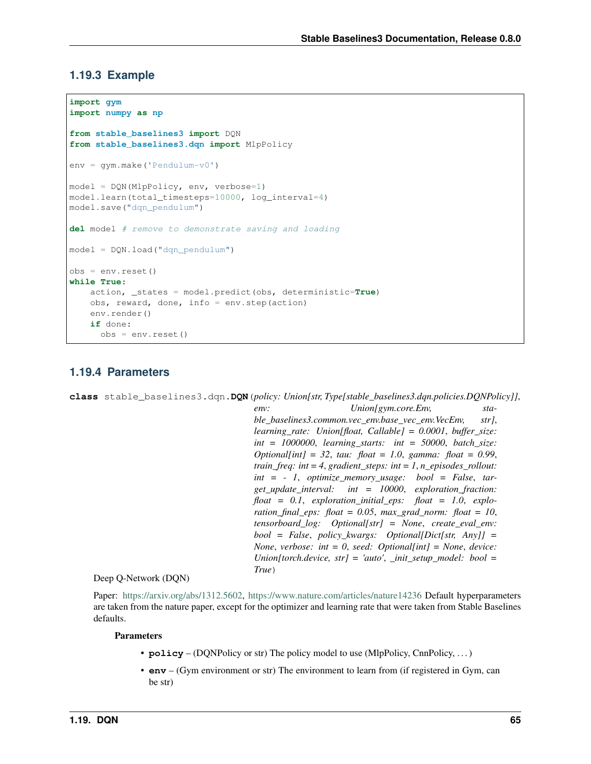### 1.19.3 Example

```
import gym
import numpy as np

from stable_baselines3 import DQN
from stable_baselines3.dqn import MlpPolicy

env = gym.make('Pendulum-v0')

model = DQN(MlpPolicy, env, verbose=1)
model.learn(total_timesteps=10000, log_interval=4)
model.save("dqn_pendulum")

del model # remove to demonstrate saving and loading

model = DQN.load("dqn_pendulum")

obs = env.reset()
while True:
    action, _states = model.predict(obs, deterministic=True)
    obs, reward, done, info = env.step(action)
    env.render()
    if done:
      obs = env.reset()
```

### 1.19.4 Parameters

**class** stable_baselines3.dqn.**DQN**(*policy: Union[str, Type[stable_baselines3.dqn.policies.DQNPolicy]], env: Union[gym.core.Env, stable_baselines3.common.vec_env.base_vec_env.VecEnv, str], learning_rate: Union[float, Callable] = 0.0001, buffer_size: int = 1000000, learning_starts: int = 50000, batch_size: Optional[int] = 32, tau: float = 1.0, gamma: float = 0.99, train_freq: int = 4, gradient_steps: int = 1, n_episodes_rollout: int = - 1, optimize_memory_usage: bool = False, target_update_interval: int = 10000, exploration_fraction: float = 0.1, exploration_initial_eps: float = 1.0, exploration_final_eps: float = 0.05, max_grad_norm: float = 10, tensorboard_log: Optional[str] = None, create_eval_env: bool = False, policy_kwargs: Optional[Dict[str, Any]] = None, verbose: int = 0, seed: Optional[int] = None, device: Union[torch.device, str] = 'auto', _init_setup_model: bool = True*)

Deep Q-Network (DQN)

Paper: https://arxiv.org/abs/1312.5602, https://www.nature.com/articles/nature14236 Default hyperparameters are taken from the nature paper, except for the optimizer and learning rate that were taken from Stable Baselines defaults.

**Parameters**

- **policy** – (DQNPolicy or str) The policy model to use (MlpPolicy, CnnPolicy, . . . )
- **env** – (Gym environment or str) The environment to learn from (if registered in Gym, can be str)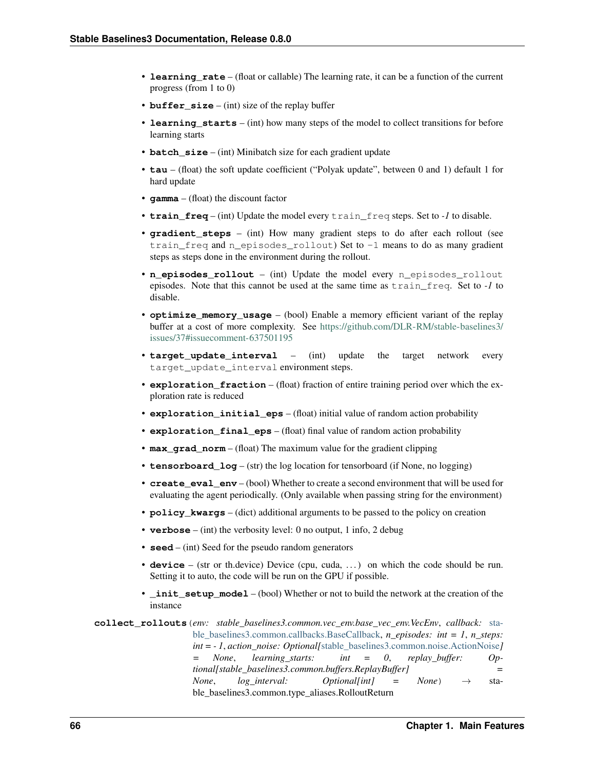- **learning_rate** – (float or callable) The learning rate, it can be a function of the current progress (from 1 to 0)
- **buffer_size** – (int) size of the replay buffer
- **learning_starts** – (int) how many steps of the model to collect transitions for before learning starts
- **batch_size** – (int) Minibatch size for each gradient update
- **tau** – (float) the soft update coefficient ("Polyak update", between 0 and 1) default 1 for hard update
- **gamma** – (float) the discount factor
- **train_freq** – (int) Update the model every `train_freq` steps. Set to *-1* to disable.
- **gradient_steps** – (int) How many gradient steps to do after each rollout (see `train_freq` and `n_episodes_rollout`) Set to `-1` means to do as many gradient steps as steps done in the environment during the rollout.
- **n_episodes_rollout** – (int) Update the model every `n_episodes_rollout` episodes. Note that this cannot be used at the same time as `train_freq`. Set to *-1* to disable.
- **optimize_memory_usage** – (bool) Enable a memory efficient variant of the replay buffer at a cost of more complexity. See https://github.com/DLR-RM/stable-baselines3/issues/37#issuecomment-637501195
- **target_update_interval** – (int) update the target network every `target_update_interval` environment steps.
- **exploration_fraction** – (float) fraction of entire training period over which the exploration rate is reduced
- **exploration_initial_eps** – (float) initial value of random action probability
- **exploration_final_eps** – (float) final value of random action probability
- **max_grad_norm** – (float) The maximum value for the gradient clipping
- **tensorboard_log** – (str) the log location for tensorboard (if None, no logging)
- **create_eval_env** – (bool) Whether to create a second environment that will be used for evaluating the agent periodically. (Only available when passing string for the environment)
- **policy_kwargs** – (dict) additional arguments to be passed to the policy on creation
- **verbose** – (int) the verbosity level: 0 no output, 1 info, 2 debug
- **seed** – (int) Seed for the pseudo random generators
- **device** – (str or th.device) Device (cpu, cuda, ...) on which the code should be run. Setting it to auto, the code will be run on the GPU if possible.
- **_init_setup_model** – (bool) Whether or not to build the network at the creation of the instance

**collect_rollouts**(*env: stable_baselines3.common.vec_env.base_vec_env.VecEnv*, *callback: stable_baselines3.common.callbacks.BaseCallback*, *n_episodes: int = 1*, *n_steps: int = - 1*, *action_noise: Optional[stable_baselines3.common.noise.ActionNoise] = None*, *learning_starts: int = 0*, *replay_buffer: Optional[stable_baselines3.common.buffers.ReplayBuffer] = None*, *log_interval: Optional[int] = None*) → stable_baselines3.common.type_aliases.RolloutReturn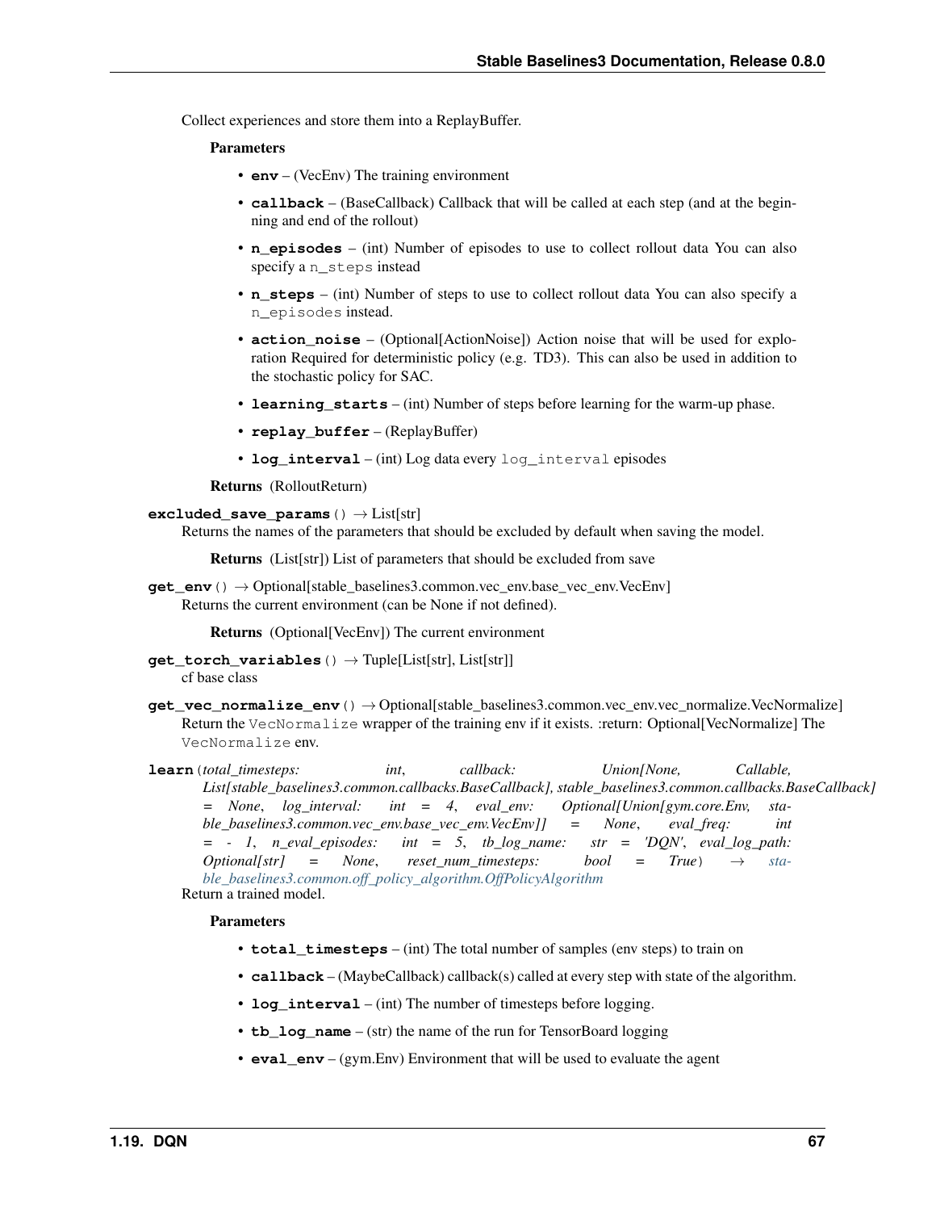Collect experiences and store them into a ReplayBuffer.

**Parameters**

- **env** – (VecEnv) The training environment
- **callback** – (BaseCallback) Callback that will be called at each step (and at the beginning and end of the rollout)
- **n_episodes** – (int) Number of episodes to use to collect rollout data You can also specify a `n_steps` instead
- **n_steps** – (int) Number of steps to use to collect rollout data You can also specify a `n_episodes` instead.
- **action_noise** – (Optional[ActionNoise]) Action noise that will be used for exploration Required for deterministic policy (e.g. TD3). This can also be used in addition to the stochastic policy for SAC.
- **learning_starts** – (int) Number of steps before learning for the warm-up phase.
- **replay_buffer** – (ReplayBuffer)
- **log_interval** – (int) Log data every `log_interval` episodes

**Returns** (RolloutReturn)

**excluded_save_params**() → List[str]

Returns the names of the parameters that should be excluded by default when saving the model.

**Returns** (List[str]) List of parameters that should be excluded from save

**get_env**() → Optional[stable_baselines3.common.vec_env.base_vec_env.VecEnv]

Returns the current environment (can be None if not defined).

**Returns** (Optional[VecEnv]) The current environment

**get_torch_variables**() → Tuple[List[str], List[str]]

cf base class

**get_vec_normalize_env**() → Optional[stable_baselines3.common.vec_env.vec_normalize.VecNormalize]

Return the `VecNormalize` wrapper of the training env if it exists. :return: Optional[VecNormalize] The `VecNormalize` env.

**learn**(*total_timesteps: int, callback: Union[None, Callable, List[stable_baselines3.common.callbacks.BaseCallback], stable_baselines3.common.callbacks.BaseCallback] = None, log_interval: int = 4, eval_env: Optional[Union[gym.core.Env, stable_baselines3.common.vec_env.base_vec_env.VecEnv]] = None, eval_freq: int = - 1, n_eval_episodes: int = 5, tb_log_name: str = 'DQN', eval_log_path: Optional[str] = None, reset_num_timesteps: bool = True*) → *stable_baselines3.common.off_policy_algorithm.OffPolicyAlgorithm*

Return a trained model.

**Parameters**

- **total_timesteps** – (int) The total number of samples (env steps) to train on
- **callback** – (MaybeCallback) callback(s) called at every step with state of the algorithm.
- **log_interval** – (int) The number of timesteps before logging.
- **tb_log_name** – (str) the name of the run for TensorBoard logging
- **eval_env** – (gym.Env) Environment that will be used to evaluate the agent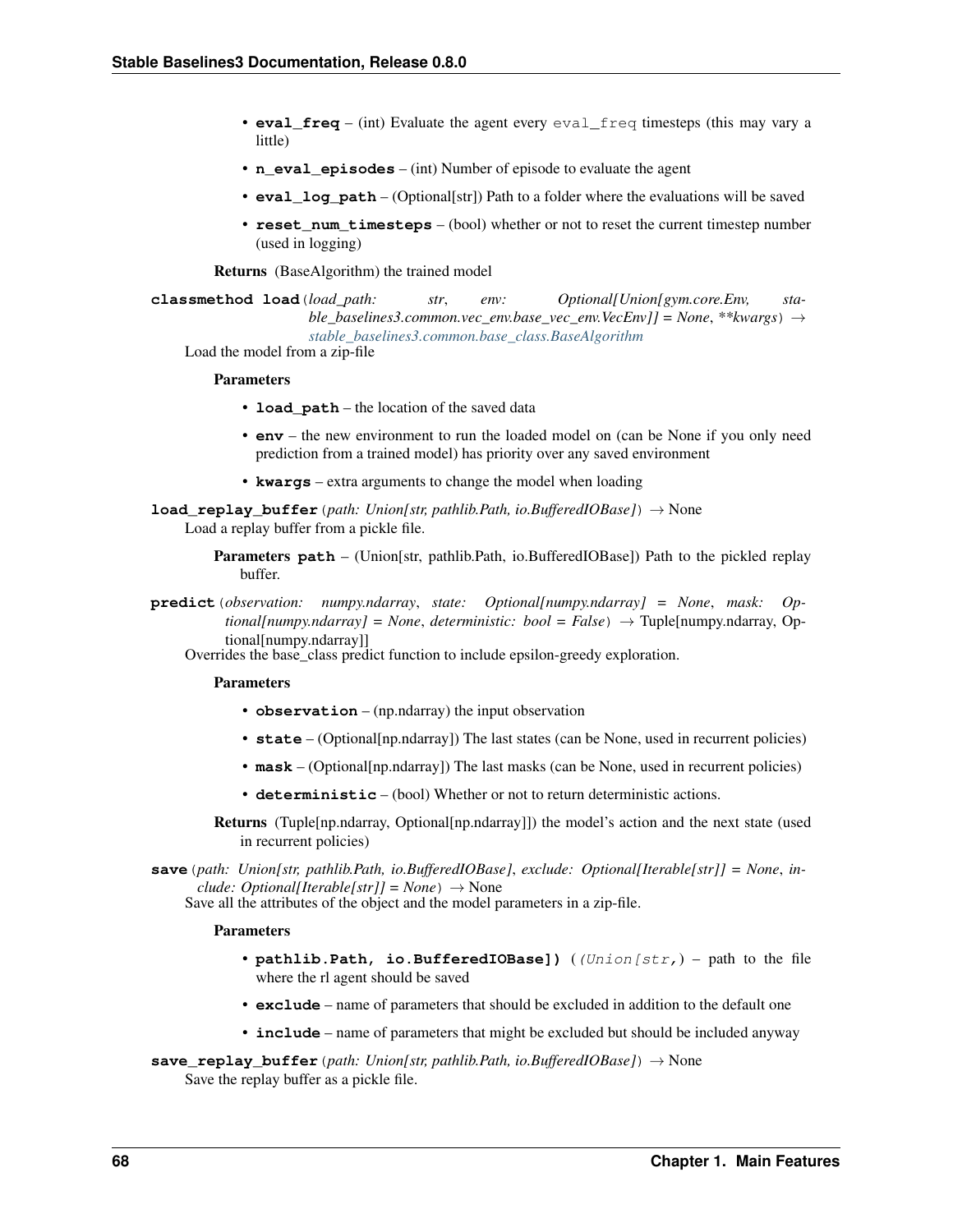- **eval_freq** – (int) Evaluate the agent every `eval_freq` timesteps (this may vary a little)
- **n_eval_episodes** – (int) Number of episode to evaluate the agent
- **eval_log_path** – (Optional[str]) Path to a folder where the evaluations will be saved
- **reset_num_timesteps** – (bool) whether or not to reset the current timestep number (used in logging)

**Returns** (BaseAlgorithm) the trained model

**classmethod load**(*load_path: str, env: Optional[Union[gym.core.Env, stable_baselines3.common.vec_env.base_vec_env.VecEnv]] = None, **kwargs*) → *stable_baselines3.common.base_class.BaseAlgorithm*

Load the model from a zip-file

**Parameters**

- **load_path** – the location of the saved data
- **env** – the new environment to run the loaded model on (can be None if you only need prediction from a trained model) has priority over any saved environment
- **kwargs** – extra arguments to change the model when loading

**load_replay_buffer**(*path: Union[str, pathlib.Path, io.BufferedIOBase]*) → None

Load a replay buffer from a pickle file.

**Parameters** **path** – (Union[str, pathlib.Path, io.BufferedIOBase]) Path to the pickled replay buffer.

**predict**(*observation: numpy.ndarray, state: Optional[numpy.ndarray] = None, mask: Optional[numpy.ndarray] = None, deterministic: bool = False*) → Tuple[numpy.ndarray, Optional[numpy.ndarray]]

Overrides the base_class predict function to include epsilon-greedy exploration.

**Parameters**

- **observation** – (np.ndarray) the input observation
- **state** – (Optional[np.ndarray]) The last states (can be None, used in recurrent policies)
- **mask** – (Optional[np.ndarray]) The last masks (can be None, used in recurrent policies)
- **deterministic** – (bool) Whether or not to return deterministic actions.

**Returns** (Tuple[np.ndarray, Optional[np.ndarray]]) the model's action and the next state (used in recurrent policies)

**save**(*path: Union[str, pathlib.Path, io.BufferedIOBase], exclude: Optional[Iterable[str]] = None, include: Optional[Iterable[str]] = None*) → None

Save all the attributes of the object and the model parameters in a zip-file.

**Parameters**

- **pathlib.Path, io.BufferedIOBase])** (*(Union[str,)*) – path to the file where the rl agent should be saved
- **exclude** – name of parameters that should be excluded in addition to the default one
- **include** – name of parameters that might be excluded but should be included anyway

**save_replay_buffer**(*path: Union[str, pathlib.Path, io.BufferedIOBase]*) → None

Save the replay buffer as a pickle file.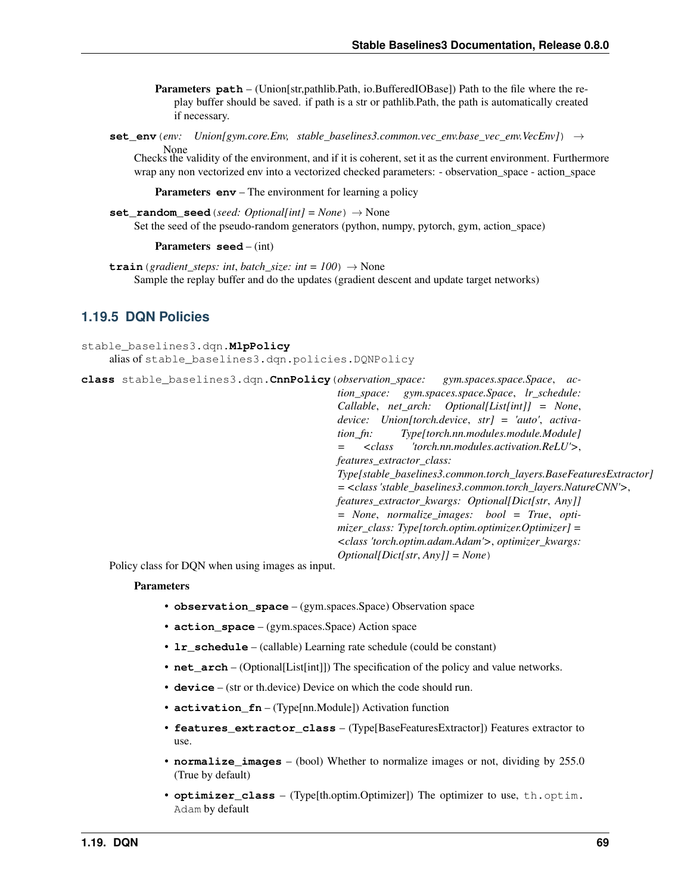**Parameters path** – (Union[str,pathlib.Path, io.BufferedIOBase]) Path to the file where the replay buffer should be saved. if path is a str or pathlib.Path, the path is automatically created if necessary.

**set_env**(*env: Union[gym.core.Env, stable_baselines3.common.vec_env.base_vec_env.VecEnv]*) → None

Checks the validity of the environment, and if it is coherent, set it as the current environment. Furthermore wrap any non vectorized env into a vectorized checked parameters: - observation_space - action_space

**Parameters env** – The environment for learning a policy

**set_random_seed**(*seed: Optional[int] = None*) → None

Set the seed of the pseudo-random generators (python, numpy, pytorch, gym, action_space)

**Parameters seed** – (int)

**train**(*gradient_steps: int*, *batch_size: int = 100*) → None

Sample the replay buffer and do the updates (gradient descent and update target networks)

### 1.19.5 DQN Policies

stable_baselines3.dqn.**MlpPolicy**

alias of stable_baselines3.dqn.policies.DQNPolicy

**class** stable_baselines3.dqn.**CnnPolicy**(*observation_space: gym.spaces.space.Space*, *action_space: gym.spaces.space.Space*, *lr_schedule: Callable*, *net_arch: Optional[List[int]] = None*, *device: Union[torch.device, str] = 'auto'*, *activation_fn: Type[torch.nn.modules.module.Module] = <class 'torch.nn.modules.activation.ReLU'>*, *features_extractor_class: Type[stable_baselines3.common.torch_layers.BaseFeaturesExtractor] = <class 'stable_baselines3.common.torch_layers.NatureCNN'>*, *features_extractor_kwargs: Optional[Dict[str, Any]] = None*, *normalize_images: bool = True*, *optimizer_class: Type[torch.optim.optimizer.Optimizer] = <class 'torch.optim.adam.Adam'>*, *optimizer_kwargs: Optional[Dict[str, Any]] = None*)

Policy class for DQN when using images as input.

**Parameters**

- **observation_space** – (gym.spaces.Space) Observation space
- **action_space** – (gym.spaces.Space) Action space
- **lr_schedule** – (callable) Learning rate schedule (could be constant)
- **net_arch** – (Optional[List[int]]) The specification of the policy and value networks.
- **device** – (str or th.device) Device on which the code should run.
- **activation_fn** – (Type[nn.Module]) Activation function
- **features_extractor_class** – (Type[BaseFeaturesExtractor]) Features extractor to use.
- **normalize_images** – (bool) Whether to normalize images or not, dividing by 255.0 (True by default)
- **optimizer_class** – (Type[th.optim.Optimizer]) The optimizer to use, th.optim.Adam by default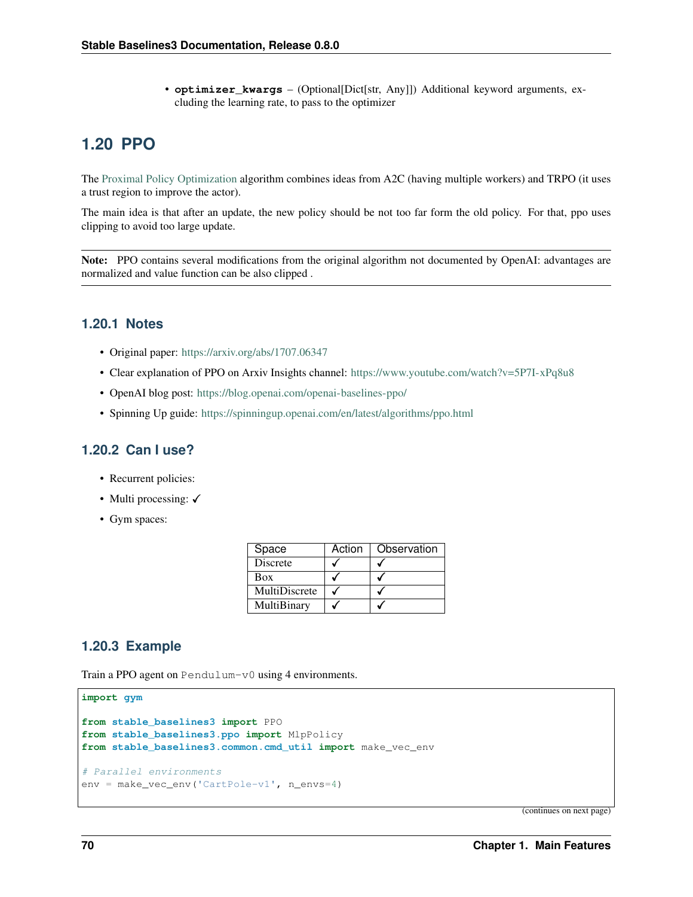- **optimizer_kwargs** – (Optional[Dict[str, Any]]) Additional keyword arguments, excluding the learning rate, to pass to the optimizer

## 1.20 PPO

The Proximal Policy Optimization algorithm combines ideas from A2C (having multiple workers) and TRPO (it uses a trust region to improve the actor).

The main idea is that after an update, the new policy should be not too far form the old policy. For that, ppo uses clipping to avoid too large update.

**Note:** PPO contains several modifications from the original algorithm not documented by OpenAI: advantages are normalized and value function can be also clipped .

### 1.20.1 Notes

- Original paper: https://arxiv.org/abs/1707.06347
- Clear explanation of PPO on Arxiv Insights channel: https://www.youtube.com/watch?v=5P7I-xPq8u8
- OpenAI blog post: https://blog.openai.com/openai-baselines-ppo/
- Spinning Up guide: https://spinningup.openai.com/en/latest/algorithms/ppo.html

### 1.20.2 Can I use?

- Recurrent policies:
- Multi processing: ✓
- Gym spaces:

| Space | Action | Observation |
|---|---|---|
| Discrete | ✓ | ✓ |
| Box | ✓ | ✓ |
| MultiDiscrete | ✓ | ✓ |
| MultiBinary | ✓ | ✓ |

### 1.20.3 Example

Train a PPO agent on `Pendulum-v0` using 4 environments.

```
import gym

from stable_baselines3 import PPO
from stable_baselines3.ppo import MlpPolicy
from stable_baselines3.common.cmd_util import make_vec_env

# Parallel environments
env = make_vec_env('CartPole-v1', n_envs=4)
```

(continues on next page)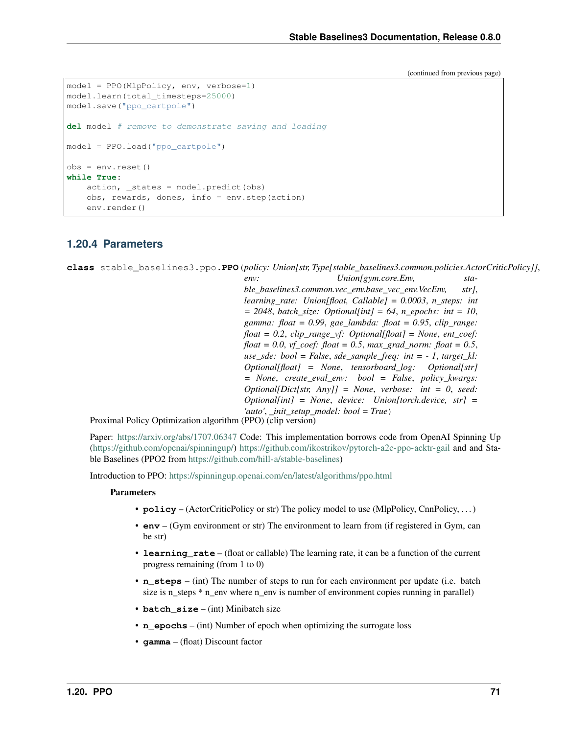(continued from previous page)

```python
model = PPO(MlpPolicy, env, verbose=1)
model.learn(total_timesteps=25000)
model.save("ppo_cartpole")

del model # remove to demonstrate saving and loading

model = PPO.load("ppo_cartpole")

obs = env.reset()
while True:
    action, _states = model.predict(obs)
    obs, rewards, dones, info = env.step(action)
    env.render()
```

### 1.20.4 Parameters

**class** stable_baselines3.ppo.**PPO**(*policy: Union[str, Type[stable_baselines3.common.policies.ActorCriticPolicy]], env: Union[gym.core.Env, stable_baselines3.common.vec_env.base_vec_env.VecEnv, str], learning_rate: Union[float, Callable] = 0.0003, n_steps: int = 2048, batch_size: Optional[int] = 64, n_epochs: int = 10, gamma: float = 0.99, gae_lambda: float = 0.95, clip_range: float = 0.2, clip_range_vf: Optional[float] = None, ent_coef: float = 0.0, vf_coef: float = 0.5, max_grad_norm: float = 0.5, use_sde: bool = False, sde_sample_freq: int = - 1, target_kl: Optional[float] = None, tensorboard_log: Optional[str] = None, create_eval_env: bool = False, policy_kwargs: Optional[Dict[str, Any]] = None, verbose: int = 0, seed: Optional[int] = None, device: Union[torch.device, str] = 'auto', _init_setup_model: bool = True*)

Proximal Policy Optimization algorithm (PPO) (clip version)

Paper: https://arxiv.org/abs/1707.06347 Code: This implementation borrows code from OpenAI Spinning Up (https://github.com/openai/spinningup/) https://github.com/ikostrikov/pytorch-a2c-ppo-acktr-gail and and Stable Baselines (PPO2 from https://github.com/hill-a/stable-baselines)

Introduction to PPO: https://spinningup.openai.com/en/latest/algorithms/ppo.html

**Parameters**

- **policy** – (ActorCriticPolicy or str) The policy model to use (MlpPolicy, CnnPolicy, ...)
- **env** – (Gym environment or str) The environment to learn from (if registered in Gym, can be str)
- **learning_rate** – (float or callable) The learning rate, it can be a function of the current progress remaining (from 1 to 0)
- **n_steps** – (int) The number of steps to run for each environment per update (i.e. batch size is n_steps * n_env where n_env is number of environment copies running in parallel)
- **batch_size** – (int) Minibatch size
- **n_epochs** – (int) Number of epoch when optimizing the surrogate loss
- **gamma** – (float) Discount factor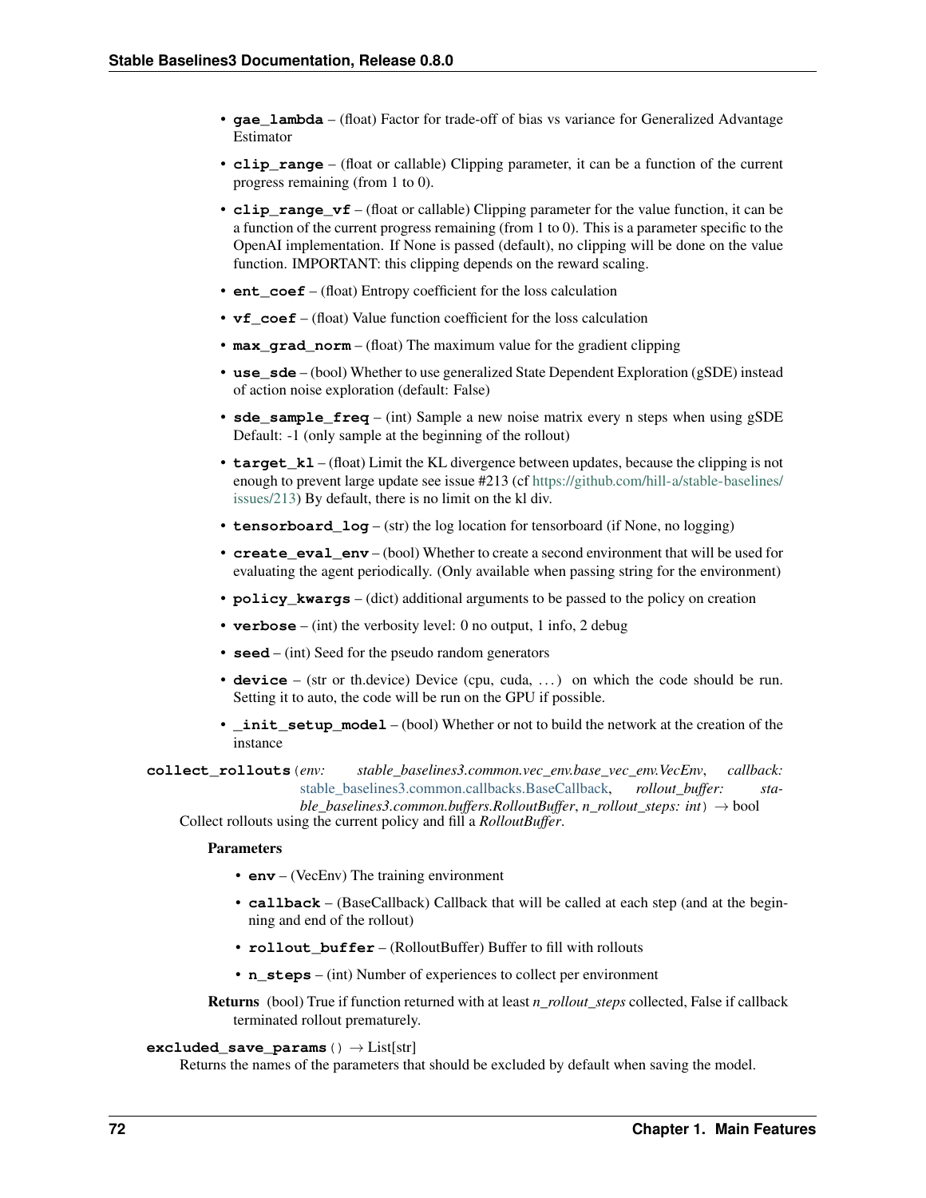- **gae_lambda** – (float) Factor for trade-off of bias vs variance for Generalized Advantage Estimator
- **clip_range** – (float or callable) Clipping parameter, it can be a function of the current progress remaining (from 1 to 0).
- **clip_range_vf** – (float or callable) Clipping parameter for the value function, it can be a function of the current progress remaining (from 1 to 0). This is a parameter specific to the OpenAI implementation. If None is passed (default), no clipping will be done on the value function. IMPORTANT: this clipping depends on the reward scaling.
- **ent_coef** – (float) Entropy coefficient for the loss calculation
- **vf_coef** – (float) Value function coefficient for the loss calculation
- **max_grad_norm** – (float) The maximum value for the gradient clipping
- **use_sde** – (bool) Whether to use generalized State Dependent Exploration (gSDE) instead of action noise exploration (default: False)
- **sde_sample_freq** – (int) Sample a new noise matrix every n steps when using gSDE Default: -1 (only sample at the beginning of the rollout)
- **target_kl** – (float) Limit the KL divergence between updates, because the clipping is not enough to prevent large update see issue #213 (cf https://github.com/hill-a/stable-baselines/issues/213) By default, there is no limit on the kl div.
- **tensorboard_log** – (str) the log location for tensorboard (if None, no logging)
- **create_eval_env** – (bool) Whether to create a second environment that will be used for evaluating the agent periodically. (Only available when passing string for the environment)
- **policy_kwargs** – (dict) additional arguments to be passed to the policy on creation
- **verbose** – (int) the verbosity level: 0 no output, 1 info, 2 debug
- **seed** – (int) Seed for the pseudo random generators
- **device** – (str or th.device) Device (cpu, cuda, ...) on which the code should be run. Setting it to auto, the code will be run on the GPU if possible.
- **_init_setup_model** – (bool) Whether or not to build the network at the creation of the instance

**collect_rollouts**(*env: stable_baselines3.common.vec_env.base_vec_env.VecEnv*, *callback: stable_baselines3.common.callbacks.BaseCallback*, *rollout_buffer: stable_baselines3.common.buffers.RolloutBuffer*, *n_rollout_steps: int*) → bool

Collect rollouts using the current policy and fill a *RolloutBuffer*.

**Parameters**

- **env** – (VecEnv) The training environment
- **callback** – (BaseCallback) Callback that will be called at each step (and at the beginning and end of the rollout)
- **rollout_buffer** – (RolloutBuffer) Buffer to fill with rollouts
- **n_steps** – (int) Number of experiences to collect per environment

**Returns** (bool) True if function returned with at least *n_rollout_steps* collected, False if callback terminated rollout prematurely.

**excluded_save_params**() → List[str]

Returns the names of the parameters that should be excluded by default when saving the model.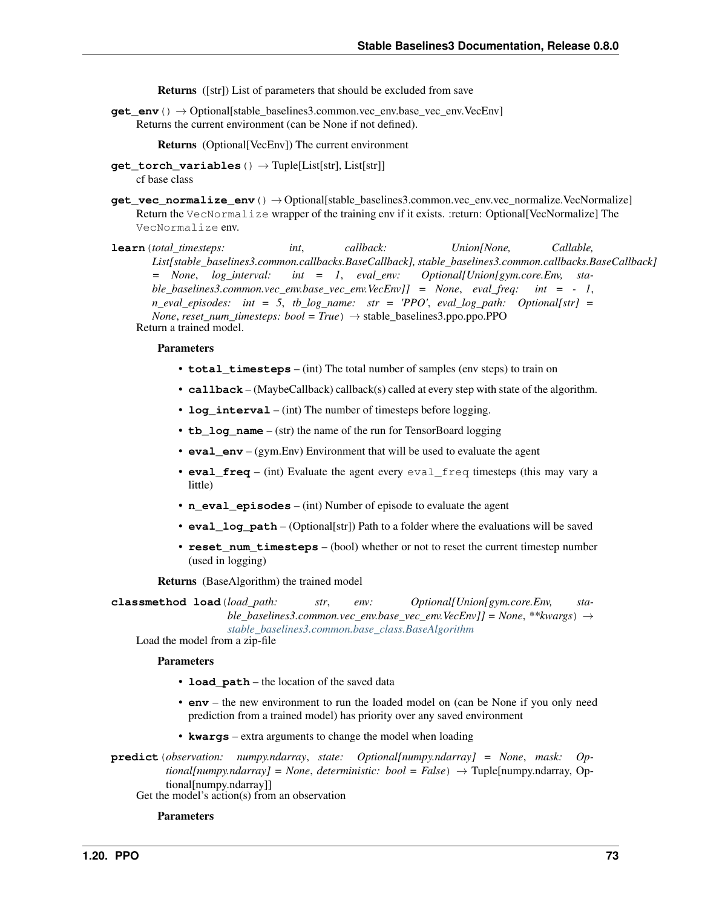**Returns** ([str]) List of parameters that should be excluded from save

**get_env**() → Optional[stable_baselines3.common.vec_env.base_vec_env.VecEnv]
Returns the current environment (can be None if not defined).

**Returns** (Optional[VecEnv]) The current environment

**get_torch_variables**() → Tuple[List[str], List[str]]
cf base class

**get_vec_normalize_env**() → Optional[stable_baselines3.common.vec_env.vec_normalize.VecNormalize]
Return the `VecNormalize` wrapper of the training env if it exists. :return: Optional[VecNormalize] The `VecNormalize` env.

**learn**(*total_timesteps: int*, *callback: Union[None, Callable, List[stable_baselines3.common.callbacks.BaseCallback], stable_baselines3.common.callbacks.BaseCallback] = None*, *log_interval: int = 1*, *eval_env: Optional[Union[gym.core.Env, stable_baselines3.common.vec_env.base_vec_env.VecEnv]] = None*, *eval_freq: int = - 1*, *n_eval_episodes: int = 5*, *tb_log_name: str = 'PPO'*, *eval_log_path: Optional[str] = None*, *reset_num_timesteps: bool = True*) → stable_baselines3.ppo.ppo.PPO
Return a trained model.

**Parameters**

- **total_timesteps** – (int) The total number of samples (env steps) to train on
- **callback** – (MaybeCallback) callback(s) called at every step with state of the algorithm.
- **log_interval** – (int) The number of timesteps before logging.
- **tb_log_name** – (str) the name of the run for TensorBoard logging
- **eval_env** – (gym.Env) Environment that will be used to evaluate the agent
- **eval_freq** – (int) Evaluate the agent every `eval_freq` timesteps (this may vary a little)
- **n_eval_episodes** – (int) Number of episode to evaluate the agent
- **eval_log_path** – (Optional[str]) Path to a folder where the evaluations will be saved
- **reset_num_timesteps** – (bool) whether or not to reset the current timestep number (used in logging)

**Returns** (BaseAlgorithm) the trained model

**classmethod load**(*load_path: str*, *env: Optional[Union[gym.core.Env, stable_baselines3.common.vec_env.base_vec_env.VecEnv]] = None*, *\*\*kwargs*) → *stable_baselines3.common.base_class.BaseAlgorithm*
Load the model from a zip-file

**Parameters**

- **load_path** – the location of the saved data
- **env** – the new environment to run the loaded model on (can be None if you only need prediction from a trained model) has priority over any saved environment
- **kwargs** – extra arguments to change the model when loading

**predict**(*observation: numpy.ndarray*, *state: Optional[numpy.ndarray] = None*, *mask: Optional[numpy.ndarray] = None*, *deterministic: bool = False*) → Tuple[numpy.ndarray, Optional[numpy.ndarray]]
Get the model's action(s) from an observation

**Parameters**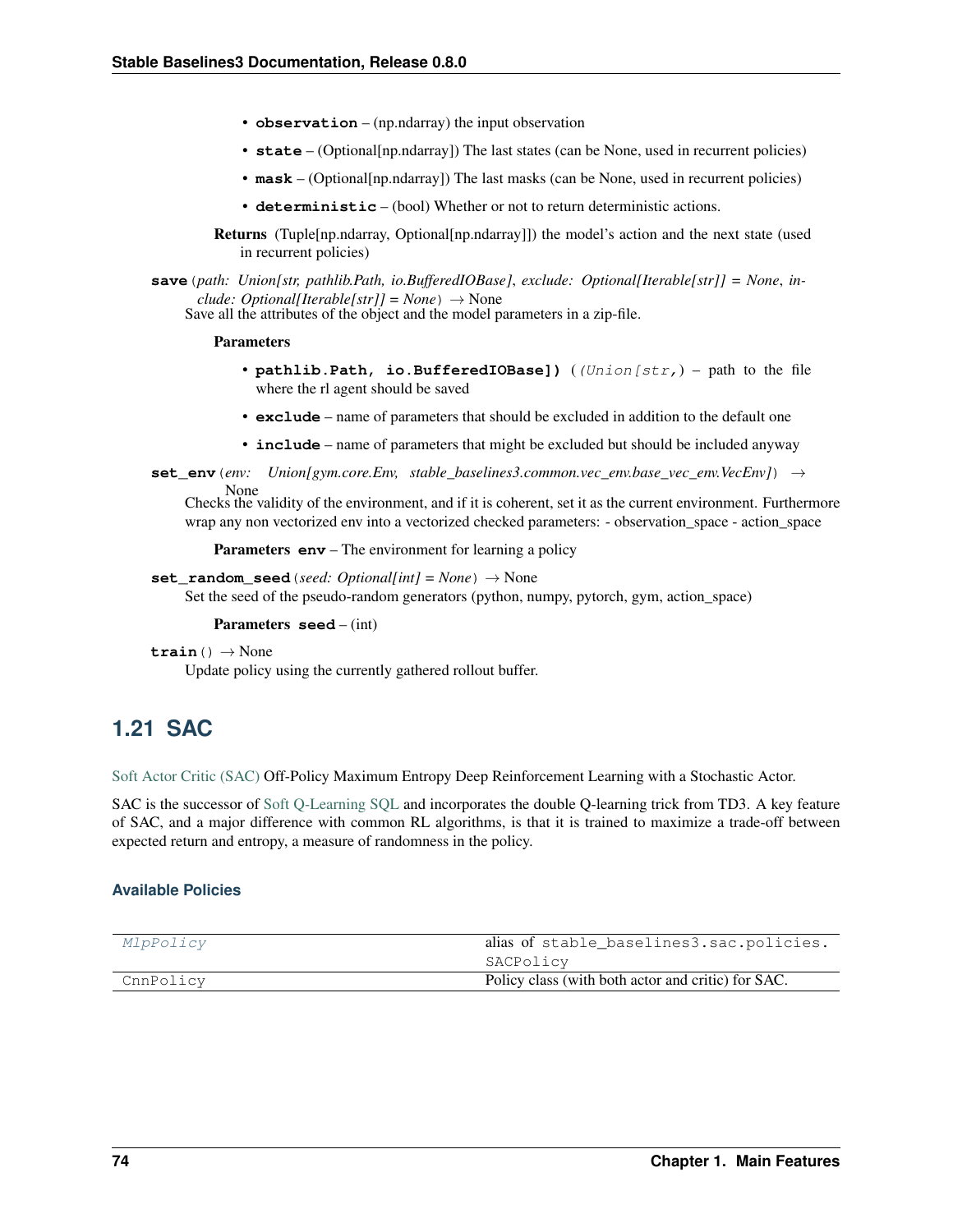- **observation** – (np.ndarray) the input observation
- **state** – (Optional[np.ndarray]) The last states (can be None, used in recurrent policies)
- **mask** – (Optional[np.ndarray]) The last masks (can be None, used in recurrent policies)
- **deterministic** – (bool) Whether or not to return deterministic actions.

**Returns** (Tuple[np.ndarray, Optional[np.ndarray]]) the model's action and the next state (used in recurrent policies)

**save**(*path: Union[str, pathlib.Path, io.BufferedIOBase], exclude: Optional[Iterable[str]] = None, include: Optional[Iterable[str]] = None*) → None

Save all the attributes of the object and the model parameters in a zip-file.

**Parameters**

- **pathlib.Path, io.BufferedIOBase])** (*(Union[str,*) – path to the file where the rl agent should be saved
- **exclude** – name of parameters that should be excluded in addition to the default one
- **include** – name of parameters that might be excluded but should be included anyway

**set_env**(*env: Union[gym.core.Env, stable_baselines3.common.vec_env.base_vec_env.VecEnv]*) → None

Checks the validity of the environment, and if it is coherent, set it as the current environment. Furthermore wrap any non vectorized env into a vectorized checked parameters: - observation_space - action_space

**Parameters** **env** – The environment for learning a policy

**set_random_seed**(*seed: Optional[int] = None*) → None

Set the seed of the pseudo-random generators (python, numpy, pytorch, gym, action_space)

**Parameters** **seed** – (int)

**train**() → None

Update policy using the currently gathered rollout buffer.

## 1.21 SAC

Soft Actor Critic (SAC) Off-Policy Maximum Entropy Deep Reinforcement Learning with a Stochastic Actor.

SAC is the successor of Soft Q-Learning SQL and incorporates the double Q-learning trick from TD3. A key feature of SAC, and a major difference with common RL algorithms, is that it is trained to maximize a trade-off between expected return and entropy, a measure of randomness in the policy.

### Available Policies

| | |
|---|---|
| *MlpPolicy* | alias of `stable_baselines3.sac.policies.SACPolicy` |
| `CnnPolicy` | Policy class (with both actor and critic) for SAC. |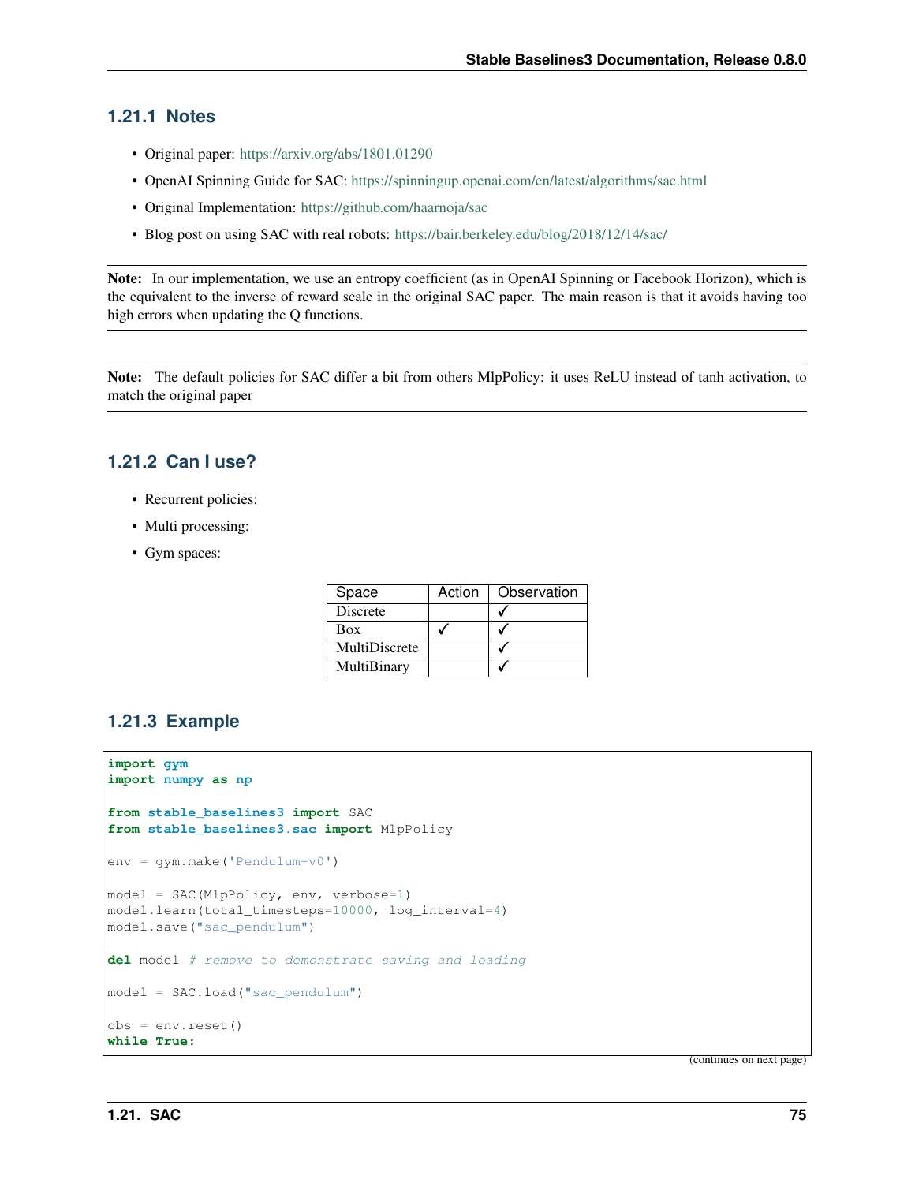### 1.21.1 Notes

- Original paper: https://arxiv.org/abs/1801.01290
- OpenAI Spinning Guide for SAC: https://spinningup.openai.com/en/latest/algorithms/sac.html
- Original Implementation: https://github.com/haarnoja/sac
- Blog post on using SAC with real robots: https://bair.berkeley.edu/blog/2018/12/14/sac/

**Note:** In our implementation, we use an entropy coefficient (as in OpenAI Spinning or Facebook Horizon), which is the equivalent to the inverse of reward scale in the original SAC paper. The main reason is that it avoids having too high errors when updating the Q functions.

**Note:** The default policies for SAC differ a bit from others MlpPolicy: it uses ReLU instead of tanh activation, to match the original paper

### 1.21.2 Can I use?

- Recurrent policies:
- Multi processing:
- Gym spaces:

| Space | Action | Observation |
|---|---|---|
| Discrete | | ✓ |
| Box | ✓ | ✓ |
| MultiDiscrete | | ✓ |
| MultiBinary | | ✓ |

### 1.21.3 Example

```
import gym
import numpy as np

from stable_baselines3 import SAC
from stable_baselines3.sac import MlpPolicy

env = gym.make('Pendulum-v0')

model = SAC(MlpPolicy, env, verbose=1)
model.learn(total_timesteps=10000, log_interval=4)
model.save("sac_pendulum")

del model # remove to demonstrate saving and loading

model = SAC.load("sac_pendulum")

obs = env.reset()
while True:
```

(continues on next page)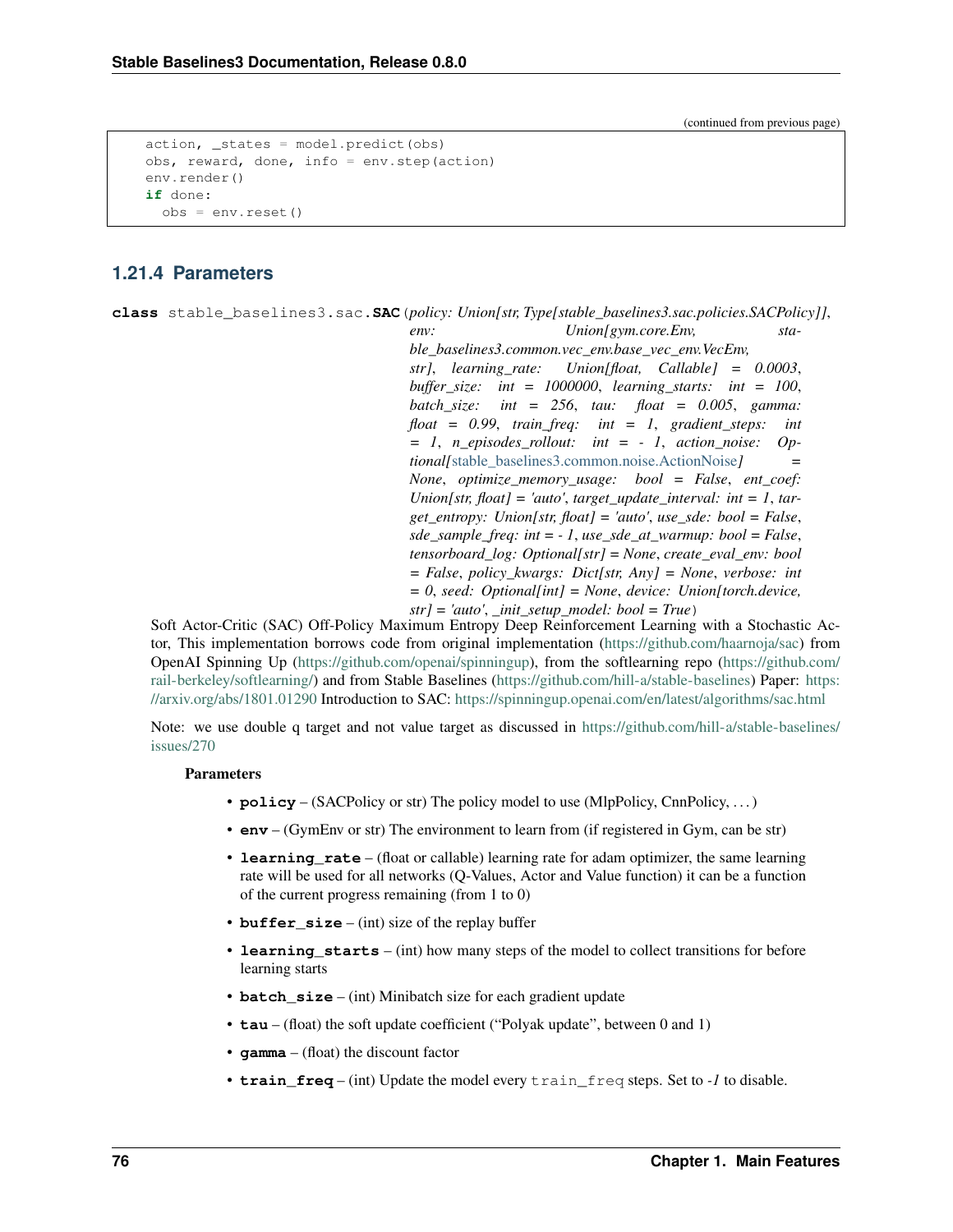(continued from previous page)

```
    action, _states = model.predict(obs)
    obs, reward, done, info = env.step(action)
    env.render()
    if done:
      obs = env.reset()
```

### 1.21.4 Parameters

**class** stable_baselines3.sac.**SAC**(*policy: Union[str, Type[stable_baselines3.sac.policies.SACPolicy]], env: Union[gym.core.Env, stable_baselines3.common.vec_env.base_vec_env.VecEnv, str], learning_rate: Union[float, Callable] = 0.0003, buffer_size: int = 1000000, learning_starts: int = 100, batch_size: int = 256, tau: float = 0.005, gamma: float = 0.99, train_freq: int = 1, gradient_steps: int = 1, n_episodes_rollout: int = - 1, action_noise: Optional[stable_baselines3.common.noise.ActionNoise] = None, optimize_memory_usage: bool = False, ent_coef: Union[str, float] = 'auto', target_update_interval: int = 1, target_entropy: Union[str, float] = 'auto', use_sde: bool = False, sde_sample_freq: int = - 1, use_sde_at_warmup: bool = False, tensorboard_log: Optional[str] = None, create_eval_env: bool = False, policy_kwargs: Dict[str, Any] = None, verbose: int = 0, seed: Optional[int] = None, device: Union[torch.device, str] = 'auto', _init_setup_model: bool = True*)

Soft Actor-Critic (SAC) Off-Policy Maximum Entropy Deep Reinforcement Learning with a Stochastic Actor, This implementation borrows code from original implementation (https://github.com/haarnoja/sac) from OpenAI Spinning Up (https://github.com/openai/spinningup), from the softlearning repo (https://github.com/rail-berkeley/softlearning/) and from Stable Baselines (https://github.com/hill-a/stable-baselines) Paper: https://arxiv.org/abs/1801.01290 Introduction to SAC: https://spinningup.openai.com/en/latest/algorithms/sac.html

Note: we use double q target and not value target as discussed in https://github.com/hill-a/stable-baselines/issues/270

**Parameters**

- **policy** – (SACPolicy or str) The policy model to use (MlpPolicy, CnnPolicy, . . . )
- **env** – (GymEnv or str) The environment to learn from (if registered in Gym, can be str)
- **learning_rate** – (float or callable) learning rate for adam optimizer, the same learning rate will be used for all networks (Q-Values, Actor and Value function) it can be a function of the current progress remaining (from 1 to 0)
- **buffer_size** – (int) size of the replay buffer
- **learning_starts** – (int) how many steps of the model to collect transitions for before learning starts
- **batch_size** – (int) Minibatch size for each gradient update
- **tau** – (float) the soft update coefficient ("Polyak update", between 0 and 1)
- **gamma** – (float) the discount factor
- **train_freq** – (int) Update the model every `train_freq` steps. Set to *-1* to disable.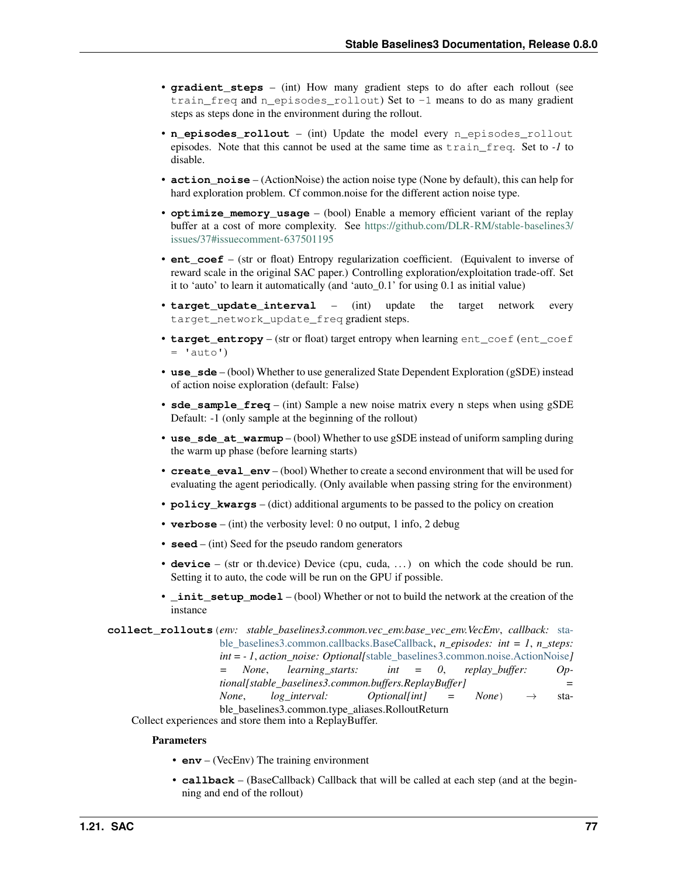- **gradient_steps** – (int) How many gradient steps to do after each rollout (see `train_freq` and `n_episodes_rollout`) Set to `-1` means to do as many gradient steps as steps done in the environment during the rollout.
- **n_episodes_rollout** – (int) Update the model every `n_episodes_rollout` episodes. Note that this cannot be used at the same time as `train_freq`. Set to *-1* to disable.
- **action_noise** – (ActionNoise) the action noise type (None by default), this can help for hard exploration problem. Cf common.noise for the different action noise type.
- **optimize_memory_usage** – (bool) Enable a memory efficient variant of the replay buffer at a cost of more complexity. See https://github.com/DLR-RM/stable-baselines3/issues/37#issuecomment-637501195
- **ent_coef** – (str or float) Entropy regularization coefficient. (Equivalent to inverse of reward scale in the original SAC paper.) Controlling exploration/exploitation trade-off. Set it to 'auto' to learn it automatically (and 'auto_0.1' for using 0.1 as initial value)
- **target_update_interval** – (int) update the target network every `target_network_update_freq` gradient steps.
- **target_entropy** – (str or float) target entropy when learning `ent_coef` (`ent_coef = 'auto'`)
- **use_sde** – (bool) Whether to use generalized State Dependent Exploration (gSDE) instead of action noise exploration (default: False)
- **sde_sample_freq** – (int) Sample a new noise matrix every n steps when using gSDE Default: -1 (only sample at the beginning of the rollout)
- **use_sde_at_warmup** – (bool) Whether to use gSDE instead of uniform sampling during the warm up phase (before learning starts)
- **create_eval_env** – (bool) Whether to create a second environment that will be used for evaluating the agent periodically. (Only available when passing string for the environment)
- **policy_kwargs** – (dict) additional arguments to be passed to the policy on creation
- **verbose** – (int) the verbosity level: 0 no output, 1 info, 2 debug
- **seed** – (int) Seed for the pseudo random generators
- **device** – (str or th.device) Device (cpu, cuda, ...) on which the code should be run. Setting it to auto, the code will be run on the GPU if possible.
- **_init_setup_model** – (bool) Whether or not to build the network at the creation of the instance

**collect_rollouts**(*env: stable_baselines3.common.vec_env.base_vec_env.VecEnv*, *callback: stable_baselines3.common.callbacks.BaseCallback*, *n_episodes: int = 1*, *n_steps: int = - 1*, *action_noise: Optional[stable_baselines3.common.noise.ActionNoise] = None*, *learning_starts: int = 0*, *replay_buffer: Optional[stable_baselines3.common.buffers.ReplayBuffer] = None*, *log_interval: Optional[int] = None*) → stable_baselines3.common.type_aliases.RolloutReturn

Collect experiences and store them into a ReplayBuffer.

**Parameters**

- **env** – (VecEnv) The training environment
- **callback** – (BaseCallback) Callback that will be called at each step (and at the beginning and end of the rollout)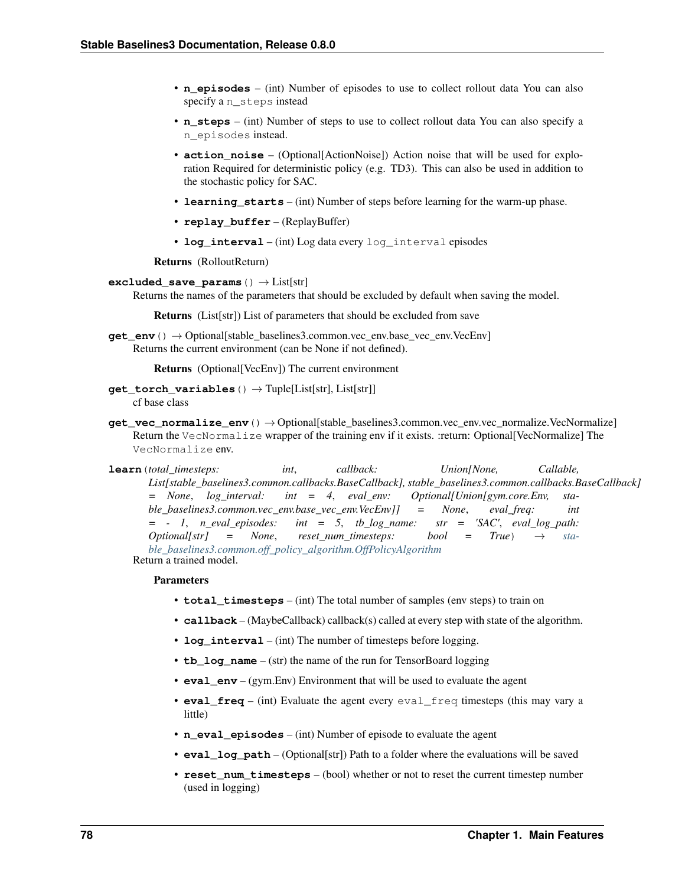- **n_episodes** – (int) Number of episodes to use to collect rollout data You can also specify a `n_steps` instead
- **n_steps** – (int) Number of steps to use to collect rollout data You can also specify a `n_episodes` instead.
- **action_noise** – (Optional[ActionNoise]) Action noise that will be used for exploration Required for deterministic policy (e.g. TD3). This can also be used in addition to the stochastic policy for SAC.
- **learning_starts** – (int) Number of steps before learning for the warm-up phase.
- **replay_buffer** – (ReplayBuffer)
- **log_interval** – (int) Log data every `log_interval` episodes

**Returns** (RolloutReturn)

**excluded_save_params**() → List[str]

Returns the names of the parameters that should be excluded by default when saving the model.

**Returns** (List[str]) List of parameters that should be excluded from save

**get_env**() → Optional[stable_baselines3.common.vec_env.base_vec_env.VecEnv]

Returns the current environment (can be None if not defined).

**Returns** (Optional[VecEnv]) The current environment

**get_torch_variables**() → Tuple[List[str], List[str]]

cf base class

**get_vec_normalize_env**() → Optional[stable_baselines3.common.vec_env.vec_normalize.VecNormalize]

Return the `VecNormalize` wrapper of the training env if it exists. :return: Optional[VecNormalize] The `VecNormalize` env.

**learn**(*total_timesteps: int, callback: Union[None, Callable, List[stable_baselines3.common.callbacks.BaseCallback], stable_baselines3.common.callbacks.BaseCallback] = None, log_interval: int = 4, eval_env: Optional[Union[gym.core.Env, stable_baselines3.common.vec_env.base_vec_env.VecEnv]] = None, eval_freq: int = - 1, n_eval_episodes: int = 5, tb_log_name: str = 'SAC', eval_log_path: Optional[str] = None, reset_num_timesteps: bool = True*) → *stable_baselines3.common.off_policy_algorithm.OffPolicyAlgorithm*

Return a trained model.

**Parameters**

- **total_timesteps** – (int) The total number of samples (env steps) to train on
- **callback** – (MaybeCallback) callback(s) called at every step with state of the algorithm.
- **log_interval** – (int) The number of timesteps before logging.
- **tb_log_name** – (str) the name of the run for TensorBoard logging
- **eval_env** – (gym.Env) Environment that will be used to evaluate the agent
- **eval_freq** – (int) Evaluate the agent every `eval_freq` timesteps (this may vary a little)
- **n_eval_episodes** – (int) Number of episode to evaluate the agent
- **eval_log_path** – (Optional[str]) Path to a folder where the evaluations will be saved
- **reset_num_timesteps** – (bool) whether or not to reset the current timestep number (used in logging)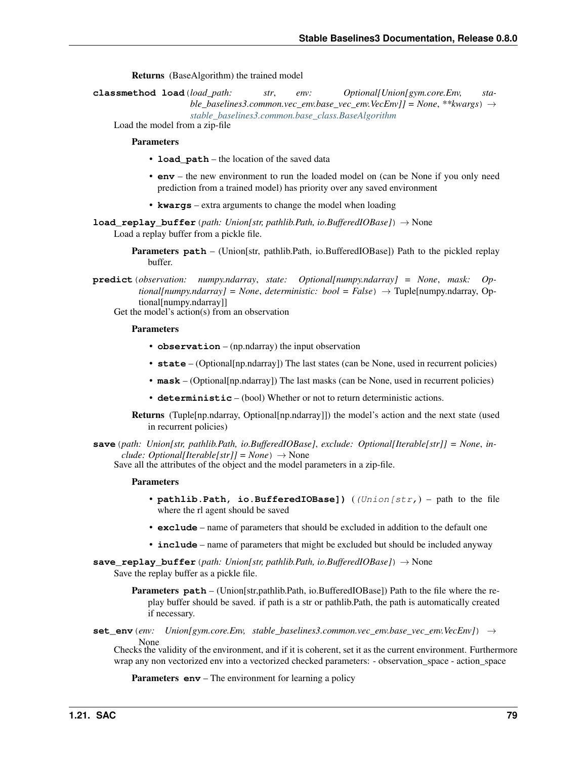**Returns** (BaseAlgorithm) the trained model

**classmethod load**(*load_path: str*, *env: Optional[Union[gym.core.Env, stable_baselines3.common.vec_env.base_vec_env.VecEnv]] = None*, *\*\*kwargs*) → stable_baselines3.common.base_class.BaseAlgorithm

Load the model from a zip-file

**Parameters**

- **load_path** – the location of the saved data
- **env** – the new environment to run the loaded model on (can be None if you only need prediction from a trained model) has priority over any saved environment
- **kwargs** – extra arguments to change the model when loading

**load_replay_buffer**(*path: Union[str, pathlib.Path, io.BufferedIOBase]*) → None

Load a replay buffer from a pickle file.

**Parameters** **path** – (Union[str, pathlib.Path, io.BufferedIOBase]) Path to the pickled replay buffer.

**predict**(*observation: numpy.ndarray*, *state: Optional[numpy.ndarray] = None*, *mask: Optional[numpy.ndarray] = None*, *deterministic: bool = False*) → Tuple[numpy.ndarray, Optional[numpy.ndarray]]

Get the model's action(s) from an observation

**Parameters**

- **observation** – (np.ndarray) the input observation
- **state** – (Optional[np.ndarray]) The last states (can be None, used in recurrent policies)
- **mask** – (Optional[np.ndarray]) The last masks (can be None, used in recurrent policies)
- **deterministic** – (bool) Whether or not to return deterministic actions.

**Returns** (Tuple[np.ndarray, Optional[np.ndarray]]) the model's action and the next state (used in recurrent policies)

**save**(*path: Union[str, pathlib.Path, io.BufferedIOBase]*, *exclude: Optional[Iterable[str]] = None*, *include: Optional[Iterable[str]] = None*) → None

Save all the attributes of the object and the model parameters in a zip-file.

**Parameters**

- **pathlib.Path, io.BufferedIOBase])** (*(Union[str,*) – path to the file where the rl agent should be saved
- **exclude** – name of parameters that should be excluded in addition to the default one
- **include** – name of parameters that might be excluded but should be included anyway

**save_replay_buffer**(*path: Union[str, pathlib.Path, io.BufferedIOBase]*) → None

Save the replay buffer as a pickle file.

**Parameters** **path** – (Union[str,pathlib.Path, io.BufferedIOBase]) Path to the file where the replay buffer should be saved. if path is a str or pathlib.Path, the path is automatically created if necessary.

**set_env**(*env: Union[gym.core.Env, stable_baselines3.common.vec_env.base_vec_env.VecEnv]*) → None

Checks the validity of the environment, and if it is coherent, set it as the current environment. Furthermore wrap any non vectorized env into a vectorized checked parameters: - observation_space - action_space

**Parameters** **env** – The environment for learning a policy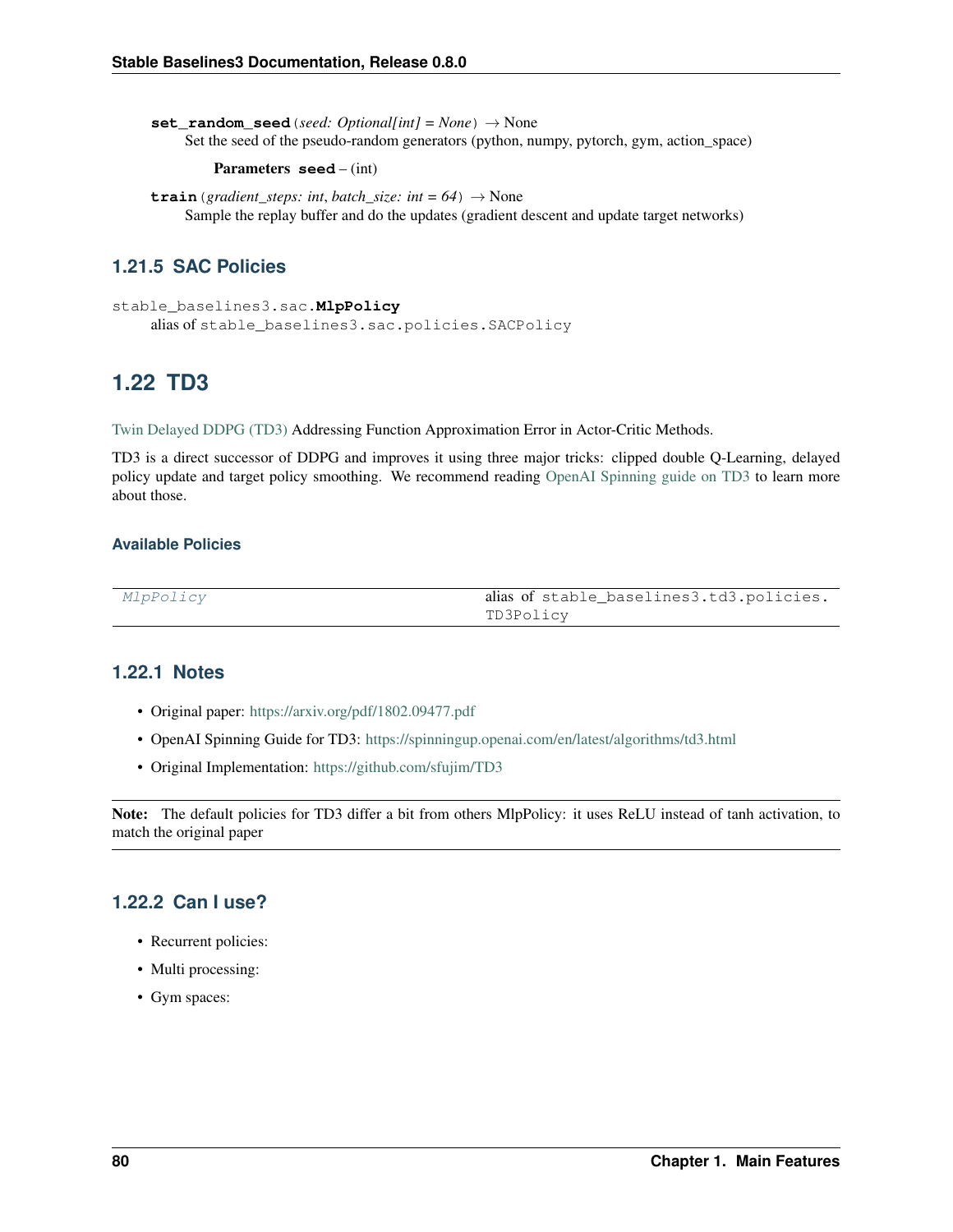**set_random_seed**(*seed: Optional[int] = None*) → None
Set the seed of the pseudo-random generators (python, numpy, pytorch, gym, action_space)

**Parameters** **seed** – (int)

**train**(*gradient_steps: int*, *batch_size: int = 64*) → None
Sample the replay buffer and do the updates (gradient descent and update target networks)

### 1.21.5 SAC Policies

`stable_baselines3.sac.MlpPolicy`
alias of `stable_baselines3.sac.policies.SACPolicy`

## 1.22 TD3

Twin Delayed DDPG (TD3) Addressing Function Approximation Error in Actor-Critic Methods.

TD3 is a direct successor of DDPG and improves it using three major tricks: clipped double Q-Learning, delayed policy update and target policy smoothing. We recommend reading OpenAI Spinning guide on TD3 to learn more about those.

#### Available Policies

| | |
|---|---|
| *MlpPolicy* | alias of `stable_baselines3.td3.policies.TD3Policy` |

### 1.22.1 Notes

- Original paper: https://arxiv.org/pdf/1802.09477.pdf
- OpenAI Spinning Guide for TD3: https://spinningup.openai.com/en/latest/algorithms/td3.html
- Original Implementation: https://github.com/sfujim/TD3

**Note:** The default policies for TD3 differ a bit from others MlpPolicy: it uses ReLU instead of tanh activation, to match the original paper

### 1.22.2 Can I use?

- Recurrent policies:
- Multi processing:
- Gym spaces: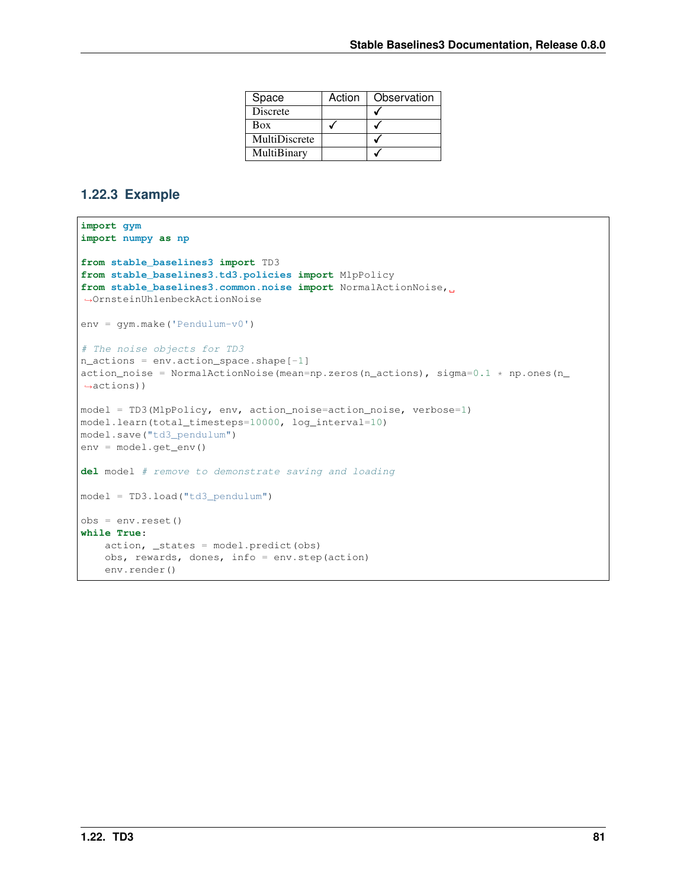| Space | Action | Observation |
|---|---|---|
| Discrete | | ✓ |
| Box | ✓ | ✓ |
| MultiDiscrete | | ✓ |
| MultiBinary | | ✓ |

### 1.22.3 Example

```python
import gym
import numpy as np

from stable_baselines3 import TD3
from stable_baselines3.td3.policies import MlpPolicy
from stable_baselines3.common.noise import NormalActionNoise, OrnsteinUhlenbeckActionNoise

env = gym.make('Pendulum-v0')

# The noise objects for TD3
n_actions = env.action_space.shape[-1]
action_noise = NormalActionNoise(mean=np.zeros(n_actions), sigma=0.1 * np.ones(n_actions))

model = TD3(MlpPolicy, env, action_noise=action_noise, verbose=1)
model.learn(total_timesteps=10000, log_interval=10)
model.save("td3_pendulum")
env = model.get_env()

del model # remove to demonstrate saving and loading

model = TD3.load("td3_pendulum")

obs = env.reset()
while True:
    action, _states = model.predict(obs)
    obs, rewards, dones, info = env.step(action)
    env.render()
```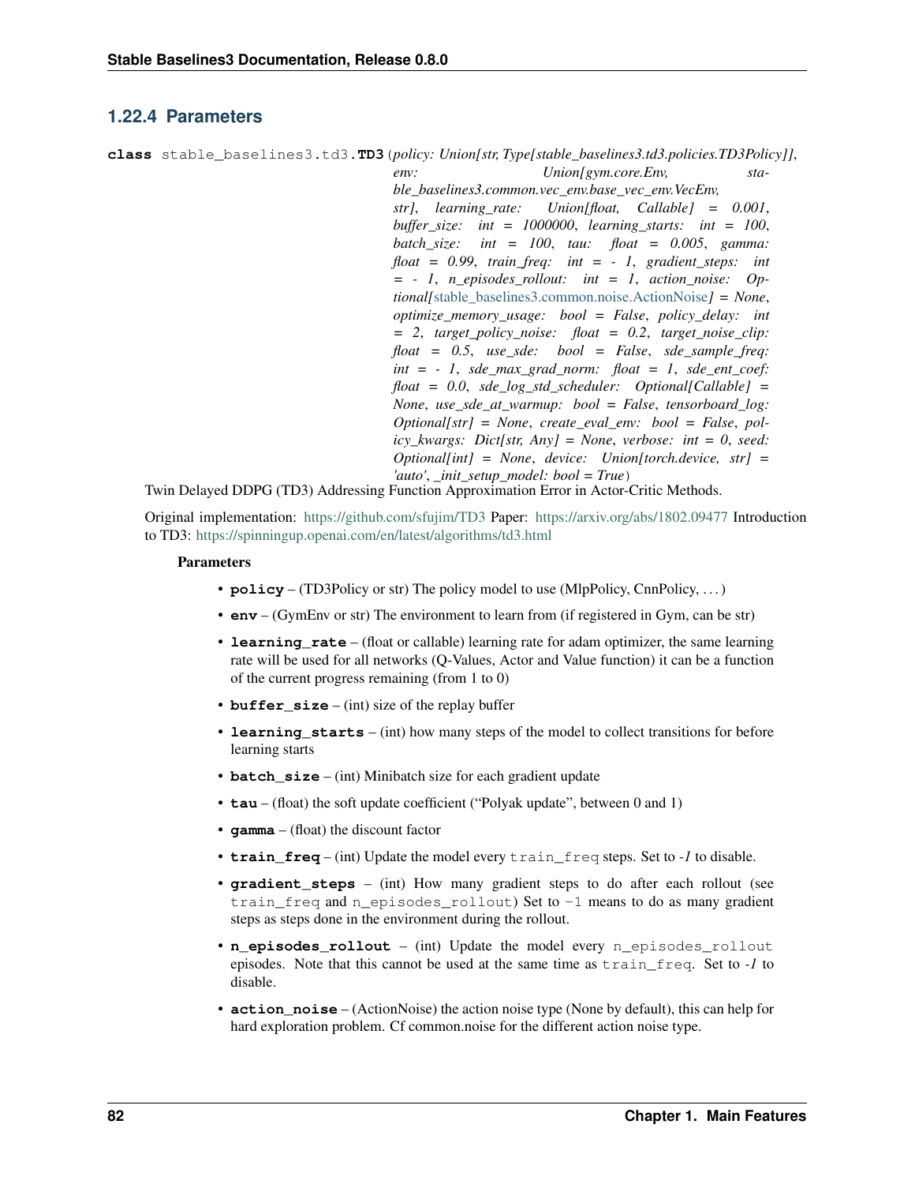### 1.22.4 Parameters

```
class stable_baselines3.td3.TD3(policy: Union[str, Type[stable_baselines3.td3.policies.TD3Policy]], env: Union[gym.core.Env, stable_baselines3.common.vec_env.base_vec_env.VecEnv, str], learning_rate: Union[float, Callable] = 0.001, buffer_size: int = 1000000, learning_starts: int = 100, batch_size: int = 100, tau: float = 0.005, gamma: float = 0.99, train_freq: int = - 1, gradient_steps: int = - 1, n_episodes_rollout: int = 1, action_noise: Optional[stable_baselines3.common.noise.ActionNoise] = None, optimize_memory_usage: bool = False, policy_delay: int = 2, target_policy_noise: float = 0.2, target_noise_clip: float = 0.5, use_sde: bool = False, sde_sample_freq: int = - 1, sde_max_grad_norm: float = 1, sde_ent_coef: float = 0.0, sde_log_std_scheduler: Optional[Callable] = None, use_sde_at_warmup: bool = False, tensorboard_log: Optional[str] = None, create_eval_env: bool = False, policy_kwargs: Dict[str, Any] = None, verbose: int = 0, seed: Optional[int] = None, device: Union[torch.device, str] = 'auto', _init_setup_model: bool = True)
```

Twin Delayed DDPG (TD3) Addressing Function Approximation Error in Actor-Critic Methods.

Original implementation: https://github.com/sfujim/TD3 Paper: https://arxiv.org/abs/1802.09477 Introduction to TD3: https://spinningup.openai.com/en/latest/algorithms/td3.html

**Parameters**

- **policy** – (TD3Policy or str) The policy model to use (MlpPolicy, CnnPolicy, ...)
- **env** – (GymEnv or str) The environment to learn from (if registered in Gym, can be str)
- **learning_rate** – (float or callable) learning rate for adam optimizer, the same learning rate will be used for all networks (Q-Values, Actor and Value function) it can be a function of the current progress remaining (from 1 to 0)
- **buffer_size** – (int) size of the replay buffer
- **learning_starts** – (int) how many steps of the model to collect transitions for before learning starts
- **batch_size** – (int) Minibatch size for each gradient update
- **tau** – (float) the soft update coefficient ("Polyak update", between 0 and 1)
- **gamma** – (float) the discount factor
- **train_freq** – (int) Update the model every `train_freq` steps. Set to *-1* to disable.
- **gradient_steps** – (int) How many gradient steps to do after each rollout (see `train_freq` and `n_episodes_rollout`) Set to `-1` means to do as many gradient steps as steps done in the environment during the rollout.
- **n_episodes_rollout** – (int) Update the model every `n_episodes_rollout` episodes. Note that this cannot be used at the same time as `train_freq`. Set to *-1* to disable.
- **action_noise** – (ActionNoise) the action noise type (None by default), this can help for hard exploration problem. Cf common.noise for the different action noise type.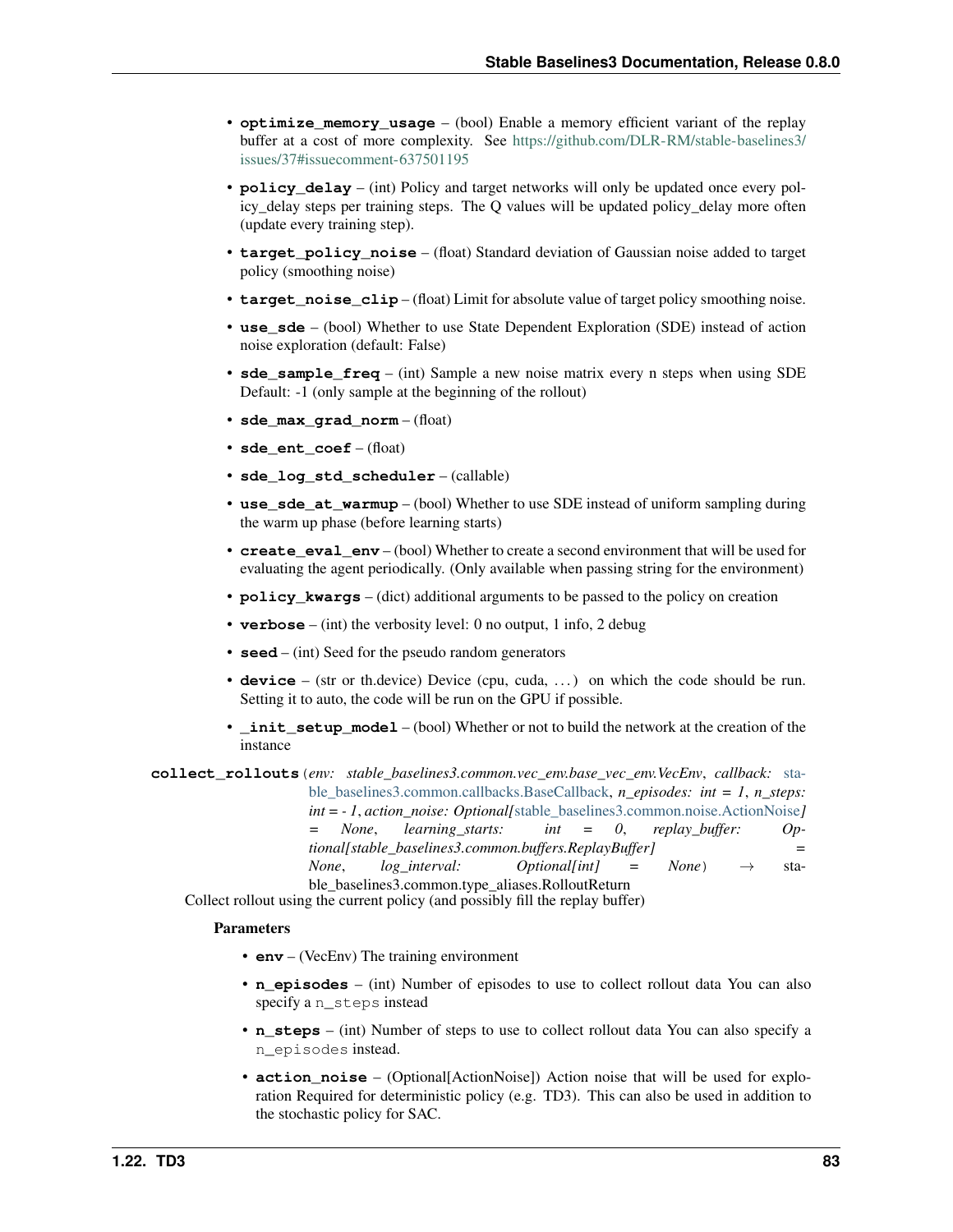- **optimize_memory_usage** – (bool) Enable a memory efficient variant of the replay buffer at a cost of more complexity. See https://github.com/DLR-RM/stable-baselines3/issues/37#issuecomment-637501195
- **policy_delay** – (int) Policy and target networks will only be updated once every policy_delay steps per training steps. The Q values will be updated policy_delay more often (update every training step).
- **target_policy_noise** – (float) Standard deviation of Gaussian noise added to target policy (smoothing noise)
- **target_noise_clip** – (float) Limit for absolute value of target policy smoothing noise.
- **use_sde** – (bool) Whether to use State Dependent Exploration (SDE) instead of action noise exploration (default: False)
- **sde_sample_freq** – (int) Sample a new noise matrix every n steps when using SDE Default: -1 (only sample at the beginning of the rollout)
- **sde_max_grad_norm** – (float)
- **sde_ent_coef** – (float)
- **sde_log_std_scheduler** – (callable)
- **use_sde_at_warmup** – (bool) Whether to use SDE instead of uniform sampling during the warm up phase (before learning starts)
- **create_eval_env** – (bool) Whether to create a second environment that will be used for evaluating the agent periodically. (Only available when passing string for the environment)
- **policy_kwargs** – (dict) additional arguments to be passed to the policy on creation
- **verbose** – (int) the verbosity level: 0 no output, 1 info, 2 debug
- **seed** – (int) Seed for the pseudo random generators
- **device** – (str or th.device) Device (cpu, cuda, …) on which the code should be run. Setting it to auto, the code will be run on the GPU if possible.
- **_init_setup_model** – (bool) Whether or not to build the network at the creation of the instance

**collect_rollouts**(*env: stable_baselines3.common.vec_env.base_vec_env.VecEnv, callback: stable_baselines3.common.callbacks.BaseCallback, n_episodes: int = 1, n_steps: int = - 1, action_noise: Optional[stable_baselines3.common.noise.ActionNoise] = None, learning_starts: int = 0, replay_buffer: Optional[stable_baselines3.common.buffers.ReplayBuffer] = None, log_interval: Optional[int] = None*) → stable_baselines3.common.type_aliases.RolloutReturn

Collect rollout using the current policy (and possibly fill the replay buffer)

**Parameters**

- **env** – (VecEnv) The training environment
- **n_episodes** – (int) Number of episodes to use to collect rollout data You can also specify a `n_steps` instead
- **n_steps** – (int) Number of steps to use to collect rollout data You can also specify a `n_episodes` instead.
- **action_noise** – (Optional[ActionNoise]) Action noise that will be used for exploration Required for deterministic policy (e.g. TD3). This can also be used in addition to the stochastic policy for SAC.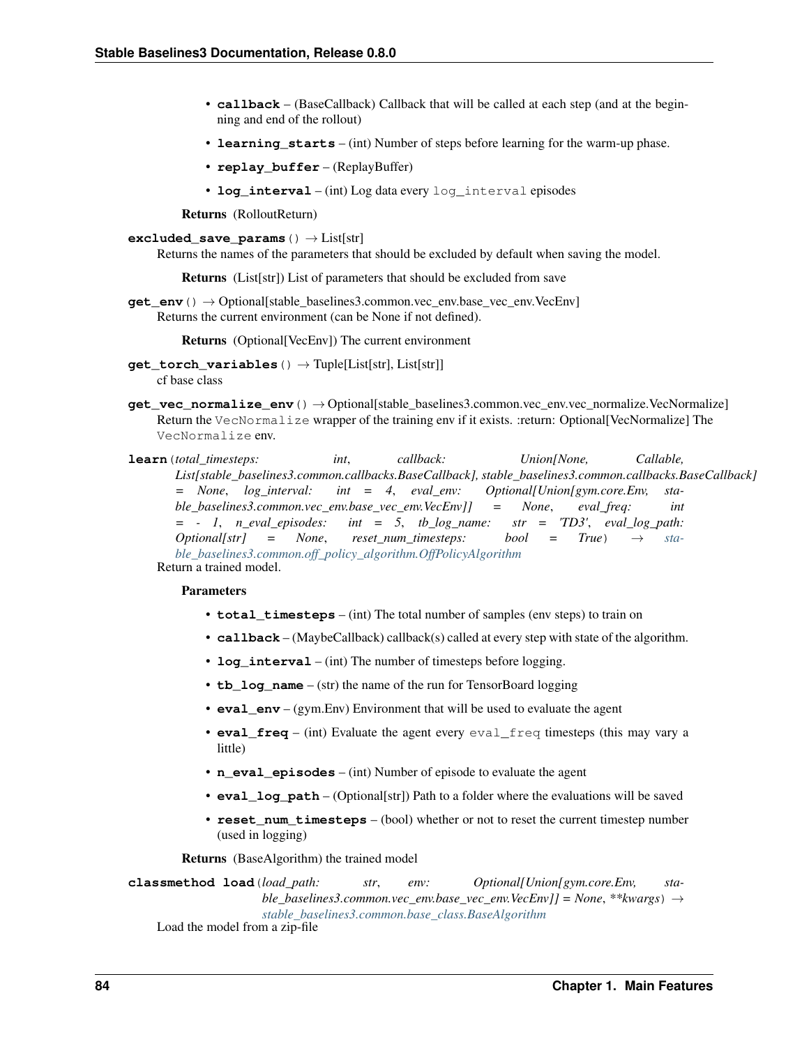- **callback** – (BaseCallback) Callback that will be called at each step (and at the beginning and end of the rollout)
- **learning_starts** – (int) Number of steps before learning for the warm-up phase.
- **replay_buffer** – (ReplayBuffer)
- **log_interval** – (int) Log data every `log_interval` episodes

**Returns** (RolloutReturn)

**excluded_save_params**() → List[str]

Returns the names of the parameters that should be excluded by default when saving the model.

**Returns** (List[str]) List of parameters that should be excluded from save

**get_env**() → Optional[stable_baselines3.common.vec_env.base_vec_env.VecEnv]

Returns the current environment (can be None if not defined).

**Returns** (Optional[VecEnv]) The current environment

**get_torch_variables**() → Tuple[List[str], List[str]]

cf base class

**get_vec_normalize_env**() → Optional[stable_baselines3.common.vec_env.vec_normalize.VecNormalize]

Return the `VecNormalize` wrapper of the training env if it exists. :return: Optional[VecNormalize] The `VecNormalize` env.

**learn**(*total_timesteps: int*, *callback: Union[None, Callable, List[stable_baselines3.common.callbacks.BaseCallback], stable_baselines3.common.callbacks.BaseCallback] = None*, *log_interval: int = 4*, *eval_env: Optional[Union[gym.core.Env, stable_baselines3.common.vec_env.base_vec_env.VecEnv]] = None*, *eval_freq: int = - 1*, *n_eval_episodes: int = 5*, *tb_log_name: str = 'TD3'*, *eval_log_path: Optional[str] = None*, *reset_num_timesteps: bool = True*) → *stable_baselines3.common.off_policy_algorithm.OffPolicyAlgorithm*

Return a trained model.

**Parameters**

- **total_timesteps** – (int) The total number of samples (env steps) to train on
- **callback** – (MaybeCallback) callback(s) called at every step with state of the algorithm.
- **log_interval** – (int) The number of timesteps before logging.
- **tb_log_name** – (str) the name of the run for TensorBoard logging
- **eval_env** – (gym.Env) Environment that will be used to evaluate the agent
- **eval_freq** – (int) Evaluate the agent every `eval_freq` timesteps (this may vary a little)
- **n_eval_episodes** – (int) Number of episode to evaluate the agent
- **eval_log_path** – (Optional[str]) Path to a folder where the evaluations will be saved
- **reset_num_timesteps** – (bool) whether or not to reset the current timestep number (used in logging)

**Returns** (BaseAlgorithm) the trained model

**classmethod load**(*load_path: str*, *env: Optional[Union[gym.core.Env, stable_baselines3.common.vec_env.base_vec_env.VecEnv]] = None*, *\*\*kwargs*) → *stable_baselines3.common.base_class.BaseAlgorithm*

Load the model from a zip-file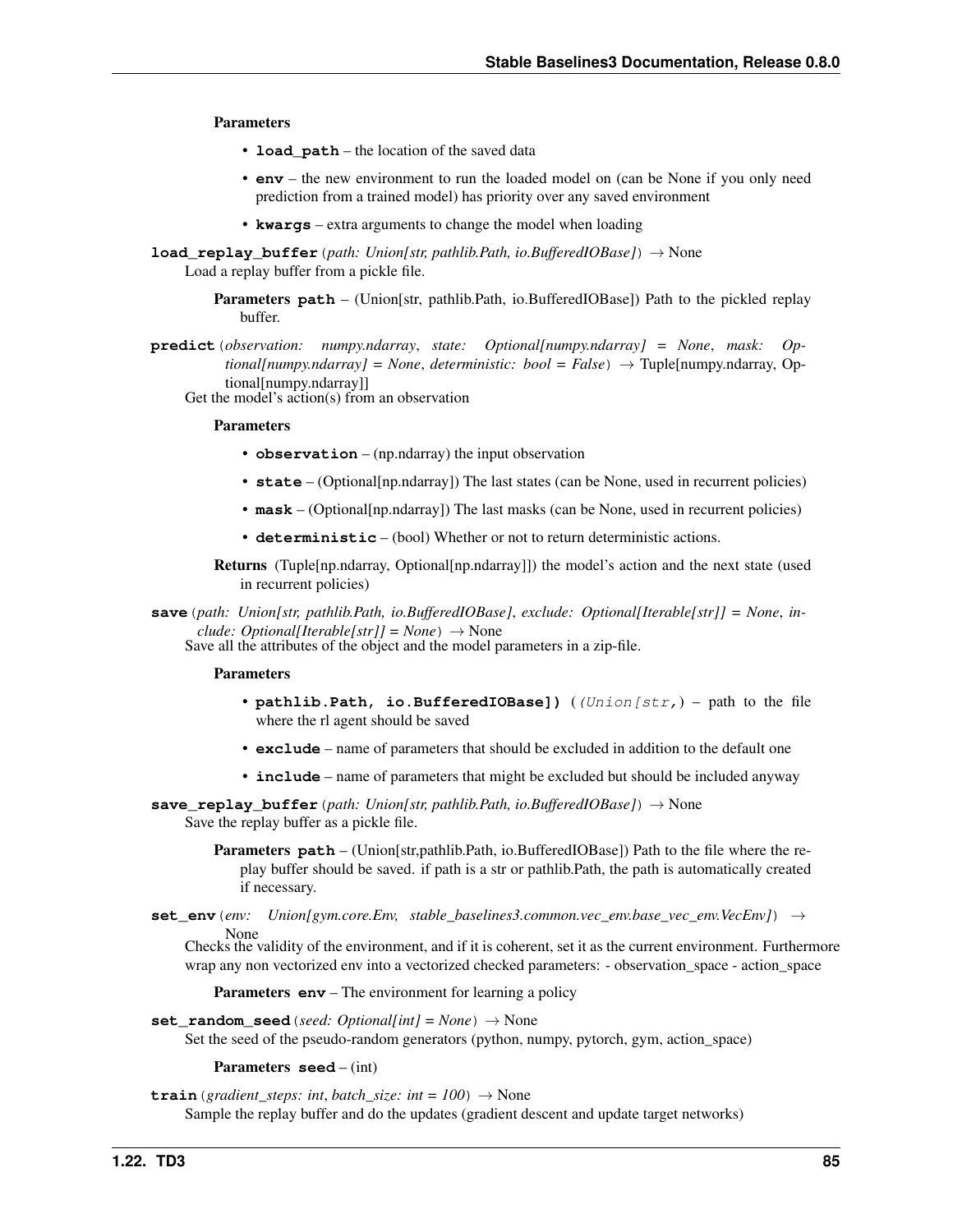**Parameters**

- **load_path** – the location of the saved data
- **env** – the new environment to run the loaded model on (can be None if you only need prediction from a trained model) has priority over any saved environment
- **kwargs** – extra arguments to change the model when loading

**load_replay_buffer**(*path: Union[str, pathlib.Path, io.BufferedIOBase]*) → None

Load a replay buffer from a pickle file.

**Parameters** **path** – (Union[str, pathlib.Path, io.BufferedIOBase]) Path to the pickled replay buffer.

**predict**(*observation: numpy.ndarray*, *state: Optional[numpy.ndarray] = None*, *mask: Optional[numpy.ndarray] = None*, *deterministic: bool = False*) → Tuple[numpy.ndarray, Optional[numpy.ndarray]]

Get the model's action(s) from an observation

**Parameters**

- **observation** – (np.ndarray) the input observation
- **state** – (Optional[np.ndarray]) The last states (can be None, used in recurrent policies)
- **mask** – (Optional[np.ndarray]) The last masks (can be None, used in recurrent policies)
- **deterministic** – (bool) Whether or not to return deterministic actions.

**Returns** (Tuple[np.ndarray, Optional[np.ndarray]]) the model's action and the next state (used in recurrent policies)

**save**(*path: Union[str, pathlib.Path, io.BufferedIOBase]*, *exclude: Optional[Iterable[str]] = None*, *include: Optional[Iterable[str]] = None*) → None

Save all the attributes of the object and the model parameters in a zip-file.

**Parameters**

- **pathlib.Path, io.BufferedIOBase])** (*(Union[str,*) – path to the file where the rl agent should be saved
- **exclude** – name of parameters that should be excluded in addition to the default one
- **include** – name of parameters that might be excluded but should be included anyway

**save_replay_buffer**(*path: Union[str, pathlib.Path, io.BufferedIOBase]*) → None

Save the replay buffer as a pickle file.

**Parameters** **path** – (Union[str,pathlib.Path, io.BufferedIOBase]) Path to the file where the replay buffer should be saved. if path is a str or pathlib.Path, the path is automatically created if necessary.

**set_env**(*env: Union[gym.core.Env, stable_baselines3.common.vec_env.base_vec_env.VecEnv]*) → None

Checks the validity of the environment, and if it is coherent, set it as the current environment. Furthermore wrap any non vectorized env into a vectorized checked parameters: - observation_space - action_space

**Parameters** **env** – The environment for learning a policy

**set_random_seed**(*seed: Optional[int] = None*) → None

Set the seed of the pseudo-random generators (python, numpy, pytorch, gym, action_space)

**Parameters** **seed** – (int)

**train**(*gradient_steps: int*, *batch_size: int = 100*) → None

Sample the replay buffer and do the updates (gradient descent and update target networks)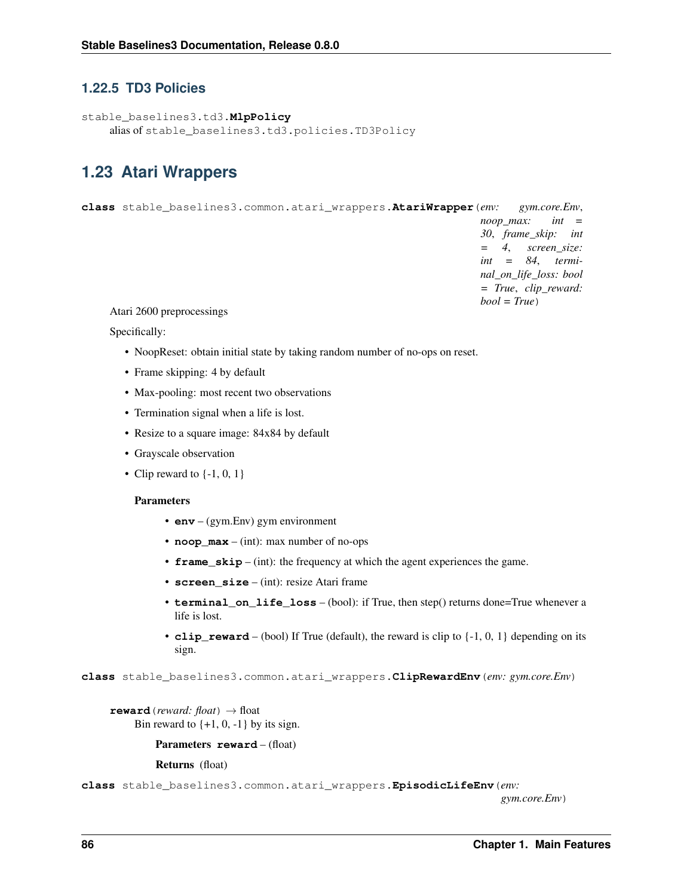### 1.22.5 TD3 Policies

`stable_baselines3.td3.`**`MlpPolicy`**
alias of `stable_baselines3.td3.policies.TD3Policy`

## 1.23 Atari Wrappers

**class** `stable_baselines3.common.atari_wrappers.`**`AtariWrapper`**(*env: gym.core.Env*, *noop_max: int = 30*, *frame_skip: int = 4*, *screen_size: int = 84*, *terminal_on_life_loss: bool = True*, *clip_reward: bool = True*)

Atari 2600 preprocessings

Specifically:

- NoopReset: obtain initial state by taking random number of no-ops on reset.
- Frame skipping: 4 by default
- Max-pooling: most recent two observations
- Termination signal when a life is lost.
- Resize to a square image: 84x84 by default
- Grayscale observation
- Clip reward to {-1, 0, 1}

**Parameters**

- **`env`** – (gym.Env) gym environment
- **`noop_max`** – (int): max number of no-ops
- **`frame_skip`** – (int): the frequency at which the agent experiences the game.
- **`screen_size`** – (int): resize Atari frame
- **`terminal_on_life_loss`** – (bool): if True, then step() returns done=True whenever a life is lost.
- **`clip_reward`** – (bool) If True (default), the reward is clip to {-1, 0, 1} depending on its sign.

**class** `stable_baselines3.common.atari_wrappers.`**`ClipRewardEnv`**(*env: gym.core.Env*)

**`reward`**(*reward: float*) → float
Bin reward to {+1, 0, -1} by its sign.

**Parameters** **`reward`** – (float)

**Returns** (float)

**class** `stable_baselines3.common.atari_wrappers.`**`EpisodicLifeEnv`**(*env: gym.core.Env*)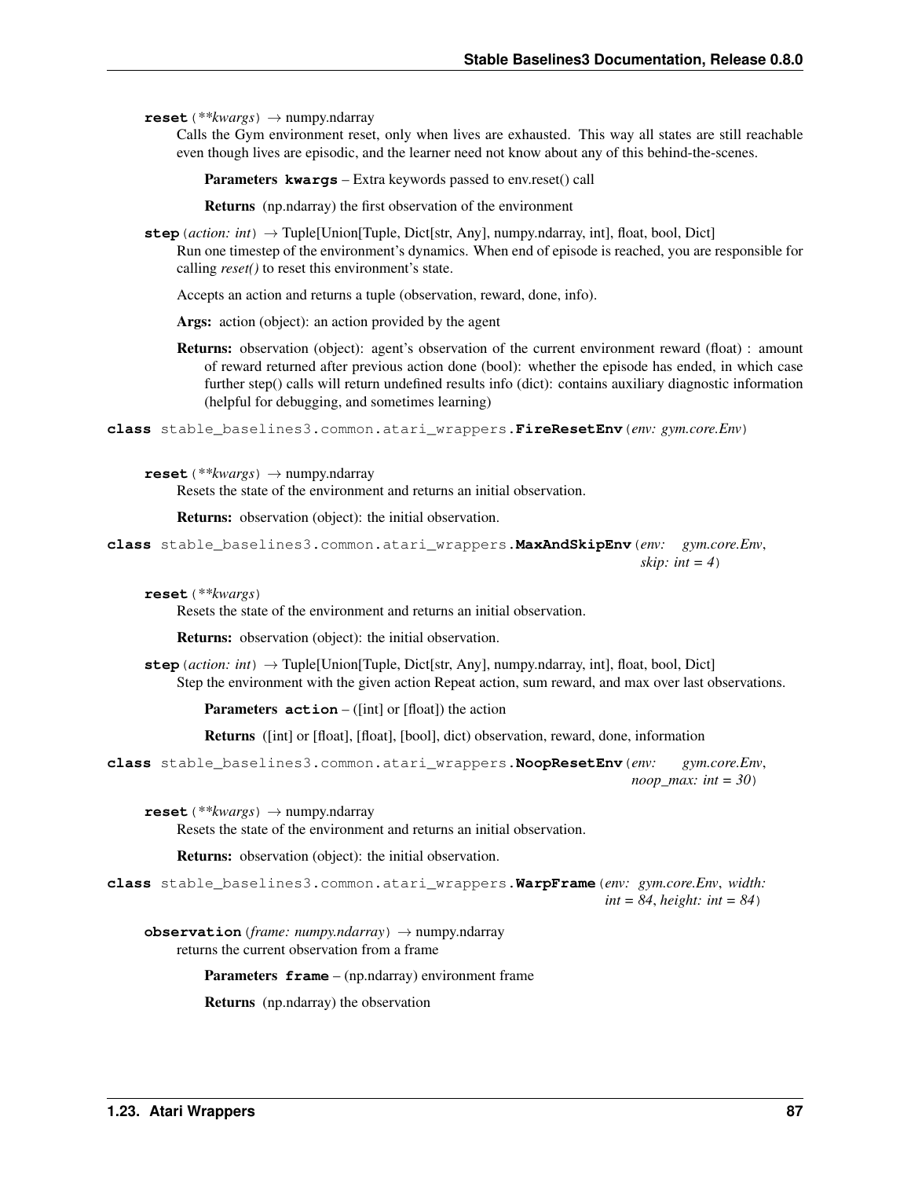**reset**(*\*\*kwargs*) → numpy.ndarray

Calls the Gym environment reset, only when lives are exhausted. This way all states are still reachable even though lives are episodic, and the learner need not know about any of this behind-the-scenes.

**Parameters** **kwargs** – Extra keywords passed to env.reset() call

**Returns** (np.ndarray) the first observation of the environment

**step**(*action: int*) → Tuple[Union[Tuple, Dict[str, Any], numpy.ndarray, int], float, bool, Dict]

Run one timestep of the environment's dynamics. When end of episode is reached, you are responsible for calling *reset()* to reset this environment's state.

Accepts an action and returns a tuple (observation, reward, done, info).

**Args:** action (object): an action provided by the agent

**Returns:** observation (object): agent's observation of the current environment reward (float) : amount of reward returned after previous action done (bool): whether the episode has ended, in which case further step() calls will return undefined results info (dict): contains auxiliary diagnostic information (helpful for debugging, and sometimes learning)

**class** stable_baselines3.common.atari_wrappers.**FireResetEnv**(*env: gym.core.Env*)

**reset**(*\*\*kwargs*) → numpy.ndarray

Resets the state of the environment and returns an initial observation.

**Returns:** observation (object): the initial observation.

**class** stable_baselines3.common.atari_wrappers.**MaxAndSkipEnv**(*env: gym.core.Env*, *skip: int = 4*)

**reset**(*\*\*kwargs*)

Resets the state of the environment and returns an initial observation.

**Returns:** observation (object): the initial observation.

**step**(*action: int*) → Tuple[Union[Tuple, Dict[str, Any], numpy.ndarray, int], float, bool, Dict]

Step the environment with the given action Repeat action, sum reward, and max over last observations.

**Parameters** **action** – ([int] or [float]) the action

**Returns** ([int] or [float], [float], [bool], dict) observation, reward, done, information

**class** stable_baselines3.common.atari_wrappers.**NoopResetEnv**(*env: gym.core.Env*, *noop_max: int = 30*)

**reset**(*\*\*kwargs*) → numpy.ndarray

Resets the state of the environment and returns an initial observation.

**Returns:** observation (object): the initial observation.

**class** stable_baselines3.common.atari_wrappers.**WarpFrame**(*env: gym.core.Env*, *width: int = 84*, *height: int = 84*)

**observation**(*frame: numpy.ndarray*) → numpy.ndarray

returns the current observation from a frame

**Parameters** **frame** – (np.ndarray) environment frame

**Returns** (np.ndarray) the observation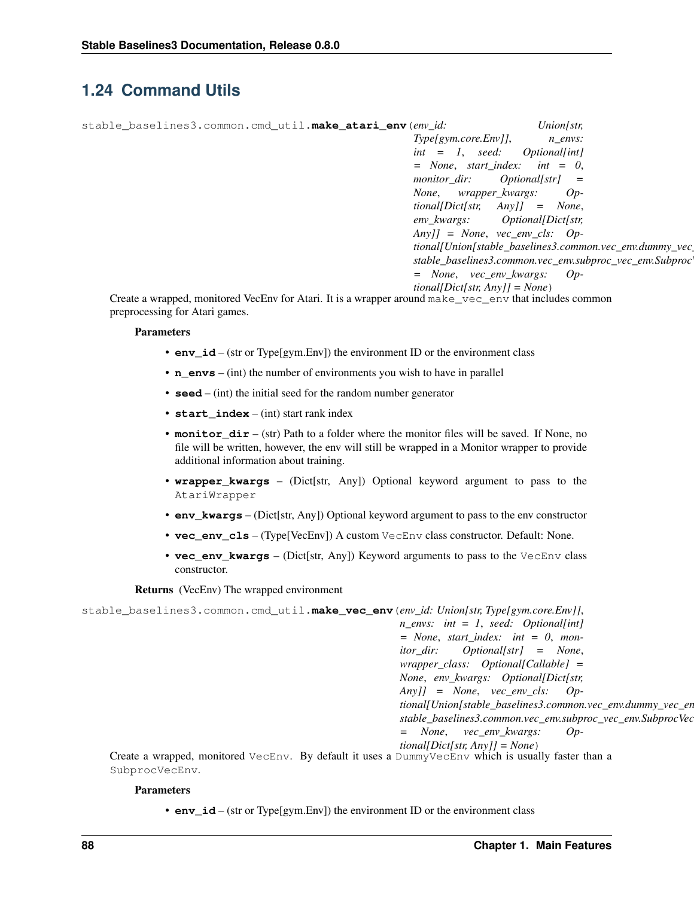## 1.24 Command Utils

`stable_baselines3.common.cmd_util.make_atari_env(env_id: Union[str, Type[gym.core.Env]], n_envs: int = 1, seed: Optional[int] = None, start_index: int = 0, monitor_dir: Optional[str] = None, wrapper_kwargs: Optional[Dict[str, Any]] = None, env_kwargs: Optional[Dict[str, Any]] = None, vec_env_cls: Optional[Union[stable_baselines3.common.vec_env.dummy_vec_env.DummyVecEnv, stable_baselines3.common.vec_env.subproc_vec_env.SubprocVecEnv]] = None, vec_env_kwargs: Optional[Dict[str, Any]] = None)`

Create a wrapped, monitored VecEnv for Atari. It is a wrapper around `make_vec_env` that includes common preprocessing for Atari games.

**Parameters**

- **env_id** – (str or Type[gym.Env]) the environment ID or the environment class
- **n_envs** – (int) the number of environments you wish to have in parallel
- **seed** – (int) the initial seed for the random number generator
- **start_index** – (int) start rank index
- **monitor_dir** – (str) Path to a folder where the monitor files will be saved. If None, no file will be written, however, the env will still be wrapped in a Monitor wrapper to provide additional information about training.
- **wrapper_kwargs** – (Dict[str, Any]) Optional keyword argument to pass to the `AtariWrapper`
- **env_kwargs** – (Dict[str, Any]) Optional keyword argument to pass to the env constructor
- **vec_env_cls** – (Type[VecEnv]) A custom `VecEnv` class constructor. Default: None.
- **vec_env_kwargs** – (Dict[str, Any]) Keyword arguments to pass to the `VecEnv` class constructor.

**Returns** (VecEnv) The wrapped environment

`stable_baselines3.common.cmd_util.make_vec_env(env_id: Union[str, Type[gym.core.Env]], n_envs: int = 1, seed: Optional[int] = None, start_index: int = 0, monitor_dir: Optional[str] = None, wrapper_class: Optional[Callable] = None, env_kwargs: Optional[Dict[str, Any]] = None, vec_env_cls: Optional[Union[stable_baselines3.common.vec_env.dummy_vec_env.DummyVecEnv, stable_baselines3.common.vec_env.subproc_vec_env.SubprocVecEnv]] = None, vec_env_kwargs: Optional[Dict[str, Any]] = None)`

Create a wrapped, monitored `VecEnv`. By default it uses a `DummyVecEnv` which is usually faster than a `SubprocVecEnv`.

**Parameters**

- **env_id** – (str or Type[gym.Env]) the environment ID or the environment class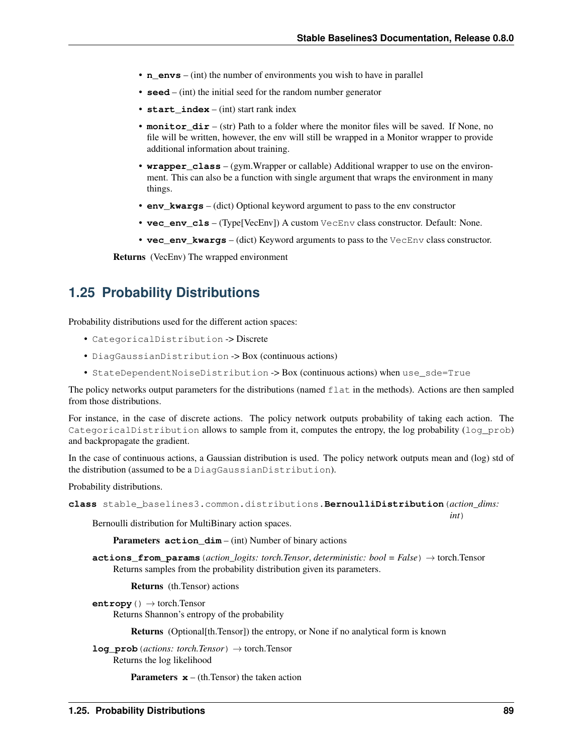- **n_envs** – (int) the number of environments you wish to have in parallel
- **seed** – (int) the initial seed for the random number generator
- **start_index** – (int) start rank index
- **monitor_dir** – (str) Path to a folder where the monitor files will be saved. If None, no file will be written, however, the env will still be wrapped in a Monitor wrapper to provide additional information about training.
- **wrapper_class** – (gym.Wrapper or callable) Additional wrapper to use on the environment. This can also be a function with single argument that wraps the environment in many things.
- **env_kwargs** – (dict) Optional keyword argument to pass to the env constructor
- **vec_env_cls** – (Type[VecEnv]) A custom `VecEnv` class constructor. Default: None.
- **vec_env_kwargs** – (dict) Keyword arguments to pass to the `VecEnv` class constructor.

**Returns** (VecEnv) The wrapped environment

## 1.25 Probability Distributions

Probability distributions used for the different action spaces:

- `CategoricalDistribution` -> Discrete
- `DiagGaussianDistribution` -> Box (continuous actions)
- `StateDependentNoiseDistribution` -> Box (continuous actions) when `use_sde=True`

The policy networks output parameters for the distributions (named `flat` in the methods). Actions are then sampled from those distributions.

For instance, in the case of discrete actions. The policy network outputs probability of taking each action. The `CategoricalDistribution` allows to sample from it, computes the entropy, the log probability (`log_prob`) and backpropagate the gradient.

In the case of continuous actions, a Gaussian distribution is used. The policy network outputs mean and (log) std of the distribution (assumed to be a `DiagGaussianDistribution`).

Probability distributions.

**class** stable_baselines3.common.distributions.**BernoulliDistribution**(*action_dims: int*)

Bernoulli distribution for MultiBinary action spaces.

**Parameters** **action_dim** – (int) Number of binary actions

**actions_from_params**(*action_logits: torch.Tensor*, *deterministic: bool = False*) → torch.Tensor

Returns samples from the probability distribution given its parameters.

**Returns** (th.Tensor) actions

**entropy**() → torch.Tensor

Returns Shannon's entropy of the probability

**Returns** (Optional[th.Tensor]) the entropy, or None if no analytical form is known

**log_prob**(*actions: torch.Tensor*) → torch.Tensor

Returns the log likelihood

**Parameters** **x** – (th.Tensor) the taken action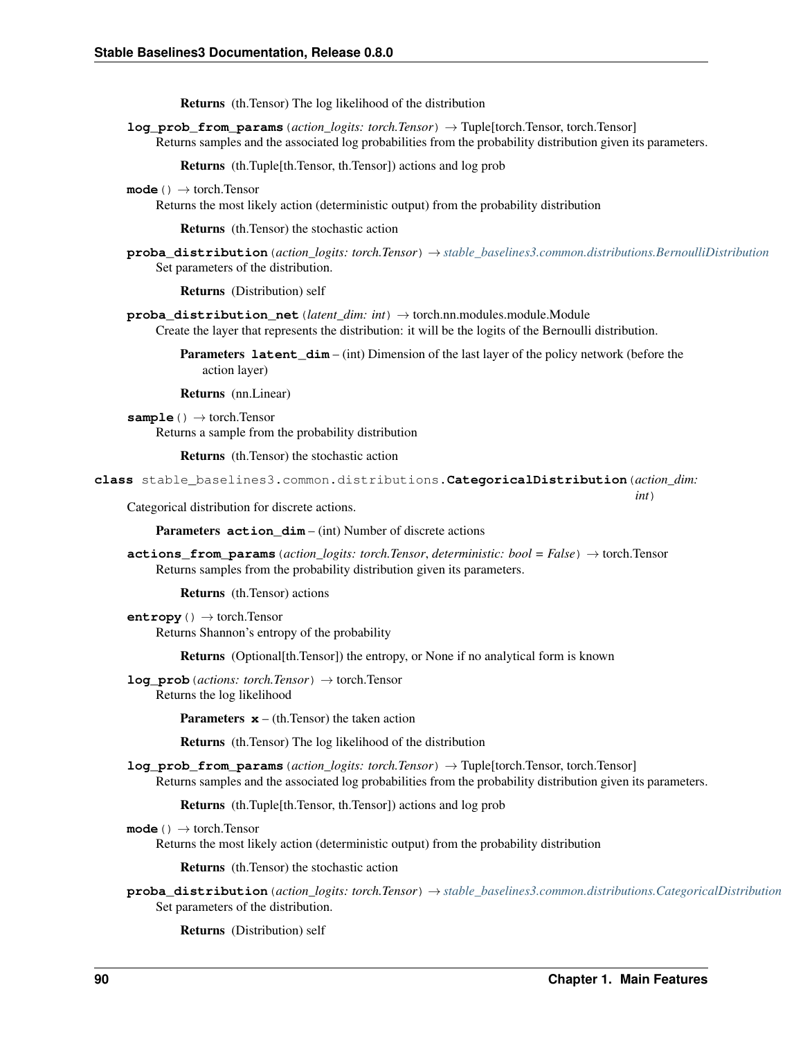**Returns** (th.Tensor) The log likelihood of the distribution

**log_prob_from_params**(*action_logits: torch.Tensor*) → Tuple[torch.Tensor, torch.Tensor]
Returns samples and the associated log probabilities from the probability distribution given its parameters.

**Returns** (th.Tuple[th.Tensor, th.Tensor]) actions and log prob

**mode**() → torch.Tensor
Returns the most likely action (deterministic output) from the probability distribution

**Returns** (th.Tensor) the stochastic action

**proba_distribution**(*action_logits: torch.Tensor*) → *stable_baselines3.common.distributions.BernoulliDistribution*
Set parameters of the distribution.

**Returns** (Distribution) self

**proba_distribution_net**(*latent_dim: int*) → torch.nn.modules.module.Module
Create the layer that represents the distribution: it will be the logits of the Bernoulli distribution.

**Parameters** **latent_dim** – (int) Dimension of the last layer of the policy network (before the action layer)

**Returns** (nn.Linear)

**sample**() → torch.Tensor
Returns a sample from the probability distribution

**Returns** (th.Tensor) the stochastic action

**class** stable_baselines3.common.distributions.**CategoricalDistribution**(*action_dim: int*)
Categorical distribution for discrete actions.

**Parameters** **action_dim** – (int) Number of discrete actions

**actions_from_params**(*action_logits: torch.Tensor*, *deterministic: bool = False*) → torch.Tensor
Returns samples from the probability distribution given its parameters.

**Returns** (th.Tensor) actions

**entropy**() → torch.Tensor
Returns Shannon's entropy of the probability

**Returns** (Optional[th.Tensor]) the entropy, or None if no analytical form is known

**log_prob**(*actions: torch.Tensor*) → torch.Tensor
Returns the log likelihood

**Parameters** **x** – (th.Tensor) the taken action

**Returns** (th.Tensor) The log likelihood of the distribution

**log_prob_from_params**(*action_logits: torch.Tensor*) → Tuple[torch.Tensor, torch.Tensor]
Returns samples and the associated log probabilities from the probability distribution given its parameters.

**Returns** (th.Tuple[th.Tensor, th.Tensor]) actions and log prob

**mode**() → torch.Tensor
Returns the most likely action (deterministic output) from the probability distribution

**Returns** (th.Tensor) the stochastic action

**proba_distribution**(*action_logits: torch.Tensor*) → *stable_baselines3.common.distributions.CategoricalDistribution*
Set parameters of the distribution.

**Returns** (Distribution) self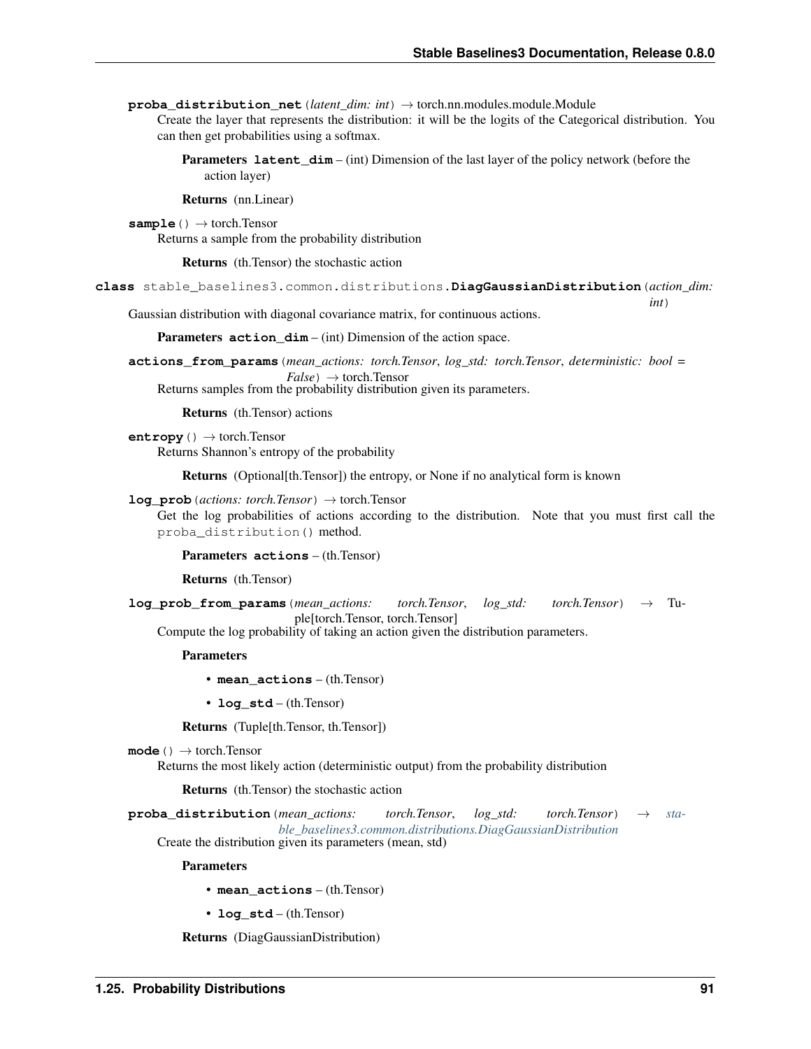**proba_distribution_net**(*latent_dim: int*) → torch.nn.modules.module.Module

Create the layer that represents the distribution: it will be the logits of the Categorical distribution. You can then get probabilities using a softmax.

**Parameters** **latent_dim** – (int) Dimension of the last layer of the policy network (before the action layer)

**Returns** (nn.Linear)

**sample**() → torch.Tensor

Returns a sample from the probability distribution

**Returns** (th.Tensor) the stochastic action

**class** stable_baselines3.common.distributions.**DiagGaussianDistribution**(*action_dim: int*)

Gaussian distribution with diagonal covariance matrix, for continuous actions.

**Parameters** **action_dim** – (int) Dimension of the action space.

**actions_from_params**(*mean_actions: torch.Tensor*, *log_std: torch.Tensor*, *deterministic: bool = False*) → torch.Tensor

Returns samples from the probability distribution given its parameters.

**Returns** (th.Tensor) actions

**entropy**() → torch.Tensor

Returns Shannon's entropy of the probability

**Returns** (Optional[th.Tensor]) the entropy, or None if no analytical form is known

**log_prob**(*actions: torch.Tensor*) → torch.Tensor

Get the log probabilities of actions according to the distribution. Note that you must first call the `proba_distribution()` method.

**Parameters** **actions** – (th.Tensor)

**Returns** (th.Tensor)

**log_prob_from_params**(*mean_actions: torch.Tensor*, *log_std: torch.Tensor*) → Tuple[torch.Tensor, torch.Tensor]

Compute the log probability of taking an action given the distribution parameters.

**Parameters**

- **mean_actions** – (th.Tensor)
- **log_std** – (th.Tensor)

**Returns** (Tuple[th.Tensor, th.Tensor])

**mode**() → torch.Tensor

Returns the most likely action (deterministic output) from the probability distribution

**Returns** (th.Tensor) the stochastic action

**proba_distribution**(*mean_actions: torch.Tensor*, *log_std: torch.Tensor*) → *stable_baselines3.common.distributions.DiagGaussianDistribution*

Create the distribution given its parameters (mean, std)

**Parameters**

- **mean_actions** – (th.Tensor)
- **log_std** – (th.Tensor)

**Returns** (DiagGaussianDistribution)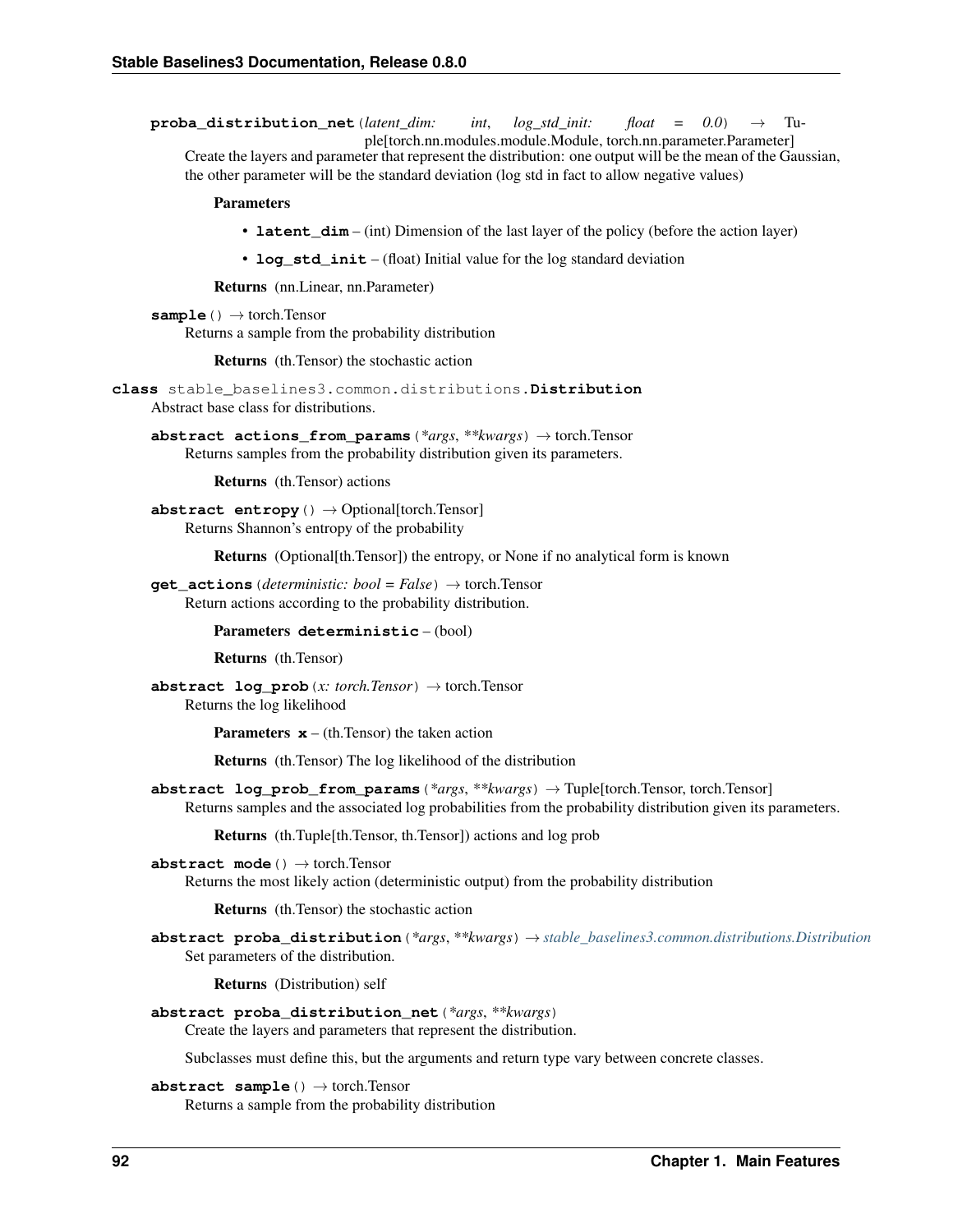**proba_distribution_net**(*latent_dim: int*, *log_std_init: float = 0.0*) → Tuple[torch.nn.modules.module.Module, torch.nn.parameter.Parameter]

Create the layers and parameter that represent the distribution: one output will be the mean of the Gaussian, the other parameter will be the standard deviation (log std in fact to allow negative values)

**Parameters**

- **latent_dim** – (int) Dimension of the last layer of the policy (before the action layer)
- **log_std_init** – (float) Initial value for the log standard deviation

**Returns** (nn.Linear, nn.Parameter)

**sample**() → torch.Tensor

Returns a sample from the probability distribution

**Returns** (th.Tensor) the stochastic action

**class** stable_baselines3.common.distributions.**Distribution**

Abstract base class for distributions.

**abstract actions_from_params**(*\*args*, *\*\*kwargs*) → torch.Tensor

Returns samples from the probability distribution given its parameters.

**Returns** (th.Tensor) actions

**abstract entropy**() → Optional[torch.Tensor]

Returns Shannon's entropy of the probability

**Returns** (Optional[th.Tensor]) the entropy, or None if no analytical form is known

**get_actions**(*deterministic: bool = False*) → torch.Tensor

Return actions according to the probability distribution.

**Parameters** **deterministic** – (bool)

**Returns** (th.Tensor)

**abstract log_prob**(*x: torch.Tensor*) → torch.Tensor

Returns the log likelihood

**Parameters** **x** – (th.Tensor) the taken action

**Returns** (th.Tensor) The log likelihood of the distribution

**abstract log_prob_from_params**(*\*args*, *\*\*kwargs*) → Tuple[torch.Tensor, torch.Tensor]

Returns samples and the associated log probabilities from the probability distribution given its parameters.

**Returns** (th.Tuple[th.Tensor, th.Tensor]) actions and log prob

**abstract mode**() → torch.Tensor

Returns the most likely action (deterministic output) from the probability distribution

**Returns** (th.Tensor) the stochastic action

**abstract proba_distribution**(*\*args*, *\*\*kwargs*) → stable_baselines3.common.distributions.Distribution

Set parameters of the distribution.

**Returns** (Distribution) self

**abstract proba_distribution_net**(*\*args*, *\*\*kwargs*)

Create the layers and parameters that represent the distribution.

Subclasses must define this, but the arguments and return type vary between concrete classes.

**abstract sample**() → torch.Tensor

Returns a sample from the probability distribution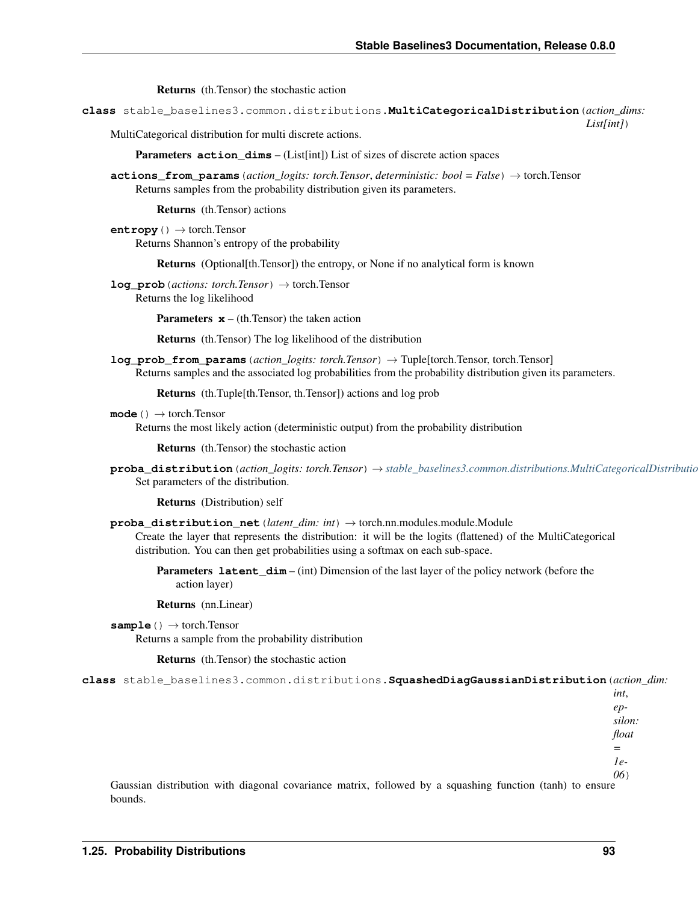**Returns** (th.Tensor) the stochastic action

**class** stable_baselines3.common.distributions.**MultiCategoricalDistribution**(*action_dims: List[int]*)

MultiCategorical distribution for multi discrete actions.

**Parameters** **action_dims** – (List[int]) List of sizes of discrete action spaces

**actions_from_params**(*action_logits: torch.Tensor*, *deterministic: bool = False*) → torch.Tensor

Returns samples from the probability distribution given its parameters.

**Returns** (th.Tensor) actions

**entropy**() → torch.Tensor

Returns Shannon's entropy of the probability

**Returns** (Optional[th.Tensor]) the entropy, or None if no analytical form is known

**log_prob**(*actions: torch.Tensor*) → torch.Tensor

Returns the log likelihood

**Parameters** **x** – (th.Tensor) the taken action

**Returns** (th.Tensor) The log likelihood of the distribution

**log_prob_from_params**(*action_logits: torch.Tensor*) → Tuple[torch.Tensor, torch.Tensor]

Returns samples and the associated log probabilities from the probability distribution given its parameters.

**Returns** (th.Tuple[th.Tensor, th.Tensor]) actions and log prob

**mode**() → torch.Tensor

Returns the most likely action (deterministic output) from the probability distribution

**Returns** (th.Tensor) the stochastic action

**proba_distribution**(*action_logits: torch.Tensor*) → *stable_baselines3.common.distributions.MultiCategoricalDistributio*

Set parameters of the distribution.

**Returns** (Distribution) self

**proba_distribution_net**(*latent_dim: int*) → torch.nn.modules.module.Module

Create the layer that represents the distribution: it will be the logits (flattened) of the MultiCategorical distribution. You can then get probabilities using a softmax on each sub-space.

**Parameters** **latent_dim** – (int) Dimension of the last layer of the policy network (before the action layer)

**Returns** (nn.Linear)

**sample**() → torch.Tensor

Returns a sample from the probability distribution

**Returns** (th.Tensor) the stochastic action

**class** stable_baselines3.common.distributions.**SquashedDiagGaussianDistribution**(*action_dim: int*, *epsilon: float = 1e-06*)

Gaussian distribution with diagonal covariance matrix, followed by a squashing function (tanh) to ensure bounds.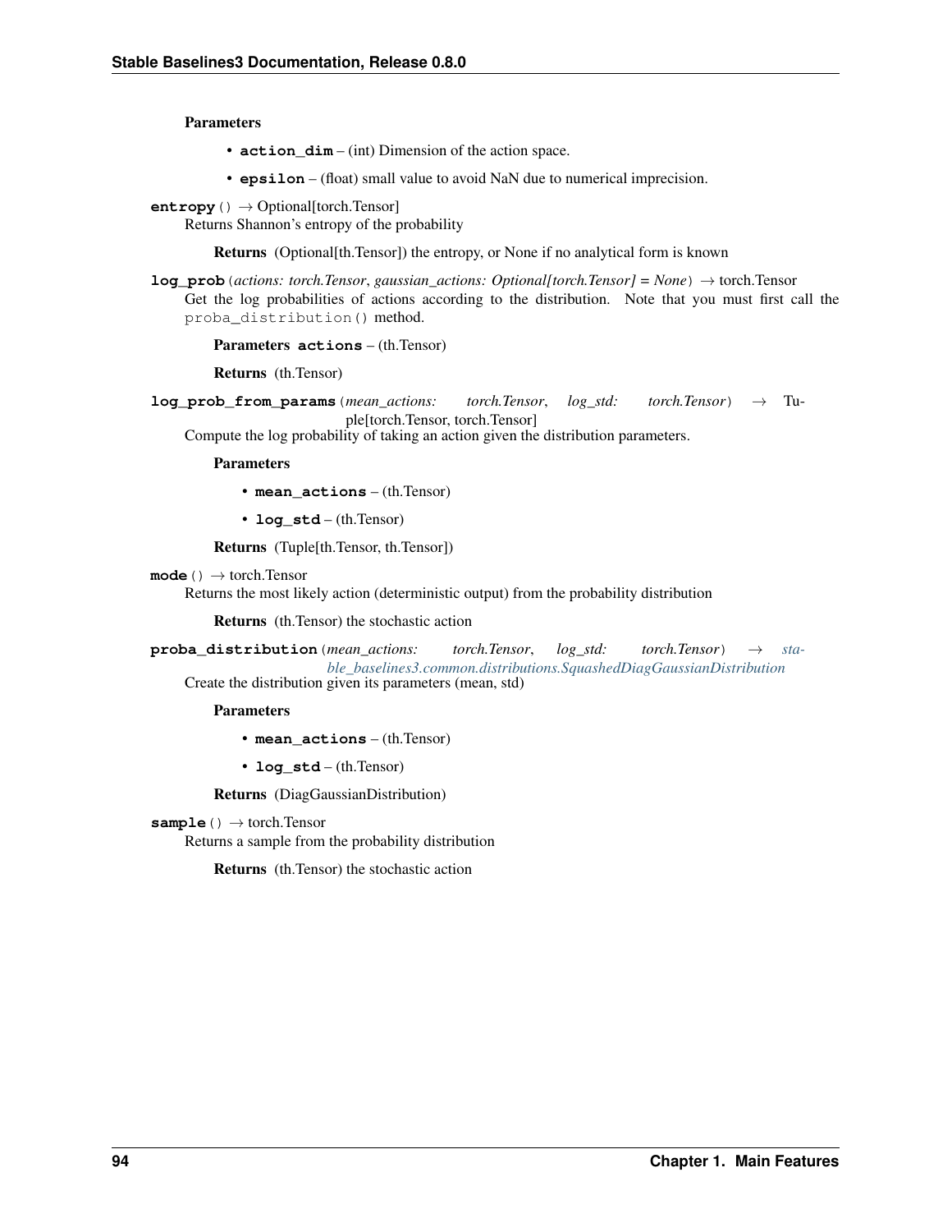**Parameters**

- **action_dim** – (int) Dimension of the action space.
- **epsilon** – (float) small value to avoid NaN due to numerical imprecision.

**entropy**() → Optional[torch.Tensor]
Returns Shannon's entropy of the probability

**Returns** (Optional[th.Tensor]) the entropy, or None if no analytical form is known

**log_prob**(*actions: torch.Tensor*, *gaussian_actions: Optional[torch.Tensor] = None*) → torch.Tensor
Get the log probabilities of actions according to the distribution. Note that you must first call the `proba_distribution()` method.

**Parameters** **actions** – (th.Tensor)

**Returns** (th.Tensor)

**log_prob_from_params**(*mean_actions: torch.Tensor*, *log_std: torch.Tensor*) → Tuple[torch.Tensor, torch.Tensor]
Compute the log probability of taking an action given the distribution parameters.

**Parameters**

- **mean_actions** – (th.Tensor)
- **log_std** – (th.Tensor)

**Returns** (Tuple[th.Tensor, th.Tensor])

**mode**() → torch.Tensor
Returns the most likely action (deterministic output) from the probability distribution

**Returns** (th.Tensor) the stochastic action

**proba_distribution**(*mean_actions: torch.Tensor*, *log_std: torch.Tensor*) → *stable_baselines3.common.distributions.SquashedDiagGaussianDistribution*
Create the distribution given its parameters (mean, std)

**Parameters**

- **mean_actions** – (th.Tensor)
- **log_std** – (th.Tensor)

**Returns** (DiagGaussianDistribution)

**sample**() → torch.Tensor
Returns a sample from the probability distribution

**Returns** (th.Tensor) the stochastic action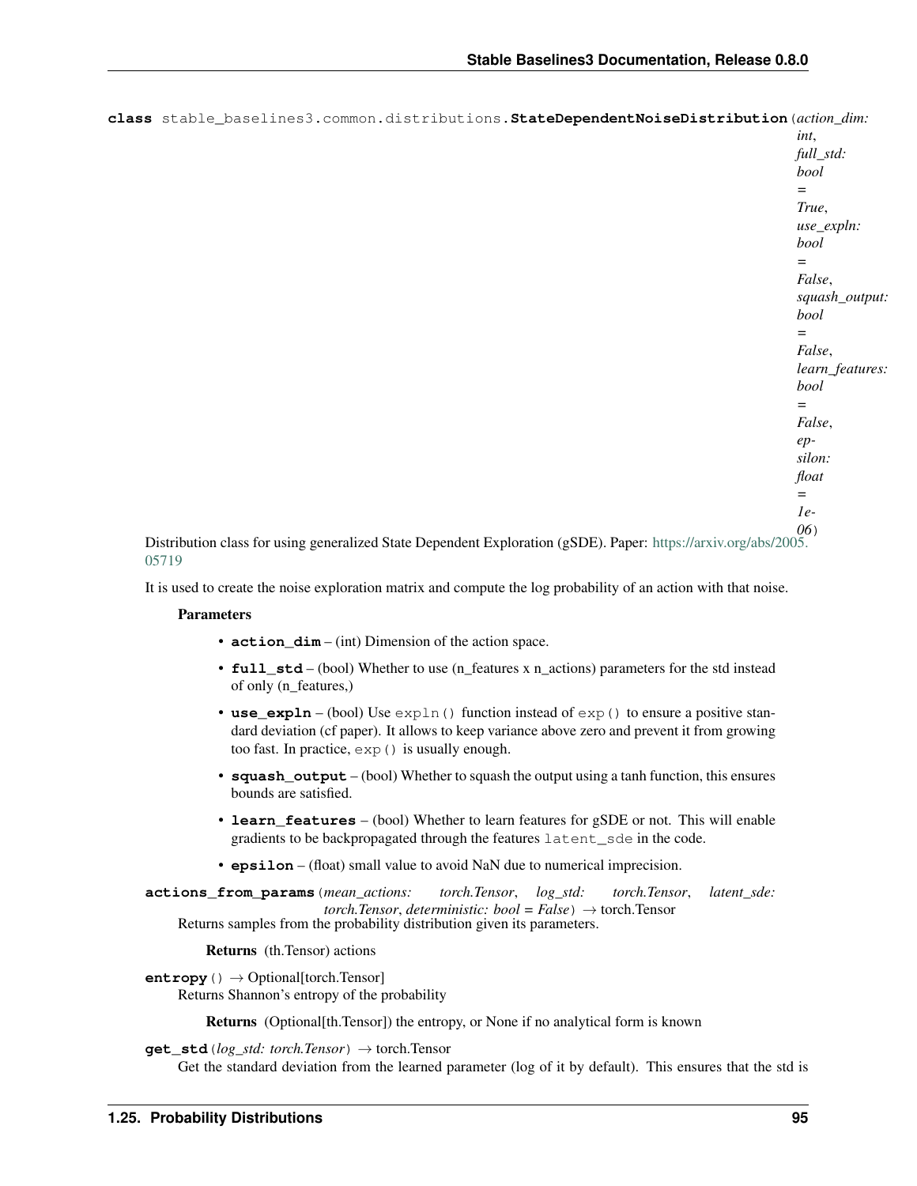**class** stable_baselines3.common.distributions.**StateDependentNoiseDistribution**(*action_dim: int*, *full_std: bool = True*, *use_expln: bool = False*, *squash_output: bool = False*, *learn_features: bool = False*, *epsilon: float = 1e-06*)

Distribution class for using generalized State Dependent Exploration (gSDE). Paper: https://arxiv.org/abs/2005.05719

It is used to create the noise exploration matrix and compute the log probability of an action with that noise.

**Parameters**

- **action_dim** – (int) Dimension of the action space.
- **full_std** – (bool) Whether to use (n_features x n_actions) parameters for the std instead of only (n_features,)
- **use_expln** – (bool) Use `expln()` function instead of `exp()` to ensure a positive standard deviation (cf paper). It allows to keep variance above zero and prevent it from growing too fast. In practice, `exp()` is usually enough.
- **squash_output** – (bool) Whether to squash the output using a tanh function, this ensures bounds are satisfied.
- **learn_features** – (bool) Whether to learn features for gSDE or not. This will enable gradients to be backpropagated through the features `latent_sde` in the code.
- **epsilon** – (float) small value to avoid NaN due to numerical imprecision.

**actions_from_params**(*mean_actions: torch.Tensor*, *log_std: torch.Tensor*, *latent_sde: torch.Tensor*, *deterministic: bool = False*) → torch.Tensor

Returns samples from the probability distribution given its parameters.

**Returns** (th.Tensor) actions

**entropy**() → Optional[torch.Tensor]

Returns Shannon's entropy of the probability

**Returns** (Optional[th.Tensor]) the entropy, or None if no analytical form is known

**get_std**(*log_std: torch.Tensor*) → torch.Tensor

Get the standard deviation from the learned parameter (log of it by default). This ensures that the std is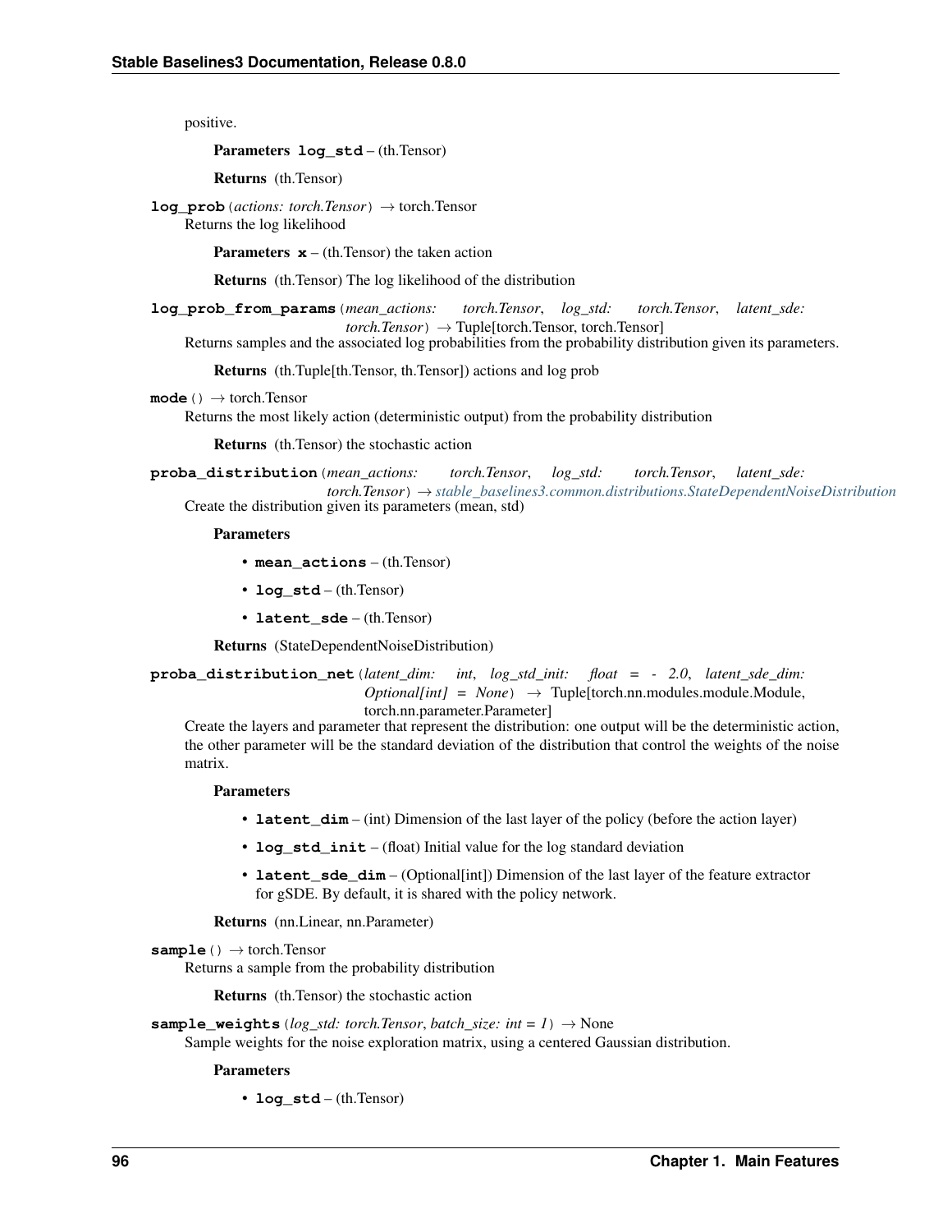positive.

**Parameters** **log_std** – (th.Tensor)

**Returns** (th.Tensor)

**log_prob**(*actions: torch.Tensor*) → torch.Tensor

Returns the log likelihood

**Parameters** **x** – (th.Tensor) the taken action

**Returns** (th.Tensor) The log likelihood of the distribution

**log_prob_from_params**(*mean_actions: torch.Tensor*, *log_std: torch.Tensor*, *latent_sde: torch.Tensor*) → Tuple[torch.Tensor, torch.Tensor]

Returns samples and the associated log probabilities from the probability distribution given its parameters.

**Returns** (th.Tuple[th.Tensor, th.Tensor]) actions and log prob

**mode**() → torch.Tensor

Returns the most likely action (deterministic output) from the probability distribution

**Returns** (th.Tensor) the stochastic action

**proba_distribution**(*mean_actions: torch.Tensor*, *log_std: torch.Tensor*, *latent_sde: torch.Tensor*) → *stable_baselines3.common.distributions.StateDependentNoiseDistribution*

Create the distribution given its parameters (mean, std)

**Parameters**

- **mean_actions** – (th.Tensor)
- **log_std** – (th.Tensor)
- **latent_sde** – (th.Tensor)

**Returns** (StateDependentNoiseDistribution)

**proba_distribution_net**(*latent_dim: int*, *log_std_init: float = - 2.0*, *latent_sde_dim: Optional[int] = None*) → Tuple[torch.nn.modules.module.Module, torch.nn.parameter.Parameter]

Create the layers and parameter that represent the distribution: one output will be the deterministic action, the other parameter will be the standard deviation of the distribution that control the weights of the noise matrix.

**Parameters**

- **latent_dim** – (int) Dimension of the last layer of the policy (before the action layer)
- **log_std_init** – (float) Initial value for the log standard deviation
- **latent_sde_dim** – (Optional[int]) Dimension of the last layer of the feature extractor for gSDE. By default, it is shared with the policy network.

**Returns** (nn.Linear, nn.Parameter)

**sample**() → torch.Tensor

Returns a sample from the probability distribution

**Returns** (th.Tensor) the stochastic action

**sample_weights**(*log_std: torch.Tensor*, *batch_size: int = 1*) → None

Sample weights for the noise exploration matrix, using a centered Gaussian distribution.

**Parameters**

- **log_std** – (th.Tensor)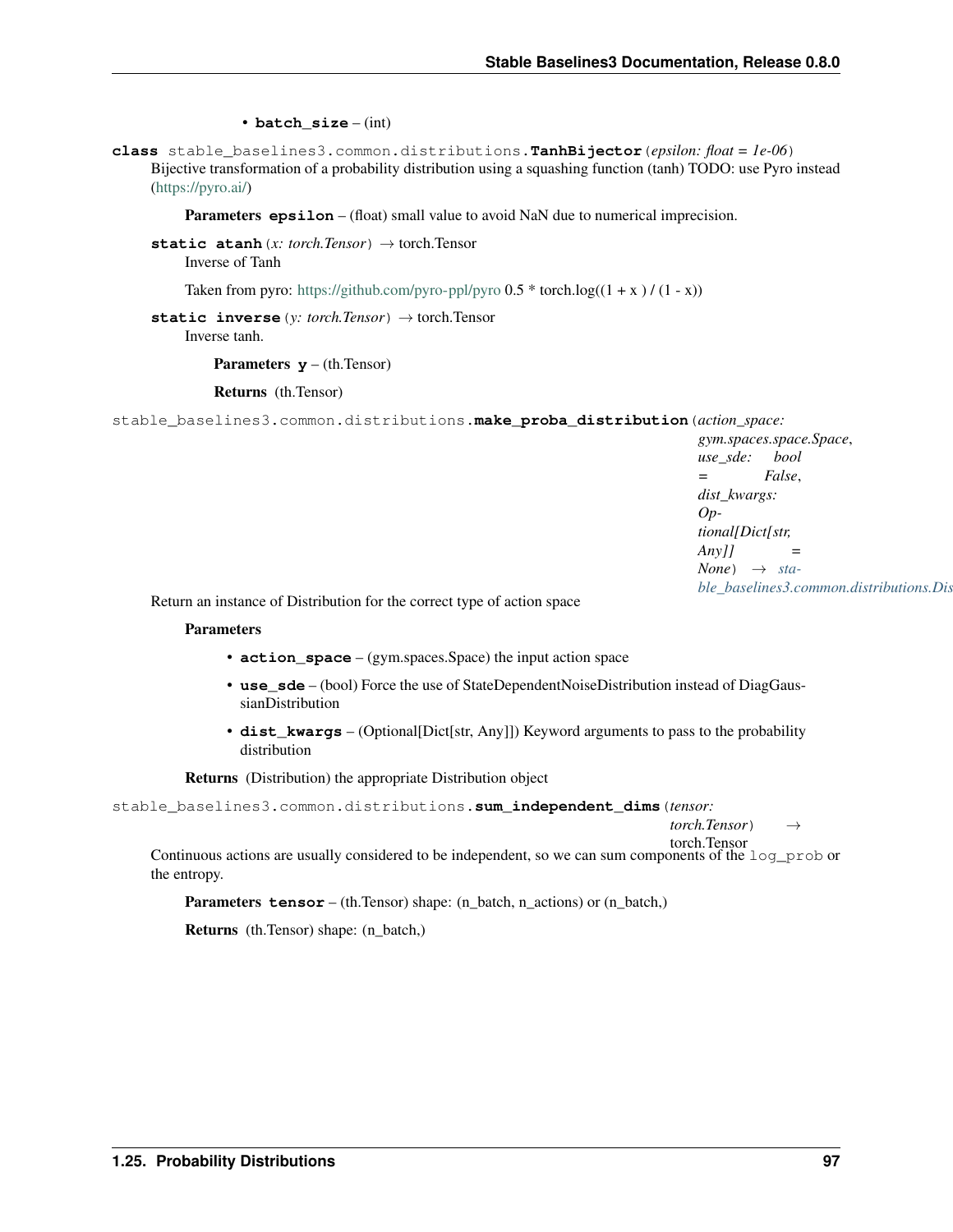- **batch_size** – (int)

**class** stable_baselines3.common.distributions.**TanhBijector**(*epsilon: float = 1e-06*)

Bijective transformation of a probability distribution using a squashing function (tanh) TODO: use Pyro instead (https://pyro.ai/)

**Parameters** **epsilon** – (float) small value to avoid NaN due to numerical imprecision.

**static atanh**(*x: torch.Tensor*) → torch.Tensor

Inverse of Tanh

Taken from pyro: https://github.com/pyro-ppl/pyro 0.5 * torch.log((1 + x ) / (1 - x))

**static inverse**(*y: torch.Tensor*) → torch.Tensor

Inverse tanh.

**Parameters** **y** – (th.Tensor)

**Returns** (th.Tensor)

stable_baselines3.common.distributions.**make_proba_distribution**(*action_space: gym.spaces.space.Space*, *use_sde: bool = False*, *dist_kwargs: Optional[Dict[str, Any]] = None*) → *stable_baselines3.common.distributions.Dis*

Return an instance of Distribution for the correct type of action space

**Parameters**

- **action_space** – (gym.spaces.Space) the input action space
- **use_sde** – (bool) Force the use of StateDependentNoiseDistribution instead of DiagGaussianDistribution
- **dist_kwargs** – (Optional[Dict[str, Any]]) Keyword arguments to pass to the probability distribution

**Returns** (Distribution) the appropriate Distribution object

stable_baselines3.common.distributions.**sum_independent_dims**(*tensor: torch.Tensor*) → torch.Tensor

Continuous actions are usually considered to be independent, so we can sum components of the `log_prob` or the entropy.

**Parameters** **tensor** – (th.Tensor) shape: (n_batch, n_actions) or (n_batch,)

**Returns** (th.Tensor) shape: (n_batch,)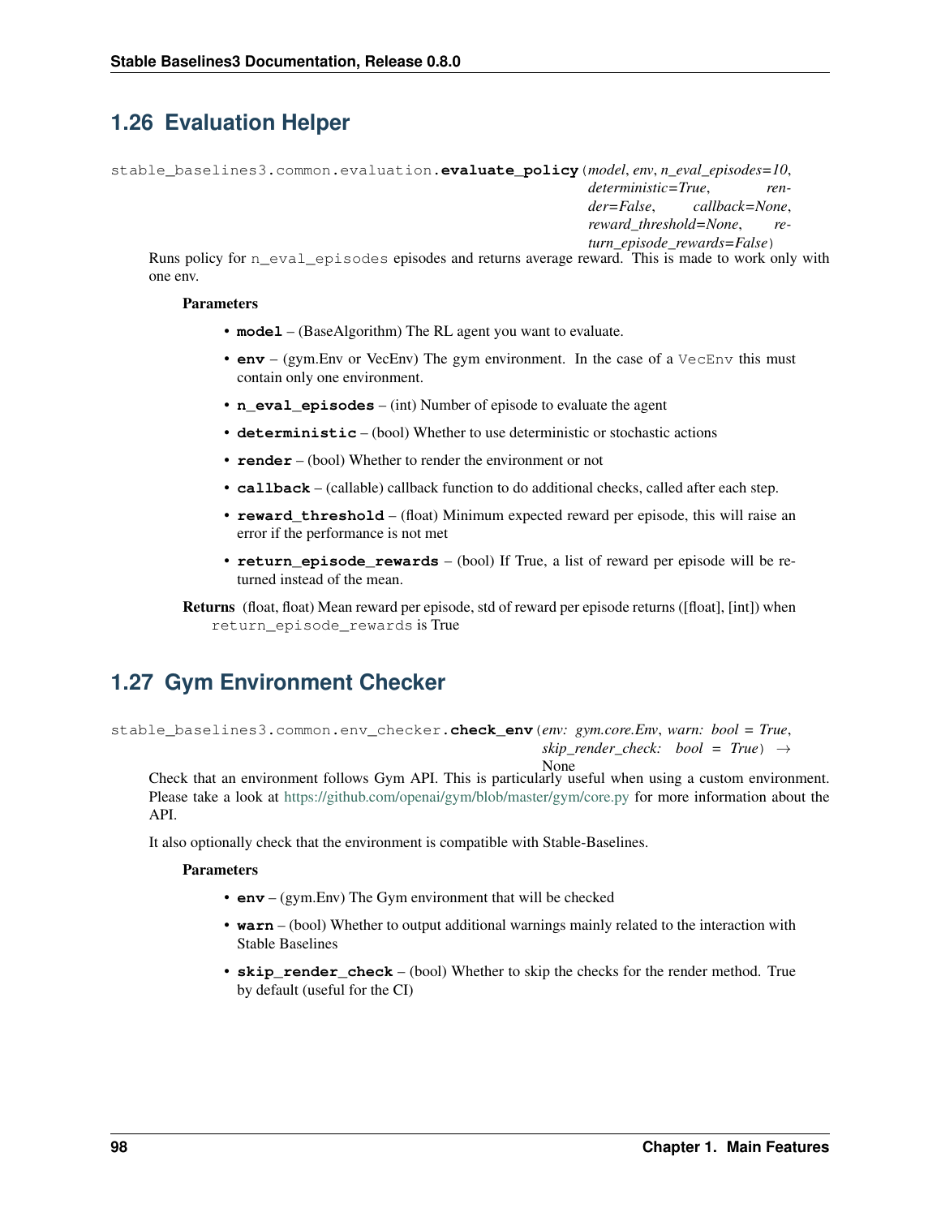## 1.26 Evaluation Helper

`stable_baselines3.common.evaluation.evaluate_policy(model, env, n_eval_episodes=10, deterministic=True, render=False, callback=None, reward_threshold=None, return_episode_rewards=False)`

Runs policy for `n_eval_episodes` episodes and returns average reward. This is made to work only with one env.

**Parameters**

- **model** – (BaseAlgorithm) The RL agent you want to evaluate.
- **env** – (gym.Env or VecEnv) The gym environment. In the case of a `VecEnv` this must contain only one environment.
- **n_eval_episodes** – (int) Number of episode to evaluate the agent
- **deterministic** – (bool) Whether to use deterministic or stochastic actions
- **render** – (bool) Whether to render the environment or not
- **callback** – (callable) callback function to do additional checks, called after each step.
- **reward_threshold** – (float) Minimum expected reward per episode, this will raise an error if the performance is not met
- **return_episode_rewards** – (bool) If True, a list of reward per episode will be returned instead of the mean.

**Returns** (float, float) Mean reward per episode, std of reward per episode returns ([float], [int]) when `return_episode_rewards` is True

## 1.27 Gym Environment Checker

`stable_baselines3.common.env_checker.check_env(env: gym.core.Env, warn: bool = True, skip_render_check: bool = True) → None`

Check that an environment follows Gym API. This is particularly useful when using a custom environment. Please take a look at https://github.com/openai/gym/blob/master/gym/core.py for more information about the API.

It also optionally check that the environment is compatible with Stable-Baselines.

**Parameters**

- **env** – (gym.Env) The Gym environment that will be checked
- **warn** – (bool) Whether to output additional warnings mainly related to the interaction with Stable Baselines
- **skip_render_check** – (bool) Whether to skip the checks for the render method. True by default (useful for the CI)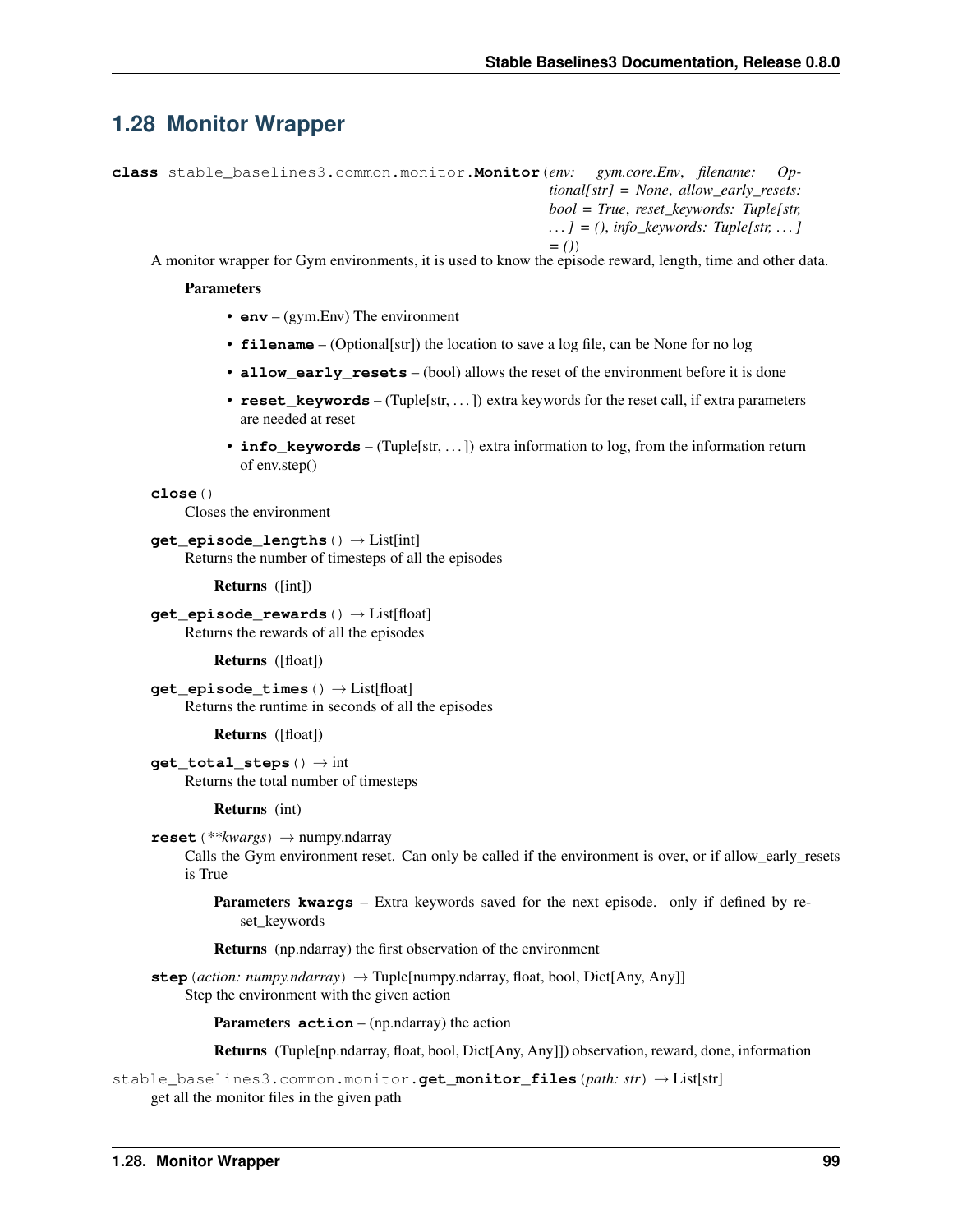## 1.28 Monitor Wrapper

**class** stable_baselines3.common.monitor.**Monitor**(*env: gym.core.Env*, *filename: Optional[str] = None*, *allow_early_resets: bool = True*, *reset_keywords: Tuple[str, ...] = ()*, *info_keywords: Tuple[str, ...] = ()*)

A monitor wrapper for Gym environments, it is used to know the episode reward, length, time and other data.

**Parameters**

- **env** – (gym.Env) The environment
- **filename** – (Optional[str]) the location to save a log file, can be None for no log
- **allow_early_resets** – (bool) allows the reset of the environment before it is done
- **reset_keywords** – (Tuple[str, ...]) extra keywords for the reset call, if extra parameters are needed at reset
- **info_keywords** – (Tuple[str, ...]) extra information to log, from the information return of env.step()

**close**()

Closes the environment

**get_episode_lengths**() → List[int]

Returns the number of timesteps of all the episodes

**Returns** ([int])

**get_episode_rewards**() → List[float]

Returns the rewards of all the episodes

**Returns** ([float])

**get_episode_times**() → List[float]

Returns the runtime in seconds of all the episodes

**Returns** ([float])

**get_total_steps**() → int

Returns the total number of timesteps

**Returns** (int)

**reset**(*\*\*kwargs*) → numpy.ndarray

Calls the Gym environment reset. Can only be called if the environment is over, or if allow_early_resets is True

**Parameters kwargs** – Extra keywords saved for the next episode. only if defined by reset_keywords

**Returns** (np.ndarray) the first observation of the environment

**step**(*action: numpy.ndarray*) → Tuple[numpy.ndarray, float, bool, Dict[Any, Any]]

Step the environment with the given action

**Parameters action** – (np.ndarray) the action

**Returns** (Tuple[np.ndarray, float, bool, Dict[Any, Any]]) observation, reward, done, information

stable_baselines3.common.monitor.**get_monitor_files**(*path: str*) → List[str]

get all the monitor files in the given path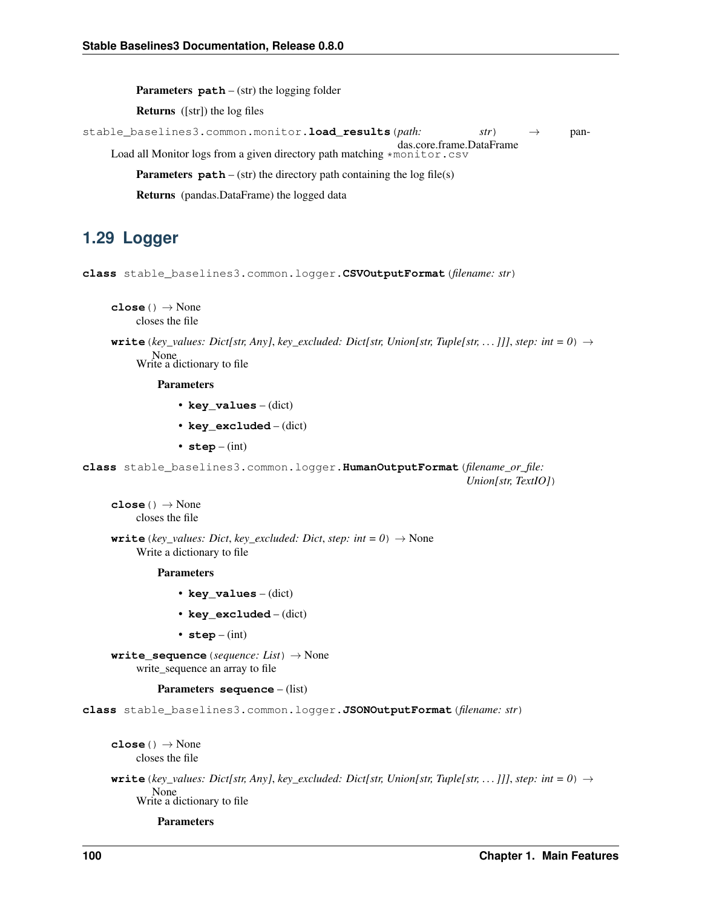**Parameters** **path** – (str) the logging folder

**Returns** ([str]) the log files

`stable_baselines3.common.monitor.`**`load_results`**(*path: str*) → pandas.core.frame.DataFrame

Load all Monitor logs from a given directory path matching `*monitor.csv`

**Parameters** **path** – (str) the directory path containing the log file(s)

**Returns** (pandas.DataFrame) the logged data

## 1.29 Logger

**class** `stable_baselines3.common.logger.`**`CSVOutputFormat`**(*filename: str*)

**`close`**() → None

closes the file

**`write`**(*key_values: Dict[str, Any]*, *key_excluded: Dict[str, Union[str, Tuple[str, ...]]]*, *step: int = 0*) → None

Write a dictionary to file

**Parameters**

- **key_values** – (dict)
- **key_excluded** – (dict)
- **step** – (int)

**class** `stable_baselines3.common.logger.`**`HumanOutputFormat`**(*filename_or_file: Union[str, TextIO]*)

**`close`**() → None

closes the file

**`write`**(*key_values: Dict*, *key_excluded: Dict*, *step: int = 0*) → None

Write a dictionary to file

**Parameters**

- **key_values** – (dict)
- **key_excluded** – (dict)
- **step** – (int)

**`write_sequence`**(*sequence: List*) → None

write_sequence an array to file

**Parameters** **sequence** – (list)

**class** `stable_baselines3.common.logger.`**`JSONOutputFormat`**(*filename: str*)

**`close`**() → None

closes the file

**`write`**(*key_values: Dict[str, Any]*, *key_excluded: Dict[str, Union[str, Tuple[str, ...]]]*, *step: int = 0*) → None

Write a dictionary to file

**Parameters**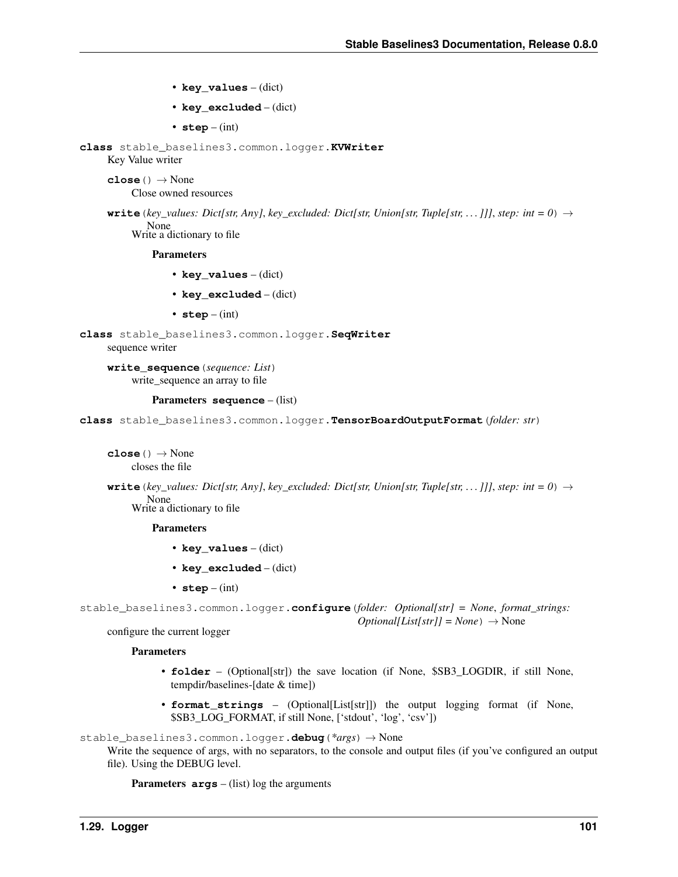- **key_values** – (dict)
- **key_excluded** – (dict)
- **step** – (int)

**class** stable_baselines3.common.logger.**KVWriter**

Key Value writer

**close**() → None

Close owned resources

**write**(*key_values: Dict[str, Any]*, *key_excluded: Dict[str, Union[str, Tuple[str, . . . ]]]*, *step: int = 0*) → None

Write a dictionary to file

**Parameters**

- **key_values** – (dict)
- **key_excluded** – (dict)
- **step** – (int)

**class** stable_baselines3.common.logger.**SeqWriter**

sequence writer

**write_sequence**(*sequence: List*)

write_sequence an array to file

**Parameters** **sequence** – (list)

**class** stable_baselines3.common.logger.**TensorBoardOutputFormat**(*folder: str*)

**close**() → None

closes the file

**write**(*key_values: Dict[str, Any]*, *key_excluded: Dict[str, Union[str, Tuple[str, . . . ]]]*, *step: int = 0*) → None

Write a dictionary to file

**Parameters**

- **key_values** – (dict)
- **key_excluded** – (dict)
- **step** – (int)

stable_baselines3.common.logger.**configure**(*folder: Optional[str] = None*, *format_strings: Optional[List[str]] = None*) → None

configure the current logger

**Parameters**

- **folder** – (Optional[str]) the save location (if None, $SB3_LOGDIR, if still None, tempdir/baselines-[date & time])
- **format_strings** – (Optional[List[str]]) the output logging format (if None, $SB3_LOG_FORMAT, if still None, ['stdout', 'log', 'csv'])

stable_baselines3.common.logger.**debug**(*\*args*) → None

Write the sequence of args, with no separators, to the console and output files (if you've configured an output file). Using the DEBUG level.

**Parameters** **args** – (list) log the arguments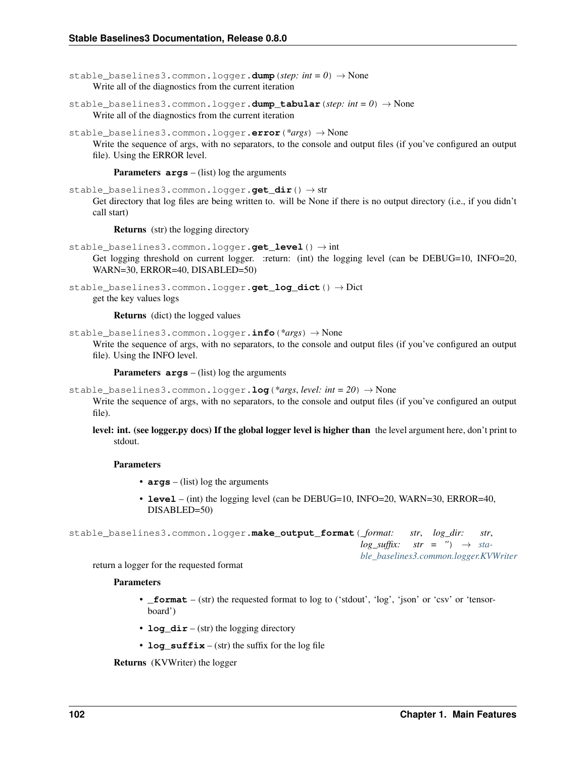`stable_baselines3.common.logger.dump(step: int = 0) → None`

Write all of the diagnostics from the current iteration

`stable_baselines3.common.logger.dump_tabular(step: int = 0) → None`

Write all of the diagnostics from the current iteration

`stable_baselines3.common.logger.error(*args) → None`

Write the sequence of args, with no separators, to the console and output files (if you've configured an output file). Using the ERROR level.

**Parameters** **args** – (list) log the arguments

`stable_baselines3.common.logger.get_dir() → str`

Get directory that log files are being written to. will be None if there is no output directory (i.e., if you didn't call start)

**Returns** (str) the logging directory

`stable_baselines3.common.logger.get_level() → int`

Get logging threshold on current logger. :return: (int) the logging level (can be DEBUG=10, INFO=20, WARN=30, ERROR=40, DISABLED=50)

`stable_baselines3.common.logger.get_log_dict() → Dict`

get the key values logs

**Returns** (dict) the logged values

`stable_baselines3.common.logger.info(*args) → None`

Write the sequence of args, with no separators, to the console and output files (if you've configured an output file). Using the INFO level.

**Parameters** **args** – (list) log the arguments

`stable_baselines3.common.logger.log(*args, level: int = 20) → None`

Write the sequence of args, with no separators, to the console and output files (if you've configured an output file).

**level: int. (see logger.py docs) If the global logger level is higher than** the level argument here, don't print to stdout.

**Parameters**

- **args** – (list) log the arguments
- **level** – (int) the logging level (can be DEBUG=10, INFO=20, WARN=30, ERROR=40, DISABLED=50)

`stable_baselines3.common.logger.make_output_format(_format: str, log_dir: str, log_suffix: str = '') → stable_baselines3.common.logger.KVWriter`

return a logger for the requested format

**Parameters**

- **_format** – (str) the requested format to log to ('stdout', 'log', 'json' or 'csv' or 'tensorboard')
- **log_dir** – (str) the logging directory
- **log_suffix** – (str) the suffix for the log file

**Returns** (KVWriter) the logger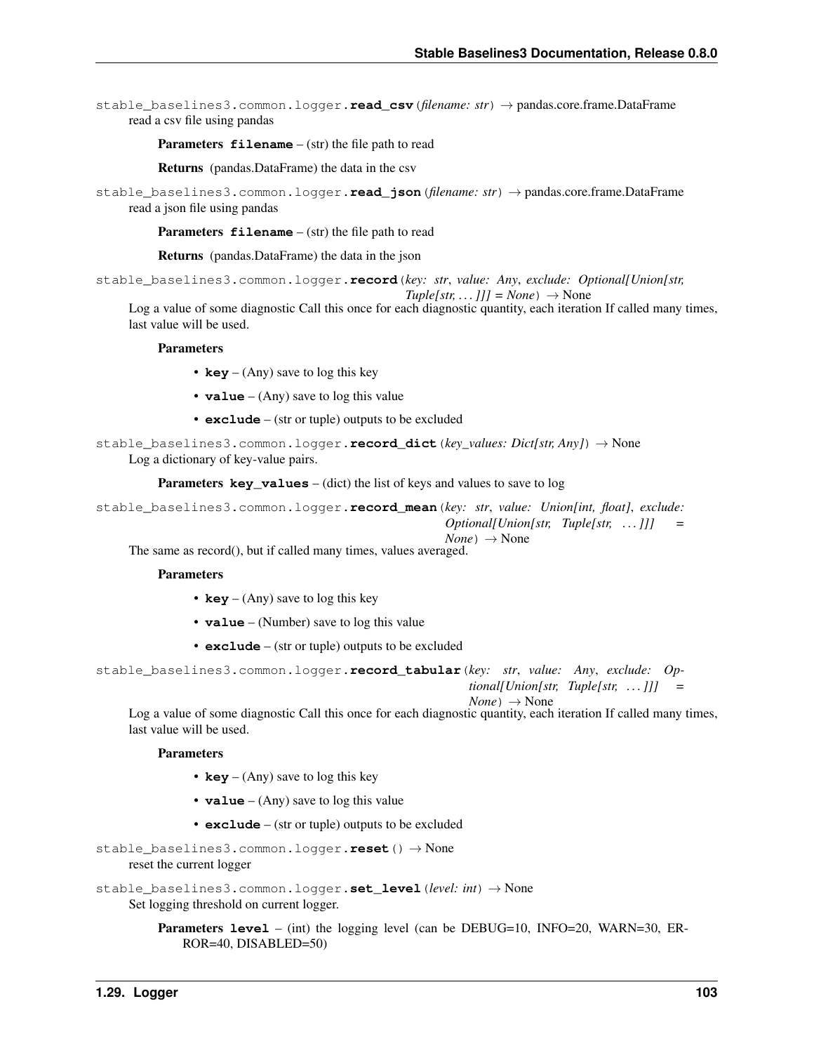stable_baselines3.common.logger.**read_csv**(*filename: str*) → pandas.core.frame.DataFrame
read a csv file using pandas

**Parameters** **filename** – (str) the file path to read

**Returns** (pandas.DataFrame) the data in the csv

stable_baselines3.common.logger.**read_json**(*filename: str*) → pandas.core.frame.DataFrame
read a json file using pandas

**Parameters** **filename** – (str) the file path to read

**Returns** (pandas.DataFrame) the data in the json

stable_baselines3.common.logger.**record**(*key: str, value: Any, exclude: Optional[Union[str, Tuple[str, ...]]] = None*) → None
Log a value of some diagnostic Call this once for each diagnostic quantity, each iteration If called many times, last value will be used.

**Parameters**

- **key** – (Any) save to log this key
- **value** – (Any) save to log this value
- **exclude** – (str or tuple) outputs to be excluded

stable_baselines3.common.logger.**record_dict**(*key_values: Dict[str, Any]*) → None
Log a dictionary of key-value pairs.

**Parameters** **key_values** – (dict) the list of keys and values to save to log

stable_baselines3.common.logger.**record_mean**(*key: str, value: Union[int, float], exclude: Optional[Union[str, Tuple[str, ...]]] = None*) → None
The same as record(), but if called many times, values averaged.

**Parameters**

- **key** – (Any) save to log this key
- **value** – (Number) save to log this value
- **exclude** – (str or tuple) outputs to be excluded

stable_baselines3.common.logger.**record_tabular**(*key: str, value: Any, exclude: Optional[Union[str, Tuple[str, ...]]] = None*) → None
Log a value of some diagnostic Call this once for each diagnostic quantity, each iteration If called many times, last value will be used.

**Parameters**

- **key** – (Any) save to log this key
- **value** – (Any) save to log this value
- **exclude** – (str or tuple) outputs to be excluded

stable_baselines3.common.logger.**reset**() → None
reset the current logger

stable_baselines3.common.logger.**set_level**(*level: int*) → None
Set logging threshold on current logger.

**Parameters** **level** – (int) the logging level (can be DEBUG=10, INFO=20, WARN=30, ERROR=40, DISABLED=50)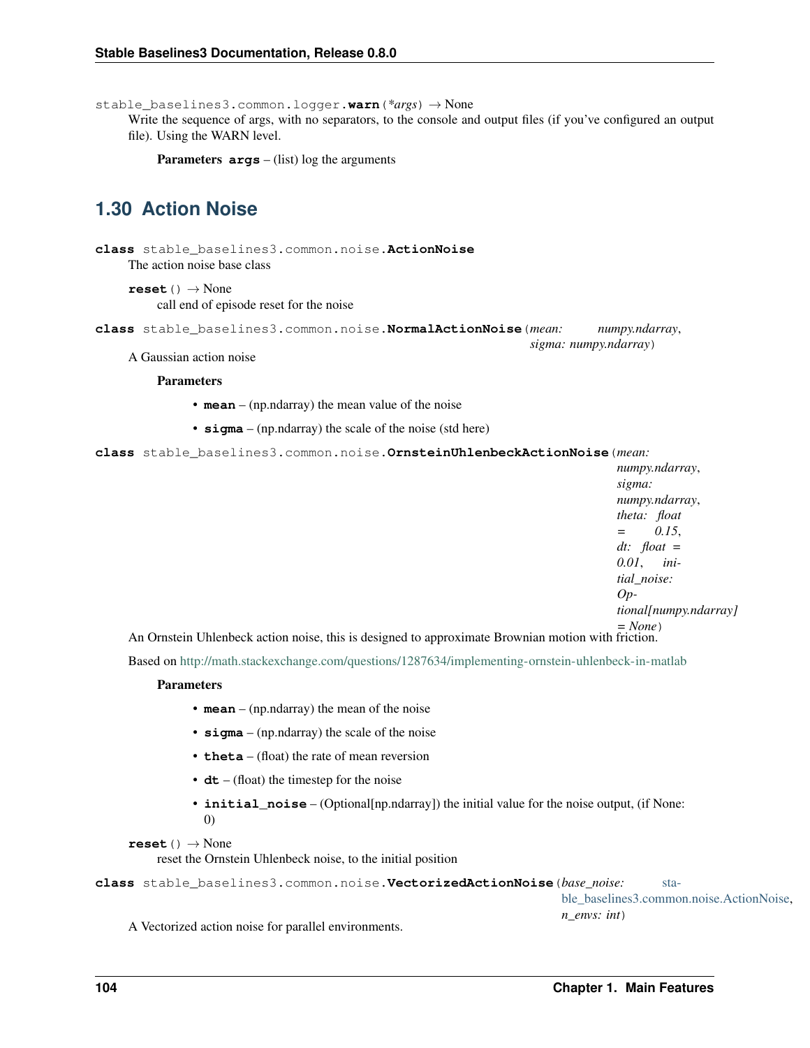`stable_baselines3.common.logger.warn(*args) → None`

Write the sequence of args, with no separators, to the console and output files (if you've configured an output file). Using the WARN level.

**Parameters** **args** – (list) log the arguments

## 1.30 Action Noise

**class** `stable_baselines3.common.noise.ActionNoise`

The action noise base class

**reset**() → None

call end of episode reset for the noise

**class** `stable_baselines3.common.noise.NormalActionNoise`(*mean: numpy.ndarray*, *sigma: numpy.ndarray*)

A Gaussian action noise

**Parameters**

- **mean** – (np.ndarray) the mean value of the noise
- **sigma** – (np.ndarray) the scale of the noise (std here)

**class** `stable_baselines3.common.noise.OrnsteinUhlenbeckActionNoise`(*mean: numpy.ndarray*, *sigma: numpy.ndarray*, *theta: float = 0.15*, *dt: float = 0.01*, *initial_noise: Optional[numpy.ndarray] = None*)

An Ornstein Uhlenbeck action noise, this is designed to approximate Brownian motion with friction.

Based on http://math.stackexchange.com/questions/1287634/implementing-ornstein-uhlenbeck-in-matlab

**Parameters**

- **mean** – (np.ndarray) the mean of the noise
- **sigma** – (np.ndarray) the scale of the noise
- **theta** – (float) the rate of mean reversion
- **dt** – (float) the timestep for the noise
- **initial_noise** – (Optional[np.ndarray]) the initial value for the noise output, (if None: 0)

**reset**() → None

reset the Ornstein Uhlenbeck noise, to the initial position

**class** `stable_baselines3.common.noise.VectorizedActionNoise`(*base_noise: stable_baselines3.common.noise.ActionNoise*, *n_envs: int*)

A Vectorized action noise for parallel environments.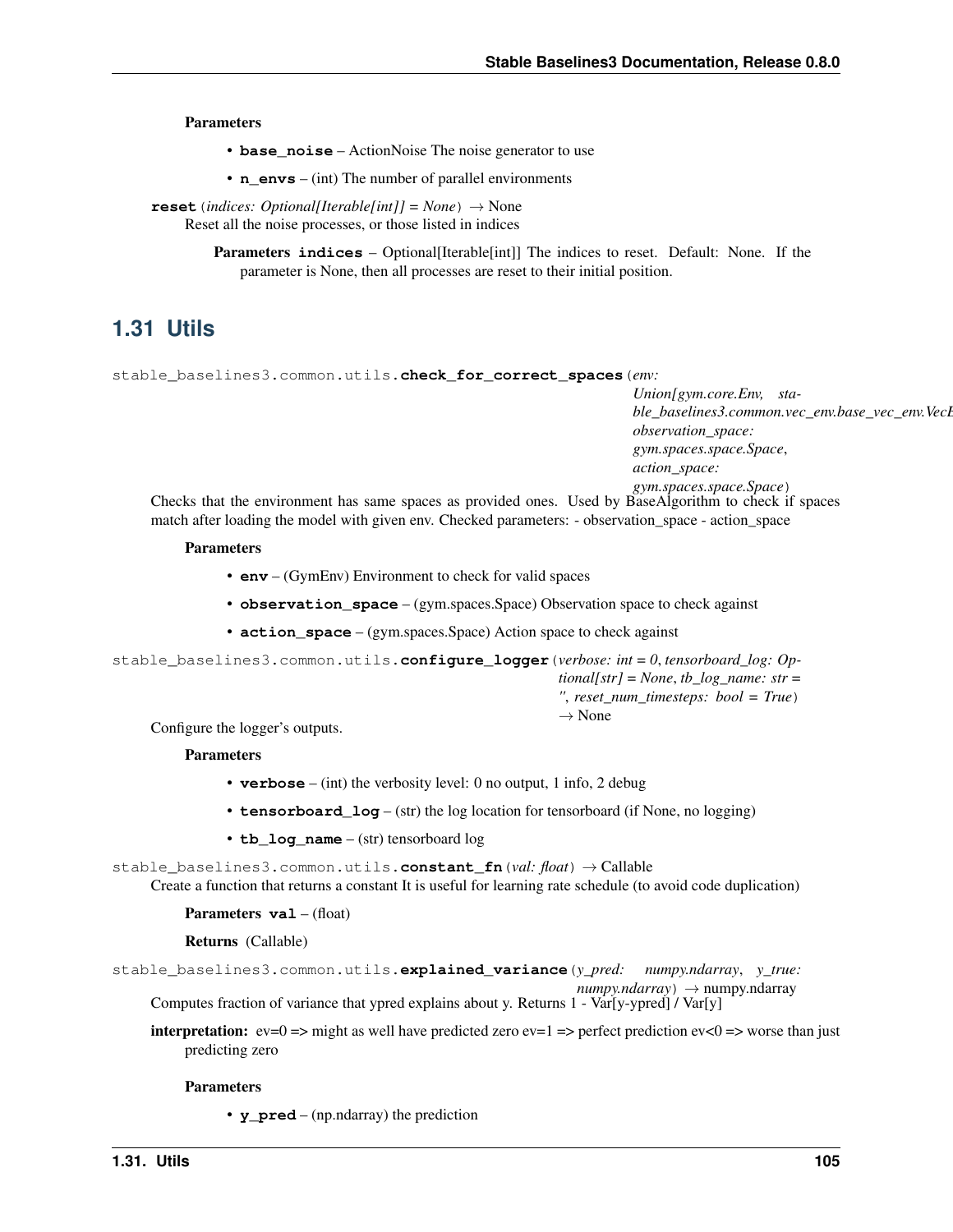**Parameters**

- **base_noise** – ActionNoise The noise generator to use
- **n_envs** – (int) The number of parallel environments

**reset**(*indices: Optional[Iterable[int]] = None*) → None

Reset all the noise processes, or those listed in indices

**Parameters** **indices** – Optional[Iterable[int]] The indices to reset. Default: None. If the parameter is None, then all processes are reset to their initial position.

## 1.31 Utils

stable_baselines3.common.utils.**check_for_correct_spaces**(*env: Union[gym.core.Env, stable_baselines3.common.vec_env.base_vec_env.VecE*
*observation_space: gym.spaces.space.Space*, *action_space: gym.spaces.space.Space*)

Checks that the environment has same spaces as provided ones. Used by BaseAlgorithm to check if spaces match after loading the model with given env. Checked parameters: - observation_space - action_space

**Parameters**

- **env** – (GymEnv) Environment to check for valid spaces
- **observation_space** – (gym.spaces.Space) Observation space to check against
- **action_space** – (gym.spaces.Space) Action space to check against

stable_baselines3.common.utils.**configure_logger**(*verbose: int = 0*, *tensorboard_log: Optional[str] = None*, *tb_log_name: str = ''*, *reset_num_timesteps: bool = True*) → None

Configure the logger's outputs.

**Parameters**

- **verbose** – (int) the verbosity level: 0 no output, 1 info, 2 debug
- **tensorboard_log** – (str) the log location for tensorboard (if None, no logging)
- **tb_log_name** – (str) tensorboard log

stable_baselines3.common.utils.**constant_fn**(*val: float*) → Callable

Create a function that returns a constant It is useful for learning rate schedule (to avoid code duplication)

**Parameters** **val** – (float)

**Returns** (Callable)

stable_baselines3.common.utils.**explained_variance**(*y_pred: numpy.ndarray*, *y_true: numpy.ndarray*) → numpy.ndarray

Computes fraction of variance that ypred explains about y. Returns 1 - Var[y-ypred] / Var[y]

**interpretation:** ev=0 => might as well have predicted zero ev=1 => perfect prediction ev<0 => worse than just predicting zero

**Parameters**

- **y_pred** – (np.ndarray) the prediction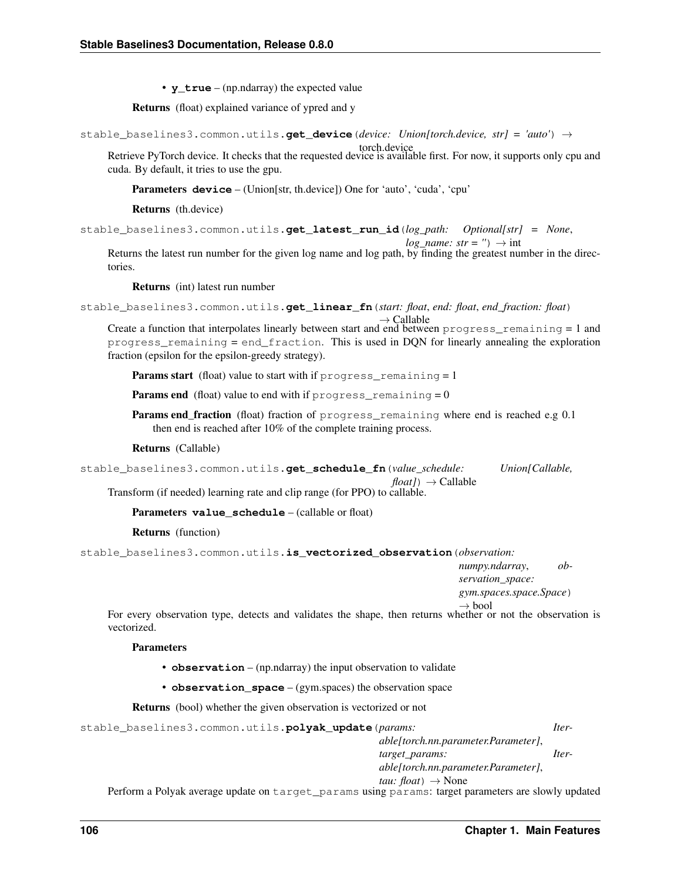- **y_true** – (np.ndarray) the expected value

**Returns** (float) explained variance of ypred and y

`stable_baselines3.common.utils.get_device(device: Union[torch.device, str] = 'auto') → torch.device`

Retrieve PyTorch device. It checks that the requested device is available first. For now, it supports only cpu and cuda. By default, it tries to use the gpu.

**Parameters** **device** – (Union[str, th.device]) One for 'auto', 'cuda', 'cpu'

**Returns** (th.device)

`stable_baselines3.common.utils.get_latest_run_id(log_path: Optional[str] = None, log_name: str = '') → int`

Returns the latest run number for the given log name and log path, by finding the greatest number in the directories.

**Returns** (int) latest run number

`stable_baselines3.common.utils.get_linear_fn(start: float, end: float, end_fraction: float) → Callable`

Create a function that interpolates linearly between start and end between `progress_remaining` = 1 and `progress_remaining` = `end_fraction`. This is used in DQN for linearly annealing the exploration fraction (epsilon for the epsilon-greedy strategy).

**Params start** (float) value to start with if `progress_remaining` = 1

**Params end** (float) value to end with if `progress_remaining` = 0

**Params end_fraction** (float) fraction of `progress_remaining` where end is reached e.g 0.1 then end is reached after 10% of the complete training process.

**Returns** (Callable)

`stable_baselines3.common.utils.get_schedule_fn(value_schedule: Union[Callable, float]) → Callable`

Transform (if needed) learning rate and clip range (for PPO) to callable.

**Parameters** **value_schedule** – (callable or float)

**Returns** (function)

`stable_baselines3.common.utils.is_vectorized_observation(observation: numpy.ndarray, observation_space: gym.spaces.space.Space) → bool`

For every observation type, detects and validates the shape, then returns whether or not the observation is vectorized.

**Parameters**

- **observation** – (np.ndarray) the input observation to validate
- **observation_space** – (gym.spaces) the observation space

**Returns** (bool) whether the given observation is vectorized or not

`stable_baselines3.common.utils.polyak_update(params: Iterable[torch.nn.parameter.Parameter], target_params: Iterable[torch.nn.parameter.Parameter], tau: float) → None`

Perform a Polyak average update on `target_params` using `params`: target parameters are slowly updated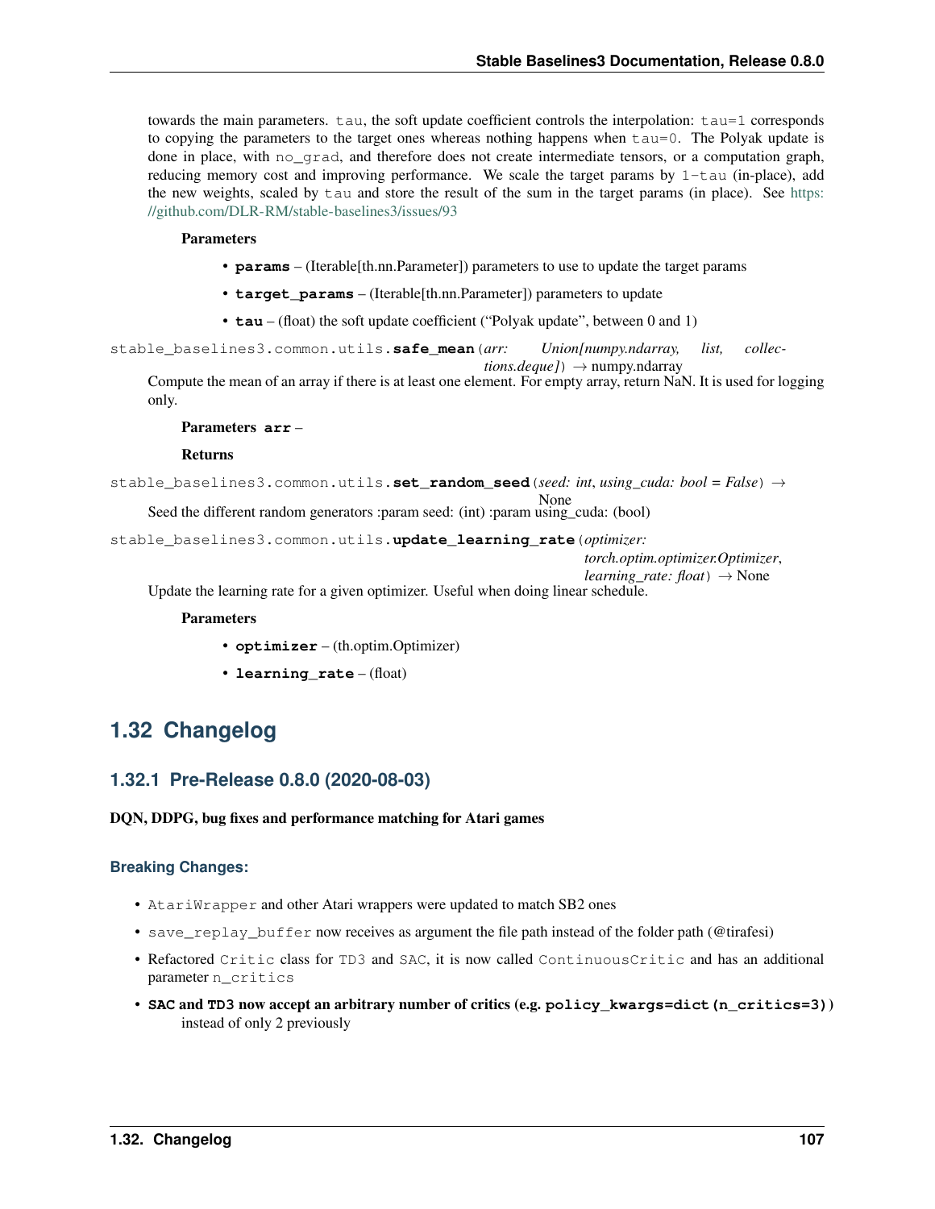towards the main parameters. `tau`, the soft update coefficient controls the interpolation: `tau=1` corresponds to copying the parameters to the target ones whereas nothing happens when `tau=0`. The Polyak update is done in place, with `no_grad`, and therefore does not create intermediate tensors, or a computation graph, reducing memory cost and improving performance. We scale the target params by `1-tau` (in-place), add the new weights, scaled by `tau` and store the result of the sum in the target params (in place). See https://github.com/DLR-RM/stable-baselines3/issues/93

**Parameters**

- **`params`** – (Iterable[th.nn.Parameter]) parameters to use to update the target params
- **`target_params`** – (Iterable[th.nn.Parameter]) parameters to update
- **`tau`** – (float) the soft update coefficient ("Polyak update", between 0 and 1)

`stable_baselines3.common.utils.`**`safe_mean`**(*arr: Union[numpy.ndarray, list, collections.deque]*) → numpy.ndarray

Compute the mean of an array if there is at least one element. For empty array, return NaN. It is used for logging only.

**Parameters** **`arr`** –

**Returns**

`stable_baselines3.common.utils.`**`set_random_seed`**(*seed: int*, *using_cuda: bool = False*) → None

Seed the different random generators :param seed: (int) :param using_cuda: (bool)

`stable_baselines3.common.utils.`**`update_learning_rate`**(*optimizer: torch.optim.optimizer.Optimizer*, *learning_rate: float*) → None

Update the learning rate for a given optimizer. Useful when doing linear schedule.

**Parameters**

- **`optimizer`** – (th.optim.Optimizer)
- **`learning_rate`** – (float)

## 1.32 Changelog

### 1.32.1 Pre-Release 0.8.0 (2020-08-03)

**DQN, DDPG, bug fixes and performance matching for Atari games**

#### Breaking Changes:

- `AtariWrapper` and other Atari wrappers were updated to match SB2 ones
- `save_replay_buffer` now receives as argument the file path instead of the folder path (@tirafesi)
- Refactored `Critic` class for `TD3` and `SAC`, it is now called `ContinuousCritic` and has an additional parameter `n_critics`
- **`SAC` and `TD3` now accept an arbitrary number of critics (e.g. `policy_kwargs=dict(n_critics=3)`)** instead of only 2 previously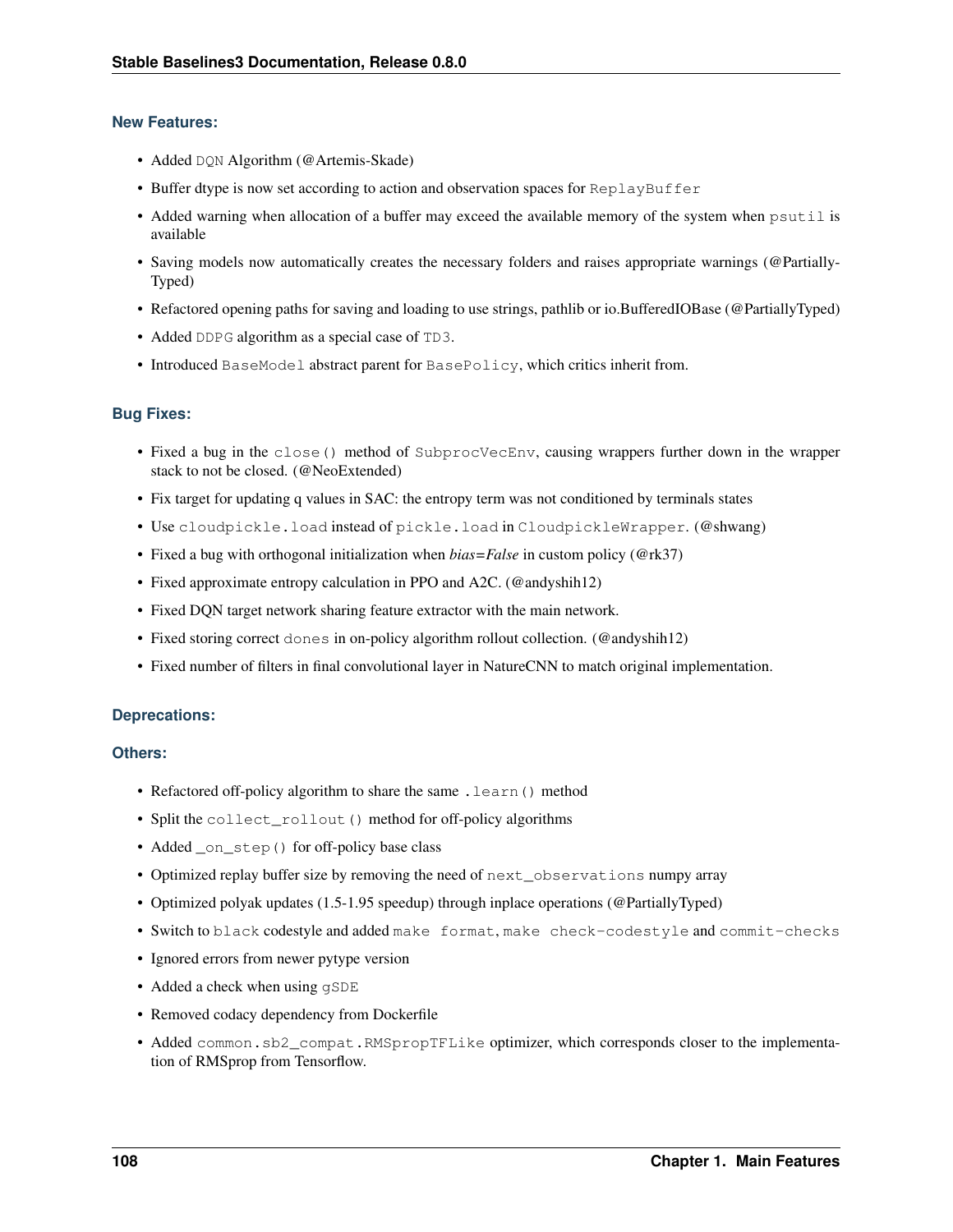### New Features:

- Added `DQN` Algorithm (@Artemis-Skade)
- Buffer dtype is now set according to action and observation spaces for `ReplayBuffer`
- Added warning when allocation of a buffer may exceed the available memory of the system when `psutil` is available
- Saving models now automatically creates the necessary folders and raises appropriate warnings (@PartiallyTyped)
- Refactored opening paths for saving and loading to use strings, pathlib or io.BufferedIOBase (@PartiallyTyped)
- Added `DDPG` algorithm as a special case of `TD3`.
- Introduced `BaseModel` abstract parent for `BasePolicy`, which critics inherit from.

### Bug Fixes:

- Fixed a bug in the `close()` method of `SubprocVecEnv`, causing wrappers further down in the wrapper stack to not be closed. (@NeoExtended)
- Fix target for updating q values in SAC: the entropy term was not conditioned by terminals states
- Use `cloudpickle.load` instead of `pickle.load` in `CloudpickleWrapper`. (@shwang)
- Fixed a bug with orthogonal initialization when *bias=False* in custom policy (@rk37)
- Fixed approximate entropy calculation in PPO and A2C. (@andyshih12)
- Fixed DQN target network sharing feature extractor with the main network.
- Fixed storing correct `dones` in on-policy algorithm rollout collection. (@andyshih12)
- Fixed number of filters in final convolutional layer in NatureCNN to match original implementation.

### Deprecations:

### Others:

- Refactored off-policy algorithm to share the same `.learn()` method
- Split the `collect_rollout()` method for off-policy algorithms
- Added `_on_step()` for off-policy base class
- Optimized replay buffer size by removing the need of `next_observations` numpy array
- Optimized polyak updates (1.5-1.95 speedup) through inplace operations (@PartiallyTyped)
- Switch to `black` codestyle and added `make format`, `make check-codestyle` and `commit-checks`
- Ignored errors from newer pytype version
- Added a check when using `gSDE`
- Removed codacy dependency from Dockerfile
- Added `common.sb2_compat.RMSpropTFLike` optimizer, which corresponds closer to the implementation of RMSprop from Tensorflow.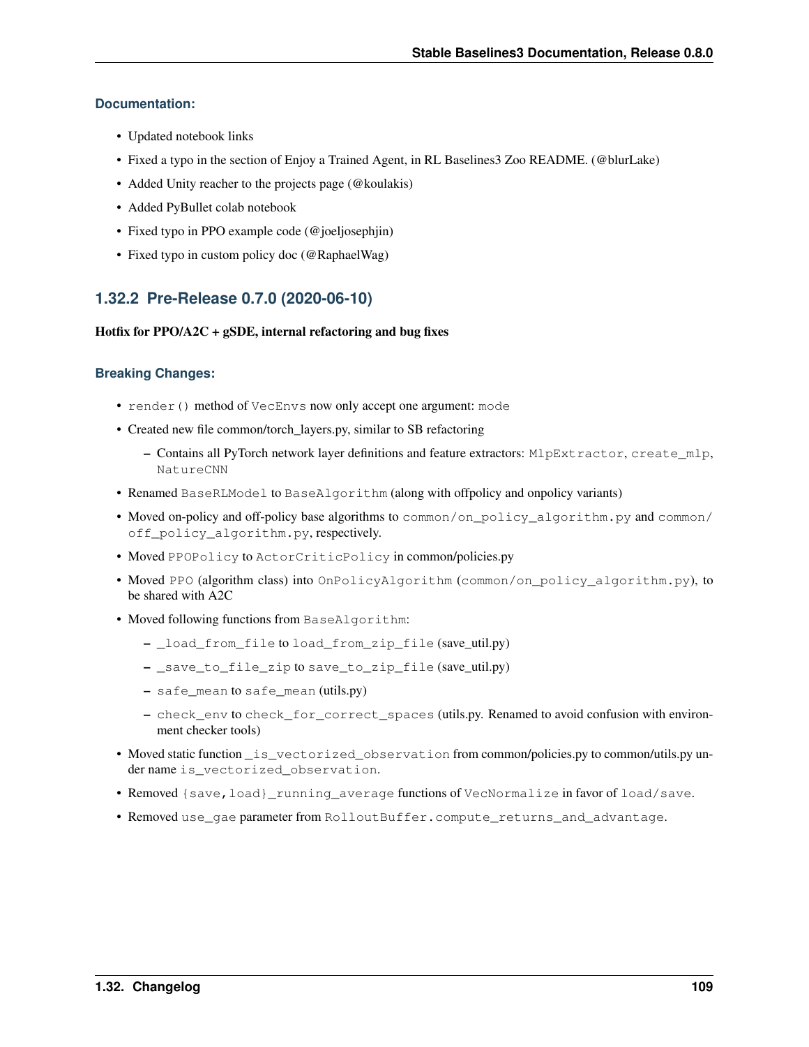#### Documentation:

- Updated notebook links
- Fixed a typo in the section of Enjoy a Trained Agent, in RL Baselines3 Zoo README. (@blurLake)
- Added Unity reacher to the projects page (@koulakis)
- Added PyBullet colab notebook
- Fixed typo in PPO example code (@joeljosephjin)
- Fixed typo in custom policy doc (@RaphaelWag)

### 1.32.2 Pre-Release 0.7.0 (2020-06-10)

**Hotfix for PPO/A2C + gSDE, internal refactoring and bug fixes**

#### Breaking Changes:

- `render()` method of `VecEnvs` now only accept one argument: `mode`
- Created new file common/torch_layers.py, similar to SB refactoring
  - Contains all PyTorch network layer definitions and feature extractors: `MlpExtractor`, `create_mlp`, `NatureCNN`
- Renamed `BaseRLModel` to `BaseAlgorithm` (along with offpolicy and onpolicy variants)
- Moved on-policy and off-policy base algorithms to `common/on_policy_algorithm.py` and `common/off_policy_algorithm.py`, respectively.
- Moved `PPOPolicy` to `ActorCriticPolicy` in common/policies.py
- Moved `PPO` (algorithm class) into `OnPolicyAlgorithm` (`common/on_policy_algorithm.py`), to be shared with A2C
- Moved following functions from `BaseAlgorithm`:
  - `_load_from_file` to `load_from_zip_file` (save_util.py)
  - `_save_to_file_zip` to `save_to_zip_file` (save_util.py)
  - `safe_mean` to `safe_mean` (utils.py)
  - `check_env` to `check_for_correct_spaces` (utils.py. Renamed to avoid confusion with environment checker tools)
- Moved static function `_is_vectorized_observation` from common/policies.py to common/utils.py under name `is_vectorized_observation`.
- Removed `{save,load}_running_average` functions of `VecNormalize` in favor of `load/save`.
- Removed `use_gae` parameter from `RolloutBuffer.compute_returns_and_advantage`.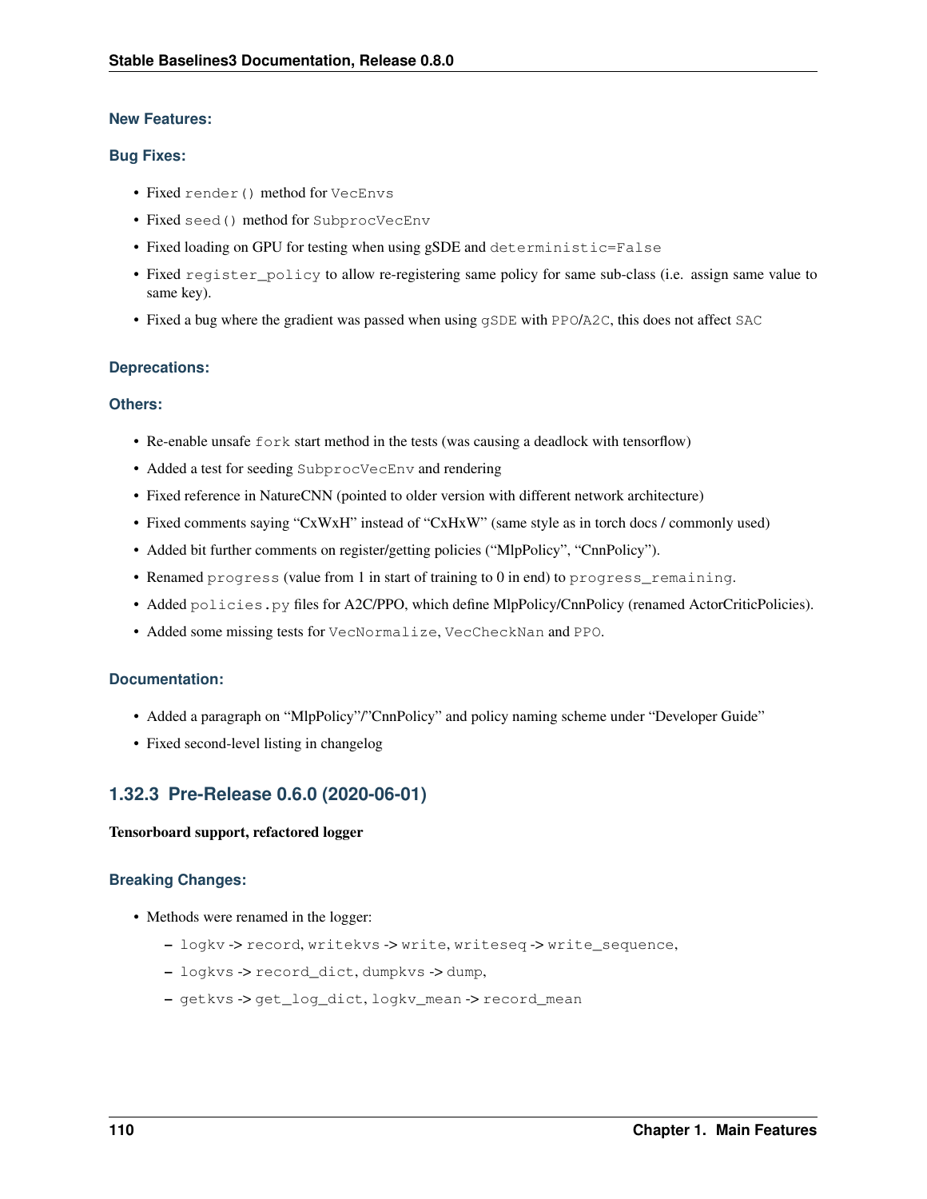### New Features:

### Bug Fixes:

- Fixed `render()` method for `VecEnvs`
- Fixed `seed()` method for `SubprocVecEnv`
- Fixed loading on GPU for testing when using gSDE and `deterministic=False`
- Fixed `register_policy` to allow re-registering same policy for same sub-class (i.e. assign same value to same key).
- Fixed a bug where the gradient was passed when using `gSDE` with `PPO`/`A2C`, this does not affect `SAC`

### Deprecations:

### Others:

- Re-enable unsafe `fork` start method in the tests (was causing a deadlock with tensorflow)
- Added a test for seeding `SubprocVecEnv` and rendering
- Fixed reference in NatureCNN (pointed to older version with different network architecture)
- Fixed comments saying "CxWxH" instead of "CxHxW" (same style as in torch docs / commonly used)
- Added bit further comments on register/getting policies ("MlpPolicy", "CnnPolicy").
- Renamed `progress` (value from 1 in start of training to 0 in end) to `progress_remaining`.
- Added `policies.py` files for A2C/PPO, which define MlpPolicy/CnnPolicy (renamed ActorCriticPolicies).
- Added some missing tests for `VecNormalize`, `VecCheckNan` and `PPO`.

### Documentation:

- Added a paragraph on "MlpPolicy"/"CnnPolicy" and policy naming scheme under "Developer Guide"
- Fixed second-level listing in changelog

## 1.32.3 Pre-Release 0.6.0 (2020-06-01)

**Tensorboard support, refactored logger**

### Breaking Changes:

- Methods were renamed in the logger:
  - `logkv` -> `record`, `writekvs` -> `write`, `writeseq` -> `write_sequence`,
  - `logkvs` -> `record_dict`, `dumpkvs` -> `dump`,
  - `getkvs` -> `get_log_dict`, `logkv_mean` -> `record_mean`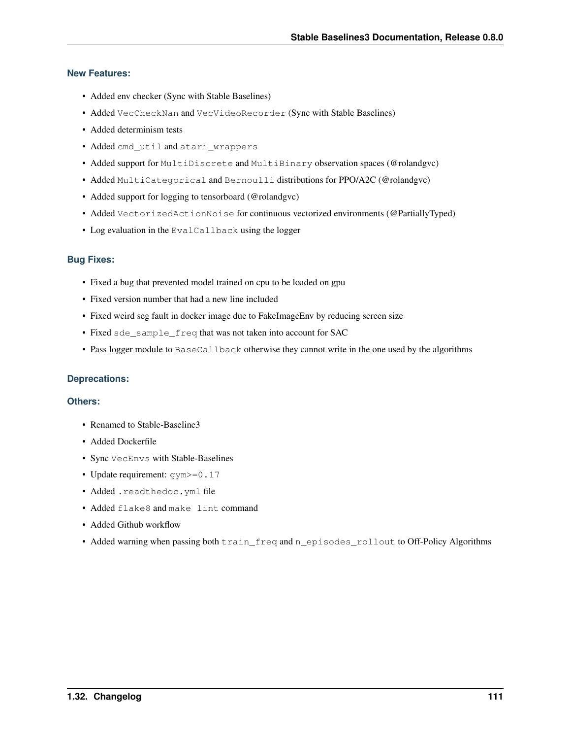#### New Features:

- Added env checker (Sync with Stable Baselines)
- Added `VecCheckNan` and `VecVideoRecorder` (Sync with Stable Baselines)
- Added determinism tests
- Added `cmd_util` and `atari_wrappers`
- Added support for `MultiDiscrete` and `MultiBinary` observation spaces (@rolandgvc)
- Added `MultiCategorical` and `Bernoulli` distributions for PPO/A2C (@rolandgvc)
- Added support for logging to tensorboard (@rolandgvc)
- Added `VectorizedActionNoise` for continuous vectorized environments (@PartiallyTyped)
- Log evaluation in the `EvalCallback` using the logger

#### Bug Fixes:

- Fixed a bug that prevented model trained on cpu to be loaded on gpu
- Fixed version number that had a new line included
- Fixed weird seg fault in docker image due to FakeImageEnv by reducing screen size
- Fixed `sde_sample_freq` that was not taken into account for SAC
- Pass logger module to `BaseCallback` otherwise they cannot write in the one used by the algorithms

#### Deprecations:

#### Others:

- Renamed to Stable-Baseline3
- Added Dockerfile
- Sync `VecEnvs` with Stable-Baselines
- Update requirement: `gym>=0.17`
- Added `.readthedoc.yml` file
- Added `flake8` and `make lint` command
- Added Github workflow
- Added warning when passing both `train_freq` and `n_episodes_rollout` to Off-Policy Algorithms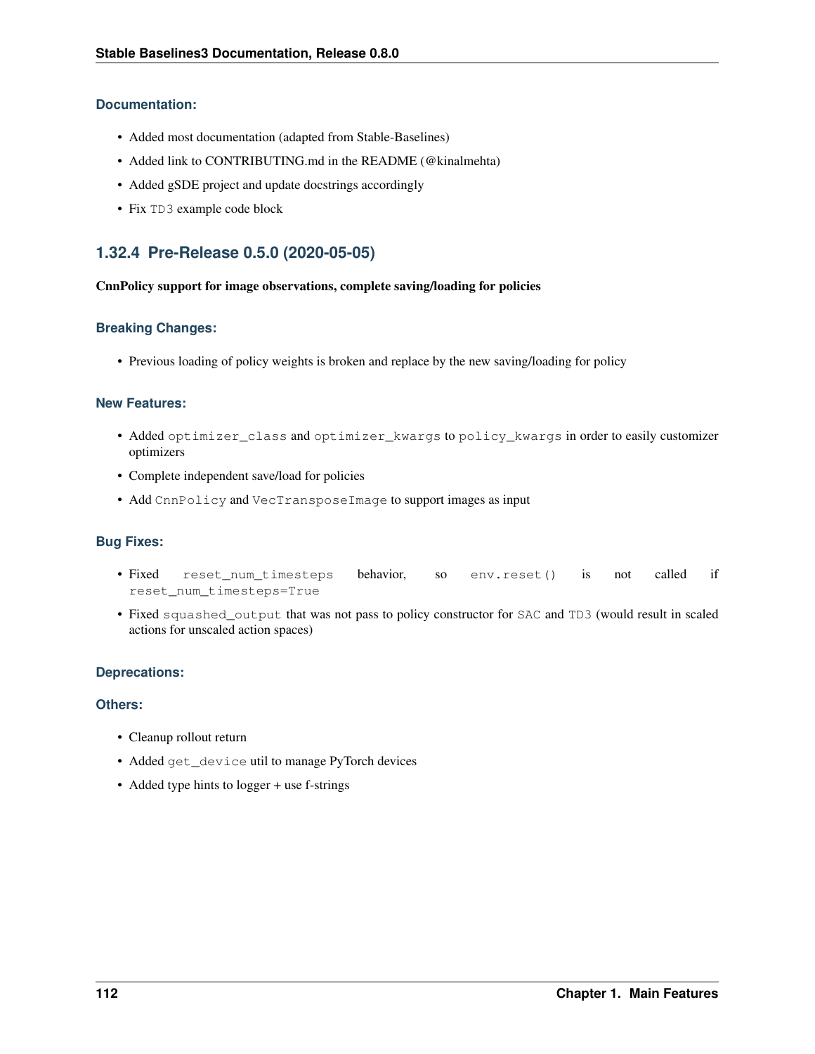#### Documentation:

- Added most documentation (adapted from Stable-Baselines)
- Added link to CONTRIBUTING.md in the README (@kinalmehta)
- Added gSDE project and update docstrings accordingly
- Fix `TD3` example code block

### 1.32.4 Pre-Release 0.5.0 (2020-05-05)

**CnnPolicy support for image observations, complete saving/loading for policies**

#### Breaking Changes:

- Previous loading of policy weights is broken and replace by the new saving/loading for policy

#### New Features:

- Added `optimizer_class` and `optimizer_kwargs` to `policy_kwargs` in order to easily customizer optimizers
- Complete independent save/load for policies
- Add `CnnPolicy` and `VecTransposeImage` to support images as input

#### Bug Fixes:

- Fixed `reset_num_timesteps` behavior, so `env.reset()` is not called if `reset_num_timesteps=True`
- Fixed `squashed_output` that was not pass to policy constructor for `SAC` and `TD3` (would result in scaled actions for unscaled action spaces)

#### Deprecations:

#### Others:

- Cleanup rollout return
- Added `get_device` util to manage PyTorch devices
- Added type hints to logger + use f-strings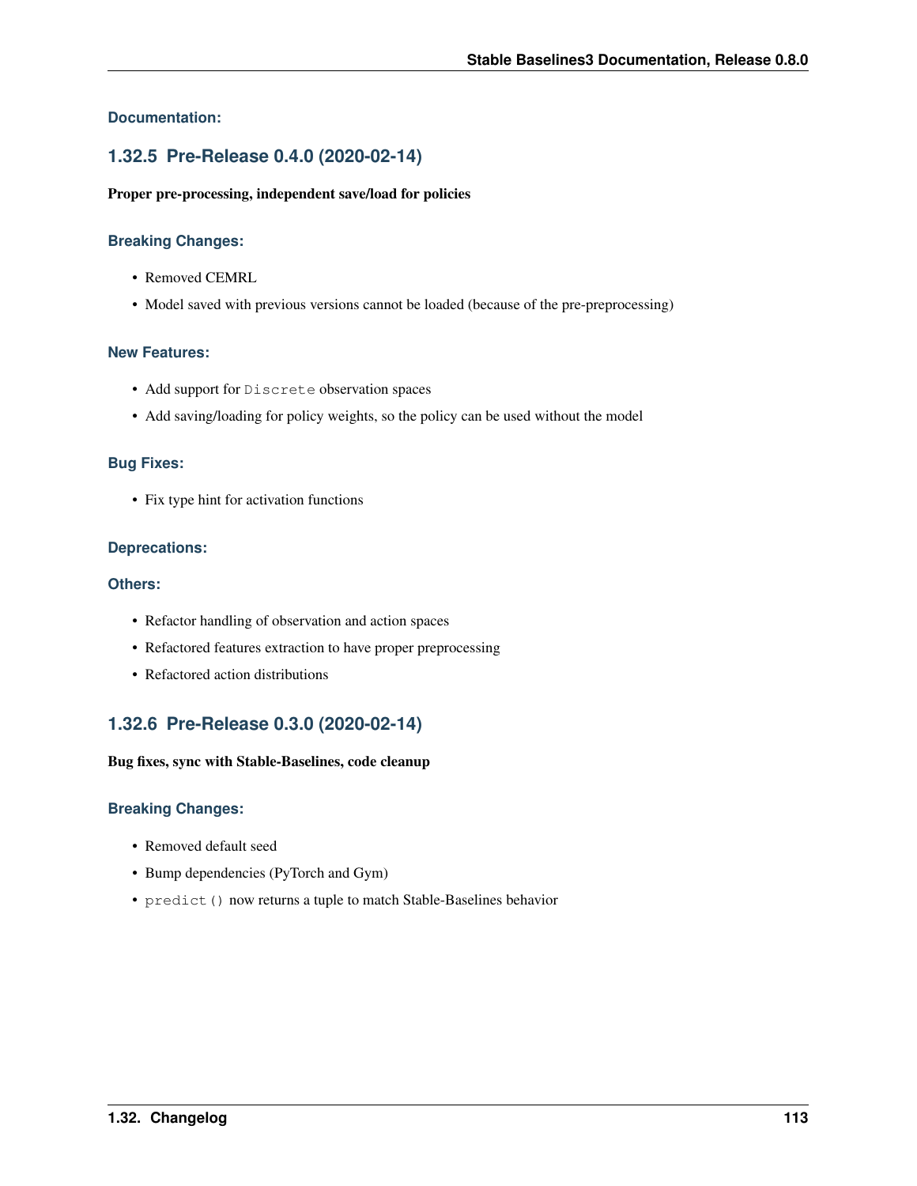#### Documentation:

### 1.32.5 Pre-Release 0.4.0 (2020-02-14)

**Proper pre-processing, independent save/load for policies**

#### Breaking Changes:

- Removed CEMRL
- Model saved with previous versions cannot be loaded (because of the pre-preprocessing)

#### New Features:

- Add support for `Discrete` observation spaces
- Add saving/loading for policy weights, so the policy can be used without the model

#### Bug Fixes:

- Fix type hint for activation functions

#### Deprecations:

#### Others:

- Refactor handling of observation and action spaces
- Refactored features extraction to have proper preprocessing
- Refactored action distributions

### 1.32.6 Pre-Release 0.3.0 (2020-02-14)

**Bug fixes, sync with Stable-Baselines, code cleanup**

#### Breaking Changes:

- Removed default seed
- Bump dependencies (PyTorch and Gym)
- `predict()` now returns a tuple to match Stable-Baselines behavior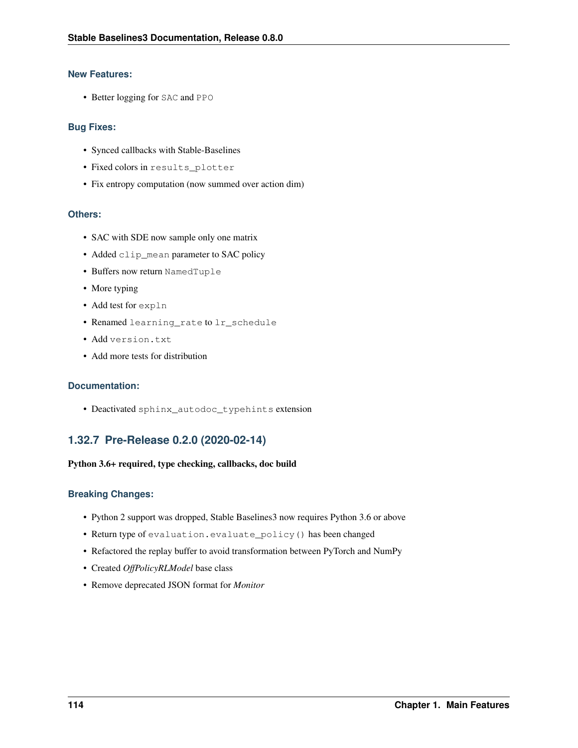#### New Features:

- Better logging for `SAC` and `PPO`

#### Bug Fixes:

- Synced callbacks with Stable-Baselines
- Fixed colors in `results_plotter`
- Fix entropy computation (now summed over action dim)

#### Others:

- SAC with SDE now sample only one matrix
- Added `clip_mean` parameter to SAC policy
- Buffers now return `NamedTuple`
- More typing
- Add test for `expln`
- Renamed `learning_rate` to `lr_schedule`
- Add `version.txt`
- Add more tests for distribution

#### Documentation:

- Deactivated `sphinx_autodoc_typehints` extension

### 1.32.7 Pre-Release 0.2.0 (2020-02-14)

**Python 3.6+ required, type checking, callbacks, doc build**

#### Breaking Changes:

- Python 2 support was dropped, Stable Baselines3 now requires Python 3.6 or above
- Return type of `evaluation.evaluate_policy()` has been changed
- Refactored the replay buffer to avoid transformation between PyTorch and NumPy
- Created *OffPolicyRLModel* base class
- Remove deprecated JSON format for *Monitor*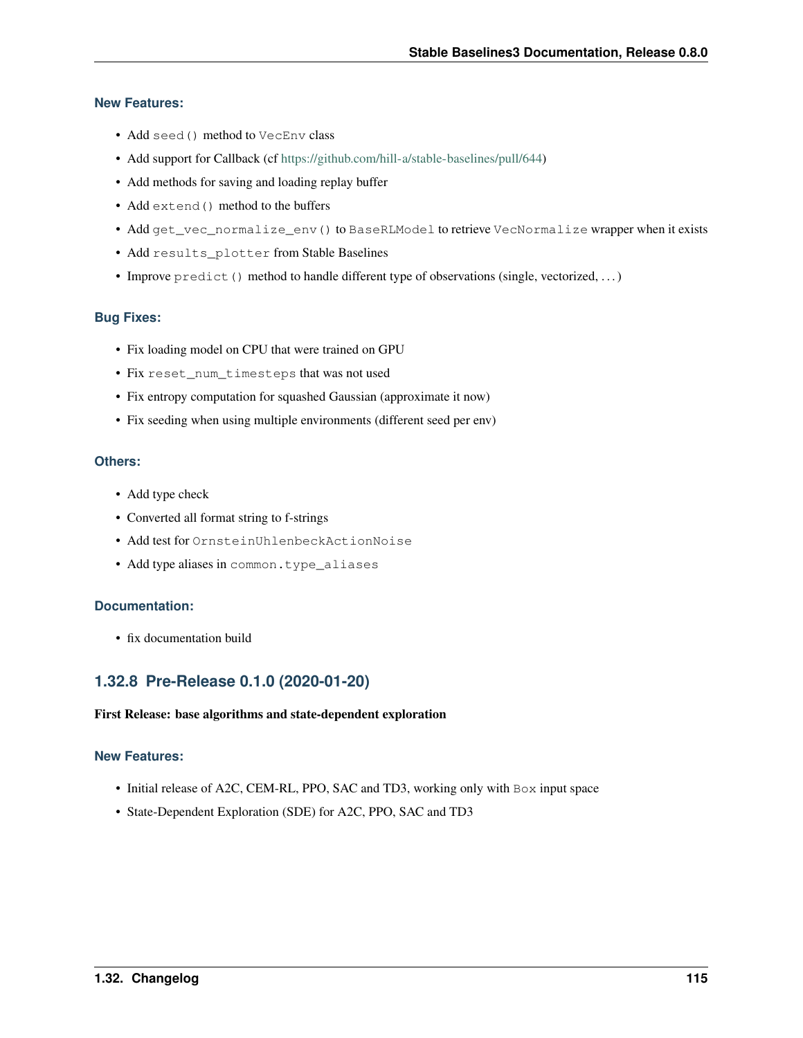#### New Features:

- Add `seed()` method to `VecEnv` class
- Add support for Callback (cf https://github.com/hill-a/stable-baselines/pull/644)
- Add methods for saving and loading replay buffer
- Add `extend()` method to the buffers
- Add `get_vec_normalize_env()` to `BaseRLModel` to retrieve `VecNormalize` wrapper when it exists
- Add `results_plotter` from Stable Baselines
- Improve `predict()` method to handle different type of observations (single, vectorized, . . . )

#### Bug Fixes:

- Fix loading model on CPU that were trained on GPU
- Fix `reset_num_timesteps` that was not used
- Fix entropy computation for squashed Gaussian (approximate it now)
- Fix seeding when using multiple environments (different seed per env)

#### Others:

- Add type check
- Converted all format string to f-strings
- Add test for `OrnsteinUhlenbeckActionNoise`
- Add type aliases in `common.type_aliases`

#### Documentation:

- fix documentation build

### 1.32.8 Pre-Release 0.1.0 (2020-01-20)

**First Release: base algorithms and state-dependent exploration**

#### New Features:

- Initial release of A2C, CEM-RL, PPO, SAC and TD3, working only with `Box` input space
- State-Dependent Exploration (SDE) for A2C, PPO, SAC and TD3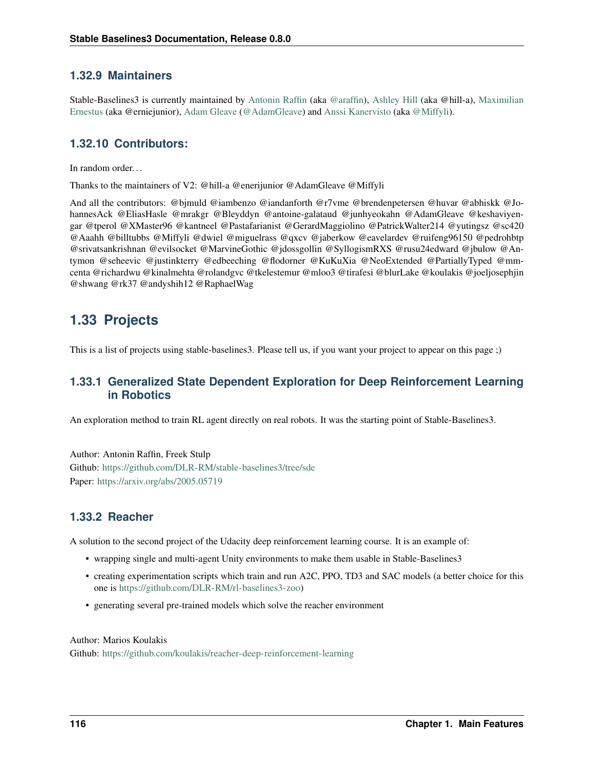### 1.32.9 Maintainers

Stable-Baselines3 is currently maintained by Antonin Raffin (aka @araffin), Ashley Hill (aka @hill-a), Maximilian Ernestus (aka @erniejunior), Adam Gleave (@AdamGleave) and Anssi Kanervisto (aka @Miffyli).

### 1.32.10 Contributors:

In random order...

Thanks to the maintainers of V2: @hill-a @enerijunior @AdamGleave @Miffyli

And all the contributors: @bjmuld @iambenzo @iandanforth @r7vme @brendenpetersen @huvar @abhiskk @JohannesAck @EliasHasle @mrakgr @Bleyddyn @antoine-galataud @junhyeokahn @AdamGleave @keshaviyengar @tperol @XMaster96 @kantneel @Pastafarianist @GerardMaggiolino @PatrickWalter214 @yutingsz @sc420 @Aaahh @billtubbs @Miffyli @dwiel @miguelrass @qxcv @jaberkow @eavelardev @ruifeng96150 @pedrohbtp @srivatsankrishnan @evilsocket @MarvineGothic @jdossgollin @SyllogismRXS @rusu24edward @jbulow @Antymon @seheevic @justinkterry @edbeeching @flodorner @KuKuXia @NeoExtended @PartiallyTyped @mmcenta @richardwu @kinalmehta @rolandgvc @tkelestemur @mloo3 @tirafesi @blurLake @koulakis @joeljosephjin @shwang @rk37 @andyshih12 @RaphaelWag

## 1.33 Projects

This is a list of projects using stable-baselines3. Please tell us, if you want your project to appear on this page ;)

### 1.33.1 Generalized State Dependent Exploration for Deep Reinforcement Learning in Robotics

An exploration method to train RL agent directly on real robots. It was the starting point of Stable-Baselines3.

Author: Antonin Raffin, Freek Stulp
Github: https://github.com/DLR-RM/stable-baselines3/tree/sde
Paper: https://arxiv.org/abs/2005.05719

### 1.33.2 Reacher

A solution to the second project of the Udacity deep reinforcement learning course. It is an example of:

- wrapping single and multi-agent Unity environments to make them usable in Stable-Baselines3
- creating experimentation scripts which train and run A2C, PPO, TD3 and SAC models (a better choice for this one is https://github.com/DLR-RM/rl-baselines3-zoo)
- generating several pre-trained models which solve the reacher environment

Author: Marios Koulakis
Github: https://github.com/koulakis/reacher-deep-reinforcement-learning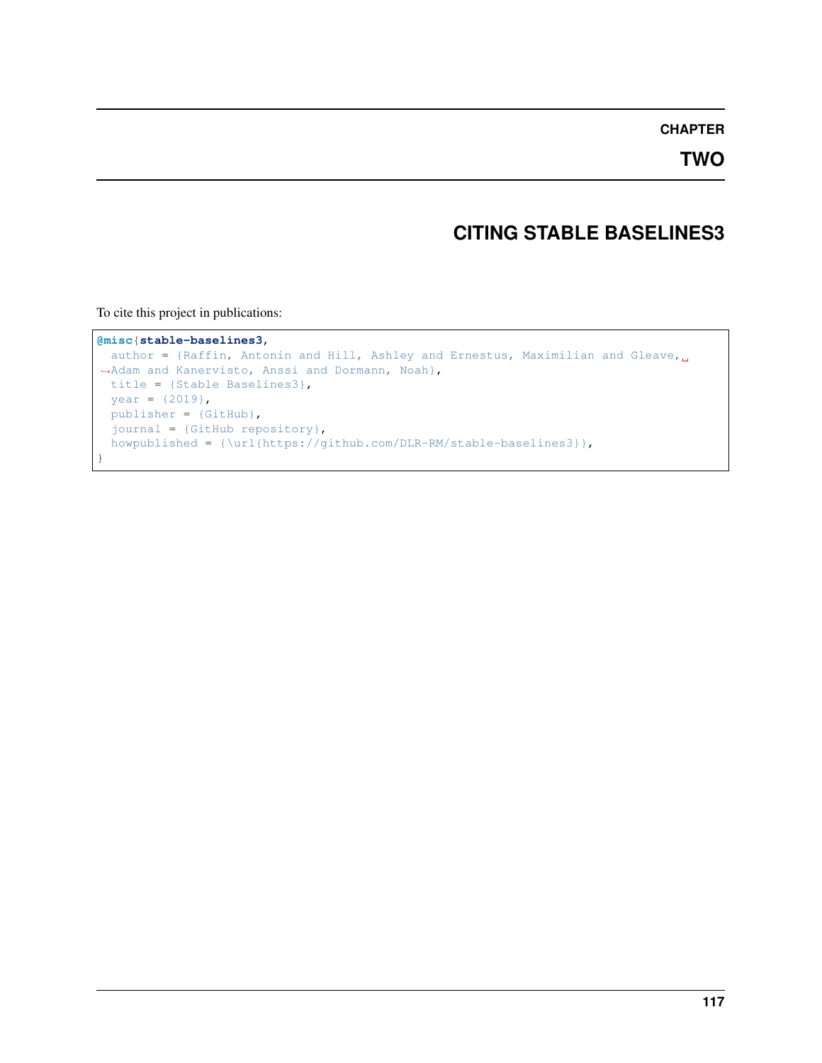# CHAPTER TWO

# CITING STABLE BASELINES3

To cite this project in publications:

```
@misc{stable-baselines3,
  author = {Raffin, Antonin and Hill, Ashley and Ernestus, Maximilian and Gleave, Adam and Kanervisto, Anssi and Dormann, Noah},
  title = {Stable Baselines3},
  year = {2019},
  publisher = {GitHub},
  journal = {GitHub repository},
  howpublished = {\url{https://github.com/DLR-RM/stable-baselines3}},
}
```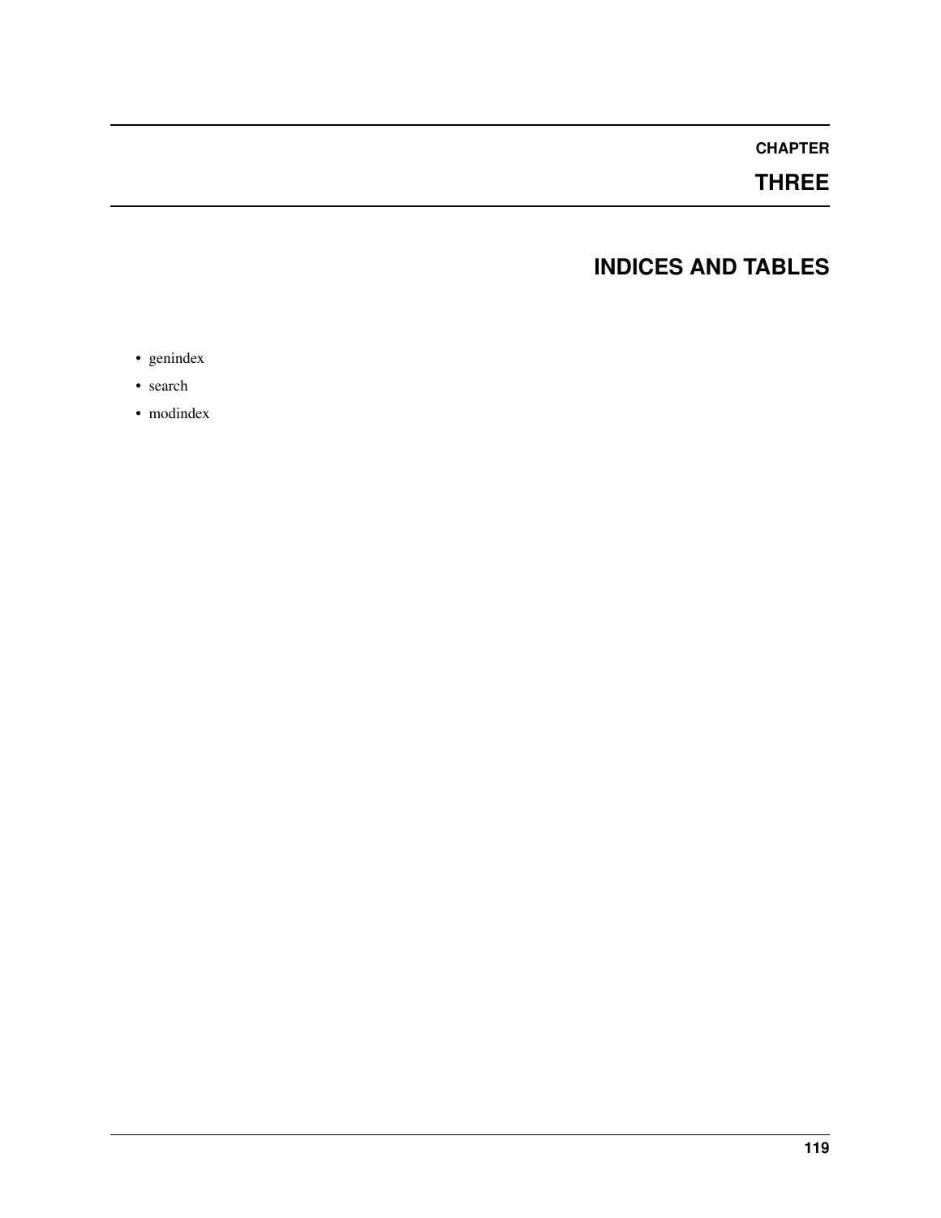# CHAPTER THREE

# INDICES AND TABLES

- genindex
- search
- modindex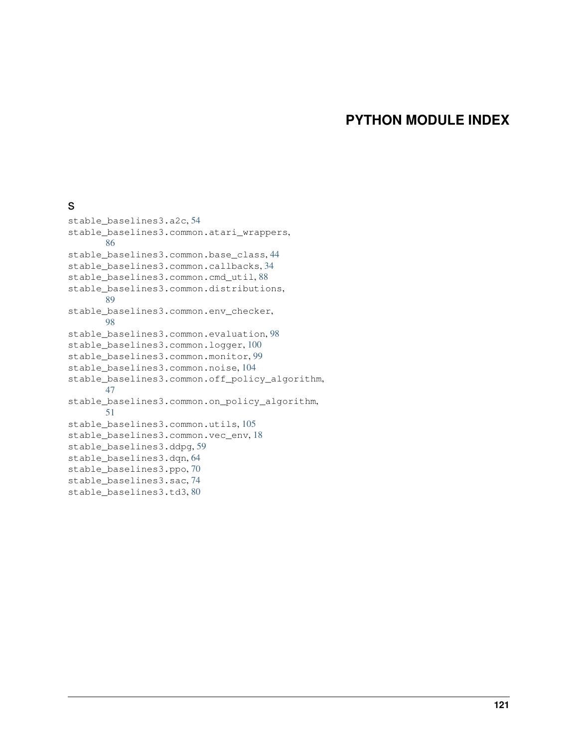# PYTHON MODULE INDEX

## S

stable_baselines3.a2c, 54
stable_baselines3.common.atari_wrappers, 86
stable_baselines3.common.base_class, 44
stable_baselines3.common.callbacks, 34
stable_baselines3.common.cmd_util, 88
stable_baselines3.common.distributions, 89
stable_baselines3.common.env_checker, 98
stable_baselines3.common.evaluation, 98
stable_baselines3.common.logger, 100
stable_baselines3.common.monitor, 99
stable_baselines3.common.noise, 104
stable_baselines3.common.off_policy_algorithm, 47
stable_baselines3.common.on_policy_algorithm, 51
stable_baselines3.common.utils, 105
stable_baselines3.common.vec_env, 18
stable_baselines3.ddpg, 59
stable_baselines3.dqn, 64
stable_baselines3.ppo, 70
stable_baselines3.sac, 74
stable_baselines3.td3, 80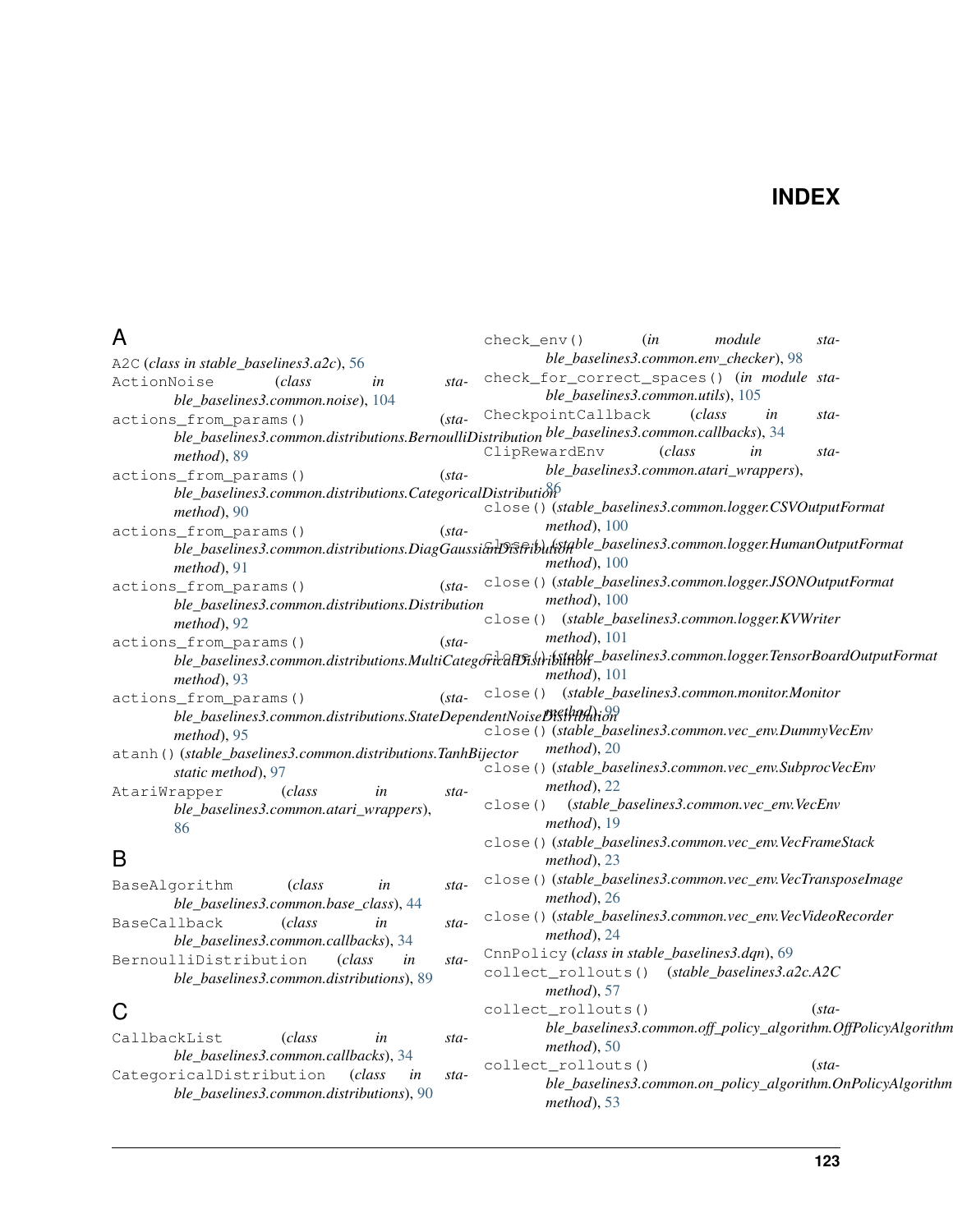# INDEX

## A

`A2C` (*class in stable_baselines3.a2c*), 56
`ActionNoise` (*class in stable_baselines3.common.noise*), 104
`actions_from_params()` (*stable_baselines3.common.distributions.BernoulliDistribution method*), 89
`actions_from_params()` (*stable_baselines3.common.distributions.CategoricalDistribution method*), 90
`actions_from_params()` (*stable_baselines3.common.distributions.DiagGaussianDistribution method*), 91
`actions_from_params()` (*stable_baselines3.common.distributions.Distribution method*), 92
`actions_from_params()` (*stable_baselines3.common.distributions.MultiCategoricalDistribution method*), 93
`actions_from_params()` (*stable_baselines3.common.distributions.StateDependentNoiseDistribution method*), 95
`atanh()` (*stable_baselines3.common.distributions.TanhBijector static method*), 97
`AtariWrapper` (*class in stable_baselines3.common.atari_wrappers*), 86

## B

`BaseAlgorithm` (*class in stable_baselines3.common.base_class*), 44
`BaseCallback` (*class in stable_baselines3.common.callbacks*), 34
`BernoulliDistribution` (*class in stable_baselines3.common.distributions*), 89

## C

`CallbackList` (*class in stable_baselines3.common.callbacks*), 34
`CategoricalDistribution` (*class in stable_baselines3.common.distributions*), 90
`check_env()` (*in module stable_baselines3.common.env_checker*), 98
`check_for_correct_spaces()` (*in module stable_baselines3.common.utils*), 105
`CheckpointCallback` (*class in stable_baselines3.common.callbacks*), 34
`ClipRewardEnv` (*class in stable_baselines3.common.atari_wrappers*), 86
`close()` (*stable_baselines3.common.logger.CSVOutputFormat method*), 100
`close()` (*stable_baselines3.common.logger.HumanOutputFormat method*), 100
`close()` (*stable_baselines3.common.logger.JSONOutputFormat method*), 100
`close()` (*stable_baselines3.common.logger.KVWriter method*), 101
`close()` (*stable_baselines3.common.logger.TensorBoardOutputFormat method*), 101
`close()` (*stable_baselines3.common.monitor.Monitor method*), 99
`close()` (*stable_baselines3.common.vec_env.DummyVecEnv method*), 20
`close()` (*stable_baselines3.common.vec_env.SubprocVecEnv method*), 22
`close()` (*stable_baselines3.common.vec_env.VecEnv method*), 19
`close()` (*stable_baselines3.common.vec_env.VecFrameStack method*), 23
`close()` (*stable_baselines3.common.vec_env.VecTransposeImage method*), 26
`close()` (*stable_baselines3.common.vec_env.VecVideoRecorder method*), 24
`CnnPolicy` (*class in stable_baselines3.dqn*), 69
`collect_rollouts()` (*stable_baselines3.a2c.A2C method*), 57
`collect_rollouts()` (*stable_baselines3.common.off_policy_algorithm.OffPolicyAlgorithm method*), 50
`collect_rollouts()` (*stable_baselines3.common.on_policy_algorithm.OnPolicyAlgorithm method*), 53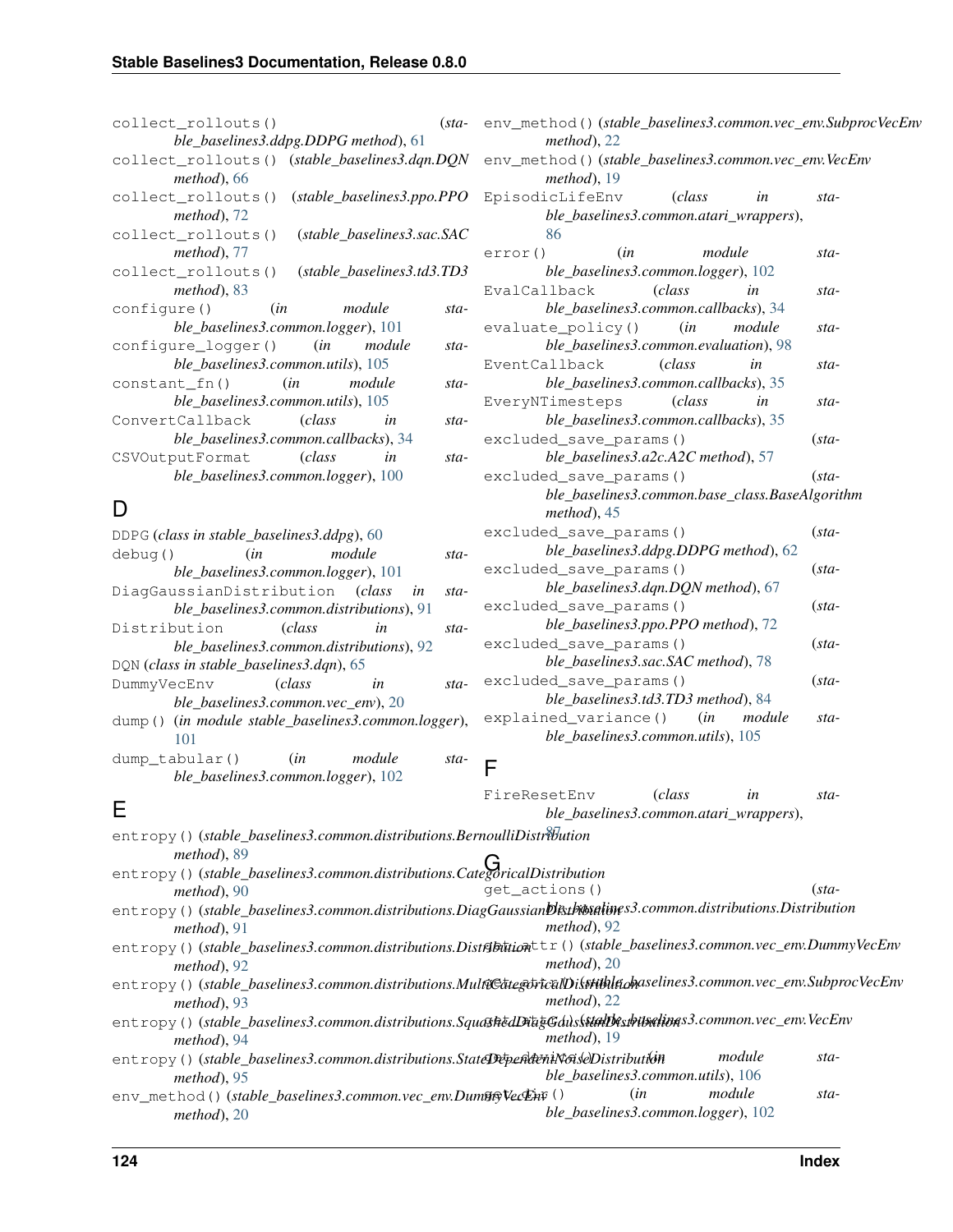collect_rollouts() (*stable_baselines3.ddpg.DDPG method*), 61
collect_rollouts() (*stable_baselines3.dqn.DQN method*), 66
collect_rollouts() (*stable_baselines3.ppo.PPO method*), 72
collect_rollouts() (*stable_baselines3.sac.SAC method*), 77
collect_rollouts() (*stable_baselines3.td3.TD3 method*), 83
configure() (*in module stable_baselines3.common.logger*), 101
configure_logger() (*in module stable_baselines3.common.utils*), 105
constant_fn() (*in module stable_baselines3.common.utils*), 105
ConvertCallback (*class in stable_baselines3.common.callbacks*), 34
CSVOutputFormat (*class in stable_baselines3.common.logger*), 100

## D

DDPG (*class in stable_baselines3.ddpg*), 60
debug() (*in module stable_baselines3.common.logger*), 101
DiagGaussianDistribution (*class in stable_baselines3.common.distributions*), 91
Distribution (*class in stable_baselines3.common.distributions*), 92
DQN (*class in stable_baselines3.dqn*), 65
DummyVecEnv (*class in stable_baselines3.common.vec_env*), 20
dump() (*in module stable_baselines3.common.logger*), 101
dump_tabular() (*in module stable_baselines3.common.logger*), 102

## E

entropy() (*stable_baselines3.common.distributions.BernoulliDistribution method*), 89
entropy() (*stable_baselines3.common.distributions.CategoricalDistribution method*), 90
entropy() (*stable_baselines3.common.distributions.DiagGaussianDistribution method*), 91
entropy() (*stable_baselines3.common.distributions.Distribution method*), 92
entropy() (*stable_baselines3.common.distributions.MultiCategoricalDistribution method*), 93
entropy() (*stable_baselines3.common.distributions.SquashedDiagGaussianDistribution method*), 94
entropy() (*stable_baselines3.common.distributions.StateDependentNoiseDistribution method*), 95
env_method() (*stable_baselines3.common.vec_env.DummyVecEnv method*), 20
env_method() (*stable_baselines3.common.vec_env.SubprocVecEnv method*), 22
env_method() (*stable_baselines3.common.vec_env.VecEnv method*), 19
EpisodicLifeEnv (*class in stable_baselines3.common.atari_wrappers*), 86
error() (*in module stable_baselines3.common.logger*), 102
EvalCallback (*class in stable_baselines3.common.callbacks*), 34
evaluate_policy() (*in module stable_baselines3.common.evaluation*), 98
EventCallback (*class in stable_baselines3.common.callbacks*), 35
EveryNTimesteps (*class in stable_baselines3.common.callbacks*), 35
excluded_save_params() (*stable_baselines3.a2c.A2C method*), 57
excluded_save_params() (*stable_baselines3.common.base_class.BaseAlgorithm method*), 45
excluded_save_params() (*stable_baselines3.ddpg.DDPG method*), 62
excluded_save_params() (*stable_baselines3.dqn.DQN method*), 67
excluded_save_params() (*stable_baselines3.ppo.PPO method*), 72
excluded_save_params() (*stable_baselines3.sac.SAC method*), 78
excluded_save_params() (*stable_baselines3.td3.TD3 method*), 84
explained_variance() (*in module stable_baselines3.common.utils*), 105

## F

FireResetEnv (*class in stable_baselines3.common.atari_wrappers*), 87

## G

get_actions() (*stable_baselines3.common.distributions.Distribution method*), 92
get_attr() (*stable_baselines3.common.vec_env.DummyVecEnv method*), 20
get_attr() (*stable_baselines3.common.vec_env.SubprocVecEnv method*), 22
get_attr() (*stable_baselines3.common.vec_env.VecEnv method*), 19
get_device() (*in module stable_baselines3.common.utils*), 106
get_dir() (*in module stable_baselines3.common.logger*), 102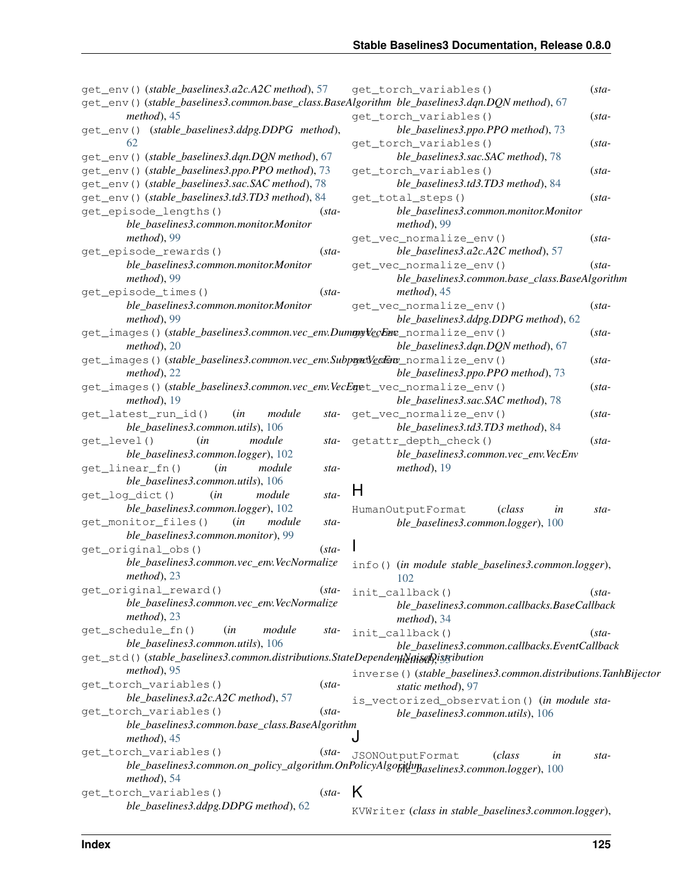get_env() (*stable_baselines3.a2c.A2C method*), 57
get_env() (*stable_baselines3.common.base_class.BaseAlgorithm method*), 45
get_env() (*stable_baselines3.ddpg.DDPG method*), 62
get_env() (*stable_baselines3.dqn.DQN method*), 67
get_env() (*stable_baselines3.ppo.PPO method*), 73
get_env() (*stable_baselines3.sac.SAC method*), 78
get_env() (*stable_baselines3.td3.TD3 method*), 84
get_episode_lengths() (*stable_baselines3.common.monitor.Monitor method*), 99
get_episode_rewards() (*stable_baselines3.common.monitor.Monitor method*), 99
get_episode_times() (*stable_baselines3.common.monitor.Monitor method*), 99
get_images() (*stable_baselines3.common.vec_env.DummyVecEnv method*), 20
get_images() (*stable_baselines3.common.vec_env.SubprocVecEnv method*), 22
get_images() (*stable_baselines3.common.vec_env.VecEnv method*), 19
get_latest_run_id() (*in module stable_baselines3.common.utils*), 106
get_level() (*in module stable_baselines3.common.logger*), 102
get_linear_fn() (*in module stable_baselines3.common.utils*), 106
get_log_dict() (*in module stable_baselines3.common.logger*), 102
get_monitor_files() (*in module stable_baselines3.common.monitor*), 99
get_original_obs() (*stable_baselines3.common.vec_env.VecNormalize method*), 23
get_original_reward() (*stable_baselines3.common.vec_env.VecNormalize method*), 23
get_schedule_fn() (*in module stable_baselines3.common.utils*), 106
get_std() (*stable_baselines3.common.distributions.StateDependentNoiseDistribution method*), 95
get_torch_variables() (*stable_baselines3.a2c.A2C method*), 57
get_torch_variables() (*stable_baselines3.common.base_class.BaseAlgorithm method*), 45
get_torch_variables() (*stable_baselines3.common.on_policy_algorithm.OnPolicyAlgorithm method*), 54
get_torch_variables() (*stable_baselines3.ddpg.DDPG method*), 62
get_torch_variables() (*stable_baselines3.dqn.DQN method*), 67
get_torch_variables() (*stable_baselines3.ppo.PPO method*), 73
get_torch_variables() (*stable_baselines3.sac.SAC method*), 78
get_torch_variables() (*stable_baselines3.td3.TD3 method*), 84
get_total_steps() (*stable_baselines3.common.monitor.Monitor method*), 99
get_vec_normalize_env() (*stable_baselines3.a2c.A2C method*), 57
get_vec_normalize_env() (*stable_baselines3.common.base_class.BaseAlgorithm method*), 45
get_vec_normalize_env() (*stable_baselines3.ddpg.DDPG method*), 62
get_vec_normalize_env() (*stable_baselines3.dqn.DQN method*), 67
get_vec_normalize_env() (*stable_baselines3.ppo.PPO method*), 73
get_vec_normalize_env() (*stable_baselines3.sac.SAC method*), 78
get_vec_normalize_env() (*stable_baselines3.td3.TD3 method*), 84
getattr_depth_check() (*stable_baselines3.common.vec_env.VecEnv method*), 19

## H

HumanOutputFormat (*class in stable_baselines3.common.logger*), 100

## I

info() (*in module stable_baselines3.common.logger*), 102
init_callback() (*stable_baselines3.common.callbacks.BaseCallback method*), 34
init_callback() (*stable_baselines3.common.callbacks.EventCallback method*), 35
inverse() (*stable_baselines3.common.distributions.TanhBijector static method*), 97
is_vectorized_observation() (*in module stable_baselines3.common.utils*), 106

## J

JSONOutputFormat (*class in stable_baselines3.common.logger*), 100

## K

KVWriter (*class in stable_baselines3.common.logger*),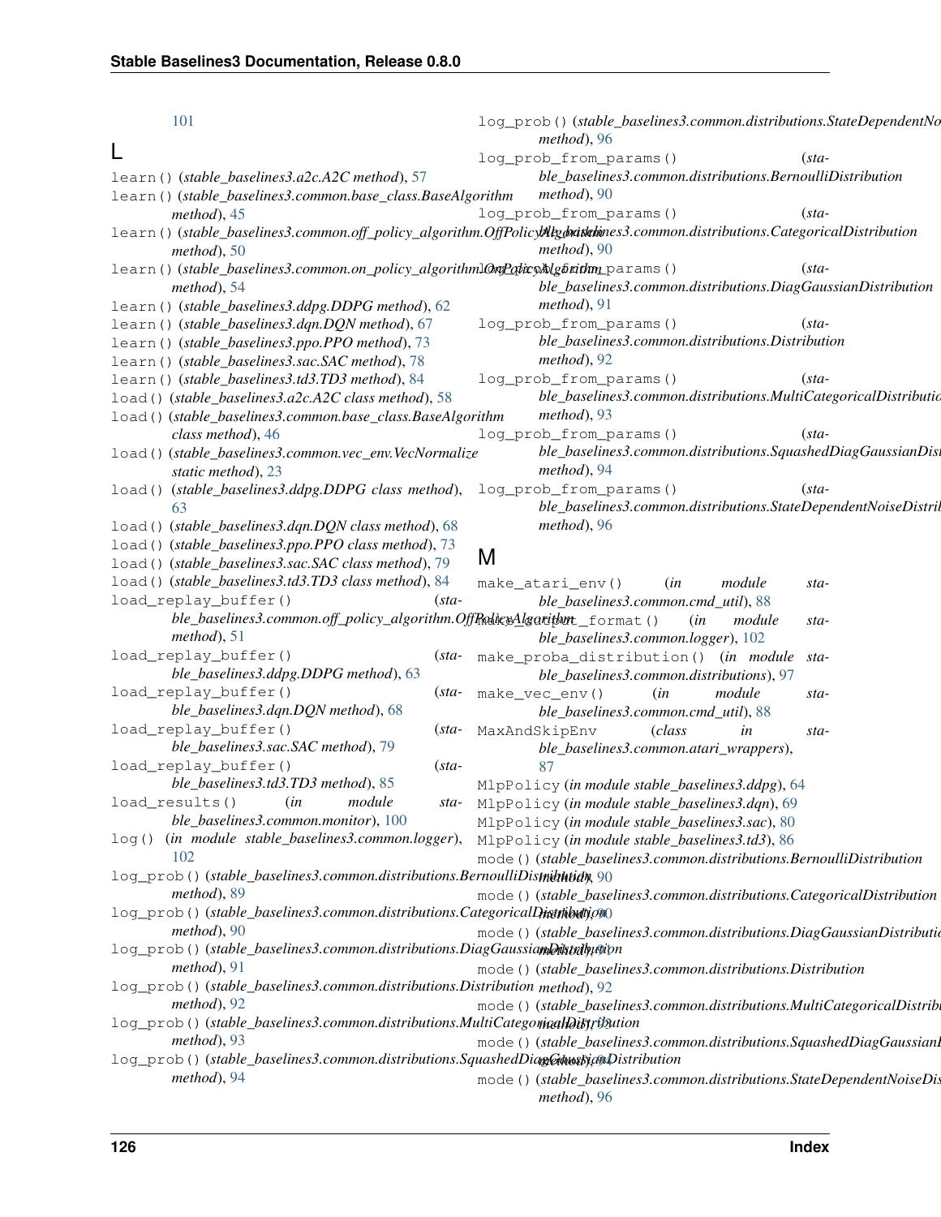101

## L

learn() (*stable_baselines3.a2c.A2C method*), 57
learn() (*stable_baselines3.common.base_class.BaseAlgorithm method*), 45
learn() (*stable_baselines3.common.off_policy_algorithm.OffPolicyAlgorithm method*), 50
learn() (*stable_baselines3.common.on_policy_algorithm.OnPolicyAlgorithm method*), 54
learn() (*stable_baselines3.ddpg.DDPG method*), 62
learn() (*stable_baselines3.dqn.DQN method*), 67
learn() (*stable_baselines3.ppo.PPO method*), 73
learn() (*stable_baselines3.sac.SAC method*), 78
learn() (*stable_baselines3.td3.TD3 method*), 84
load() (*stable_baselines3.a2c.A2C class method*), 58
load() (*stable_baselines3.common.base_class.BaseAlgorithm class method*), 46
load() (*stable_baselines3.common.vec_env.VecNormalize static method*), 23
load() (*stable_baselines3.ddpg.DDPG class method*), 63
load() (*stable_baselines3.dqn.DQN class method*), 68
load() (*stable_baselines3.ppo.PPO class method*), 73
load() (*stable_baselines3.sac.SAC class method*), 79
load() (*stable_baselines3.td3.TD3 class method*), 84
load_replay_buffer() (*stable_baselines3.common.off_policy_algorithm.OffPolicyAlgorithm method*), 51
load_replay_buffer() (*stable_baselines3.ddpg.DDPG method*), 63
load_replay_buffer() (*stable_baselines3.dqn.DQN method*), 68
load_replay_buffer() (*stable_baselines3.sac.SAC method*), 79
load_replay_buffer() (*stable_baselines3.td3.TD3 method*), 85
load_results() (*in module stable_baselines3.common.monitor*), 100
log() (*in module stable_baselines3.common.logger*), 102
log_prob() (*stable_baselines3.common.distributions.BernoulliDistribution method*), 89
log_prob() (*stable_baselines3.common.distributions.CategoricalDistribution method*), 90
log_prob() (*stable_baselines3.common.distributions.DiagGaussianDistribution method*), 91
log_prob() (*stable_baselines3.common.distributions.Distribution method*), 92
log_prob() (*stable_baselines3.common.distributions.MultiCategoricalDistribution method*), 93
log_prob() (*stable_baselines3.common.distributions.SquashedDiagGaussianDistribution method*), 94
log_prob() (*stable_baselines3.common.distributions.StateDependentNoiseDistribution method*), 96
log_prob_from_params() (*stable_baselines3.common.distributions.BernoulliDistribution method*), 90
log_prob_from_params() (*stable_baselines3.common.distributions.CategoricalDistribution method*), 90
log_prob_from_params() (*stable_baselines3.common.distributions.DiagGaussianDistribution method*), 91
log_prob_from_params() (*stable_baselines3.common.distributions.Distribution method*), 92
log_prob_from_params() (*stable_baselines3.common.distributions.MultiCategoricalDistribution method*), 93
log_prob_from_params() (*stable_baselines3.common.distributions.SquashedDiagGaussianDistribution method*), 94
log_prob_from_params() (*stable_baselines3.common.distributions.StateDependentNoiseDistribution method*), 96

## M

make_atari_env() (*in module stable_baselines3.common.cmd_util*), 88
make_output_format() (*in module stable_baselines3.common.logger*), 102
make_proba_distribution() (*in module stable_baselines3.common.distributions*), 97
make_vec_env() (*in module stable_baselines3.common.cmd_util*), 88
MaxAndSkipEnv (*class in stable_baselines3.common.atari_wrappers*), 87
MlpPolicy (*in module stable_baselines3.ddpg*), 64
MlpPolicy (*in module stable_baselines3.dqn*), 69
MlpPolicy (*in module stable_baselines3.sac*), 80
MlpPolicy (*in module stable_baselines3.td3*), 86
mode() (*stable_baselines3.common.distributions.BernoulliDistribution method*), 90
mode() (*stable_baselines3.common.distributions.CategoricalDistribution method*), 90
mode() (*stable_baselines3.common.distributions.DiagGaussianDistribution method*), 91
mode() (*stable_baselines3.common.distributions.Distribution method*), 92
mode() (*stable_baselines3.common.distributions.MultiCategoricalDistribution method*), 93
mode() (*stable_baselines3.common.distributions.SquashedDiagGaussianDistribution method*), 94
mode() (*stable_baselines3.common.distributions.StateDependentNoiseDistribution method*), 96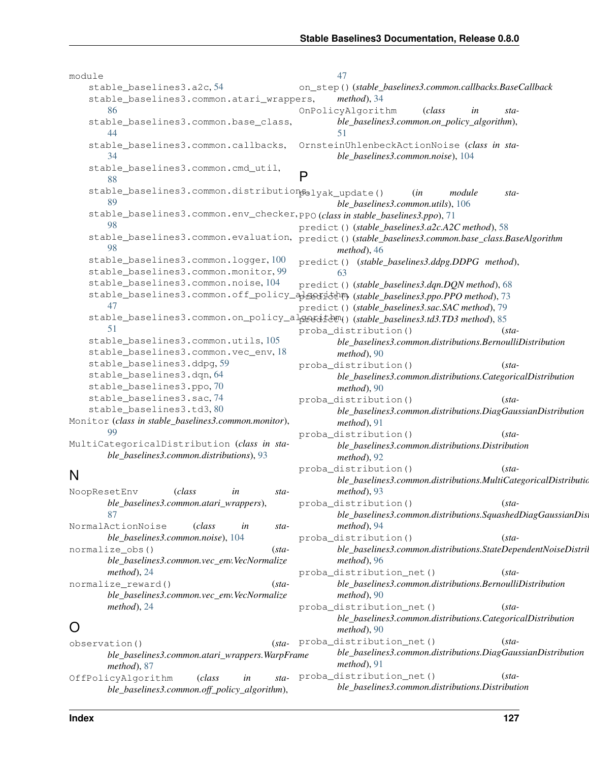module
- stable_baselines3.a2c, 54
- stable_baselines3.common.atari_wrappers, 86
- stable_baselines3.common.base_class, 44
- stable_baselines3.common.callbacks, 34
- stable_baselines3.common.cmd_util, 88
- stable_baselines3.common.distributions, 89
- stable_baselines3.common.env_checker, 98
- stable_baselines3.common.evaluation, 98
- stable_baselines3.common.logger, 100
- stable_baselines3.common.monitor, 99
- stable_baselines3.common.noise, 104
- stable_baselines3.common.off_policy_algorithm, 47
- stable_baselines3.common.on_policy_algorithm, 51
- stable_baselines3.common.utils, 105
- stable_baselines3.common.vec_env, 18
- stable_baselines3.ddpg, 59
- stable_baselines3.dqn, 64
- stable_baselines3.ppo, 70
- stable_baselines3.sac, 74
- stable_baselines3.td3, 80

Monitor (*class in stable_baselines3.common.monitor*), 99

MultiCategoricalDistribution (*class in stable_baselines3.common.distributions*), 93

# N

NoopResetEnv (*class in stable_baselines3.common.atari_wrappers*), 87

NormalActionNoise (*class in stable_baselines3.common.noise*), 104

normalize_obs() (*stable_baselines3.common.vec_env.VecNormalize method*), 24

normalize_reward() (*stable_baselines3.common.vec_env.VecNormalize method*), 24

# O

observation() (*stable_baselines3.common.atari_wrappers.WarpFrame method*), 87

OffPolicyAlgorithm (*class in stable_baselines3.common.off_policy_algorithm*), 47

on_step() (*stable_baselines3.common.callbacks.BaseCallback method*), 34

OnPolicyAlgorithm (*class in stable_baselines3.common.on_policy_algorithm*), 51

OrnsteinUhlenbeckActionNoise (*class in stable_baselines3.common.noise*), 104

# P

polyak_update() (*in module stable_baselines3.common.utils*), 106

PPO (*class in stable_baselines3.ppo*), 71

predict() (*stable_baselines3.a2c.A2C method*), 58

predict() (*stable_baselines3.common.base_class.BaseAlgorithm method*), 46

predict() (*stable_baselines3.ddpg.DDPG method*), 63

predict() (*stable_baselines3.dqn.DQN method*), 68

predict() (*stable_baselines3.ppo.PPO method*), 73

predict() (*stable_baselines3.sac.SAC method*), 79

predict() (*stable_baselines3.td3.TD3 method*), 85

proba_distribution() (*stable_baselines3.common.distributions.BernoulliDistribution method*), 90

proba_distribution() (*stable_baselines3.common.distributions.CategoricalDistribution method*), 90

proba_distribution() (*stable_baselines3.common.distributions.DiagGaussianDistribution method*), 91

proba_distribution() (*stable_baselines3.common.distributions.Distribution method*), 92

proba_distribution() (*stable_baselines3.common.distributions.MultiCategoricalDistribution method*), 93

proba_distribution() (*stable_baselines3.common.distributions.SquashedDiagGaussianDistribution method*), 94

proba_distribution() (*stable_baselines3.common.distributions.StateDependentNoiseDistribution method*), 96

proba_distribution_net() (*stable_baselines3.common.distributions.BernoulliDistribution method*), 90

proba_distribution_net() (*stable_baselines3.common.distributions.CategoricalDistribution method*), 90

proba_distribution_net() (*stable_baselines3.common.distributions.DiagGaussianDistribution method*), 91

proba_distribution_net() (*stable_baselines3.common.distributions.Distribution*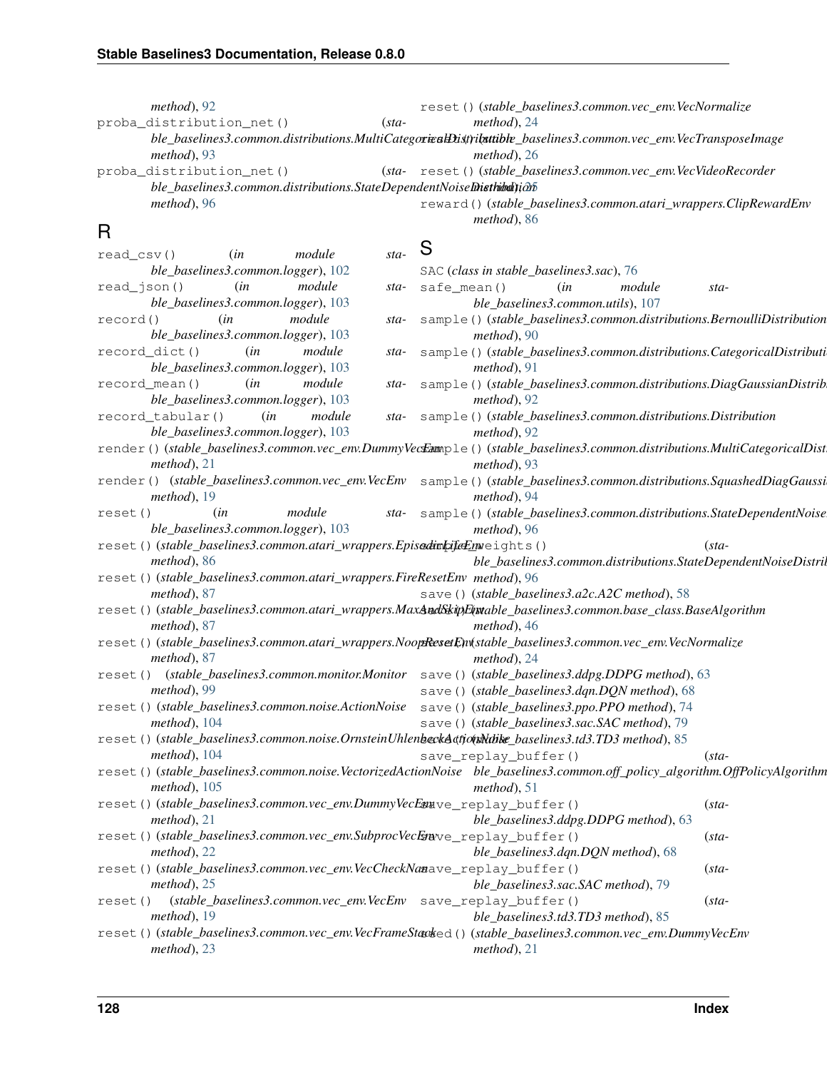method), 92

proba_distribution_net() (stable_baselines3.common.distributions.MultiCategoricalDistribution method), 93

proba_distribution_net() (stable_baselines3.common.distributions.StateDependentNoiseDistribution method), 96

## R

read_csv() (in module stable_baselines3.common.logger), 102

read_json() (in module stable_baselines3.common.logger), 103

record() (in module stable_baselines3.common.logger), 103

record_dict() (in module stable_baselines3.common.logger), 103

record_mean() (in module stable_baselines3.common.logger), 103

record_tabular() (in module stable_baselines3.common.logger), 103

render() (stable_baselines3.common.vec_env.DummyVecEnv method), 21

render() (stable_baselines3.common.vec_env.VecEnv method), 19

reset() (in module stable_baselines3.common.logger), 103

reset() (stable_baselines3.common.atari_wrappers.EpisodicLifeEnv method), 86

reset() (stable_baselines3.common.atari_wrappers.FireResetEnv method), 87

reset() (stable_baselines3.common.atari_wrappers.MaxAndSkipEnv method), 87

reset() (stable_baselines3.common.atari_wrappers.NoopResetEnv method), 87

reset() (stable_baselines3.common.monitor.Monitor method), 99

reset() (stable_baselines3.common.noise.ActionNoise method), 104

reset() (stable_baselines3.common.noise.OrnsteinUhlenbeckActionNoise method), 104

reset() (stable_baselines3.common.noise.VectorizedActionNoise method), 105

reset() (stable_baselines3.common.vec_env.DummyVecEnv method), 21

reset() (stable_baselines3.common.vec_env.SubprocVecEnv method), 22

reset() (stable_baselines3.common.vec_env.VecCheckNan method), 25

reset() (stable_baselines3.common.vec_env.VecEnv method), 19

reset() (stable_baselines3.common.vec_env.VecFrameStack method), 23

reset() (stable_baselines3.common.vec_env.VecNormalize method), 24

reset() (stable_baselines3.common.vec_env.VecTransposeImage method), 26

reset() (stable_baselines3.common.vec_env.VecVideoRecorder method), 25

reward() (stable_baselines3.common.atari_wrappers.ClipRewardEnv method), 86

## S

SAC (class in stable_baselines3.sac), 76

safe_mean() (in module stable_baselines3.common.utils), 107

sample() (stable_baselines3.common.distributions.BernoulliDistribution method), 90

sample() (stable_baselines3.common.distributions.CategoricalDistribution method), 91

sample() (stable_baselines3.common.distributions.DiagGaussianDistribution method), 92

sample() (stable_baselines3.common.distributions.Distribution method), 92

sample() (stable_baselines3.common.distributions.MultiCategoricalDistribution method), 93

sample() (stable_baselines3.common.distributions.SquashedDiagGaussianDistribution method), 94

sample() (stable_baselines3.common.distributions.StateDependentNoiseDistribution method), 96

sample_weights() (stable_baselines3.common.distributions.StateDependentNoiseDistribution method), 96

save() (stable_baselines3.a2c.A2C method), 58

save() (stable_baselines3.common.base_class.BaseAlgorithm method), 46

save() (stable_baselines3.common.vec_env.VecNormalize method), 24

save() (stable_baselines3.ddpg.DDPG method), 63

save() (stable_baselines3.dqn.DQN method), 68

save() (stable_baselines3.ppo.PPO method), 74

save() (stable_baselines3.sac.SAC method), 79

save() (stable_baselines3.td3.TD3 method), 85

save_replay_buffer() (stable_baselines3.common.off_policy_algorithm.OffPolicyAlgorithm method), 51

save_replay_buffer() (stable_baselines3.ddpg.DDPG method), 63

save_replay_buffer() (stable_baselines3.dqn.DQN method), 68

save_replay_buffer() (stable_baselines3.sac.SAC method), 79

save_replay_buffer() (stable_baselines3.td3.TD3 method), 85

seed() (stable_baselines3.common.vec_env.DummyVecEnv method), 21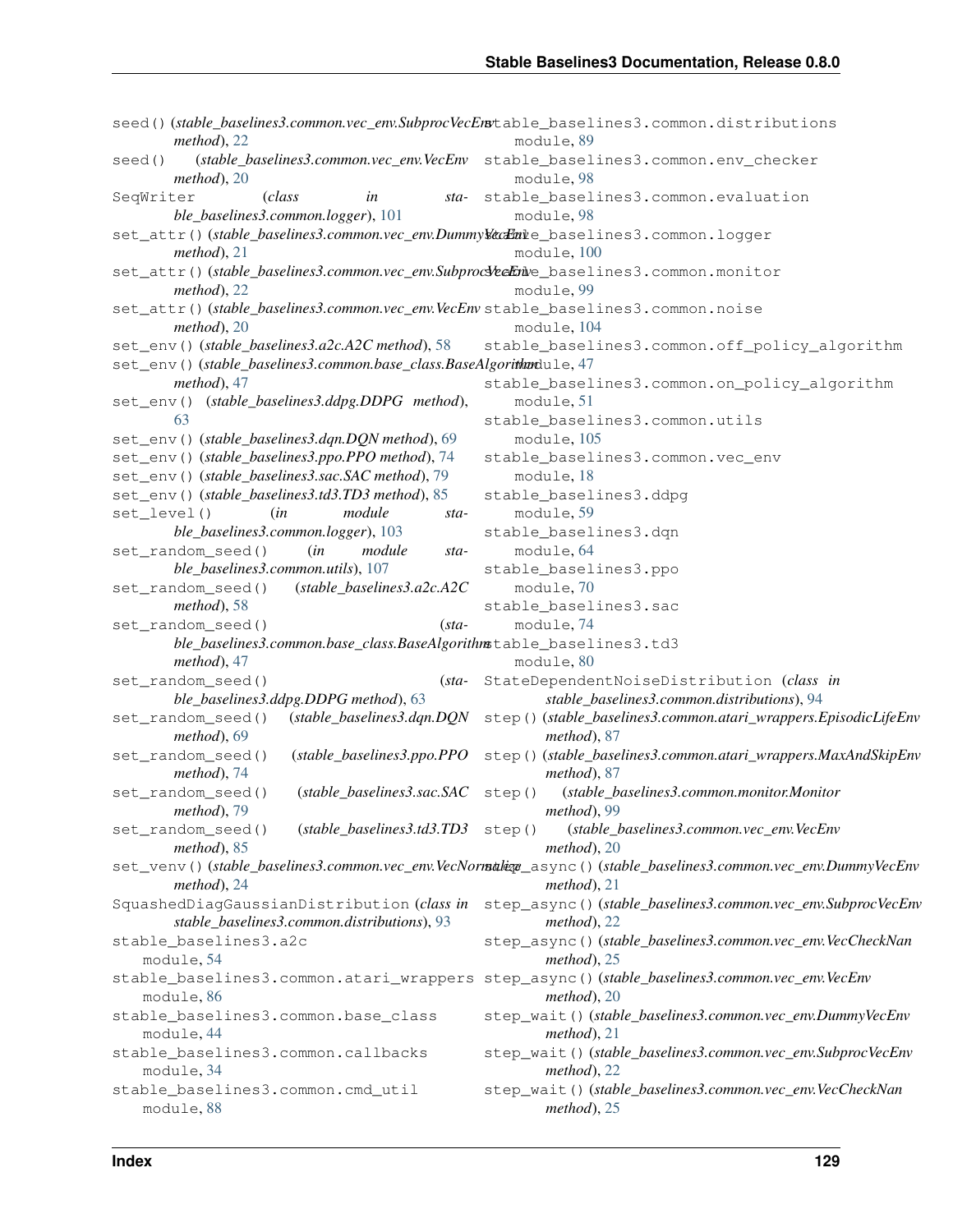seed() (*stable_baselines3.common.vec_env.SubprocVecEnv method*), 22
seed() (*stable_baselines3.common.vec_env.VecEnv method*), 20
SeqWriter (*class in stable_baselines3.common.logger*), 101
set_attr() (*stable_baselines3.common.vec_env.DummyVecEnv method*), 21
set_attr() (*stable_baselines3.common.vec_env.SubprocVecEnv method*), 22
set_attr() (*stable_baselines3.common.vec_env.VecEnv method*), 20
set_env() (*stable_baselines3.a2c.A2C method*), 58
set_env() (*stable_baselines3.common.base_class.BaseAlgorithm method*), 47
set_env() (*stable_baselines3.ddpg.DDPG method*), 63
set_env() (*stable_baselines3.dqn.DQN method*), 69
set_env() (*stable_baselines3.ppo.PPO method*), 74
set_env() (*stable_baselines3.sac.SAC method*), 79
set_env() (*stable_baselines3.td3.TD3 method*), 85
set_level() (*in module stable_baselines3.common.logger*), 103
set_random_seed() (*in module stable_baselines3.common.utils*), 107
set_random_seed() (*stable_baselines3.a2c.A2C method*), 58
set_random_seed() (*stable_baselines3.common.base_class.BaseAlgorithm method*), 47
set_random_seed() (*stable_baselines3.ddpg.DDPG method*), 63
set_random_seed() (*stable_baselines3.dqn.DQN method*), 69
set_random_seed() (*stable_baselines3.ppo.PPO method*), 74
set_random_seed() (*stable_baselines3.sac.SAC method*), 79
set_random_seed() (*stable_baselines3.td3.TD3 method*), 85
set_venv() (*stable_baselines3.common.vec_env.VecNormalize method*), 24
SquashedDiagGaussianDistribution (*class in stable_baselines3.common.distributions*), 93
stable_baselines3.a2c
    module, 54
stable_baselines3.common.atari_wrappers
    module, 86
stable_baselines3.common.base_class
    module, 44
stable_baselines3.common.callbacks
    module, 34
stable_baselines3.common.cmd_util
    module, 88
stable_baselines3.common.distributions
    module, 89
stable_baselines3.common.env_checker
    module, 98
stable_baselines3.common.evaluation
    module, 98
stable_baselines3.common.logger
    module, 100
stable_baselines3.common.monitor
    module, 99
stable_baselines3.common.noise
    module, 104
stable_baselines3.common.off_policy_algorithm
    module, 47
stable_baselines3.common.on_policy_algorithm
    module, 51
stable_baselines3.common.utils
    module, 105
stable_baselines3.common.vec_env
    module, 18
stable_baselines3.ddpg
    module, 59
stable_baselines3.dqn
    module, 64
stable_baselines3.ppo
    module, 70
stable_baselines3.sac
    module, 74
stable_baselines3.td3
    module, 80
StateDependentNoiseDistribution (*class in stable_baselines3.common.distributions*), 94
step() (*stable_baselines3.common.atari_wrappers.EpisodicLifeEnv method*), 87
step() (*stable_baselines3.common.atari_wrappers.MaxAndSkipEnv method*), 87
step() (*stable_baselines3.common.monitor.Monitor method*), 99
step() (*stable_baselines3.common.vec_env.VecEnv method*), 20
step_async() (*stable_baselines3.common.vec_env.DummyVecEnv method*), 21
step_async() (*stable_baselines3.common.vec_env.SubprocVecEnv method*), 22
step_async() (*stable_baselines3.common.vec_env.VecCheckNan method*), 25
step_async() (*stable_baselines3.common.vec_env.VecEnv method*), 20
step_wait() (*stable_baselines3.common.vec_env.DummyVecEnv method*), 21
step_wait() (*stable_baselines3.common.vec_env.SubprocVecEnv method*), 22
step_wait() (*stable_baselines3.common.vec_env.VecCheckNan method*), 25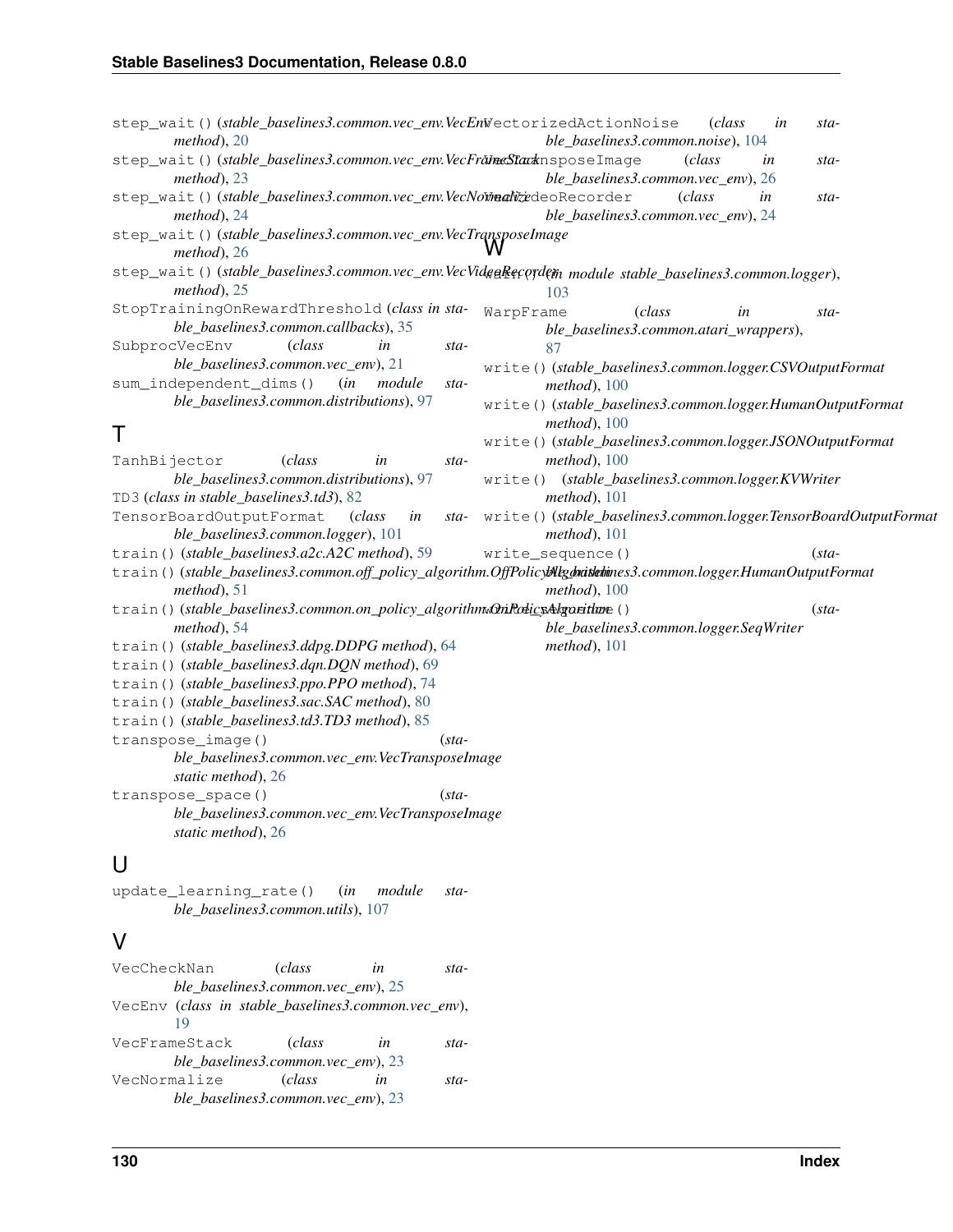step_wait() (*stable_baselines3.common.vec_env.VecEnv method*), 20
step_wait() (*stable_baselines3.common.vec_env.VecFrameStack method*), 23
step_wait() (*stable_baselines3.common.vec_env.VecNormalize method*), 24
step_wait() (*stable_baselines3.common.vec_env.VecTransposeImage method*), 26
step_wait() (*stable_baselines3.common.vec_env.VecVideoRecorder method*), 25
StopTrainingOnRewardThreshold (*class in stable_baselines3.common.callbacks*), 35
SubprocVecEnv (*class in stable_baselines3.common.vec_env*), 21
sum_independent_dims() (*in module stable_baselines3.common.distributions*), 97

## T

TanhBijector (*class in stable_baselines3.common.distributions*), 97
TD3 (*class in stable_baselines3.td3*), 82
TensorBoardOutputFormat (*class in stable_baselines3.common.logger*), 101
train() (*stable_baselines3.a2c.A2C method*), 59
train() (*stable_baselines3.common.off_policy_algorithm.OffPolicyAlgorithm method*), 51
train() (*stable_baselines3.common.on_policy_algorithm.OnPolicyAlgorithm method*), 54
train() (*stable_baselines3.ddpg.DDPG method*), 64
train() (*stable_baselines3.dqn.DQN method*), 69
train() (*stable_baselines3.ppo.PPO method*), 74
train() (*stable_baselines3.sac.SAC method*), 80
train() (*stable_baselines3.td3.TD3 method*), 85
transpose_image() (*stable_baselines3.common.vec_env.VecTransposeImage static method*), 26
transpose_space() (*stable_baselines3.common.vec_env.VecTransposeImage static method*), 26

## U

update_learning_rate() (*in module stable_baselines3.common.utils*), 107

## V

VecCheckNan (*class in stable_baselines3.common.vec_env*), 25
VecEnv (*class in stable_baselines3.common.vec_env*), 19
VecFrameStack (*class in stable_baselines3.common.vec_env*), 23
VecNormalize (*class in stable_baselines3.common.vec_env*), 23
VectorizedActionNoise (*class in stable_baselines3.common.noise*), 104
VecTransposeImage (*class in stable_baselines3.common.vec_env*), 26
VecVideoRecorder (*class in stable_baselines3.common.vec_env*), 24

## W

warn() (*in module stable_baselines3.common.logger*), 103
WarpFrame (*class in stable_baselines3.common.atari_wrappers*), 87
write() (*stable_baselines3.common.logger.CSVOutputFormat method*), 100
write() (*stable_baselines3.common.logger.HumanOutputFormat method*), 100
write() (*stable_baselines3.common.logger.JSONOutputFormat method*), 100
write() (*stable_baselines3.common.logger.KVWriter method*), 101
write() (*stable_baselines3.common.logger.TensorBoardOutputFormat method*), 101
write_sequence() (*stable_baselines3.common.logger.HumanOutputFormat method*), 100
write_sequence() (*stable_baselines3.common.logger.SeqWriter method*), 101